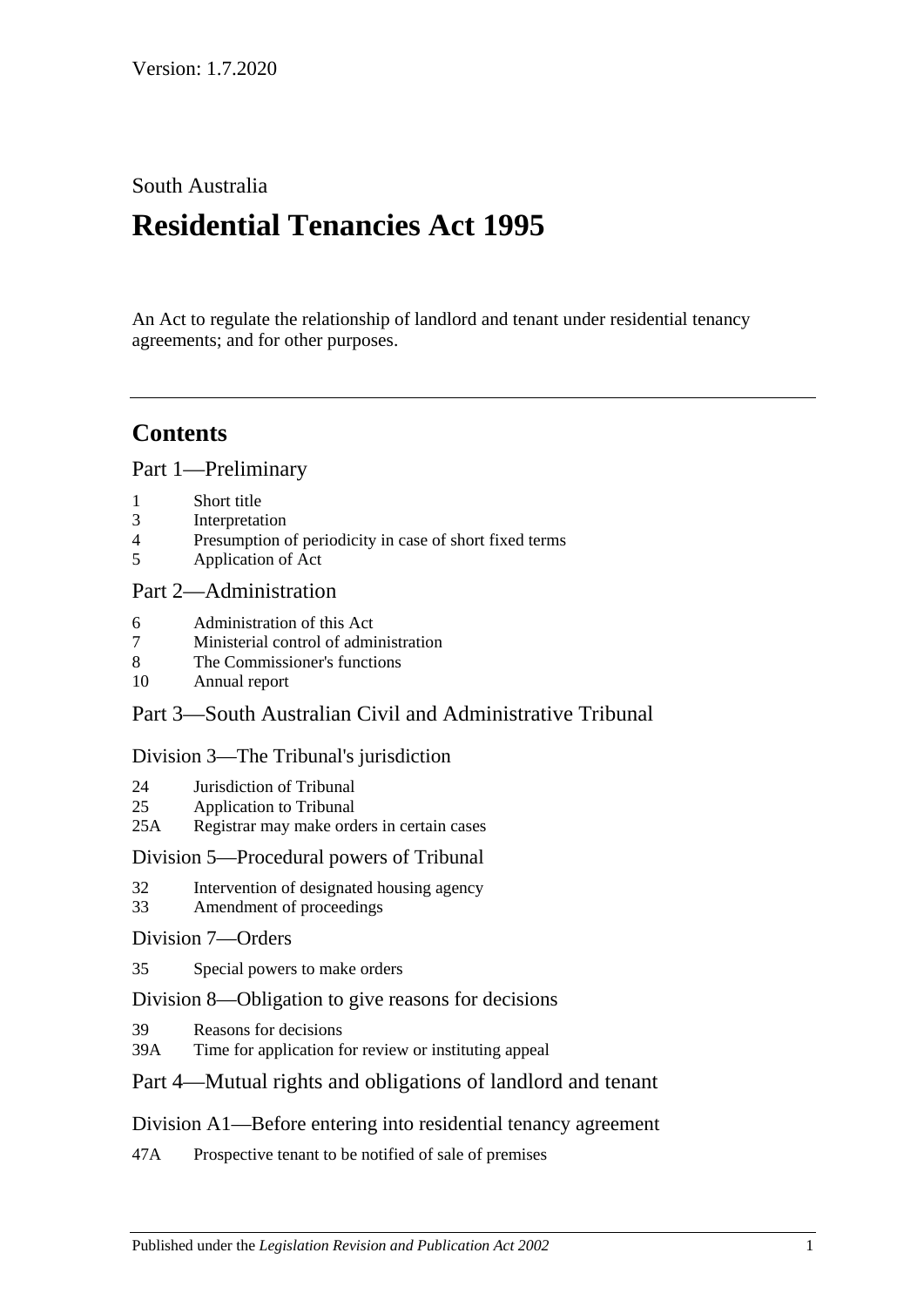Version: 1.7.2020

South Australia

# Residential Tenancies Act 1995

An Act to regulate the relationship of landlord and tenant under residential tenancy agreements; and for other purposes.

---

## Contents

### Part 1—Preliminary

- 1 Short title
- 3 Interpretation
- 4 Presumption of periodicity in case of short fixed terms
- 5 Application of Act

### Part 2—Administration

- 6 Administration of this Act
- 7 Ministerial control of administration
- 8 The Commissioner's functions
- 10 Annual report

### Part 3—South Australian Civil and Administrative Tribunal

#### Division 3—The Tribunal's jurisdiction

- 24 Jurisdiction of Tribunal
- 25 Application to Tribunal
- 25A Registrar may make orders in certain cases

#### Division 5—Procedural powers of Tribunal

- 32 Intervention of designated housing agency
- 33 Amendment of proceedings

#### Division 7—Orders

- 35 Special powers to make orders

#### Division 8—Obligation to give reasons for decisions

- 39 Reasons for decisions
- 39A Time for application for review or instituting appeal

### Part 4—Mutual rights and obligations of landlord and tenant

#### Division A1—Before entering into residential tenancy agreement

- 47A Prospective tenant to be notified of sale of premises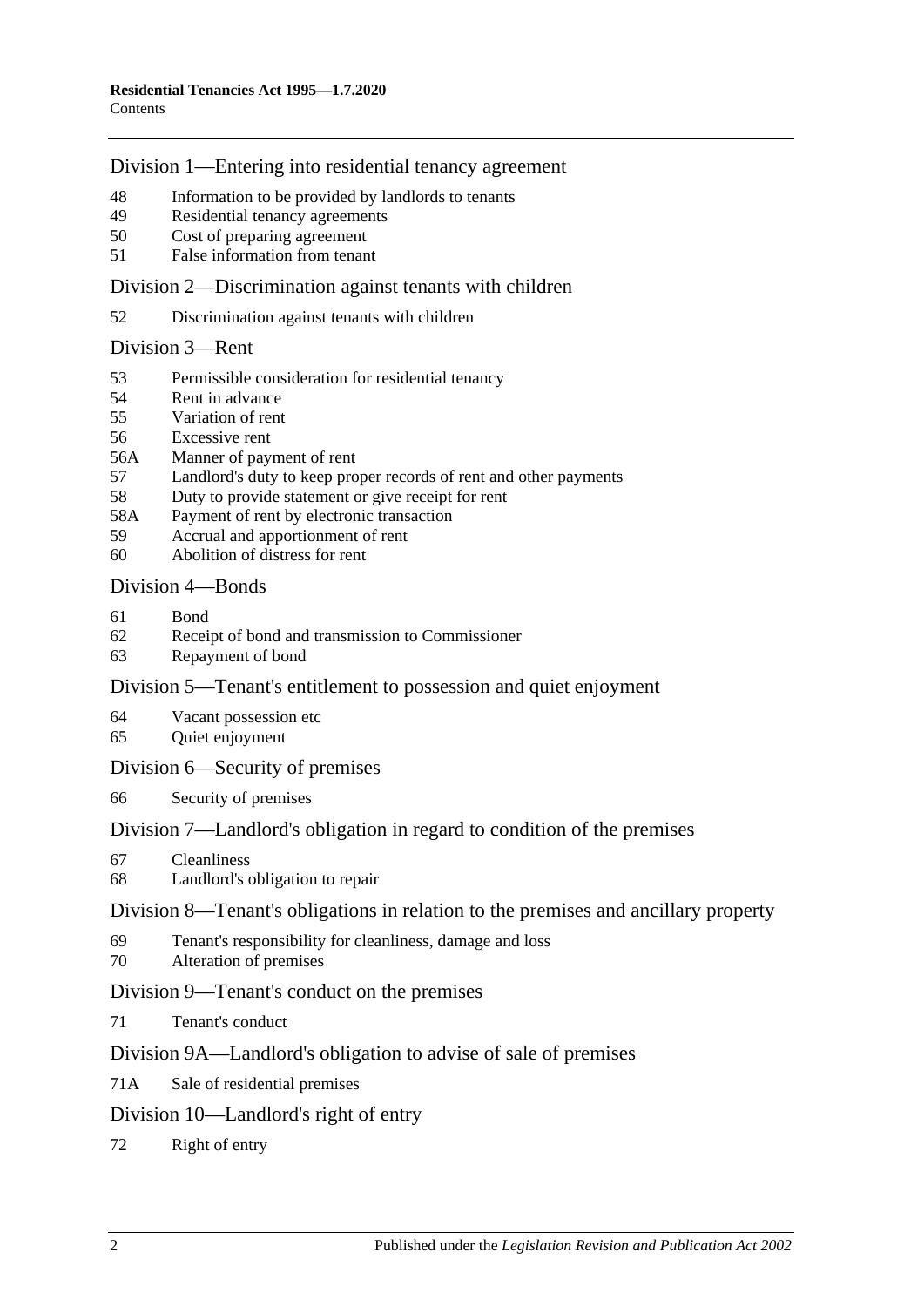## Division 1—Entering into residential tenancy agreement

48 Information to be provided by landlords to tenants
49 Residential tenancy agreements
50 Cost of preparing agreement
51 False information from tenant

## Division 2—Discrimination against tenants with children

52 Discrimination against tenants with children

## Division 3—Rent

53 Permissible consideration for residential tenancy
54 Rent in advance
55 Variation of rent
56 Excessive rent
56A Manner of payment of rent
57 Landlord's duty to keep proper records of rent and other payments
58 Duty to provide statement or give receipt for rent
58A Payment of rent by electronic transaction
59 Accrual and apportionment of rent
60 Abolition of distress for rent

## Division 4—Bonds

61 Bond
62 Receipt of bond and transmission to Commissioner
63 Repayment of bond

## Division 5—Tenant's entitlement to possession and quiet enjoyment

64 Vacant possession etc
65 Quiet enjoyment

## Division 6—Security of premises

66 Security of premises

## Division 7—Landlord's obligation in regard to condition of the premises

67 Cleanliness
68 Landlord's obligation to repair

## Division 8—Tenant's obligations in relation to the premises and ancillary property

69 Tenant's responsibility for cleanliness, damage and loss
70 Alteration of premises

## Division 9—Tenant's conduct on the premises

71 Tenant's conduct

## Division 9A—Landlord's obligation to advise of sale of premises

71A Sale of residential premises

## Division 10—Landlord's right of entry

72 Right of entry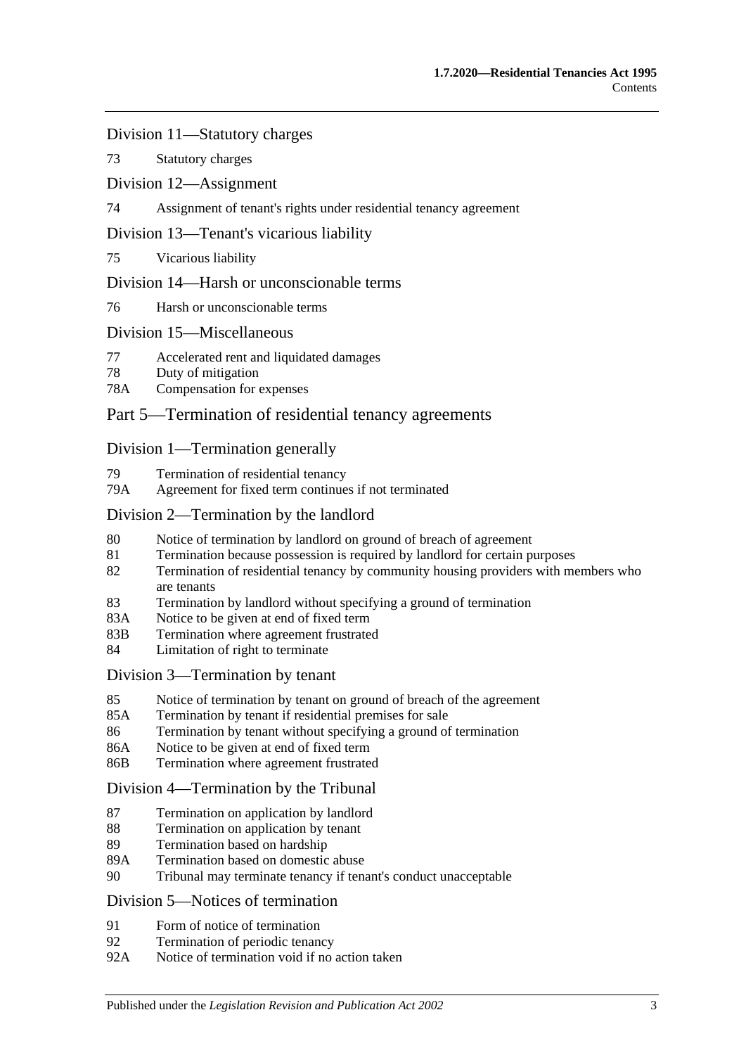## Division 11—Statutory charges

73 Statutory charges

## Division 12—Assignment

74 Assignment of tenant's rights under residential tenancy agreement

## Division 13—Tenant's vicarious liability

75 Vicarious liability

## Division 14—Harsh or unconscionable terms

76 Harsh or unconscionable terms

## Division 15—Miscellaneous

77 Accelerated rent and liquidated damages
78 Duty of mitigation
78A Compensation for expenses

# Part 5—Termination of residential tenancy agreements

## Division 1—Termination generally

79 Termination of residential tenancy
79A Agreement for fixed term continues if not terminated

## Division 2—Termination by the landlord

80 Notice of termination by landlord on ground of breach of agreement
81 Termination because possession is required by landlord for certain purposes
82 Termination of residential tenancy by community housing providers with members who are tenants
83 Termination by landlord without specifying a ground of termination
83A Notice to be given at end of fixed term
83B Termination where agreement frustrated
84 Limitation of right to terminate

## Division 3—Termination by tenant

85 Notice of termination by tenant on ground of breach of the agreement
85A Termination by tenant if residential premises for sale
86 Termination by tenant without specifying a ground of termination
86A Notice to be given at end of fixed term
86B Termination where agreement frustrated

## Division 4—Termination by the Tribunal

87 Termination on application by landlord
88 Termination on application by tenant
89 Termination based on hardship
89A Termination based on domestic abuse
90 Tribunal may terminate tenancy if tenant's conduct unacceptable

## Division 5—Notices of termination

91 Form of notice of termination
92 Termination of periodic tenancy
92A Notice of termination void if no action taken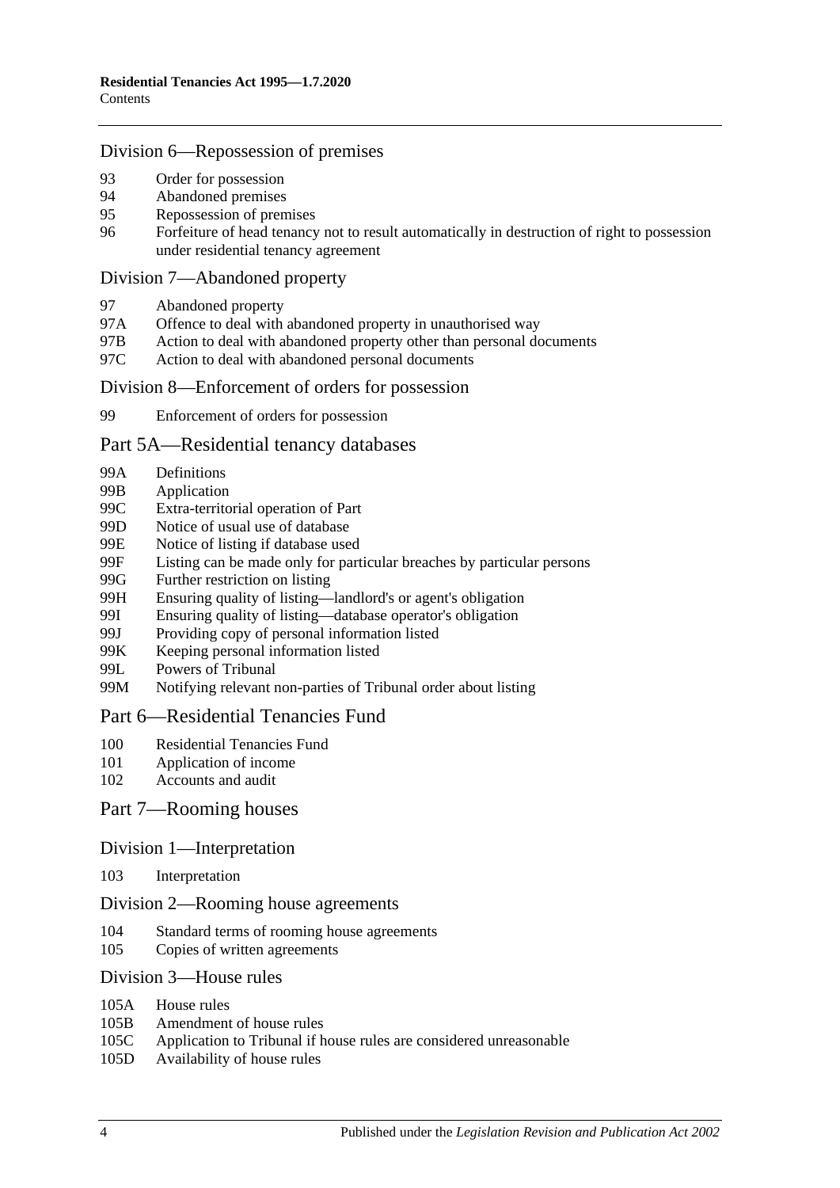## Division 6—Repossession of premises

93 Order for possession
94 Abandoned premises
95 Repossession of premises
96 Forfeiture of head tenancy not to result automatically in destruction of right to possession under residential tenancy agreement

## Division 7—Abandoned property

97 Abandoned property
97A Offence to deal with abandoned property in unauthorised way
97B Action to deal with abandoned property other than personal documents
97C Action to deal with abandoned personal documents

## Division 8—Enforcement of orders for possession

99 Enforcement of orders for possession

# Part 5A—Residential tenancy databases

99A Definitions
99B Application
99C Extra-territorial operation of Part
99D Notice of usual use of database
99E Notice of listing if database used
99F Listing can be made only for particular breaches by particular persons
99G Further restriction on listing
99H Ensuring quality of listing—landlord's or agent's obligation
99I Ensuring quality of listing—database operator's obligation
99J Providing copy of personal information listed
99K Keeping personal information listed
99L Powers of Tribunal
99M Notifying relevant non-parties of Tribunal order about listing

# Part 6—Residential Tenancies Fund

100 Residential Tenancies Fund
101 Application of income
102 Accounts and audit

# Part 7—Rooming houses

## Division 1—Interpretation

103 Interpretation

## Division 2—Rooming house agreements

104 Standard terms of rooming house agreements
105 Copies of written agreements

## Division 3—House rules

105A House rules
105B Amendment of house rules
105C Application to Tribunal if house rules are considered unreasonable
105D Availability of house rules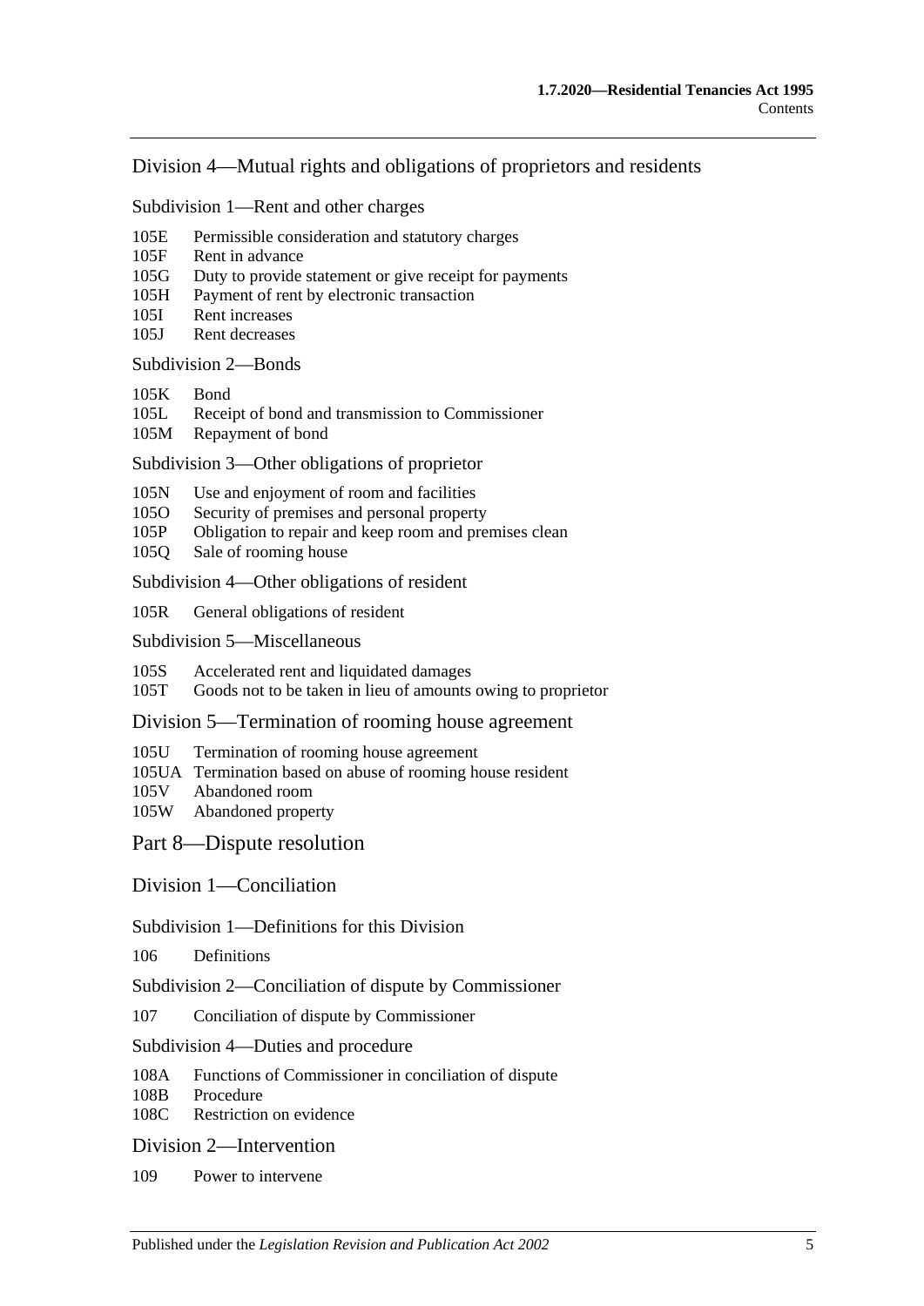## Division 4—Mutual rights and obligations of proprietors and residents

### Subdivision 1—Rent and other charges

105E Permissible consideration and statutory charges
105F Rent in advance
105G Duty to provide statement or give receipt for payments
105H Payment of rent by electronic transaction
105I Rent increases
105J Rent decreases

### Subdivision 2—Bonds

105K Bond
105L Receipt of bond and transmission to Commissioner
105M Repayment of bond

### Subdivision 3—Other obligations of proprietor

105N Use and enjoyment of room and facilities
105O Security of premises and personal property
105P Obligation to repair and keep room and premises clean
105Q Sale of rooming house

### Subdivision 4—Other obligations of resident

105R General obligations of resident

### Subdivision 5—Miscellaneous

105S Accelerated rent and liquidated damages
105T Goods not to be taken in lieu of amounts owing to proprietor

## Division 5—Termination of rooming house agreement

105U Termination of rooming house agreement
105UA Termination based on abuse of rooming house resident
105V Abandoned room
105W Abandoned property

# Part 8—Dispute resolution

## Division 1—Conciliation

### Subdivision 1—Definitions for this Division

106 Definitions

### Subdivision 2—Conciliation of dispute by Commissioner

107 Conciliation of dispute by Commissioner

### Subdivision 4—Duties and procedure

108A Functions of Commissioner in conciliation of dispute
108B Procedure
108C Restriction on evidence

## Division 2—Intervention

109 Power to intervene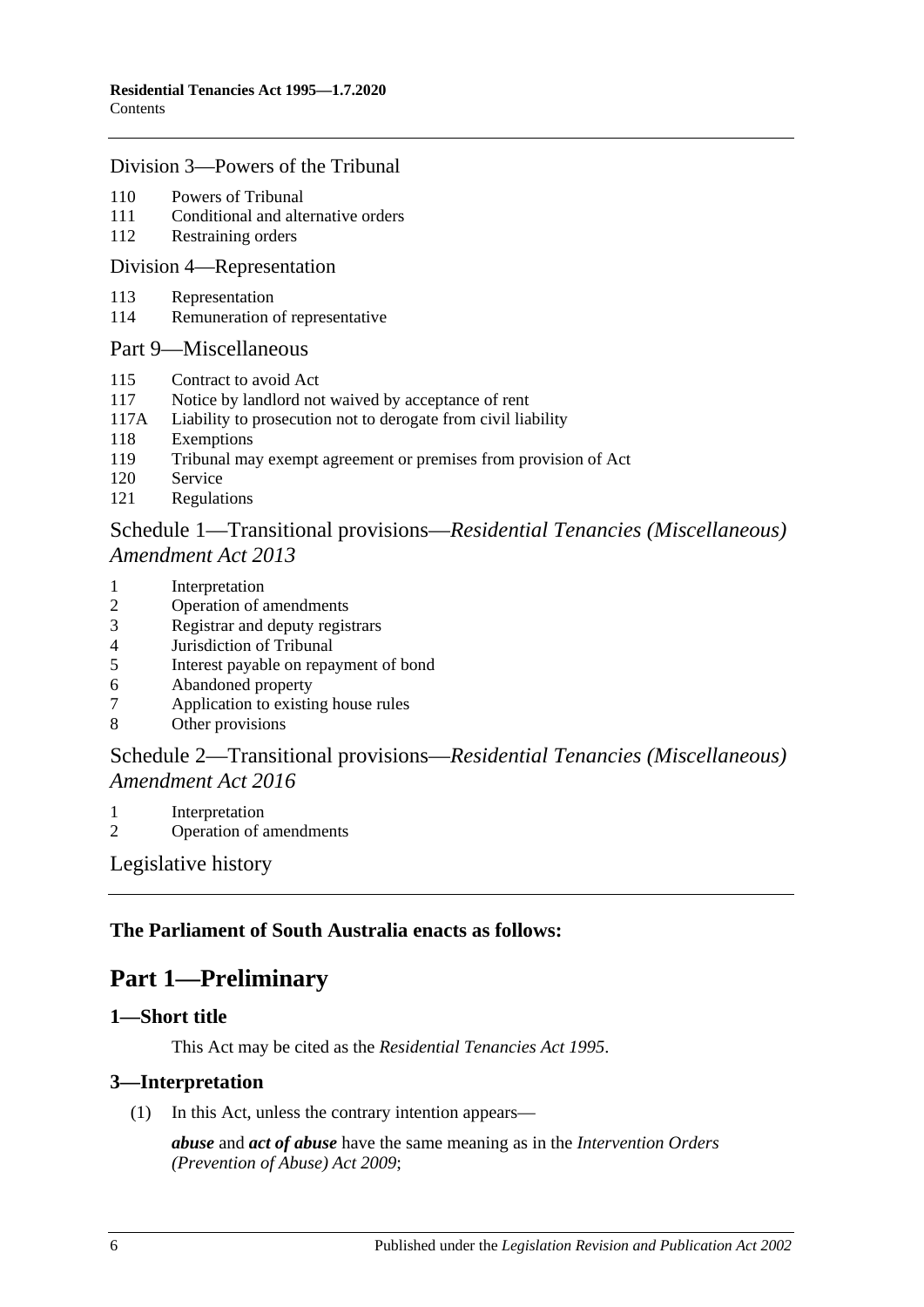## Division 3—Powers of the Tribunal

110 Powers of Tribunal
111 Conditional and alternative orders
112 Restraining orders

## Division 4—Representation

113 Representation
114 Remuneration of representative

## Part 9—Miscellaneous

115 Contract to avoid Act
117 Notice by landlord not waived by acceptance of rent
117A Liability to prosecution not to derogate from civil liability
118 Exemptions
119 Tribunal may exempt agreement or premises from provision of Act
120 Service
121 Regulations

## Schedule 1—Transitional provisions—*Residential Tenancies (Miscellaneous) Amendment Act 2013*

1 Interpretation
2 Operation of amendments
3 Registrar and deputy registrars
4 Jurisdiction of Tribunal
5 Interest payable on repayment of bond
6 Abandoned property
7 Application to existing house rules
8 Other provisions

## Schedule 2—Transitional provisions—*Residential Tenancies (Miscellaneous) Amendment Act 2016*

1 Interpretation
2 Operation of amendments

## Legislative history

**The Parliament of South Australia enacts as follows:**

# Part 1—Preliminary

### 1—Short title

This Act may be cited as the *Residential Tenancies Act 1995*.

### 3—Interpretation

(1) In this Act, unless the contrary intention appears—

***abuse*** and ***act of abuse*** have the same meaning as in the *Intervention Orders (Prevention of Abuse) Act 2009*;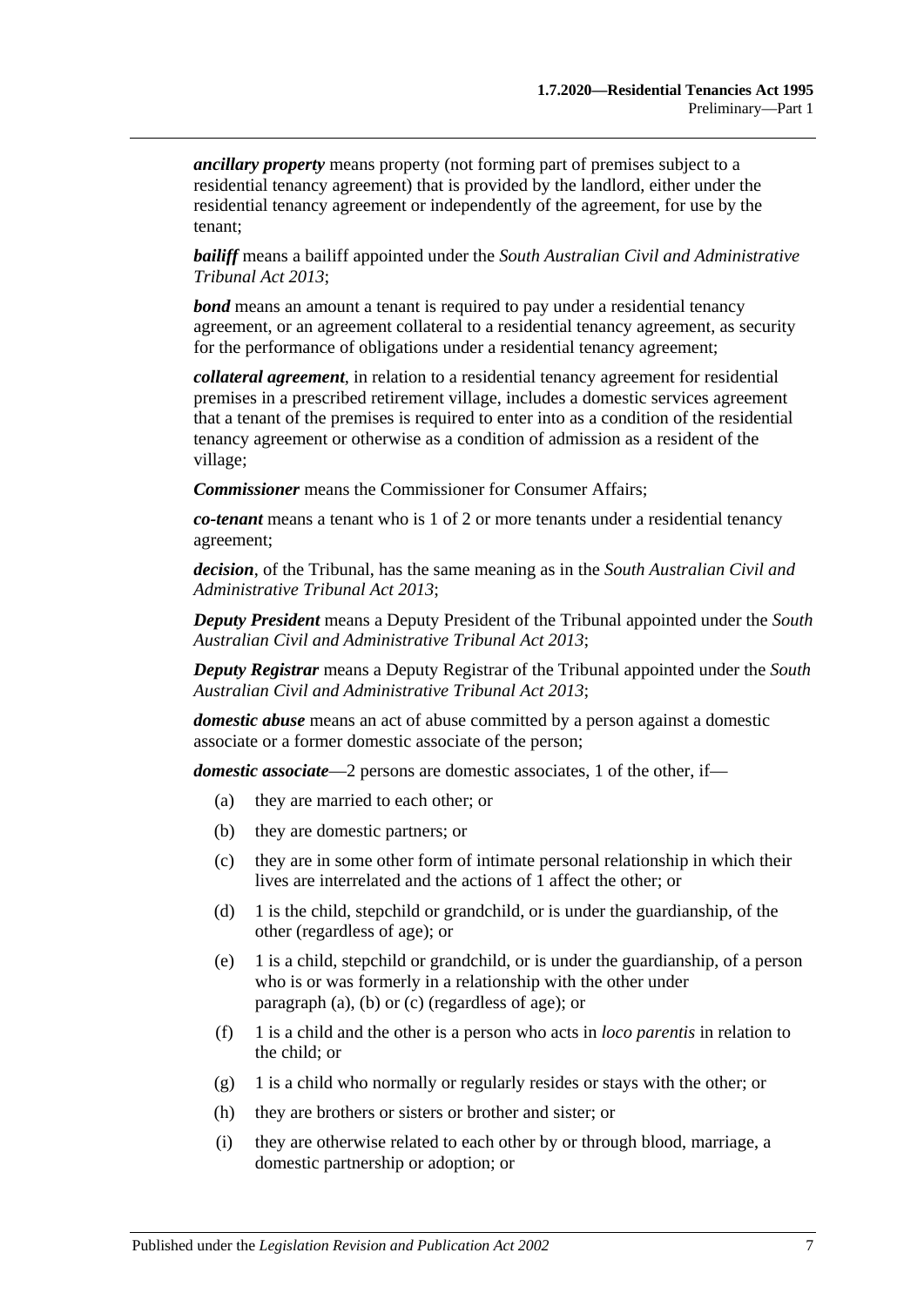***ancillary property*** means property (not forming part of premises subject to a residential tenancy agreement) that is provided by the landlord, either under the residential tenancy agreement or independently of the agreement, for use by the tenant;

***bailiff*** means a bailiff appointed under the *South Australian Civil and Administrative Tribunal Act 2013*;

***bond*** means an amount a tenant is required to pay under a residential tenancy agreement, or an agreement collateral to a residential tenancy agreement, as security for the performance of obligations under a residential tenancy agreement;

***collateral agreement***, in relation to a residential tenancy agreement for residential premises in a prescribed retirement village, includes a domestic services agreement that a tenant of the premises is required to enter into as a condition of the residential tenancy agreement or otherwise as a condition of admission as a resident of the village;

***Commissioner*** means the Commissioner for Consumer Affairs;

***co-tenant*** means a tenant who is 1 of 2 or more tenants under a residential tenancy agreement;

***decision***, of the Tribunal, has the same meaning as in the *South Australian Civil and Administrative Tribunal Act 2013*;

***Deputy President*** means a Deputy President of the Tribunal appointed under the *South Australian Civil and Administrative Tribunal Act 2013*;

***Deputy Registrar*** means a Deputy Registrar of the Tribunal appointed under the *South Australian Civil and Administrative Tribunal Act 2013*;

***domestic abuse*** means an act of abuse committed by a person against a domestic associate or a former domestic associate of the person;

***domestic associate***—2 persons are domestic associates, 1 of the other, if—

(a) they are married to each other; or

(b) they are domestic partners; or

(c) they are in some other form of intimate personal relationship in which their lives are interrelated and the actions of 1 affect the other; or

(d) 1 is the child, stepchild or grandchild, or is under the guardianship, of the other (regardless of age); or

(e) 1 is a child, stepchild or grandchild, or is under the guardianship, of a person who is or was formerly in a relationship with the other under paragraph (a), (b) or (c) (regardless of age); or

(f) 1 is a child and the other is a person who acts in *loco parentis* in relation to the child; or

(g) 1 is a child who normally or regularly resides or stays with the other; or

(h) they are brothers or sisters or brother and sister; or

(i) they are otherwise related to each other by or through blood, marriage, a domestic partnership or adoption; or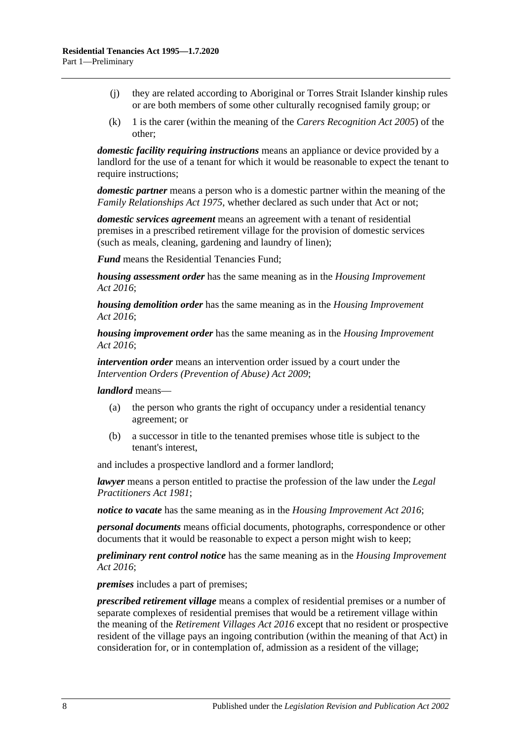- (j) they are related according to Aboriginal or Torres Strait Islander kinship rules or are both members of some other culturally recognised family group; or
- (k) 1 is the carer (within the meaning of the *Carers Recognition Act 2005*) of the other;

***domestic facility requiring instructions*** means an appliance or device provided by a landlord for the use of a tenant for which it would be reasonable to expect the tenant to require instructions;

***domestic partner*** means a person who is a domestic partner within the meaning of the *Family Relationships Act 1975*, whether declared as such under that Act or not;

***domestic services agreement*** means an agreement with a tenant of residential premises in a prescribed retirement village for the provision of domestic services (such as meals, cleaning, gardening and laundry of linen);

***Fund*** means the Residential Tenancies Fund;

***housing assessment order*** has the same meaning as in the *Housing Improvement Act 2016*;

***housing demolition order*** has the same meaning as in the *Housing Improvement Act 2016*;

***housing improvement order*** has the same meaning as in the *Housing Improvement Act 2016*;

***intervention order*** means an intervention order issued by a court under the *Intervention Orders (Prevention of Abuse) Act 2009*;

***landlord*** means—

- (a) the person who grants the right of occupancy under a residential tenancy agreement; or
- (b) a successor in title to the tenanted premises whose title is subject to the tenant's interest,

and includes a prospective landlord and a former landlord;

***lawyer*** means a person entitled to practise the profession of the law under the *Legal Practitioners Act 1981*;

***notice to vacate*** has the same meaning as in the *Housing Improvement Act 2016*;

***personal documents*** means official documents, photographs, correspondence or other documents that it would be reasonable to expect a person might wish to keep;

***preliminary rent control notice*** has the same meaning as in the *Housing Improvement Act 2016*;

***premises*** includes a part of premises;

***prescribed retirement village*** means a complex of residential premises or a number of separate complexes of residential premises that would be a retirement village within the meaning of the *Retirement Villages Act 2016* except that no resident or prospective resident of the village pays an ingoing contribution (within the meaning of that Act) in consideration for, or in contemplation of, admission as a resident of the village;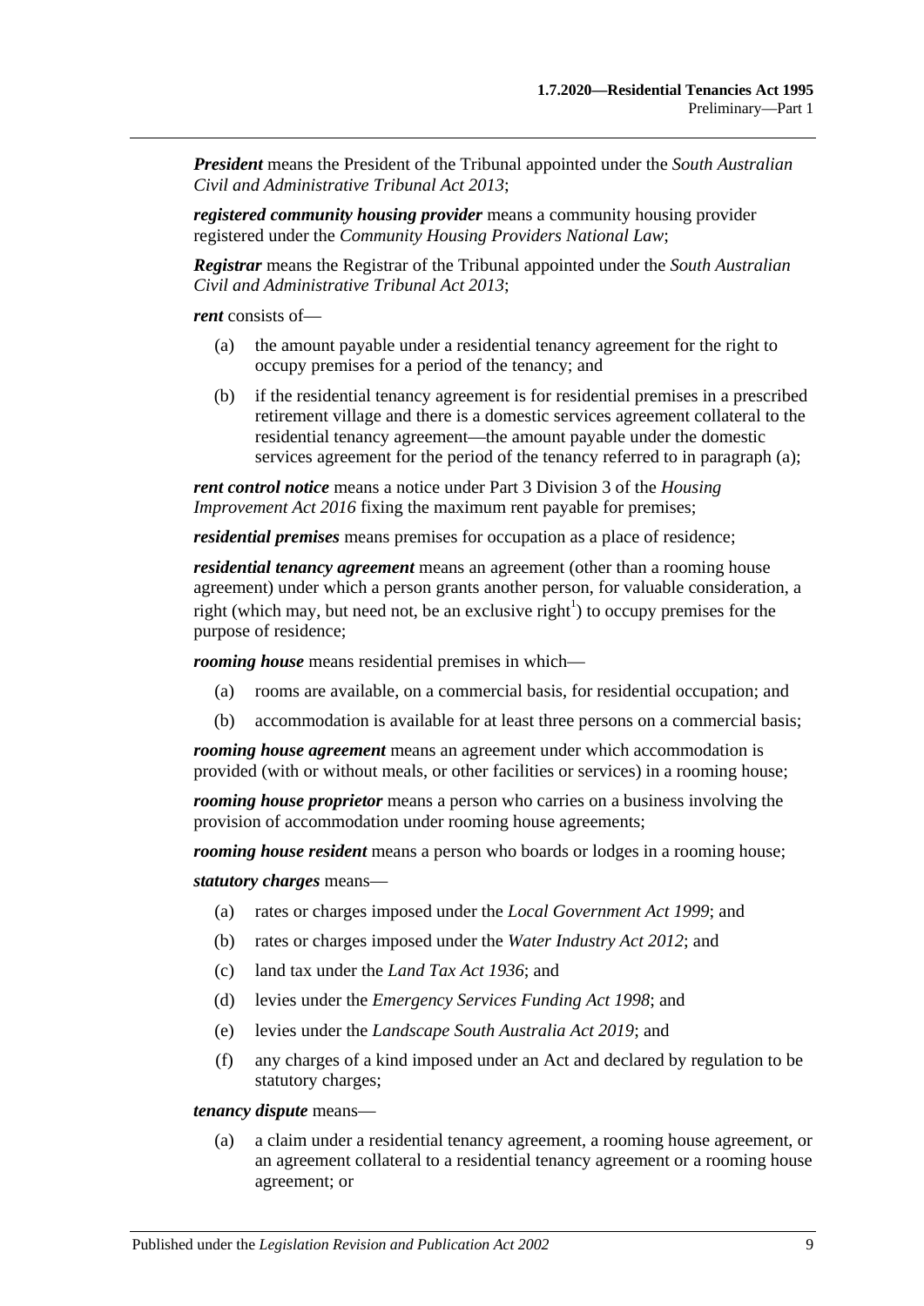***President*** means the President of the Tribunal appointed under the *South Australian Civil and Administrative Tribunal Act 2013*;

***registered community housing provider*** means a community housing provider registered under the *Community Housing Providers National Law*;

***Registrar*** means the Registrar of the Tribunal appointed under the *South Australian Civil and Administrative Tribunal Act 2013*;

***rent*** consists of—

- (a) the amount payable under a residential tenancy agreement for the right to occupy premises for a period of the tenancy; and
- (b) if the residential tenancy agreement is for residential premises in a prescribed retirement village and there is a domestic services agreement collateral to the residential tenancy agreement—the amount payable under the domestic services agreement for the period of the tenancy referred to in paragraph (a);

***rent control notice*** means a notice under Part 3 Division 3 of the *Housing Improvement Act 2016* fixing the maximum rent payable for premises;

***residential premises*** means premises for occupation as a place of residence;

***residential tenancy agreement*** means an agreement (other than a rooming house agreement) under which a person grants another person, for valuable consideration, a right (which may, but need not, be an exclusive right[1]) to occupy premises for the purpose of residence;

***rooming house*** means residential premises in which—

- (a) rooms are available, on a commercial basis, for residential occupation; and
- (b) accommodation is available for at least three persons on a commercial basis;

***rooming house agreement*** means an agreement under which accommodation is provided (with or without meals, or other facilities or services) in a rooming house;

***rooming house proprietor*** means a person who carries on a business involving the provision of accommodation under rooming house agreements;

***rooming house resident*** means a person who boards or lodges in a rooming house;

***statutory charges*** means—

- (a) rates or charges imposed under the *Local Government Act 1999*; and
- (b) rates or charges imposed under the *Water Industry Act 2012*; and
- (c) land tax under the *Land Tax Act 1936*; and
- (d) levies under the *Emergency Services Funding Act 1998*; and
- (e) levies under the *Landscape South Australia Act 2019*; and
- (f) any charges of a kind imposed under an Act and declared by regulation to be statutory charges;

***tenancy dispute*** means—

- (a) a claim under a residential tenancy agreement, a rooming house agreement, or an agreement collateral to a residential tenancy agreement or a rooming house agreement; or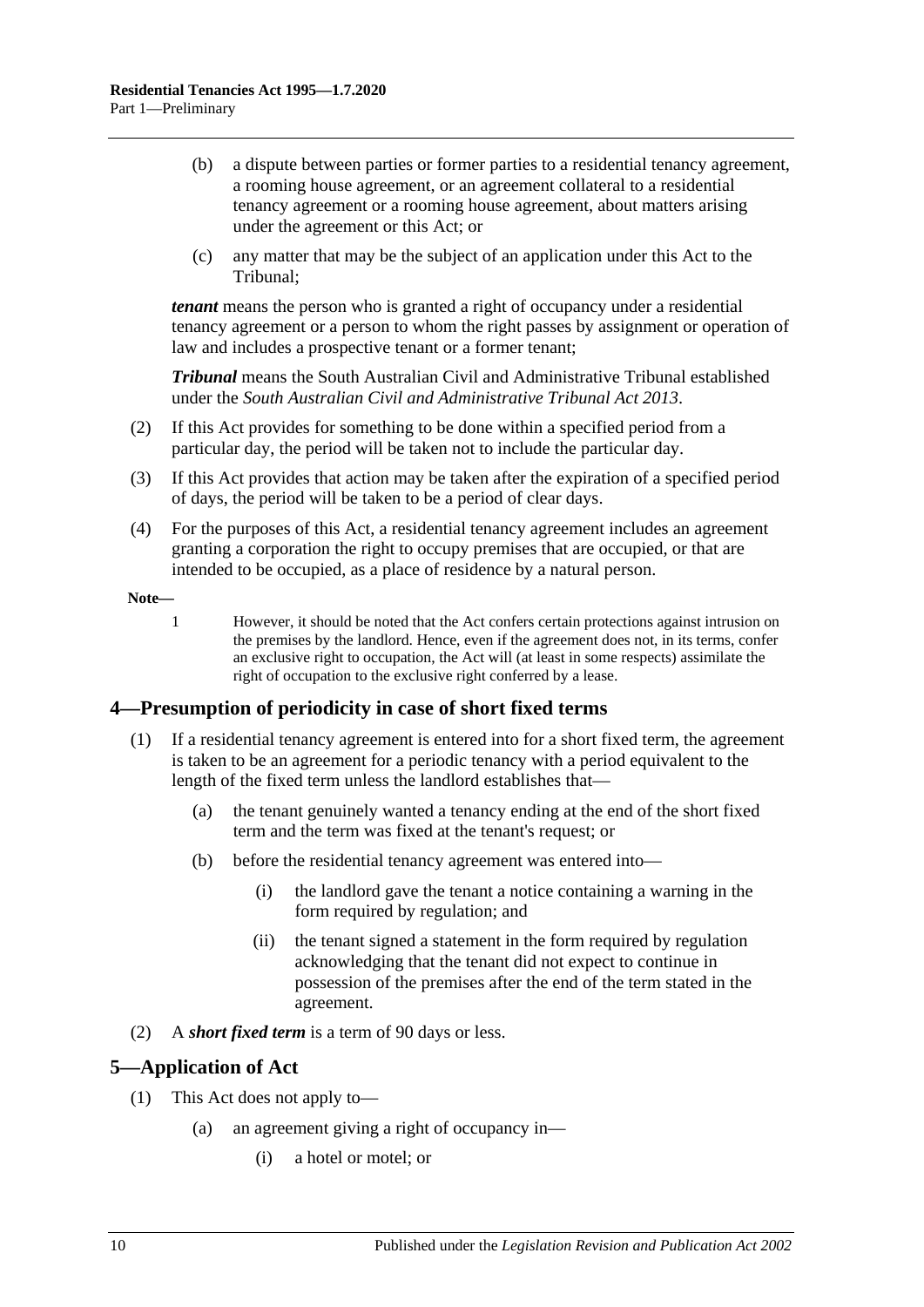(b) a dispute between parties or former parties to a residential tenancy agreement, a rooming house agreement, or an agreement collateral to a residential tenancy agreement or a rooming house agreement, about matters arising under the agreement or this Act; or

(c) any matter that may be the subject of an application under this Act to the Tribunal;

***tenant*** means the person who is granted a right of occupancy under a residential tenancy agreement or a person to whom the right passes by assignment or operation of law and includes a prospective tenant or a former tenant;

***Tribunal*** means the South Australian Civil and Administrative Tribunal established under the *South Australian Civil and Administrative Tribunal Act 2013*.

(2) If this Act provides for something to be done within a specified period from a particular day, the period will be taken not to include the particular day.

(3) If this Act provides that action may be taken after the expiration of a specified period of days, the period will be taken to be a period of clear days.

(4) For the purposes of this Act, a residential tenancy agreement includes an agreement granting a corporation the right to occupy premises that are occupied, or that are intended to be occupied, as a place of residence by a natural person.

**Note—**

1 However, it should be noted that the Act confers certain protections against intrusion on the premises by the landlord. Hence, even if the agreement does not, in its terms, confer an exclusive right to occupation, the Act will (at least in some respects) assimilate the right of occupation to the exclusive right conferred by a lease.

## 4—Presumption of periodicity in case of short fixed terms

(1) If a residential tenancy agreement is entered into for a short fixed term, the agreement is taken to be an agreement for a periodic tenancy with a period equivalent to the length of the fixed term unless the landlord establishes that—

(a) the tenant genuinely wanted a tenancy ending at the end of the short fixed term and the term was fixed at the tenant's request; or

(b) before the residential tenancy agreement was entered into—

(i) the landlord gave the tenant a notice containing a warning in the form required by regulation; and

(ii) the tenant signed a statement in the form required by regulation acknowledging that the tenant did not expect to continue in possession of the premises after the end of the term stated in the agreement.

(2) A ***short fixed term*** is a term of 90 days or less.

## 5—Application of Act

(1) This Act does not apply to—

(a) an agreement giving a right of occupancy in—

(i) a hotel or motel; or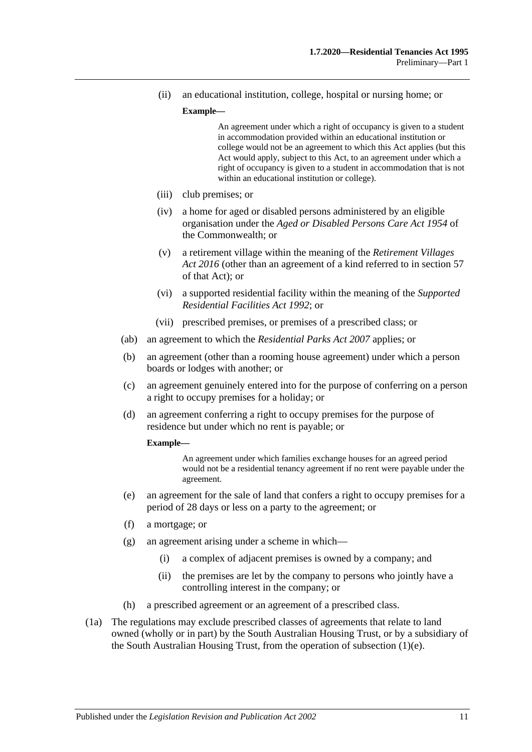(ii) an educational institution, college, hospital or nursing home; or

**Example—**

> An agreement under which a right of occupancy is given to a student in accommodation provided within an educational institution or college would not be an agreement to which this Act applies (but this Act would apply, subject to this Act, to an agreement under which a right of occupancy is given to a student in accommodation that is not within an educational institution or college).

(iii) club premises; or

(iv) a home for aged or disabled persons administered by an eligible organisation under the *Aged or Disabled Persons Care Act 1954* of the Commonwealth; or

(v) a retirement village within the meaning of the *Retirement Villages Act 2016* (other than an agreement of a kind referred to in section 57 of that Act); or

(vi) a supported residential facility within the meaning of the *Supported Residential Facilities Act 1992*; or

(vii) prescribed premises, or premises of a prescribed class; or

(ab) an agreement to which the *Residential Parks Act 2007* applies; or

(b) an agreement (other than a rooming house agreement) under which a person boards or lodges with another; or

(c) an agreement genuinely entered into for the purpose of conferring on a person a right to occupy premises for a holiday; or

(d) an agreement conferring a right to occupy premises for the purpose of residence but under which no rent is payable; or

**Example—**

> An agreement under which families exchange houses for an agreed period would not be a residential tenancy agreement if no rent were payable under the agreement.

(e) an agreement for the sale of land that confers a right to occupy premises for a period of 28 days or less on a party to the agreement; or

(f) a mortgage; or

(g) an agreement arising under a scheme in which—

(i) a complex of adjacent premises is owned by a company; and

(ii) the premises are let by the company to persons who jointly have a controlling interest in the company; or

(h) a prescribed agreement or an agreement of a prescribed class.

(1a) The regulations may exclude prescribed classes of agreements that relate to land owned (wholly or in part) by the South Australian Housing Trust, or by a subsidiary of the South Australian Housing Trust, from the operation of subsection (1)(e).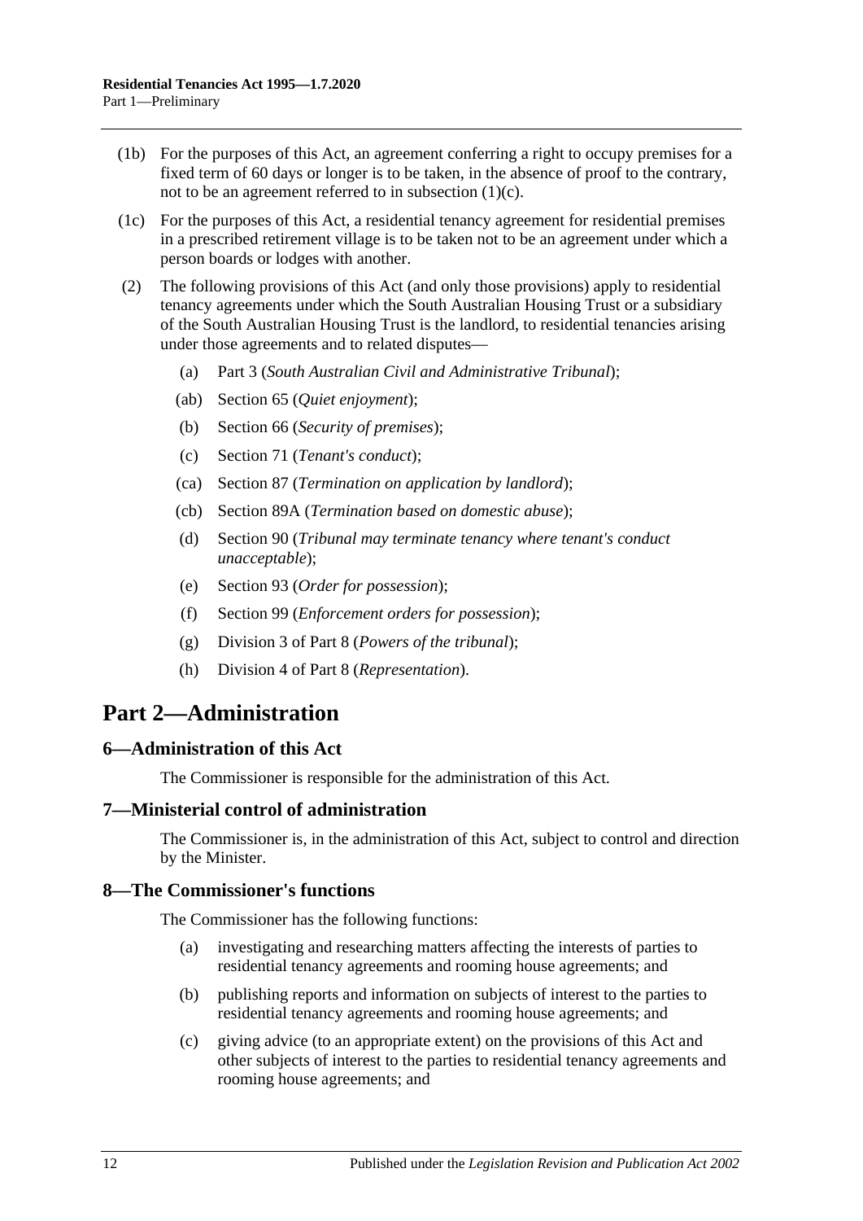(1b) For the purposes of this Act, an agreement conferring a right to occupy premises for a fixed term of 60 days or longer is to be taken, in the absence of proof to the contrary, not to be an agreement referred to in subsection (1)(c).

(1c) For the purposes of this Act, a residential tenancy agreement for residential premises in a prescribed retirement village is to be taken not to be an agreement under which a person boards or lodges with another.

(2) The following provisions of this Act (and only those provisions) apply to residential tenancy agreements under which the South Australian Housing Trust or a subsidiary of the South Australian Housing Trust is the landlord, to residential tenancies arising under those agreements and to related disputes—

- (a) Part 3 (*South Australian Civil and Administrative Tribunal*);
- (ab) Section 65 (*Quiet enjoyment*);
- (b) Section 66 (*Security of premises*);
- (c) Section 71 (*Tenant's conduct*);
- (ca) Section 87 (*Termination on application by landlord*);
- (cb) Section 89A (*Termination based on domestic abuse*);
- (d) Section 90 (*Tribunal may terminate tenancy where tenant's conduct unacceptable*);
- (e) Section 93 (*Order for possession*);
- (f) Section 99 (*Enforcement orders for possession*);
- (g) Division 3 of Part 8 (*Powers of the tribunal*);
- (h) Division 4 of Part 8 (*Representation*).

# Part 2—Administration

## 6—Administration of this Act

The Commissioner is responsible for the administration of this Act.

## 7—Ministerial control of administration

The Commissioner is, in the administration of this Act, subject to control and direction by the Minister.

## 8—The Commissioner's functions

The Commissioner has the following functions:

- (a) investigating and researching matters affecting the interests of parties to residential tenancy agreements and rooming house agreements; and
- (b) publishing reports and information on subjects of interest to the parties to residential tenancy agreements and rooming house agreements; and
- (c) giving advice (to an appropriate extent) on the provisions of this Act and other subjects of interest to the parties to residential tenancy agreements and rooming house agreements; and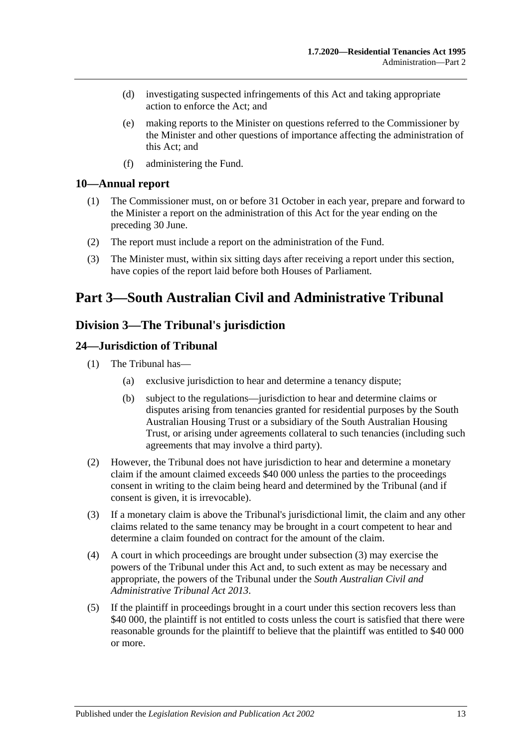(d) investigating suspected infringements of this Act and taking appropriate action to enforce the Act; and

(e) making reports to the Minister on questions referred to the Commissioner by the Minister and other questions of importance affecting the administration of this Act; and

(f) administering the Fund.

### 10—Annual report

(1) The Commissioner must, on or before 31 October in each year, prepare and forward to the Minister a report on the administration of this Act for the year ending on the preceding 30 June.

(2) The report must include a report on the administration of the Fund.

(3) The Minister must, within six sitting days after receiving a report under this section, have copies of the report laid before both Houses of Parliament.

# Part 3—South Australian Civil and Administrative Tribunal

## Division 3—The Tribunal's jurisdiction

### 24—Jurisdiction of Tribunal

(1) The Tribunal has—

(a) exclusive jurisdiction to hear and determine a tenancy dispute;

(b) subject to the regulations—jurisdiction to hear and determine claims or disputes arising from tenancies granted for residential purposes by the South Australian Housing Trust or a subsidiary of the South Australian Housing Trust, or arising under agreements collateral to such tenancies (including such agreements that may involve a third party).

(2) However, the Tribunal does not have jurisdiction to hear and determine a monetary claim if the amount claimed exceeds $40 000 unless the parties to the proceedings consent in writing to the claim being heard and determined by the Tribunal (and if consent is given, it is irrevocable).

(3) If a monetary claim is above the Tribunal's jurisdictional limit, the claim and any other claims related to the same tenancy may be brought in a court competent to hear and determine a claim founded on contract for the amount of the claim.

(4) A court in which proceedings are brought under subsection (3) may exercise the powers of the Tribunal under this Act and, to such extent as may be necessary and appropriate, the powers of the Tribunal under the *South Australian Civil and Administrative Tribunal Act 2013*.

(5) If the plaintiff in proceedings brought in a court under this section recovers less than $40 000, the plaintiff is not entitled to costs unless the court is satisfied that there were reasonable grounds for the plaintiff to believe that the plaintiff was entitled to $40 000 or more.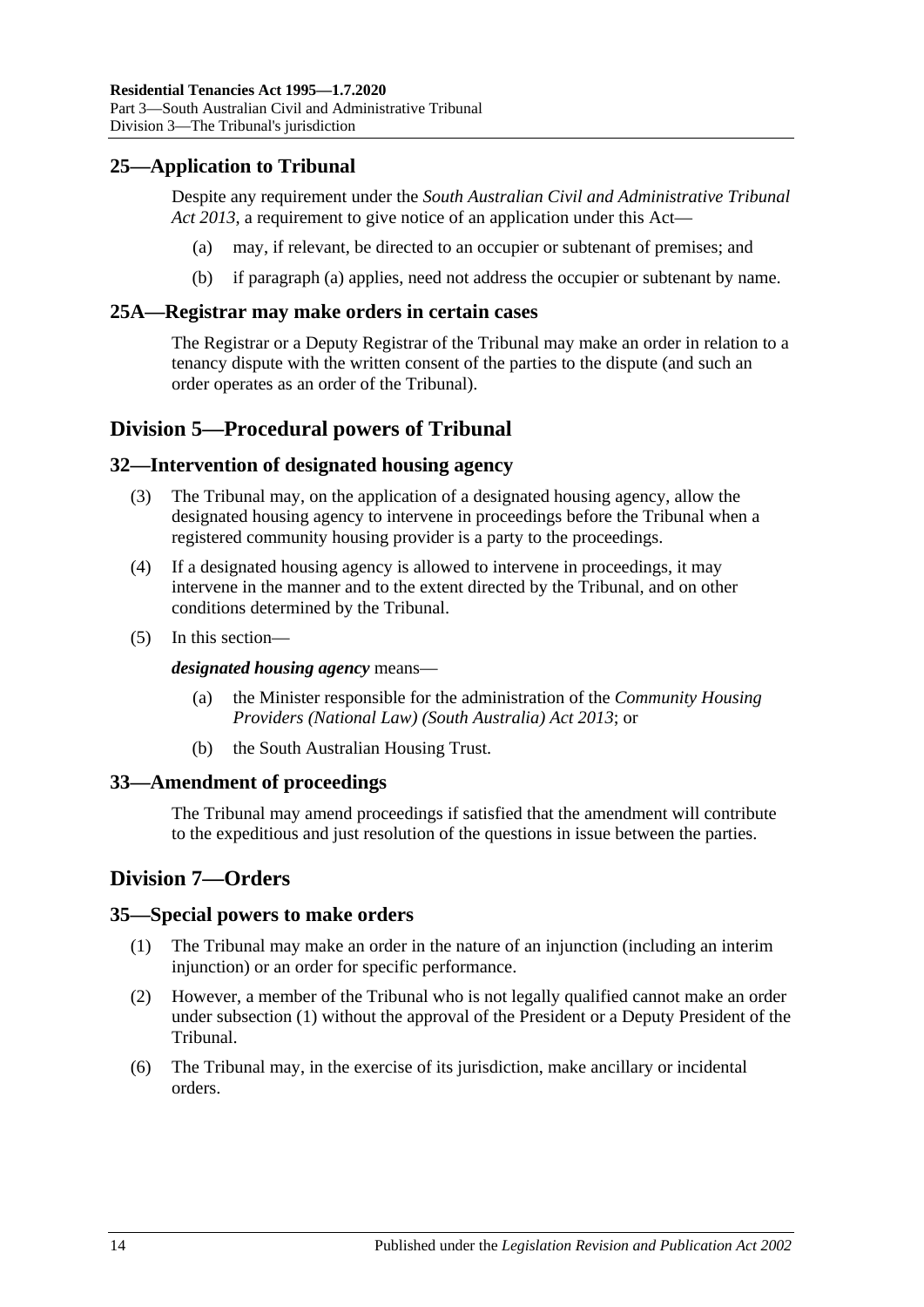## 25—Application to Tribunal

Despite any requirement under the *South Australian Civil and Administrative Tribunal Act 2013*, a requirement to give notice of an application under this Act—

(a) may, if relevant, be directed to an occupier or subtenant of premises; and

(b) if paragraph (a) applies, need not address the occupier or subtenant by name.

## 25A—Registrar may make orders in certain cases

The Registrar or a Deputy Registrar of the Tribunal may make an order in relation to a tenancy dispute with the written consent of the parties to the dispute (and such an order operates as an order of the Tribunal).

# Division 5—Procedural powers of Tribunal

## 32—Intervention of designated housing agency

(3) The Tribunal may, on the application of a designated housing agency, allow the designated housing agency to intervene in proceedings before the Tribunal when a registered community housing provider is a party to the proceedings.

(4) If a designated housing agency is allowed to intervene in proceedings, it may intervene in the manner and to the extent directed by the Tribunal, and on other conditions determined by the Tribunal.

(5) In this section—

***designated housing agency*** means—

(a) the Minister responsible for the administration of the *Community Housing Providers (National Law) (South Australia) Act 2013*; or

(b) the South Australian Housing Trust.

## 33—Amendment of proceedings

The Tribunal may amend proceedings if satisfied that the amendment will contribute to the expeditious and just resolution of the questions in issue between the parties.

# Division 7—Orders

## 35—Special powers to make orders

(1) The Tribunal may make an order in the nature of an injunction (including an interim injunction) or an order for specific performance.

(2) However, a member of the Tribunal who is not legally qualified cannot make an order under subsection (1) without the approval of the President or a Deputy President of the Tribunal.

(6) The Tribunal may, in the exercise of its jurisdiction, make ancillary or incidental orders.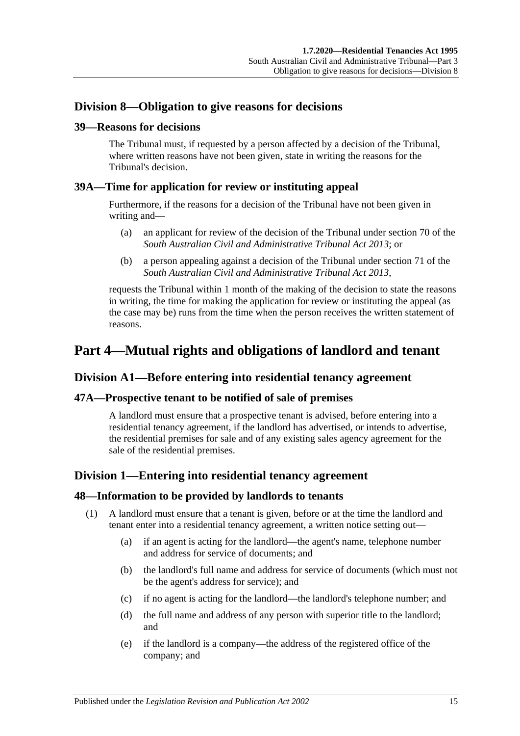## Division 8—Obligation to give reasons for decisions

### 39—Reasons for decisions

The Tribunal must, if requested by a person affected by a decision of the Tribunal, where written reasons have not been given, state in writing the reasons for the Tribunal's decision.

### 39A—Time for application for review or instituting appeal

Furthermore, if the reasons for a decision of the Tribunal have not been given in writing and—

(a) an applicant for review of the decision of the Tribunal under section 70 of the *South Australian Civil and Administrative Tribunal Act 2013*; or

(b) a person appealing against a decision of the Tribunal under section 71 of the *South Australian Civil and Administrative Tribunal Act 2013*,

requests the Tribunal within 1 month of the making of the decision to state the reasons in writing, the time for making the application for review or instituting the appeal (as the case may be) runs from the time when the person receives the written statement of reasons.

# Part 4—Mutual rights and obligations of landlord and tenant

## Division A1—Before entering into residential tenancy agreement

### 47A—Prospective tenant to be notified of sale of premises

A landlord must ensure that a prospective tenant is advised, before entering into a residential tenancy agreement, if the landlord has advertised, or intends to advertise, the residential premises for sale and of any existing sales agency agreement for the sale of the residential premises.

## Division 1—Entering into residential tenancy agreement

### 48—Information to be provided by landlords to tenants

(1) A landlord must ensure that a tenant is given, before or at the time the landlord and tenant enter into a residential tenancy agreement, a written notice setting out—

(a) if an agent is acting for the landlord—the agent's name, telephone number and address for service of documents; and

(b) the landlord's full name and address for service of documents (which must not be the agent's address for service); and

(c) if no agent is acting for the landlord—the landlord's telephone number; and

(d) the full name and address of any person with superior title to the landlord; and

(e) if the landlord is a company—the address of the registered office of the company; and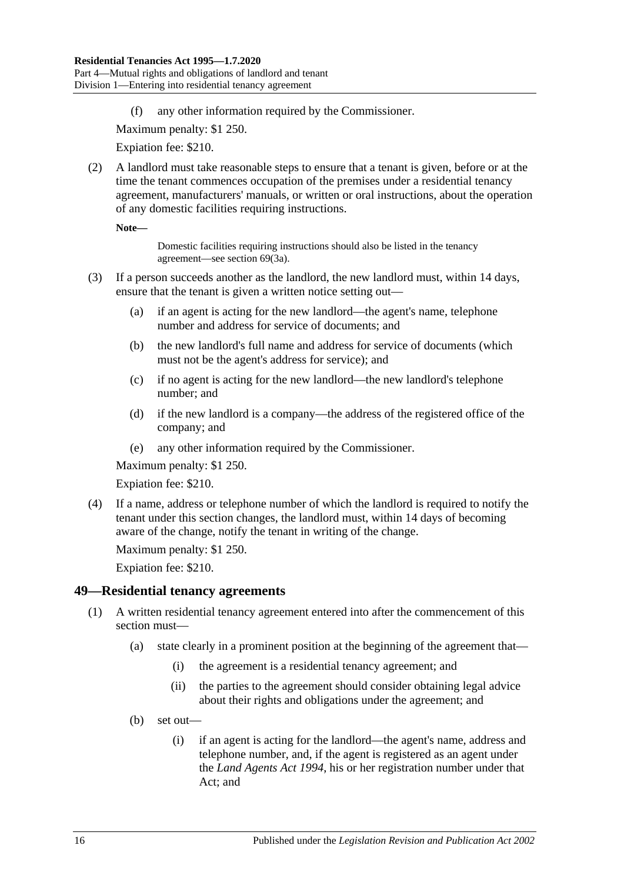(f) any other information required by the Commissioner.

Maximum penalty: $1 250.

Expiation fee: $210.

(2) A landlord must take reasonable steps to ensure that a tenant is given, before or at the time the tenant commences occupation of the premises under a residential tenancy agreement, manufacturers' manuals, or written or oral instructions, about the operation of any domestic facilities requiring instructions.

**Note—**

Domestic facilities requiring instructions should also be listed in the tenancy agreement—see section 69(3a).

(3) If a person succeeds another as the landlord, the new landlord must, within 14 days, ensure that the tenant is given a written notice setting out—

(a) if an agent is acting for the new landlord—the agent's name, telephone number and address for service of documents; and

(b) the new landlord's full name and address for service of documents (which must not be the agent's address for service); and

(c) if no agent is acting for the new landlord—the new landlord's telephone number; and

(d) if the new landlord is a company—the address of the registered office of the company; and

(e) any other information required by the Commissioner.

Maximum penalty: $1 250.

Expiation fee: $210.

(4) If a name, address or telephone number of which the landlord is required to notify the tenant under this section changes, the landlord must, within 14 days of becoming aware of the change, notify the tenant in writing of the change.

Maximum penalty: $1 250.

Expiation fee: $210.

## 49—Residential tenancy agreements

(1) A written residential tenancy agreement entered into after the commencement of this section must—

(a) state clearly in a prominent position at the beginning of the agreement that—

(i) the agreement is a residential tenancy agreement; and

(ii) the parties to the agreement should consider obtaining legal advice about their rights and obligations under the agreement; and

(b) set out—

(i) if an agent is acting for the landlord—the agent's name, address and telephone number, and, if the agent is registered as an agent under the *Land Agents Act 1994*, his or her registration number under that Act; and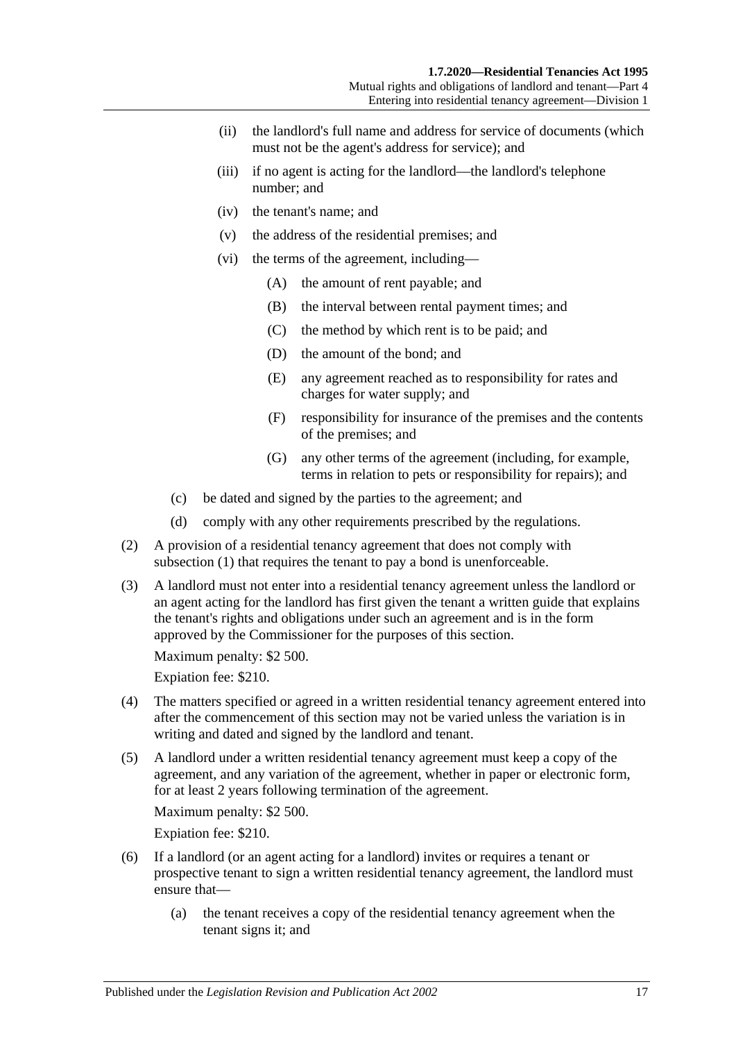- (ii) the landlord's full name and address for service of documents (which must not be the agent's address for service); and
- (iii) if no agent is acting for the landlord—the landlord's telephone number; and
- (iv) the tenant's name; and
- (v) the address of the residential premises; and
- (vi) the terms of the agreement, including—
  - (A) the amount of rent payable; and
  - (B) the interval between rental payment times; and
  - (C) the method by which rent is to be paid; and
  - (D) the amount of the bond; and
  - (E) any agreement reached as to responsibility for rates and charges for water supply; and
  - (F) responsibility for insurance of the premises and the contents of the premises; and
  - (G) any other terms of the agreement (including, for example, terms in relation to pets or responsibility for repairs); and
- (c) be dated and signed by the parties to the agreement; and
- (d) comply with any other requirements prescribed by the regulations.

(2) A provision of a residential tenancy agreement that does not comply with subsection (1) that requires the tenant to pay a bond is unenforceable.

(3) A landlord must not enter into a residential tenancy agreement unless the landlord or an agent acting for the landlord has first given the tenant a written guide that explains the tenant's rights and obligations under such an agreement and is in the form approved by the Commissioner for the purposes of this section.

Maximum penalty: $2 500.

Expiation fee: $210.

(4) The matters specified or agreed in a written residential tenancy agreement entered into after the commencement of this section may not be varied unless the variation is in writing and dated and signed by the landlord and tenant.

(5) A landlord under a written residential tenancy agreement must keep a copy of the agreement, and any variation of the agreement, whether in paper or electronic form, for at least 2 years following termination of the agreement.

Maximum penalty: $2 500.

Expiation fee: $210.

(6) If a landlord (or an agent acting for a landlord) invites or requires a tenant or prospective tenant to sign a written residential tenancy agreement, the landlord must ensure that—

- (a) the tenant receives a copy of the residential tenancy agreement when the tenant signs it; and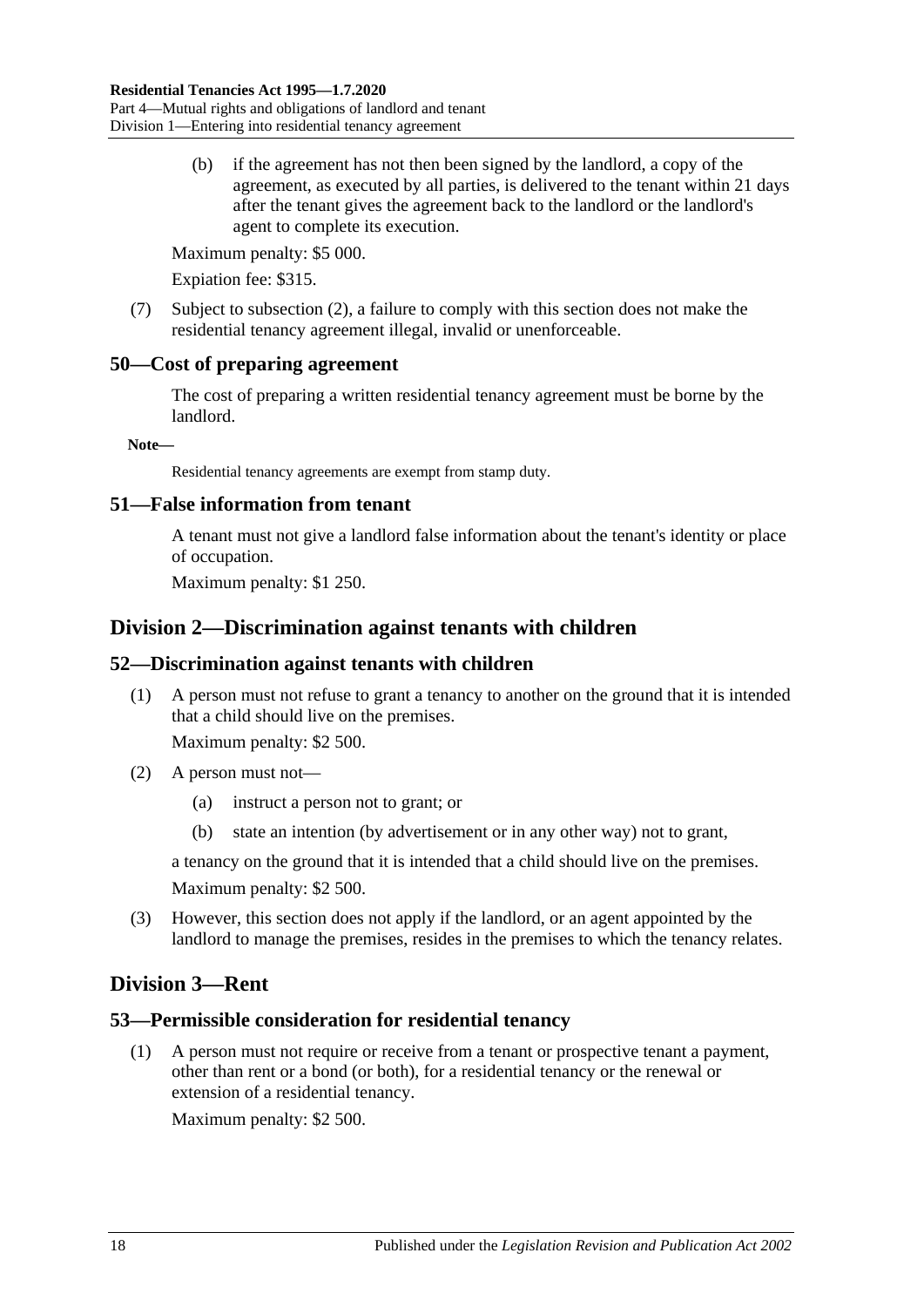(b) if the agreement has not then been signed by the landlord, a copy of the agreement, as executed by all parties, is delivered to the tenant within 21 days after the tenant gives the agreement back to the landlord or the landlord's agent to complete its execution.

Maximum penalty: $5 000.

Expiation fee: $315.

(7) Subject to subsection (2), a failure to comply with this section does not make the residential tenancy agreement illegal, invalid or unenforceable.

### 50—Cost of preparing agreement

The cost of preparing a written residential tenancy agreement must be borne by the landlord.

**Note—**

Residential tenancy agreements are exempt from stamp duty.

### 51—False information from tenant

A tenant must not give a landlord false information about the tenant's identity or place of occupation.

Maximum penalty: $1 250.

## Division 2—Discrimination against tenants with children

### 52—Discrimination against tenants with children

(1) A person must not refuse to grant a tenancy to another on the ground that it is intended that a child should live on the premises.

Maximum penalty: $2 500.

(2) A person must not—

(a) instruct a person not to grant; or

(b) state an intention (by advertisement or in any other way) not to grant,

a tenancy on the ground that it is intended that a child should live on the premises.

Maximum penalty: $2 500.

(3) However, this section does not apply if the landlord, or an agent appointed by the landlord to manage the premises, resides in the premises to which the tenancy relates.

## Division 3—Rent

### 53—Permissible consideration for residential tenancy

(1) A person must not require or receive from a tenant or prospective tenant a payment, other than rent or a bond (or both), for a residential tenancy or the renewal or extension of a residential tenancy.

Maximum penalty: $2 500.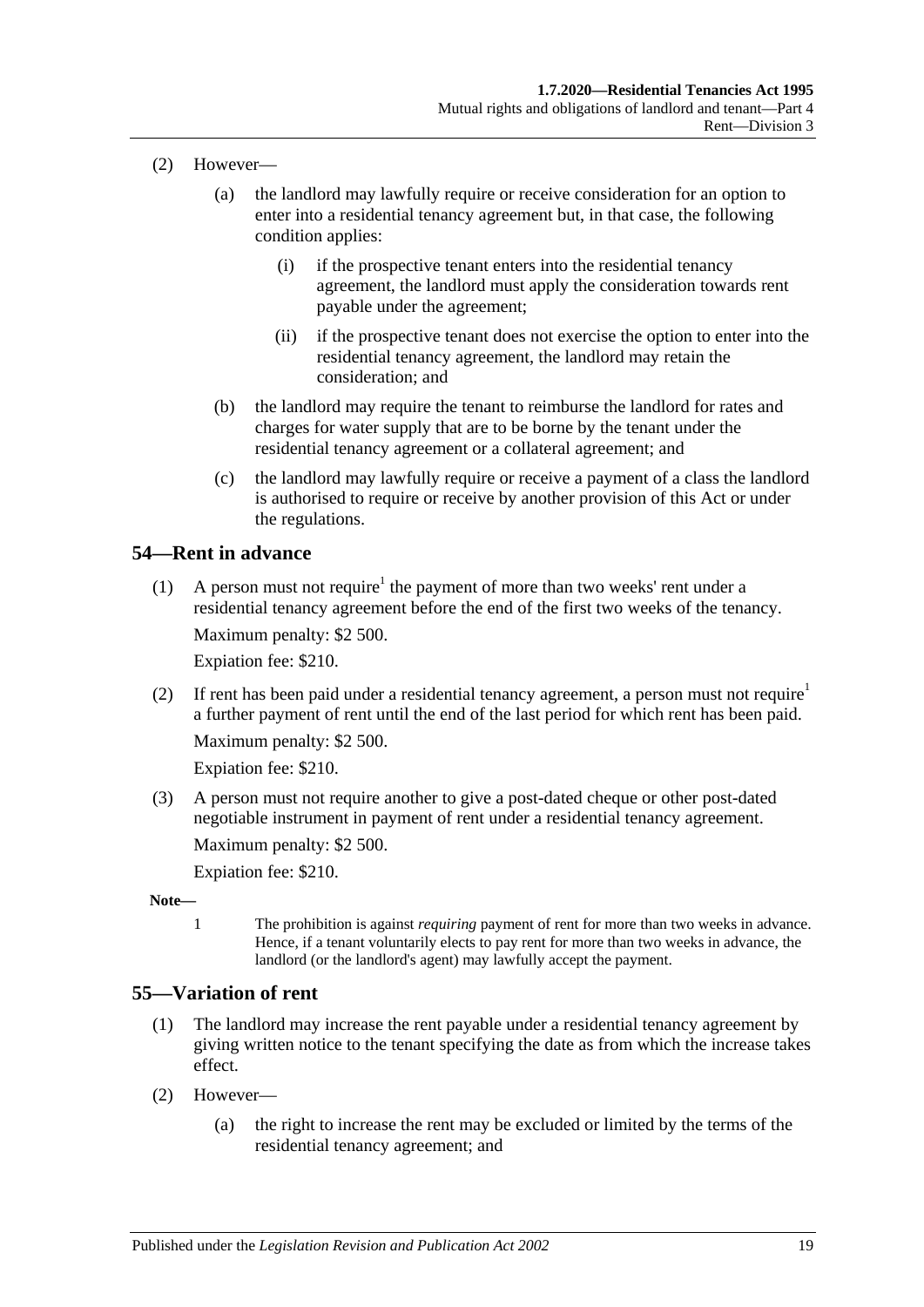(2) However—

(a) the landlord may lawfully require or receive consideration for an option to enter into a residential tenancy agreement but, in that case, the following condition applies:

(i) if the prospective tenant enters into the residential tenancy agreement, the landlord must apply the consideration towards rent payable under the agreement;

(ii) if the prospective tenant does not exercise the option to enter into the residential tenancy agreement, the landlord may retain the consideration; and

(b) the landlord may require the tenant to reimburse the landlord for rates and charges for water supply that are to be borne by the tenant under the residential tenancy agreement or a collateral agreement; and

(c) the landlord may lawfully require or receive a payment of a class the landlord is authorised to require or receive by another provision of this Act or under the regulations.

## 54—Rent in advance

(1) A person must not require[1] the payment of more than two weeks' rent under a residential tenancy agreement before the end of the first two weeks of the tenancy.

Maximum penalty: $2 500.

Expiation fee: $210.

(2) If rent has been paid under a residential tenancy agreement, a person must not require[1] a further payment of rent until the end of the last period for which rent has been paid.

Maximum penalty: $2 500.

Expiation fee: $210.

(3) A person must not require another to give a post-dated cheque or other post-dated negotiable instrument in payment of rent under a residential tenancy agreement.

Maximum penalty: $2 500.

Expiation fee: $210.

**Note—**

1 The prohibition is against *requiring* payment of rent for more than two weeks in advance. Hence, if a tenant voluntarily elects to pay rent for more than two weeks in advance, the landlord (or the landlord's agent) may lawfully accept the payment.

## 55—Variation of rent

(1) The landlord may increase the rent payable under a residential tenancy agreement by giving written notice to the tenant specifying the date as from which the increase takes effect.

(2) However—

(a) the right to increase the rent may be excluded or limited by the terms of the residential tenancy agreement; and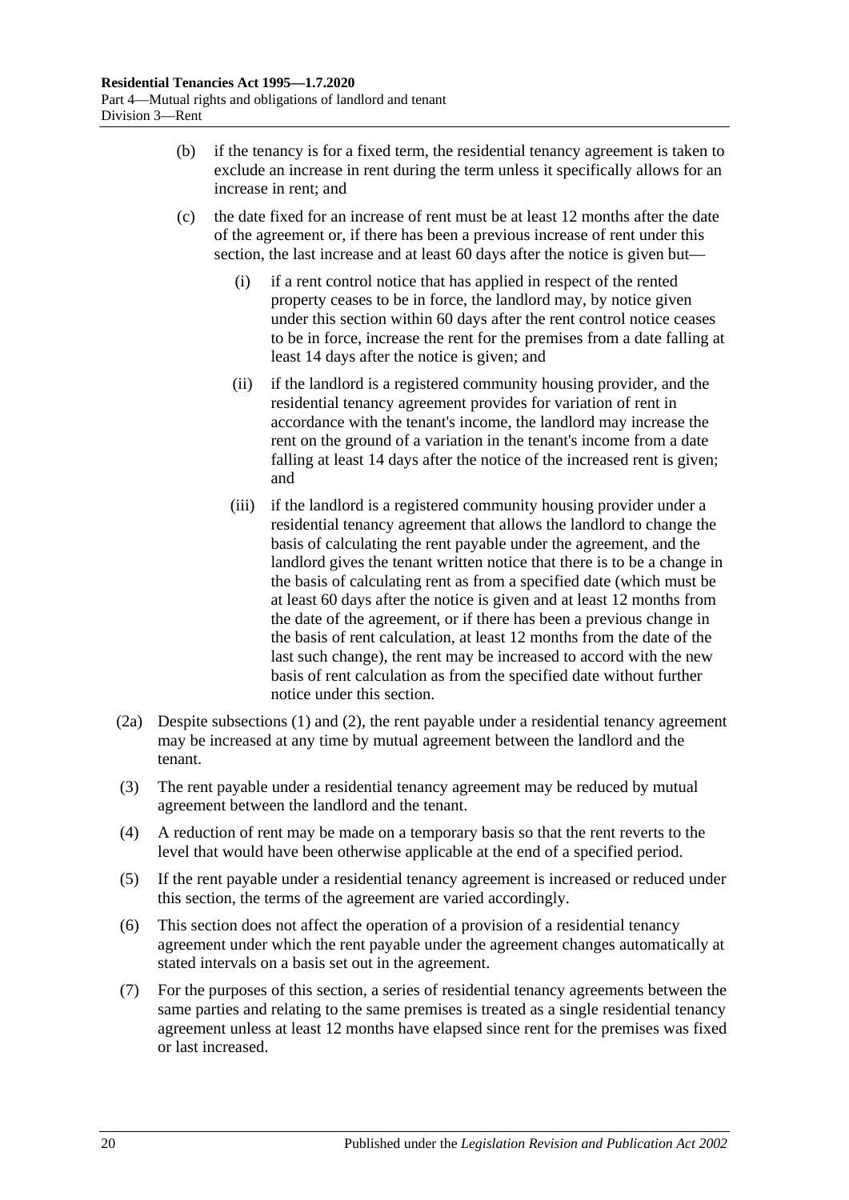(b) if the tenancy is for a fixed term, the residential tenancy agreement is taken to exclude an increase in rent during the term unless it specifically allows for an increase in rent; and

(c) the date fixed for an increase of rent must be at least 12 months after the date of the agreement or, if there has been a previous increase of rent under this section, the last increase and at least 60 days after the notice is given but—

(i) if a rent control notice that has applied in respect of the rented property ceases to be in force, the landlord may, by notice given under this section within 60 days after the rent control notice ceases to be in force, increase the rent for the premises from a date falling at least 14 days after the notice is given; and

(ii) if the landlord is a registered community housing provider, and the residential tenancy agreement provides for variation of rent in accordance with the tenant's income, the landlord may increase the rent on the ground of a variation in the tenant's income from a date falling at least 14 days after the notice of the increased rent is given; and

(iii) if the landlord is a registered community housing provider under a residential tenancy agreement that allows the landlord to change the basis of calculating the rent payable under the agreement, and the landlord gives the tenant written notice that there is to be a change in the basis of calculating rent as from a specified date (which must be at least 60 days after the notice is given and at least 12 months from the date of the agreement, or if there has been a previous change in the basis of rent calculation, at least 12 months from the date of the last such change), the rent may be increased to accord with the new basis of rent calculation as from the specified date without further notice under this section.

(2a) Despite subsections (1) and (2), the rent payable under a residential tenancy agreement may be increased at any time by mutual agreement between the landlord and the tenant.

(3) The rent payable under a residential tenancy agreement may be reduced by mutual agreement between the landlord and the tenant.

(4) A reduction of rent may be made on a temporary basis so that the rent reverts to the level that would have been otherwise applicable at the end of a specified period.

(5) If the rent payable under a residential tenancy agreement is increased or reduced under this section, the terms of the agreement are varied accordingly.

(6) This section does not affect the operation of a provision of a residential tenancy agreement under which the rent payable under the agreement changes automatically at stated intervals on a basis set out in the agreement.

(7) For the purposes of this section, a series of residential tenancy agreements between the same parties and relating to the same premises is treated as a single residential tenancy agreement unless at least 12 months have elapsed since rent for the premises was fixed or last increased.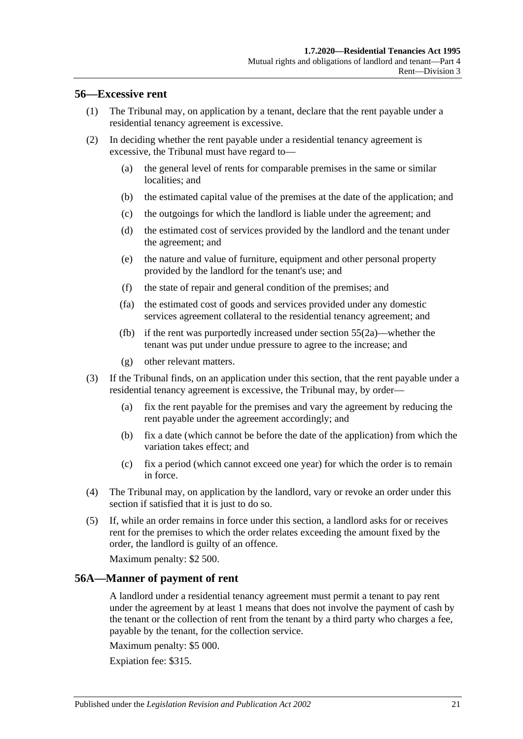## 56—Excessive rent

(1) The Tribunal may, on application by a tenant, declare that the rent payable under a residential tenancy agreement is excessive.

(2) In deciding whether the rent payable under a residential tenancy agreement is excessive, the Tribunal must have regard to—

  (a) the general level of rents for comparable premises in the same or similar localities; and

  (b) the estimated capital value of the premises at the date of the application; and

  (c) the outgoings for which the landlord is liable under the agreement; and

  (d) the estimated cost of services provided by the landlord and the tenant under the agreement; and

  (e) the nature and value of furniture, equipment and other personal property provided by the landlord for the tenant's use; and

  (f) the state of repair and general condition of the premises; and

  (fa) the estimated cost of goods and services provided under any domestic services agreement collateral to the residential tenancy agreement; and

  (fb) if the rent was purportedly increased under section 55(2a)—whether the tenant was put under undue pressure to agree to the increase; and

  (g) other relevant matters.

(3) If the Tribunal finds, on an application under this section, that the rent payable under a residential tenancy agreement is excessive, the Tribunal may, by order—

  (a) fix the rent payable for the premises and vary the agreement by reducing the rent payable under the agreement accordingly; and

  (b) fix a date (which cannot be before the date of the application) from which the variation takes effect; and

  (c) fix a period (which cannot exceed one year) for which the order is to remain in force.

(4) The Tribunal may, on application by the landlord, vary or revoke an order under this section if satisfied that it is just to do so.

(5) If, while an order remains in force under this section, a landlord asks for or receives rent for the premises to which the order relates exceeding the amount fixed by the order, the landlord is guilty of an offence.

Maximum penalty: $2 500.

## 56A—Manner of payment of rent

A landlord under a residential tenancy agreement must permit a tenant to pay rent under the agreement by at least 1 means that does not involve the payment of cash by the tenant or the collection of rent from the tenant by a third party who charges a fee, payable by the tenant, for the collection service.

Maximum penalty: $5 000.

Expiation fee: $315.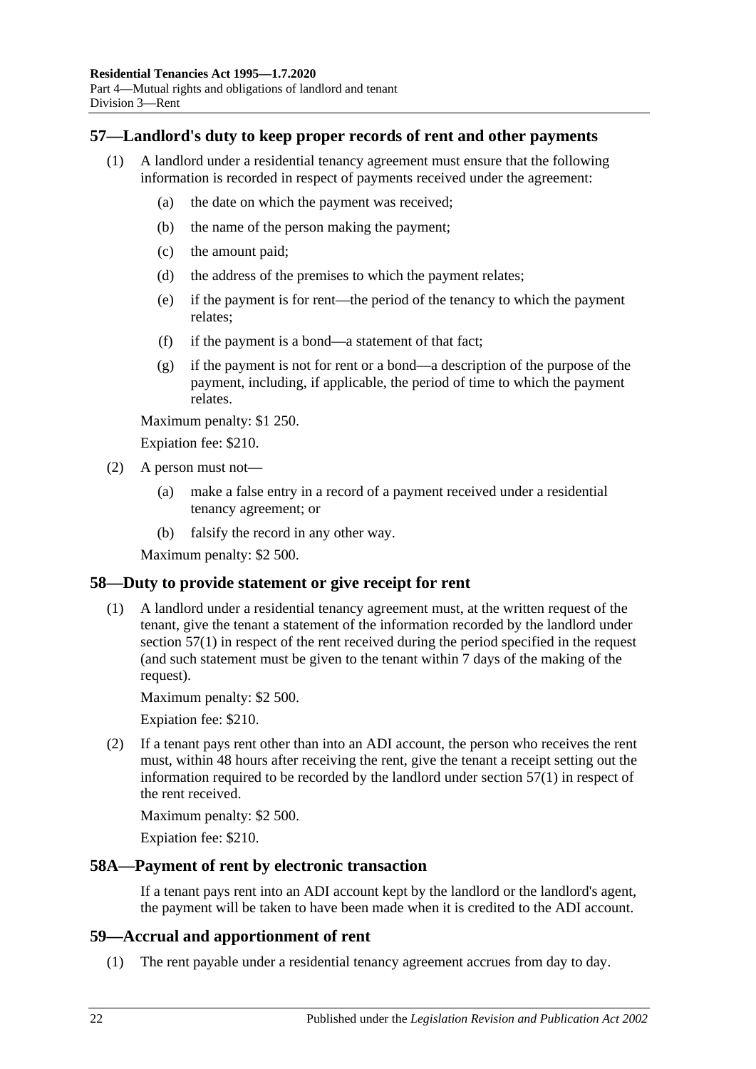## 57—Landlord's duty to keep proper records of rent and other payments

(1) A landlord under a residential tenancy agreement must ensure that the following information is recorded in respect of payments received under the agreement:

(a) the date on which the payment was received;

(b) the name of the person making the payment;

(c) the amount paid;

(d) the address of the premises to which the payment relates;

(e) if the payment is for rent—the period of the tenancy to which the payment relates;

(f) if the payment is a bond—a statement of that fact;

(g) if the payment is not for rent or a bond—a description of the purpose of the payment, including, if applicable, the period of time to which the payment relates.

Maximum penalty: $1 250.

Expiation fee: $210.

(2) A person must not—

(a) make a false entry in a record of a payment received under a residential tenancy agreement; or

(b) falsify the record in any other way.

Maximum penalty: $2 500.

## 58—Duty to provide statement or give receipt for rent

(1) A landlord under a residential tenancy agreement must, at the written request of the tenant, give the tenant a statement of the information recorded by the landlord under section 57(1) in respect of the rent received during the period specified in the request (and such statement must be given to the tenant within 7 days of the making of the request).

Maximum penalty: $2 500.

Expiation fee: $210.

(2) If a tenant pays rent other than into an ADI account, the person who receives the rent must, within 48 hours after receiving the rent, give the tenant a receipt setting out the information required to be recorded by the landlord under section 57(1) in respect of the rent received.

Maximum penalty: $2 500.

Expiation fee: $210.

## 58A—Payment of rent by electronic transaction

If a tenant pays rent into an ADI account kept by the landlord or the landlord's agent, the payment will be taken to have been made when it is credited to the ADI account.

## 59—Accrual and apportionment of rent

(1) The rent payable under a residential tenancy agreement accrues from day to day.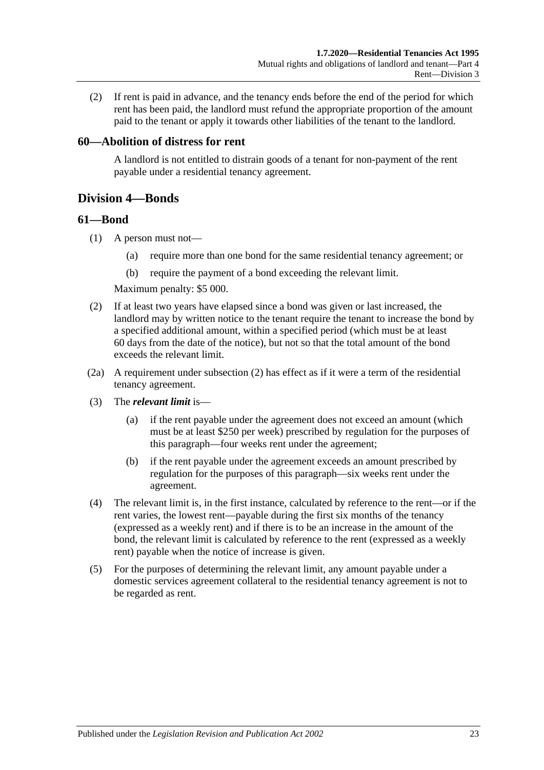(2) If rent is paid in advance, and the tenancy ends before the end of the period for which rent has been paid, the landlord must refund the appropriate proportion of the amount paid to the tenant or apply it towards other liabilities of the tenant to the landlord.

### 60—Abolition of distress for rent

A landlord is not entitled to distrain goods of a tenant for non-payment of the rent payable under a residential tenancy agreement.

## Division 4—Bonds

### 61—Bond

(1) A person must not—

(a) require more than one bond for the same residential tenancy agreement; or

(b) require the payment of a bond exceeding the relevant limit.

Maximum penalty: $5 000.

(2) If at least two years have elapsed since a bond was given or last increased, the landlord may by written notice to the tenant require the tenant to increase the bond by a specified additional amount, within a specified period (which must be at least 60 days from the date of the notice), but not so that the total amount of the bond exceeds the relevant limit.

(2a) A requirement under subsection (2) has effect as if it were a term of the residential tenancy agreement.

(3) The ***relevant limit*** is—

(a) if the rent payable under the agreement does not exceed an amount (which must be at least $250 per week) prescribed by regulation for the purposes of this paragraph—four weeks rent under the agreement;

(b) if the rent payable under the agreement exceeds an amount prescribed by regulation for the purposes of this paragraph—six weeks rent under the agreement.

(4) The relevant limit is, in the first instance, calculated by reference to the rent—or if the rent varies, the lowest rent—payable during the first six months of the tenancy (expressed as a weekly rent) and if there is to be an increase in the amount of the bond, the relevant limit is calculated by reference to the rent (expressed as a weekly rent) payable when the notice of increase is given.

(5) For the purposes of determining the relevant limit, any amount payable under a domestic services agreement collateral to the residential tenancy agreement is not to be regarded as rent.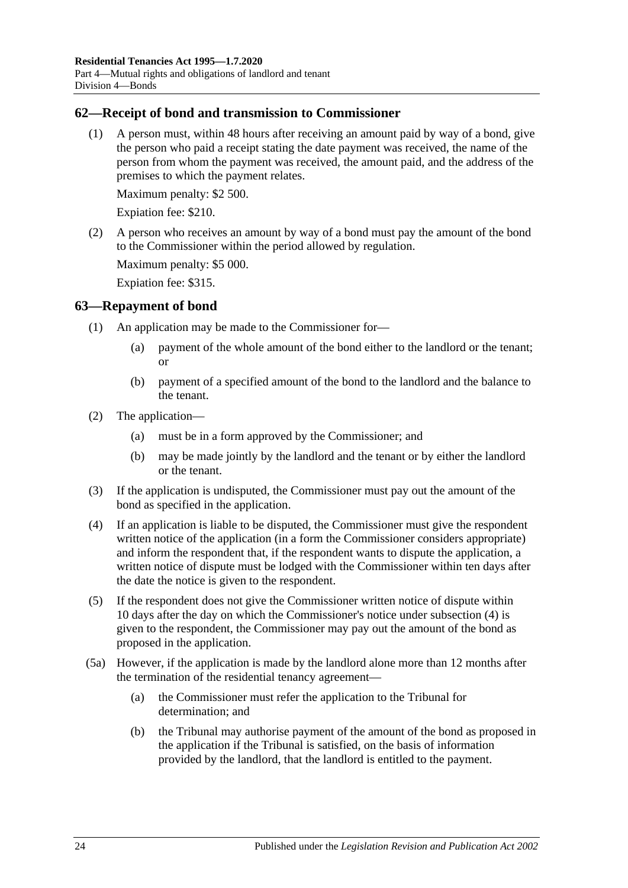## 62—Receipt of bond and transmission to Commissioner

(1) A person must, within 48 hours after receiving an amount paid by way of a bond, give the person who paid a receipt stating the date payment was received, the name of the person from whom the payment was received, the amount paid, and the address of the premises to which the payment relates.

Maximum penalty: $2 500.

Expiation fee: $210.

(2) A person who receives an amount by way of a bond must pay the amount of the bond to the Commissioner within the period allowed by regulation.

Maximum penalty: $5 000.

Expiation fee: $315.

## 63—Repayment of bond

(1) An application may be made to the Commissioner for—

(a) payment of the whole amount of the bond either to the landlord or the tenant; or

(b) payment of a specified amount of the bond to the landlord and the balance to the tenant.

(2) The application—

(a) must be in a form approved by the Commissioner; and

(b) may be made jointly by the landlord and the tenant or by either the landlord or the tenant.

(3) If the application is undisputed, the Commissioner must pay out the amount of the bond as specified in the application.

(4) If an application is liable to be disputed, the Commissioner must give the respondent written notice of the application (in a form the Commissioner considers appropriate) and inform the respondent that, if the respondent wants to dispute the application, a written notice of dispute must be lodged with the Commissioner within ten days after the date the notice is given to the respondent.

(5) If the respondent does not give the Commissioner written notice of dispute within 10 days after the day on which the Commissioner's notice under subsection (4) is given to the respondent, the Commissioner may pay out the amount of the bond as proposed in the application.

(5a) However, if the application is made by the landlord alone more than 12 months after the termination of the residential tenancy agreement—

(a) the Commissioner must refer the application to the Tribunal for determination; and

(b) the Tribunal may authorise payment of the amount of the bond as proposed in the application if the Tribunal is satisfied, on the basis of information provided by the landlord, that the landlord is entitled to the payment.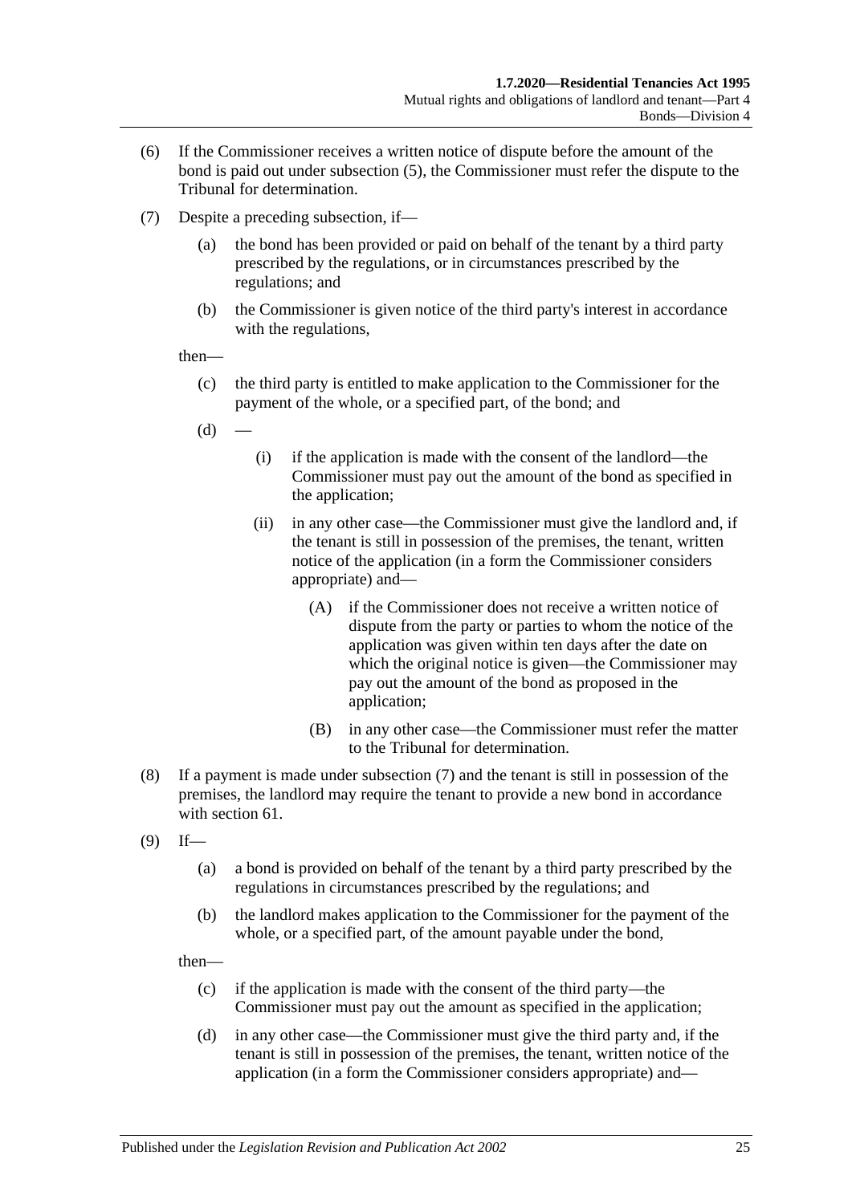(6) If the Commissioner receives a written notice of dispute before the amount of the bond is paid out under subsection (5), the Commissioner must refer the dispute to the Tribunal for determination.

(7) Despite a preceding subsection, if—

  (a) the bond has been provided or paid on behalf of the tenant by a third party prescribed by the regulations, or in circumstances prescribed by the regulations; and

  (b) the Commissioner is given notice of the third party's interest in accordance with the regulations,

  then—

  (c) the third party is entitled to make application to the Commissioner for the payment of the whole, or a specified part, of the bond; and

  (d) —

    (i) if the application is made with the consent of the landlord—the Commissioner must pay out the amount of the bond as specified in the application;

    (ii) in any other case—the Commissioner must give the landlord and, if the tenant is still in possession of the premises, the tenant, written notice of the application (in a form the Commissioner considers appropriate) and—

      (A) if the Commissioner does not receive a written notice of dispute from the party or parties to whom the notice of the application was given within ten days after the date on which the original notice is given—the Commissioner may pay out the amount of the bond as proposed in the application;

      (B) in any other case—the Commissioner must refer the matter to the Tribunal for determination.

(8) If a payment is made under subsection (7) and the tenant is still in possession of the premises, the landlord may require the tenant to provide a new bond in accordance with section 61.

(9) If—

  (a) a bond is provided on behalf of the tenant by a third party prescribed by the regulations in circumstances prescribed by the regulations; and

  (b) the landlord makes application to the Commissioner for the payment of the whole, or a specified part, of the amount payable under the bond,

  then—

  (c) if the application is made with the consent of the third party—the Commissioner must pay out the amount as specified in the application;

  (d) in any other case—the Commissioner must give the third party and, if the tenant is still in possession of the premises, the tenant, written notice of the application (in a form the Commissioner considers appropriate) and—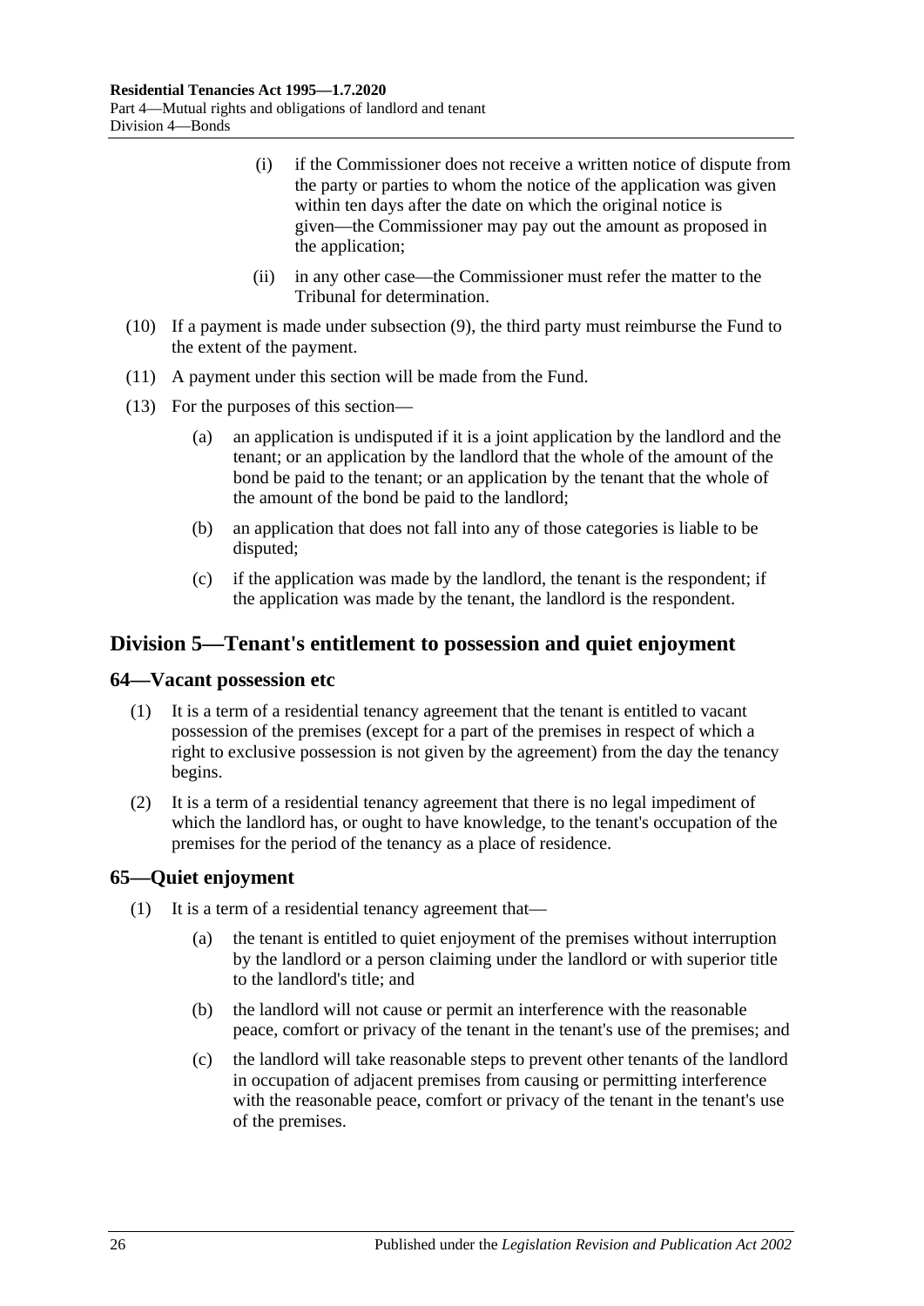(i) if the Commissioner does not receive a written notice of dispute from the party or parties to whom the notice of the application was given within ten days after the date on which the original notice is given—the Commissioner may pay out the amount as proposed in the application;

(ii) in any other case—the Commissioner must refer the matter to the Tribunal for determination.

(10) If a payment is made under subsection (9), the third party must reimburse the Fund to the extent of the payment.

(11) A payment under this section will be made from the Fund.

(13) For the purposes of this section—

(a) an application is undisputed if it is a joint application by the landlord and the tenant; or an application by the landlord that the whole of the amount of the bond be paid to the tenant; or an application by the tenant that the whole of the amount of the bond be paid to the landlord;

(b) an application that does not fall into any of those categories is liable to be disputed;

(c) if the application was made by the landlord, the tenant is the respondent; if the application was made by the tenant, the landlord is the respondent.

## Division 5—Tenant's entitlement to possession and quiet enjoyment

### 64—Vacant possession etc

(1) It is a term of a residential tenancy agreement that the tenant is entitled to vacant possession of the premises (except for a part of the premises in respect of which a right to exclusive possession is not given by the agreement) from the day the tenancy begins.

(2) It is a term of a residential tenancy agreement that there is no legal impediment of which the landlord has, or ought to have knowledge, to the tenant's occupation of the premises for the period of the tenancy as a place of residence.

### 65—Quiet enjoyment

(1) It is a term of a residential tenancy agreement that—

(a) the tenant is entitled to quiet enjoyment of the premises without interruption by the landlord or a person claiming under the landlord or with superior title to the landlord's title; and

(b) the landlord will not cause or permit an interference with the reasonable peace, comfort or privacy of the tenant in the tenant's use of the premises; and

(c) the landlord will take reasonable steps to prevent other tenants of the landlord in occupation of adjacent premises from causing or permitting interference with the reasonable peace, comfort or privacy of the tenant in the tenant's use of the premises.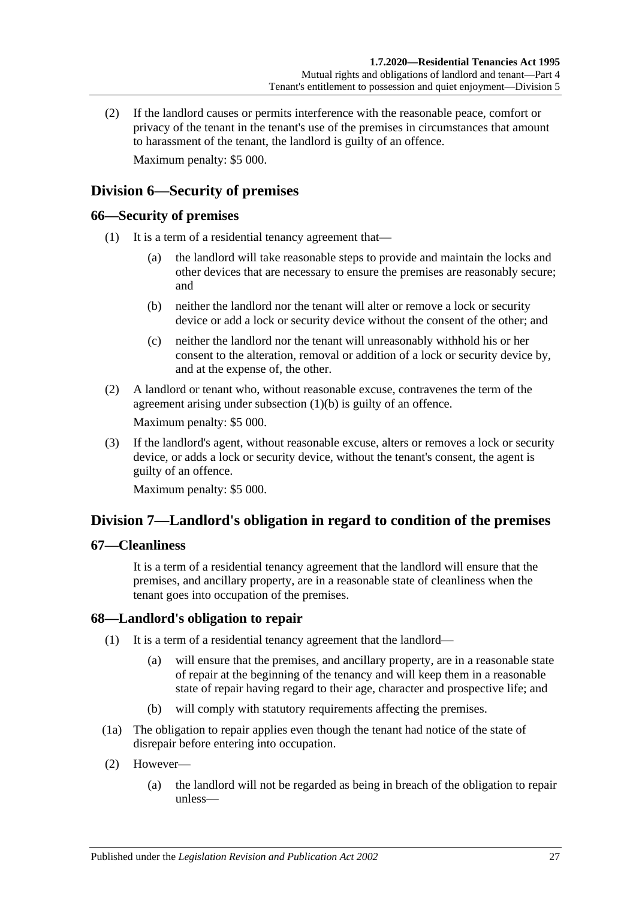(2) If the landlord causes or permits interference with the reasonable peace, comfort or privacy of the tenant in the tenant's use of the premises in circumstances that amount to harassment of the tenant, the landlord is guilty of an offence.

Maximum penalty: $5 000.

## Division 6—Security of premises

### 66—Security of premises

(1) It is a term of a residential tenancy agreement that—

(a) the landlord will take reasonable steps to provide and maintain the locks and other devices that are necessary to ensure the premises are reasonably secure; and

(b) neither the landlord nor the tenant will alter or remove a lock or security device or add a lock or security device without the consent of the other; and

(c) neither the landlord nor the tenant will unreasonably withhold his or her consent to the alteration, removal or addition of a lock or security device by, and at the expense of, the other.

(2) A landlord or tenant who, without reasonable excuse, contravenes the term of the agreement arising under subsection (1)(b) is guilty of an offence.

Maximum penalty: $5 000.

(3) If the landlord's agent, without reasonable excuse, alters or removes a lock or security device, or adds a lock or security device, without the tenant's consent, the agent is guilty of an offence.

Maximum penalty: $5 000.

## Division 7—Landlord's obligation in regard to condition of the premises

### 67—Cleanliness

It is a term of a residential tenancy agreement that the landlord will ensure that the premises, and ancillary property, are in a reasonable state of cleanliness when the tenant goes into occupation of the premises.

### 68—Landlord's obligation to repair

(1) It is a term of a residential tenancy agreement that the landlord—

(a) will ensure that the premises, and ancillary property, are in a reasonable state of repair at the beginning of the tenancy and will keep them in a reasonable state of repair having regard to their age, character and prospective life; and

(b) will comply with statutory requirements affecting the premises.

(1a) The obligation to repair applies even though the tenant had notice of the state of disrepair before entering into occupation.

(2) However—

(a) the landlord will not be regarded as being in breach of the obligation to repair unless—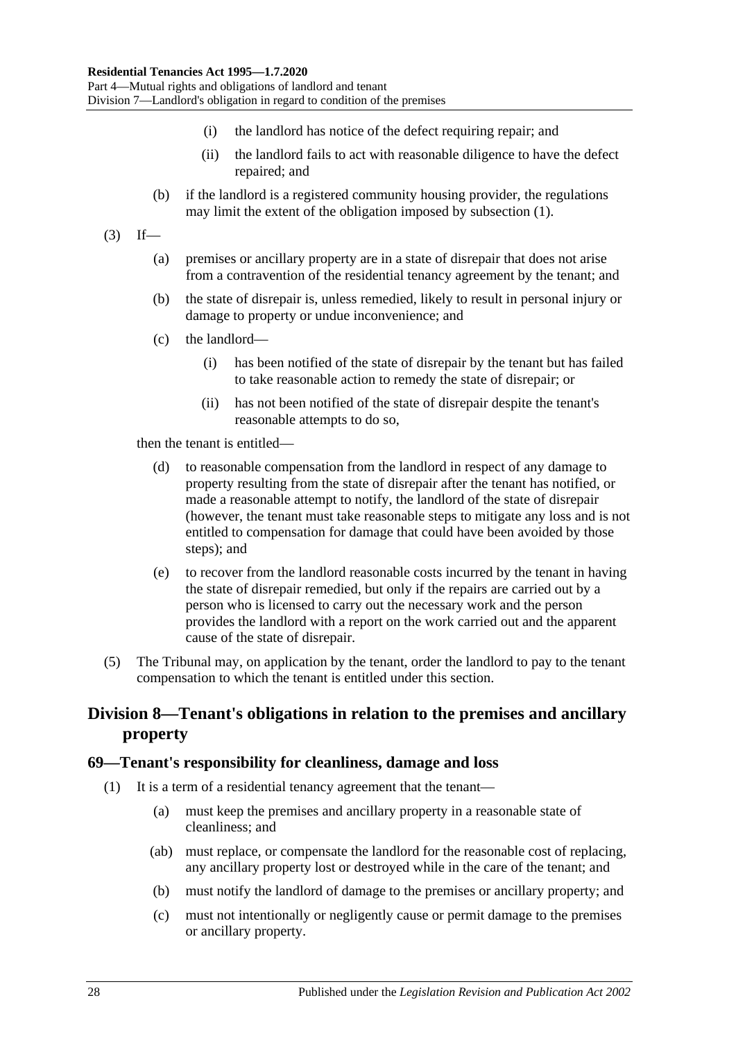(i) the landlord has notice of the defect requiring repair; and

(ii) the landlord fails to act with reasonable diligence to have the defect repaired; and

(b) if the landlord is a registered community housing provider, the regulations may limit the extent of the obligation imposed by subsection (1).

(3) If—

(a) premises or ancillary property are in a state of disrepair that does not arise from a contravention of the residential tenancy agreement by the tenant; and

(b) the state of disrepair is, unless remedied, likely to result in personal injury or damage to property or undue inconvenience; and

(c) the landlord—

(i) has been notified of the state of disrepair by the tenant but has failed to take reasonable action to remedy the state of disrepair; or

(ii) has not been notified of the state of disrepair despite the tenant's reasonable attempts to do so,

then the tenant is entitled—

(d) to reasonable compensation from the landlord in respect of any damage to property resulting from the state of disrepair after the tenant has notified, or made a reasonable attempt to notify, the landlord of the state of disrepair (however, the tenant must take reasonable steps to mitigate any loss and is not entitled to compensation for damage that could have been avoided by those steps); and

(e) to recover from the landlord reasonable costs incurred by the tenant in having the state of disrepair remedied, but only if the repairs are carried out by a person who is licensed to carry out the necessary work and the person provides the landlord with a report on the work carried out and the apparent cause of the state of disrepair.

(5) The Tribunal may, on application by the tenant, order the landlord to pay to the tenant compensation to which the tenant is entitled under this section.

## Division 8—Tenant's obligations in relation to the premises and ancillary property

### 69—Tenant's responsibility for cleanliness, damage and loss

(1) It is a term of a residential tenancy agreement that the tenant—

(a) must keep the premises and ancillary property in a reasonable state of cleanliness; and

(ab) must replace, or compensate the landlord for the reasonable cost of replacing, any ancillary property lost or destroyed while in the care of the tenant; and

(b) must notify the landlord of damage to the premises or ancillary property; and

(c) must not intentionally or negligently cause or permit damage to the premises or ancillary property.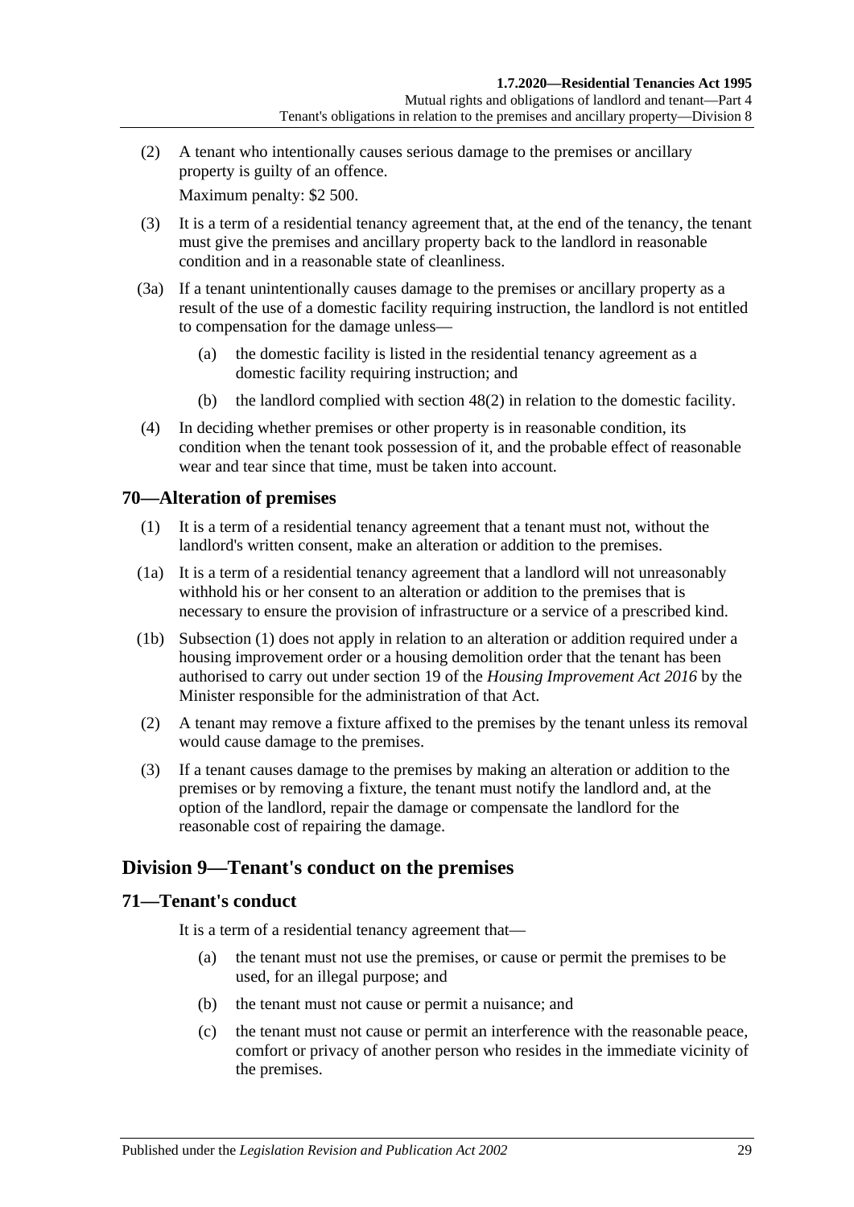(2) A tenant who intentionally causes serious damage to the premises or ancillary property is guilty of an offence.

Maximum penalty: $2 500.

(3) It is a term of a residential tenancy agreement that, at the end of the tenancy, the tenant must give the premises and ancillary property back to the landlord in reasonable condition and in a reasonable state of cleanliness.

(3a) If a tenant unintentionally causes damage to the premises or ancillary property as a result of the use of a domestic facility requiring instruction, the landlord is not entitled to compensation for the damage unless—

(a) the domestic facility is listed in the residential tenancy agreement as a domestic facility requiring instruction; and

(b) the landlord complied with section 48(2) in relation to the domestic facility.

(4) In deciding whether premises or other property is in reasonable condition, its condition when the tenant took possession of it, and the probable effect of reasonable wear and tear since that time, must be taken into account.

## 70—Alteration of premises

(1) It is a term of a residential tenancy agreement that a tenant must not, without the landlord's written consent, make an alteration or addition to the premises.

(1a) It is a term of a residential tenancy agreement that a landlord will not unreasonably withhold his or her consent to an alteration or addition to the premises that is necessary to ensure the provision of infrastructure or a service of a prescribed kind.

(1b) Subsection (1) does not apply in relation to an alteration or addition required under a housing improvement order or a housing demolition order that the tenant has been authorised to carry out under section 19 of the *Housing Improvement Act 2016* by the Minister responsible for the administration of that Act.

(2) A tenant may remove a fixture affixed to the premises by the tenant unless its removal would cause damage to the premises.

(3) If a tenant causes damage to the premises by making an alteration or addition to the premises or by removing a fixture, the tenant must notify the landlord and, at the option of the landlord, repair the damage or compensate the landlord for the reasonable cost of repairing the damage.

# Division 9—Tenant's conduct on the premises

## 71—Tenant's conduct

It is a term of a residential tenancy agreement that—

(a) the tenant must not use the premises, or cause or permit the premises to be used, for an illegal purpose; and

(b) the tenant must not cause or permit a nuisance; and

(c) the tenant must not cause or permit an interference with the reasonable peace, comfort or privacy of another person who resides in the immediate vicinity of the premises.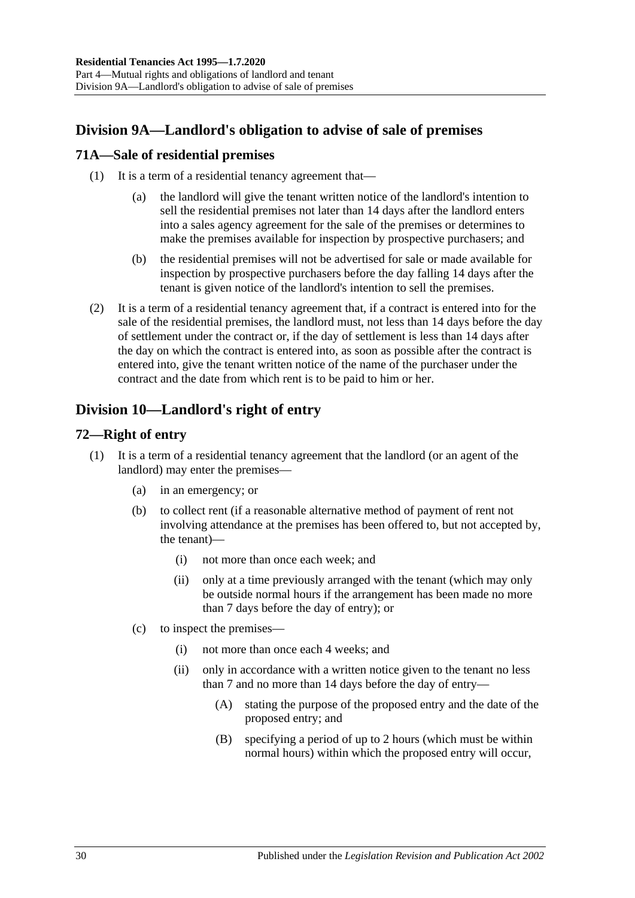## Division 9A—Landlord's obligation to advise of sale of premises

### 71A—Sale of residential premises

(1) It is a term of a residential tenancy agreement that—

(a) the landlord will give the tenant written notice of the landlord's intention to sell the residential premises not later than 14 days after the landlord enters into a sales agency agreement for the sale of the premises or determines to make the premises available for inspection by prospective purchasers; and

(b) the residential premises will not be advertised for sale or made available for inspection by prospective purchasers before the day falling 14 days after the tenant is given notice of the landlord's intention to sell the premises.

(2) It is a term of a residential tenancy agreement that, if a contract is entered into for the sale of the residential premises, the landlord must, not less than 14 days before the day of settlement under the contract or, if the day of settlement is less than 14 days after the day on which the contract is entered into, as soon as possible after the contract is entered into, give the tenant written notice of the name of the purchaser under the contract and the date from which rent is to be paid to him or her.

## Division 10—Landlord's right of entry

### 72—Right of entry

(1) It is a term of a residential tenancy agreement that the landlord (or an agent of the landlord) may enter the premises—

(a) in an emergency; or

(b) to collect rent (if a reasonable alternative method of payment of rent not involving attendance at the premises has been offered to, but not accepted by, the tenant)—

(i) not more than once each week; and

(ii) only at a time previously arranged with the tenant (which may only be outside normal hours if the arrangement has been made no more than 7 days before the day of entry); or

(c) to inspect the premises—

(i) not more than once each 4 weeks; and

(ii) only in accordance with a written notice given to the tenant no less than 7 and no more than 14 days before the day of entry—

(A) stating the purpose of the proposed entry and the date of the proposed entry; and

(B) specifying a period of up to 2 hours (which must be within normal hours) within which the proposed entry will occur,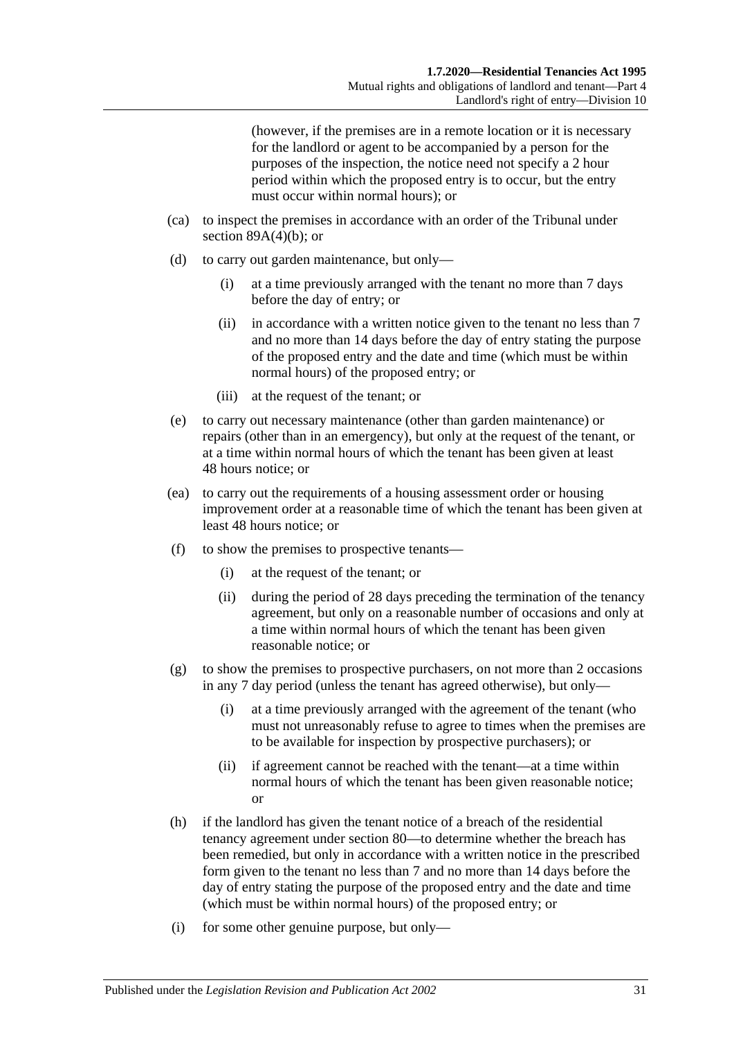(however, if the premises are in a remote location or it is necessary for the landlord or agent to be accompanied by a person for the purposes of the inspection, the notice need not specify a 2 hour period within which the proposed entry is to occur, but the entry must occur within normal hours); or

(ca) to inspect the premises in accordance with an order of the Tribunal under section 89A(4)(b); or

(d) to carry out garden maintenance, but only—

(i) at a time previously arranged with the tenant no more than 7 days before the day of entry; or

(ii) in accordance with a written notice given to the tenant no less than 7 and no more than 14 days before the day of entry stating the purpose of the proposed entry and the date and time (which must be within normal hours) of the proposed entry; or

(iii) at the request of the tenant; or

(e) to carry out necessary maintenance (other than garden maintenance) or repairs (other than in an emergency), but only at the request of the tenant, or at a time within normal hours of which the tenant has been given at least 48 hours notice; or

(ea) to carry out the requirements of a housing assessment order or housing improvement order at a reasonable time of which the tenant has been given at least 48 hours notice; or

(f) to show the premises to prospective tenants—

(i) at the request of the tenant; or

(ii) during the period of 28 days preceding the termination of the tenancy agreement, but only on a reasonable number of occasions and only at a time within normal hours of which the tenant has been given reasonable notice; or

(g) to show the premises to prospective purchasers, on not more than 2 occasions in any 7 day period (unless the tenant has agreed otherwise), but only—

(i) at a time previously arranged with the agreement of the tenant (who must not unreasonably refuse to agree to times when the premises are to be available for inspection by prospective purchasers); or

(ii) if agreement cannot be reached with the tenant—at a time within normal hours of which the tenant has been given reasonable notice; or

(h) if the landlord has given the tenant notice of a breach of the residential tenancy agreement under section 80—to determine whether the breach has been remedied, but only in accordance with a written notice in the prescribed form given to the tenant no less than 7 and no more than 14 days before the day of entry stating the purpose of the proposed entry and the date and time (which must be within normal hours) of the proposed entry; or

(i) for some other genuine purpose, but only—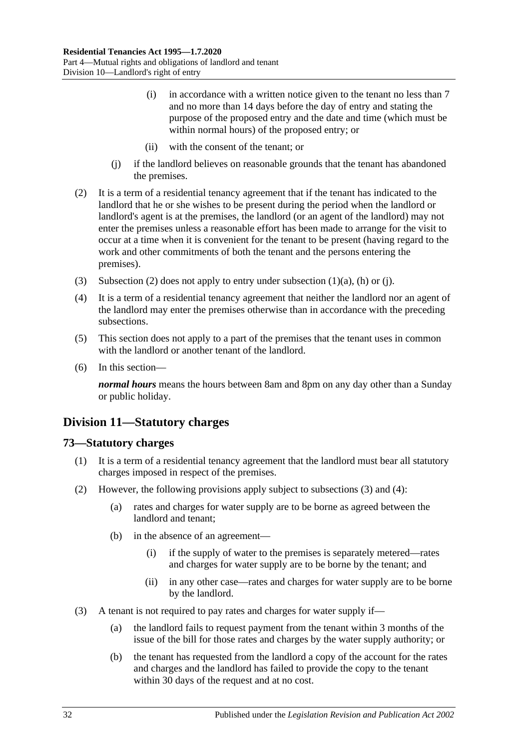(i) in accordance with a written notice given to the tenant no less than 7 and no more than 14 days before the day of entry and stating the purpose of the proposed entry and the date and time (which must be within normal hours) of the proposed entry; or

(ii) with the consent of the tenant; or

(j) if the landlord believes on reasonable grounds that the tenant has abandoned the premises.

(2) It is a term of a residential tenancy agreement that if the tenant has indicated to the landlord that he or she wishes to be present during the period when the landlord or landlord's agent is at the premises, the landlord (or an agent of the landlord) may not enter the premises unless a reasonable effort has been made to arrange for the visit to occur at a time when it is convenient for the tenant to be present (having regard to the work and other commitments of both the tenant and the persons entering the premises).

(3) Subsection (2) does not apply to entry under subsection (1)(a), (h) or (j).

(4) It is a term of a residential tenancy agreement that neither the landlord nor an agent of the landlord may enter the premises otherwise than in accordance with the preceding subsections.

(5) This section does not apply to a part of the premises that the tenant uses in common with the landlord or another tenant of the landlord.

(6) In this section—

***normal hours*** means the hours between 8am and 8pm on any day other than a Sunday or public holiday.

## Division 11—Statutory charges

### 73—Statutory charges

(1) It is a term of a residential tenancy agreement that the landlord must bear all statutory charges imposed in respect of the premises.

(2) However, the following provisions apply subject to subsections (3) and (4):

(a) rates and charges for water supply are to be borne as agreed between the landlord and tenant;

(b) in the absence of an agreement—

(i) if the supply of water to the premises is separately metered—rates and charges for water supply are to be borne by the tenant; and

(ii) in any other case—rates and charges for water supply are to be borne by the landlord.

(3) A tenant is not required to pay rates and charges for water supply if—

(a) the landlord fails to request payment from the tenant within 3 months of the issue of the bill for those rates and charges by the water supply authority; or

(b) the tenant has requested from the landlord a copy of the account for the rates and charges and the landlord has failed to provide the copy to the tenant within 30 days of the request and at no cost.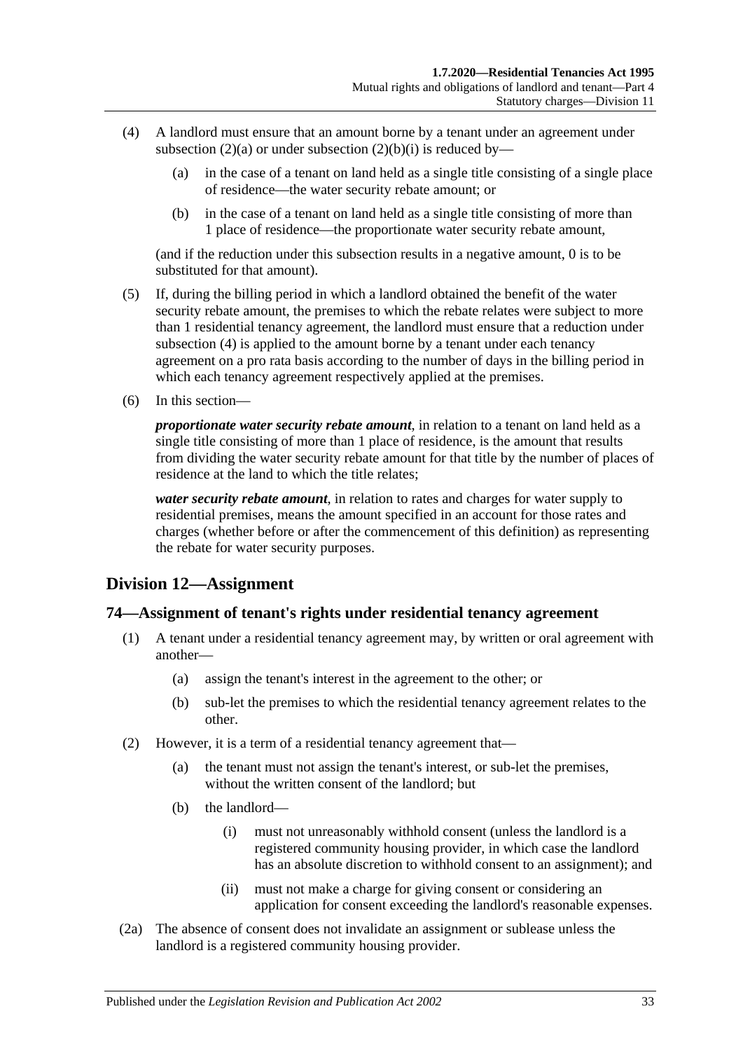(4) A landlord must ensure that an amount borne by a tenant under an agreement under subsection (2)(a) or under subsection (2)(b)(i) is reduced by—

(a) in the case of a tenant on land held as a single title consisting of a single place of residence—the water security rebate amount; or

(b) in the case of a tenant on land held as a single title consisting of more than 1 place of residence—the proportionate water security rebate amount,

(and if the reduction under this subsection results in a negative amount, 0 is to be substituted for that amount).

(5) If, during the billing period in which a landlord obtained the benefit of the water security rebate amount, the premises to which the rebate relates were subject to more than 1 residential tenancy agreement, the landlord must ensure that a reduction under subsection (4) is applied to the amount borne by a tenant under each tenancy agreement on a pro rata basis according to the number of days in the billing period in which each tenancy agreement respectively applied at the premises.

(6) In this section—

***proportionate water security rebate amount***, in relation to a tenant on land held as a single title consisting of more than 1 place of residence, is the amount that results from dividing the water security rebate amount for that title by the number of places of residence at the land to which the title relates;

***water security rebate amount***, in relation to rates and charges for water supply to residential premises, means the amount specified in an account for those rates and charges (whether before or after the commencement of this definition) as representing the rebate for water security purposes.

## Division 12—Assignment

### 74—Assignment of tenant's rights under residential tenancy agreement

(1) A tenant under a residential tenancy agreement may, by written or oral agreement with another—

(a) assign the tenant's interest in the agreement to the other; or

(b) sub-let the premises to which the residential tenancy agreement relates to the other.

(2) However, it is a term of a residential tenancy agreement that—

(a) the tenant must not assign the tenant's interest, or sub-let the premises, without the written consent of the landlord; but

(b) the landlord—

(i) must not unreasonably withhold consent (unless the landlord is a registered community housing provider, in which case the landlord has an absolute discretion to withhold consent to an assignment); and

(ii) must not make a charge for giving consent or considering an application for consent exceeding the landlord's reasonable expenses.

(2a) The absence of consent does not invalidate an assignment or sublease unless the landlord is a registered community housing provider.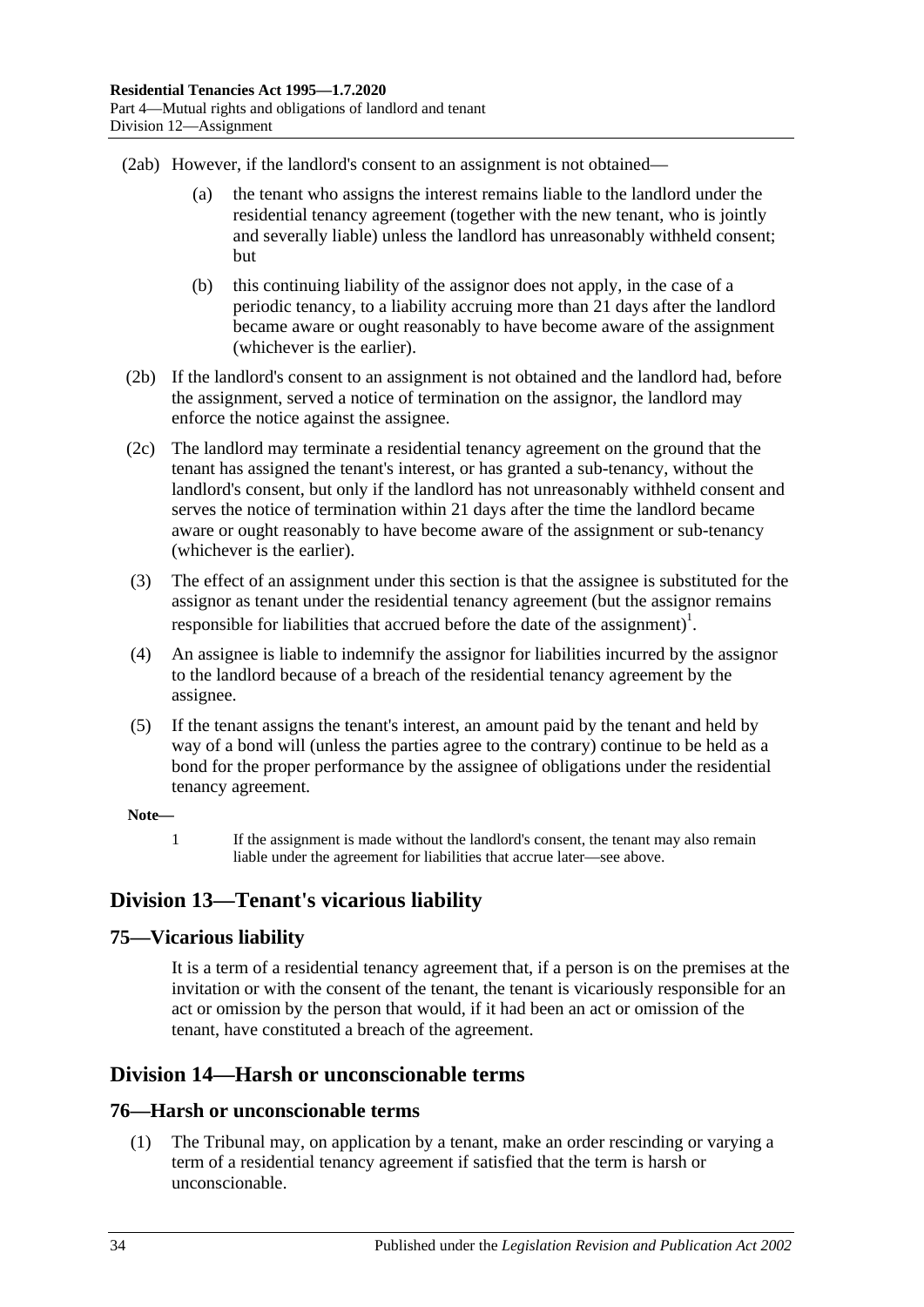(2ab) However, if the landlord's consent to an assignment is not obtained—

(a) the tenant who assigns the interest remains liable to the landlord under the residential tenancy agreement (together with the new tenant, who is jointly and severally liable) unless the landlord has unreasonably withheld consent; but

(b) this continuing liability of the assignor does not apply, in the case of a periodic tenancy, to a liability accruing more than 21 days after the landlord became aware or ought reasonably to have become aware of the assignment (whichever is the earlier).

(2b) If the landlord's consent to an assignment is not obtained and the landlord had, before the assignment, served a notice of termination on the assignor, the landlord may enforce the notice against the assignee.

(2c) The landlord may terminate a residential tenancy agreement on the ground that the tenant has assigned the tenant's interest, or has granted a sub-tenancy, without the landlord's consent, but only if the landlord has not unreasonably withheld consent and serves the notice of termination within 21 days after the time the landlord became aware or ought reasonably to have become aware of the assignment or sub-tenancy (whichever is the earlier).

(3) The effect of an assignment under this section is that the assignee is substituted for the assignor as tenant under the residential tenancy agreement (but the assignor remains responsible for liabilities that accrued before the date of the assignment)[1].

(4) An assignee is liable to indemnify the assignor for liabilities incurred by the assignor to the landlord because of a breach of the residential tenancy agreement by the assignee.

(5) If the tenant assigns the tenant's interest, an amount paid by the tenant and held by way of a bond will (unless the parties agree to the contrary) continue to be held as a bond for the proper performance by the assignee of obligations under the residential tenancy agreement.

**Note—**

1 If the assignment is made without the landlord's consent, the tenant may also remain liable under the agreement for liabilities that accrue later—see above.

## Division 13—Tenant's vicarious liability

### 75—Vicarious liability

It is a term of a residential tenancy agreement that, if a person is on the premises at the invitation or with the consent of the tenant, the tenant is vicariously responsible for an act or omission by the person that would, if it had been an act or omission of the tenant, have constituted a breach of the agreement.

## Division 14—Harsh or unconscionable terms

### 76—Harsh or unconscionable terms

(1) The Tribunal may, on application by a tenant, make an order rescinding or varying a term of a residential tenancy agreement if satisfied that the term is harsh or unconscionable.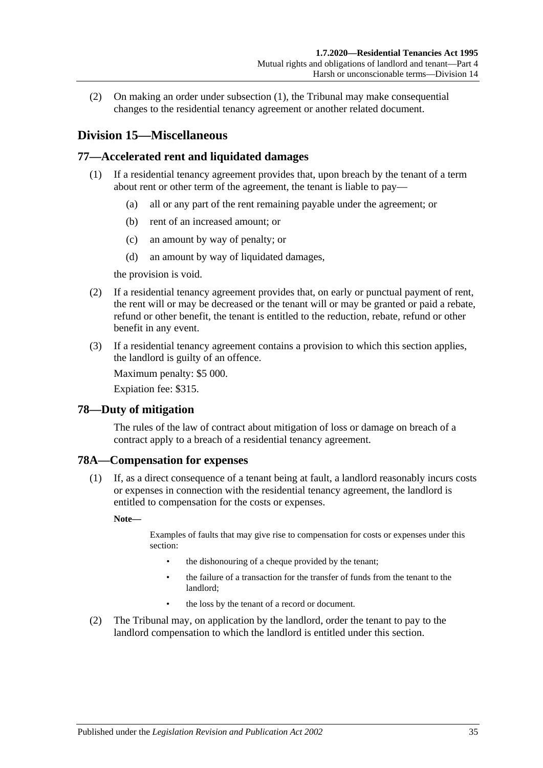(2) On making an order under subsection (1), the Tribunal may make consequential changes to the residential tenancy agreement or another related document.

## Division 15—Miscellaneous

### 77—Accelerated rent and liquidated damages

(1) If a residential tenancy agreement provides that, upon breach by the tenant of a term about rent or other term of the agreement, the tenant is liable to pay—

(a) all or any part of the rent remaining payable under the agreement; or

(b) rent of an increased amount; or

(c) an amount by way of penalty; or

(d) an amount by way of liquidated damages,

the provision is void.

(2) If a residential tenancy agreement provides that, on early or punctual payment of rent, the rent will or may be decreased or the tenant will or may be granted or paid a rebate, refund or other benefit, the tenant is entitled to the reduction, rebate, refund or other benefit in any event.

(3) If a residential tenancy agreement contains a provision to which this section applies, the landlord is guilty of an offence.

Maximum penalty: $5 000.

Expiation fee: $315.

### 78—Duty of mitigation

The rules of the law of contract about mitigation of loss or damage on breach of a contract apply to a breach of a residential tenancy agreement.

### 78A—Compensation for expenses

(1) If, as a direct consequence of a tenant being at fault, a landlord reasonably incurs costs or expenses in connection with the residential tenancy agreement, the landlord is entitled to compensation for the costs or expenses.

**Note—**

Examples of faults that may give rise to compensation for costs or expenses under this section:

- the dishonouring of a cheque provided by the tenant;
- the failure of a transaction for the transfer of funds from the tenant to the landlord;
- the loss by the tenant of a record or document.

(2) The Tribunal may, on application by the landlord, order the tenant to pay to the landlord compensation to which the landlord is entitled under this section.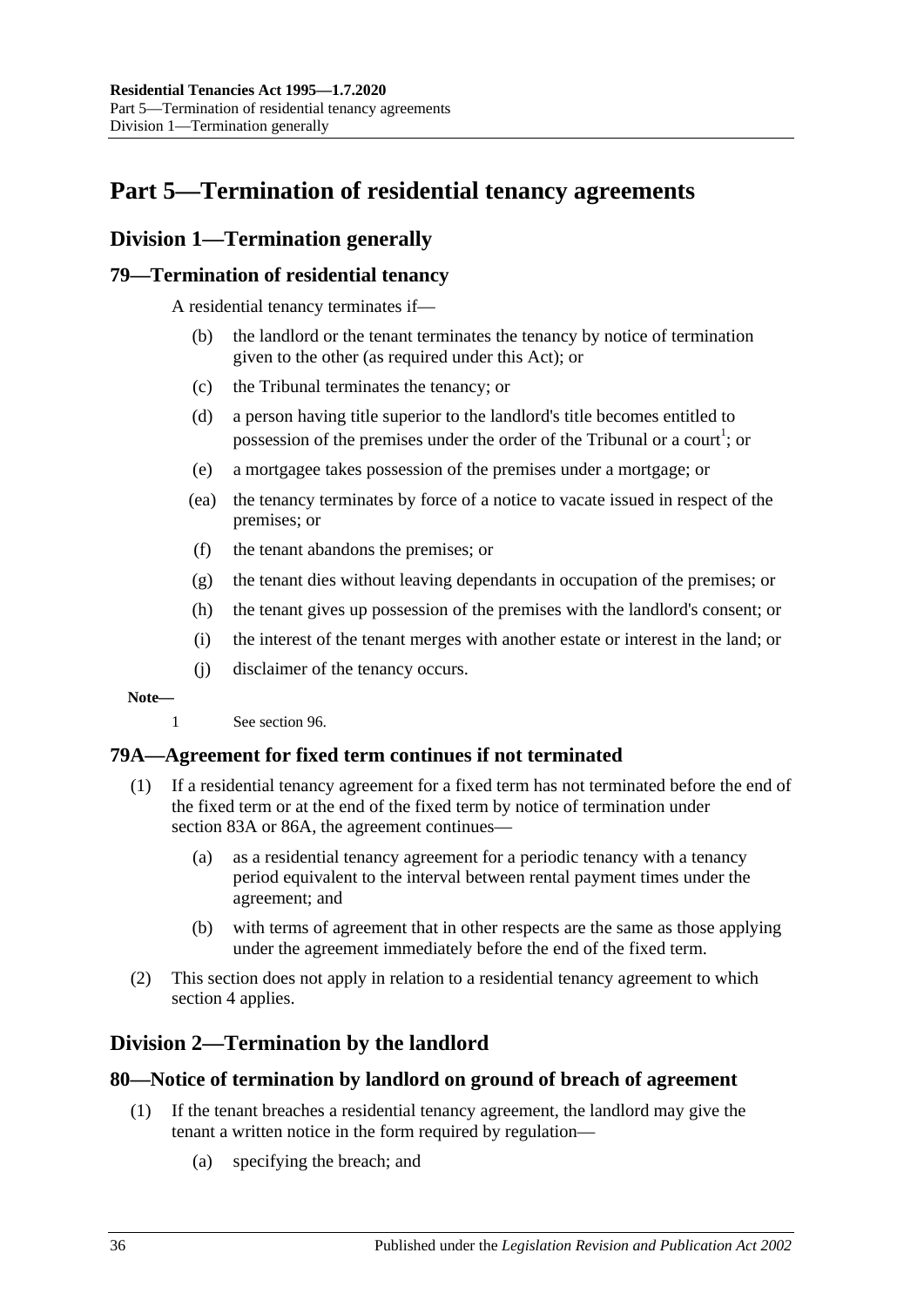# Part 5—Termination of residential tenancy agreements

## Division 1—Termination generally

### 79—Termination of residential tenancy

A residential tenancy terminates if—

(b) the landlord or the tenant terminates the tenancy by notice of termination given to the other (as required under this Act); or

(c) the Tribunal terminates the tenancy; or

(d) a person having title superior to the landlord's title becomes entitled to possession of the premises under the order of the Tribunal or a court[1]; or

(e) a mortgagee takes possession of the premises under a mortgage; or

(ea) the tenancy terminates by force of a notice to vacate issued in respect of the premises; or

(f) the tenant abandons the premises; or

(g) the tenant dies without leaving dependants in occupation of the premises; or

(h) the tenant gives up possession of the premises with the landlord's consent; or

(i) the interest of the tenant merges with another estate or interest in the land; or

(j) disclaimer of the tenancy occurs.

**Note—**

1 See section 96.

### 79A—Agreement for fixed term continues if not terminated

(1) If a residential tenancy agreement for a fixed term has not terminated before the end of the fixed term or at the end of the fixed term by notice of termination under section 83A or 86A, the agreement continues—

(a) as a residential tenancy agreement for a periodic tenancy with a tenancy period equivalent to the interval between rental payment times under the agreement; and

(b) with terms of agreement that in other respects are the same as those applying under the agreement immediately before the end of the fixed term.

(2) This section does not apply in relation to a residential tenancy agreement to which section 4 applies.

## Division 2—Termination by the landlord

### 80—Notice of termination by landlord on ground of breach of agreement

(1) If the tenant breaches a residential tenancy agreement, the landlord may give the tenant a written notice in the form required by regulation—

(a) specifying the breach; and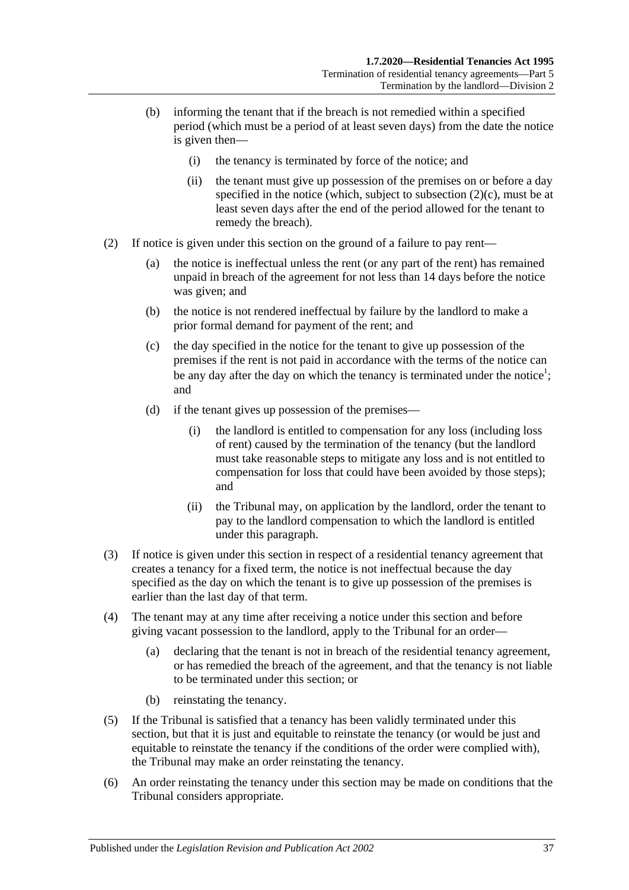(b) informing the tenant that if the breach is not remedied within a specified period (which must be a period of at least seven days) from the date the notice is given then—

(i) the tenancy is terminated by force of the notice; and

(ii) the tenant must give up possession of the premises on or before a day specified in the notice (which, subject to subsection (2)(c), must be at least seven days after the end of the period allowed for the tenant to remedy the breach).

(2) If notice is given under this section on the ground of a failure to pay rent—

(a) the notice is ineffectual unless the rent (or any part of the rent) has remained unpaid in breach of the agreement for not less than 14 days before the notice was given; and

(b) the notice is not rendered ineffectual by failure by the landlord to make a prior formal demand for payment of the rent; and

(c) the day specified in the notice for the tenant to give up possession of the premises if the rent is not paid in accordance with the terms of the notice can be any day after the day on which the tenancy is terminated under the notice[1]; and

(d) if the tenant gives up possession of the premises—

(i) the landlord is entitled to compensation for any loss (including loss of rent) caused by the termination of the tenancy (but the landlord must take reasonable steps to mitigate any loss and is not entitled to compensation for loss that could have been avoided by those steps); and

(ii) the Tribunal may, on application by the landlord, order the tenant to pay to the landlord compensation to which the landlord is entitled under this paragraph.

(3) If notice is given under this section in respect of a residential tenancy agreement that creates a tenancy for a fixed term, the notice is not ineffectual because the day specified as the day on which the tenant is to give up possession of the premises is earlier than the last day of that term.

(4) The tenant may at any time after receiving a notice under this section and before giving vacant possession to the landlord, apply to the Tribunal for an order—

(a) declaring that the tenant is not in breach of the residential tenancy agreement, or has remedied the breach of the agreement, and that the tenancy is not liable to be terminated under this section; or

(b) reinstating the tenancy.

(5) If the Tribunal is satisfied that a tenancy has been validly terminated under this section, but that it is just and equitable to reinstate the tenancy (or would be just and equitable to reinstate the tenancy if the conditions of the order were complied with), the Tribunal may make an order reinstating the tenancy.

(6) An order reinstating the tenancy under this section may be made on conditions that the Tribunal considers appropriate.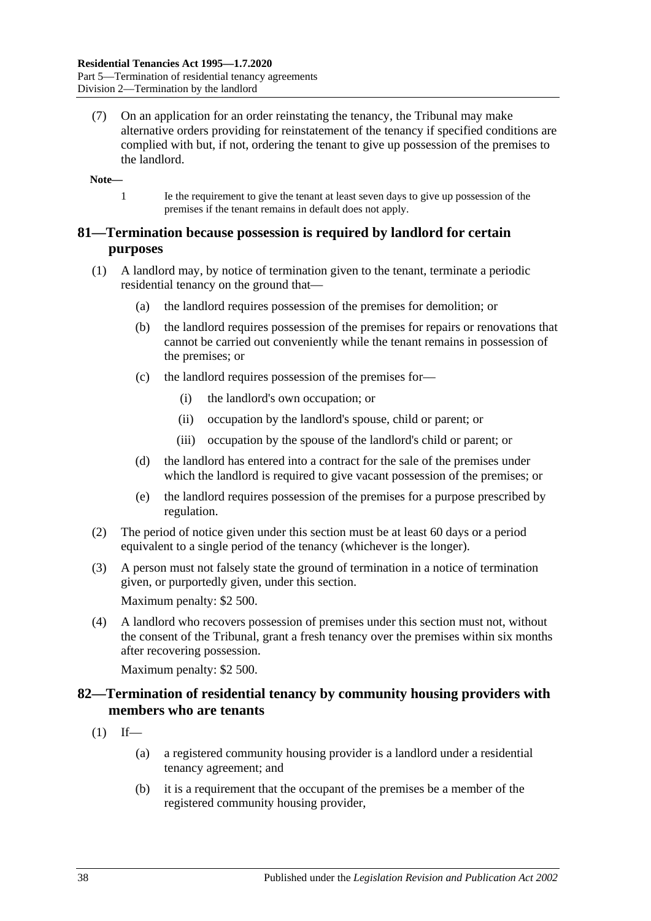(7) On an application for an order reinstating the tenancy, the Tribunal may make alternative orders providing for reinstatement of the tenancy if specified conditions are complied with but, if not, ordering the tenant to give up possession of the premises to the landlord.

**Note—**

1 Ie the requirement to give the tenant at least seven days to give up possession of the premises if the tenant remains in default does not apply.

## 81—Termination because possession is required by landlord for certain purposes

(1) A landlord may, by notice of termination given to the tenant, terminate a periodic residential tenancy on the ground that—

(a) the landlord requires possession of the premises for demolition; or

(b) the landlord requires possession of the premises for repairs or renovations that cannot be carried out conveniently while the tenant remains in possession of the premises; or

(c) the landlord requires possession of the premises for—

(i) the landlord's own occupation; or

(ii) occupation by the landlord's spouse, child or parent; or

(iii) occupation by the spouse of the landlord's child or parent; or

(d) the landlord has entered into a contract for the sale of the premises under which the landlord is required to give vacant possession of the premises; or

(e) the landlord requires possession of the premises for a purpose prescribed by regulation.

(2) The period of notice given under this section must be at least 60 days or a period equivalent to a single period of the tenancy (whichever is the longer).

(3) A person must not falsely state the ground of termination in a notice of termination given, or purportedly given, under this section.

Maximum penalty: $2 500.

(4) A landlord who recovers possession of premises under this section must not, without the consent of the Tribunal, grant a fresh tenancy over the premises within six months after recovering possession.

Maximum penalty: $2 500.

## 82—Termination of residential tenancy by community housing providers with members who are tenants

(1) If—

(a) a registered community housing provider is a landlord under a residential tenancy agreement; and

(b) it is a requirement that the occupant of the premises be a member of the registered community housing provider,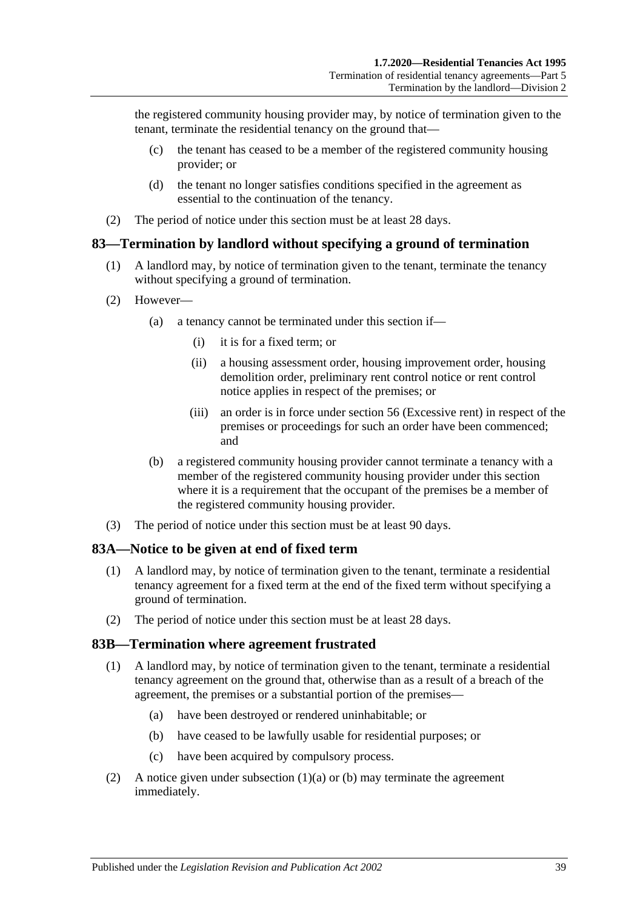the registered community housing provider may, by notice of termination given to the tenant, terminate the residential tenancy on the ground that—

- (c) the tenant has ceased to be a member of the registered community housing provider; or
- (d) the tenant no longer satisfies conditions specified in the agreement as essential to the continuation of the tenancy.

(2) The period of notice under this section must be at least 28 days.

## 83—Termination by landlord without specifying a ground of termination

(1) A landlord may, by notice of termination given to the tenant, terminate the tenancy without specifying a ground of termination.

(2) However—

- (a) a tenancy cannot be terminated under this section if—
  - (i) it is for a fixed term; or
  - (ii) a housing assessment order, housing improvement order, housing demolition order, preliminary rent control notice or rent control notice applies in respect of the premises; or
  - (iii) an order is in force under section 56 (Excessive rent) in respect of the premises or proceedings for such an order have been commenced; and
- (b) a registered community housing provider cannot terminate a tenancy with a member of the registered community housing provider under this section where it is a requirement that the occupant of the premises be a member of the registered community housing provider.

(3) The period of notice under this section must be at least 90 days.

## 83A—Notice to be given at end of fixed term

(1) A landlord may, by notice of termination given to the tenant, terminate a residential tenancy agreement for a fixed term at the end of the fixed term without specifying a ground of termination.

(2) The period of notice under this section must be at least 28 days.

## 83B—Termination where agreement frustrated

(1) A landlord may, by notice of termination given to the tenant, terminate a residential tenancy agreement on the ground that, otherwise than as a result of a breach of the agreement, the premises or a substantial portion of the premises—

- (a) have been destroyed or rendered uninhabitable; or
- (b) have ceased to be lawfully usable for residential purposes; or
- (c) have been acquired by compulsory process.

(2) A notice given under subsection (1)(a) or (b) may terminate the agreement immediately.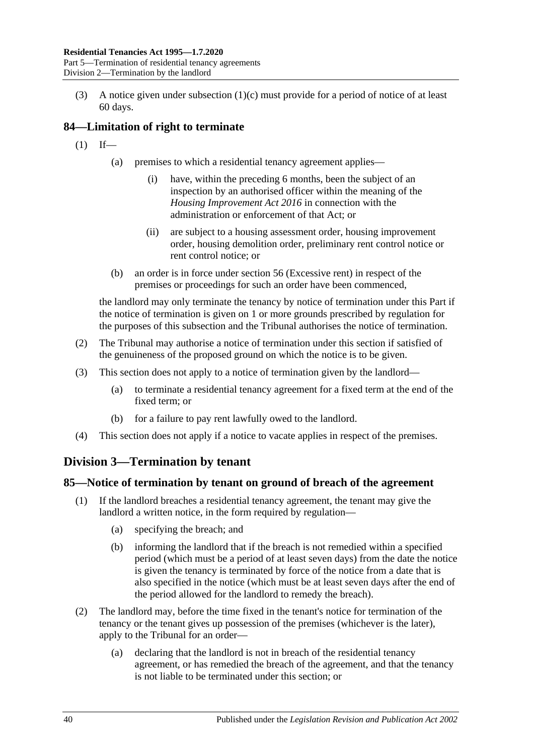(3) A notice given under subsection (1)(c) must provide for a period of notice of at least 60 days.

## 84—Limitation of right to terminate

(1) If—

(a) premises to which a residential tenancy agreement applies—

(i) have, within the preceding 6 months, been the subject of an inspection by an authorised officer within the meaning of the *Housing Improvement Act 2016* in connection with the administration or enforcement of that Act; or

(ii) are subject to a housing assessment order, housing improvement order, housing demolition order, preliminary rent control notice or rent control notice; or

(b) an order is in force under section 56 (Excessive rent) in respect of the premises or proceedings for such an order have been commenced,

the landlord may only terminate the tenancy by notice of termination under this Part if the notice of termination is given on 1 or more grounds prescribed by regulation for the purposes of this subsection and the Tribunal authorises the notice of termination.

(2) The Tribunal may authorise a notice of termination under this section if satisfied of the genuineness of the proposed ground on which the notice is to be given.

(3) This section does not apply to a notice of termination given by the landlord—

(a) to terminate a residential tenancy agreement for a fixed term at the end of the fixed term; or

(b) for a failure to pay rent lawfully owed to the landlord.

(4) This section does not apply if a notice to vacate applies in respect of the premises.

# Division 3—Termination by tenant

## 85—Notice of termination by tenant on ground of breach of the agreement

(1) If the landlord breaches a residential tenancy agreement, the tenant may give the landlord a written notice, in the form required by regulation—

(a) specifying the breach; and

(b) informing the landlord that if the breach is not remedied within a specified period (which must be a period of at least seven days) from the date the notice is given the tenancy is terminated by force of the notice from a date that is also specified in the notice (which must be at least seven days after the end of the period allowed for the landlord to remedy the breach).

(2) The landlord may, before the time fixed in the tenant's notice for termination of the tenancy or the tenant gives up possession of the premises (whichever is the later), apply to the Tribunal for an order—

(a) declaring that the landlord is not in breach of the residential tenancy agreement, or has remedied the breach of the agreement, and that the tenancy is not liable to be terminated under this section; or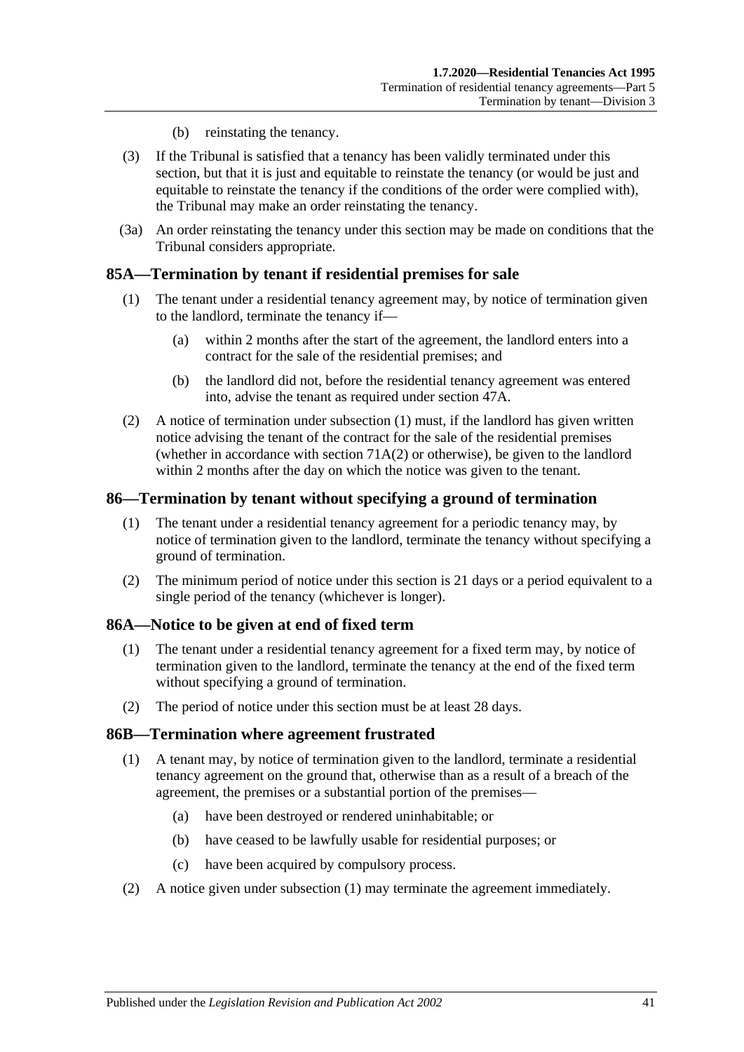(b) reinstating the tenancy.

(3) If the Tribunal is satisfied that a tenancy has been validly terminated under this section, but that it is just and equitable to reinstate the tenancy (or would be just and equitable to reinstate the tenancy if the conditions of the order were complied with), the Tribunal may make an order reinstating the tenancy.

(3a) An order reinstating the tenancy under this section may be made on conditions that the Tribunal considers appropriate.

## 85A—Termination by tenant if residential premises for sale

(1) The tenant under a residential tenancy agreement may, by notice of termination given to the landlord, terminate the tenancy if—

(a) within 2 months after the start of the agreement, the landlord enters into a contract for the sale of the residential premises; and

(b) the landlord did not, before the residential tenancy agreement was entered into, advise the tenant as required under section 47A.

(2) A notice of termination under subsection (1) must, if the landlord has given written notice advising the tenant of the contract for the sale of the residential premises (whether in accordance with section 71A(2) or otherwise), be given to the landlord within 2 months after the day on which the notice was given to the tenant.

## 86—Termination by tenant without specifying a ground of termination

(1) The tenant under a residential tenancy agreement for a periodic tenancy may, by notice of termination given to the landlord, terminate the tenancy without specifying a ground of termination.

(2) The minimum period of notice under this section is 21 days or a period equivalent to a single period of the tenancy (whichever is longer).

## 86A—Notice to be given at end of fixed term

(1) The tenant under a residential tenancy agreement for a fixed term may, by notice of termination given to the landlord, terminate the tenancy at the end of the fixed term without specifying a ground of termination.

(2) The period of notice under this section must be at least 28 days.

## 86B—Termination where agreement frustrated

(1) A tenant may, by notice of termination given to the landlord, terminate a residential tenancy agreement on the ground that, otherwise than as a result of a breach of the agreement, the premises or a substantial portion of the premises—

(a) have been destroyed or rendered uninhabitable; or

(b) have ceased to be lawfully usable for residential purposes; or

(c) have been acquired by compulsory process.

(2) A notice given under subsection (1) may terminate the agreement immediately.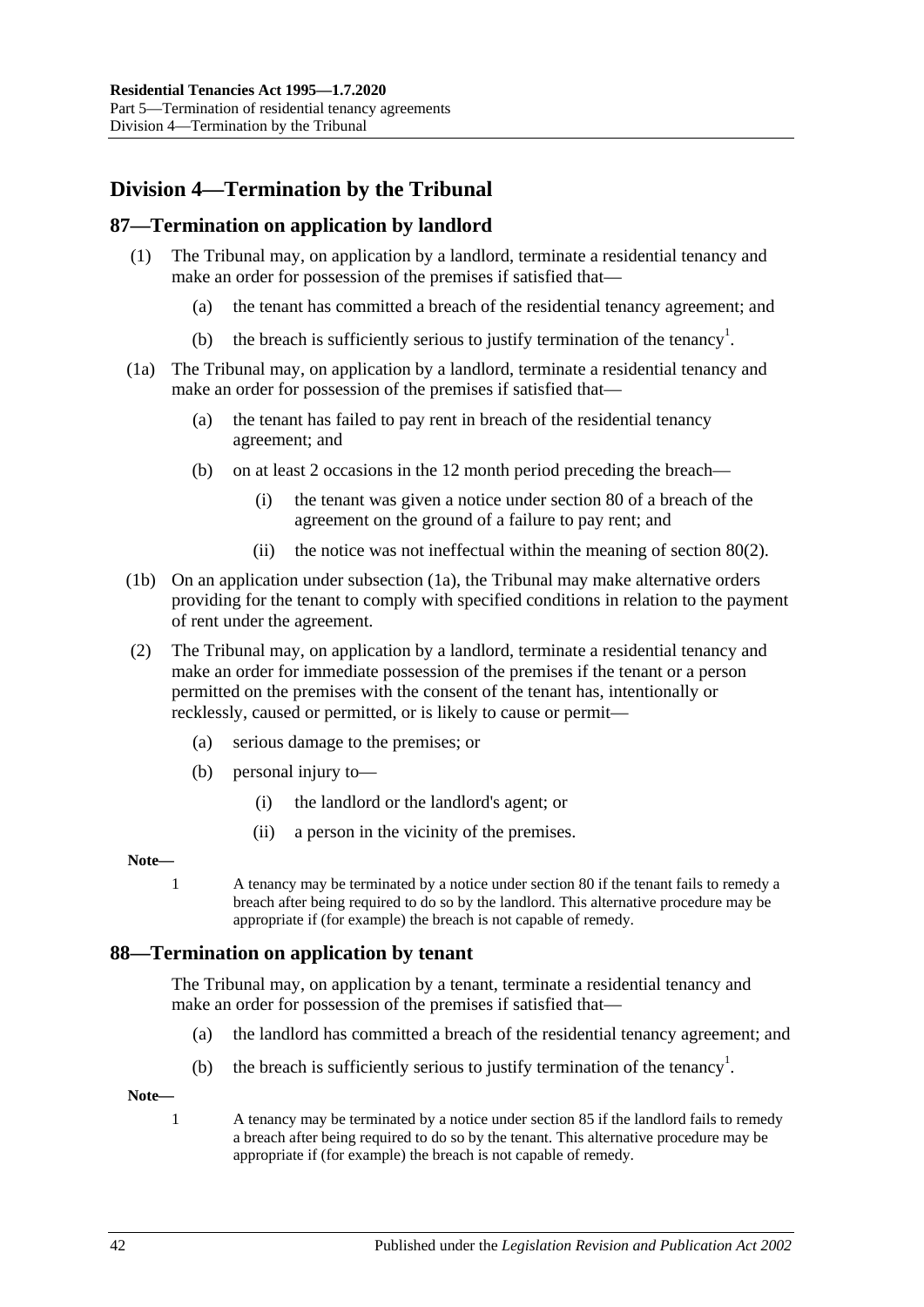## Division 4—Termination by the Tribunal

### 87—Termination on application by landlord

(1) The Tribunal may, on application by a landlord, terminate a residential tenancy and make an order for possession of the premises if satisfied that—

(a) the tenant has committed a breach of the residential tenancy agreement; and

(b) the breach is sufficiently serious to justify termination of the tenancy[1].

(1a) The Tribunal may, on application by a landlord, terminate a residential tenancy and make an order for possession of the premises if satisfied that—

(a) the tenant has failed to pay rent in breach of the residential tenancy agreement; and

(b) on at least 2 occasions in the 12 month period preceding the breach—

(i) the tenant was given a notice under section 80 of a breach of the agreement on the ground of a failure to pay rent; and

(ii) the notice was not ineffectual within the meaning of section 80(2).

(1b) On an application under subsection (1a), the Tribunal may make alternative orders providing for the tenant to comply with specified conditions in relation to the payment of rent under the agreement.

(2) The Tribunal may, on application by a landlord, terminate a residential tenancy and make an order for immediate possession of the premises if the tenant or a person permitted on the premises with the consent of the tenant has, intentionally or recklessly, caused or permitted, or is likely to cause or permit—

(a) serious damage to the premises; or

(b) personal injury to—

(i) the landlord or the landlord's agent; or

(ii) a person in the vicinity of the premises.

**Note—**

1 A tenancy may be terminated by a notice under section 80 if the tenant fails to remedy a breach after being required to do so by the landlord. This alternative procedure may be appropriate if (for example) the breach is not capable of remedy.

### 88—Termination on application by tenant

The Tribunal may, on application by a tenant, terminate a residential tenancy and make an order for possession of the premises if satisfied that—

(a) the landlord has committed a breach of the residential tenancy agreement; and

(b) the breach is sufficiently serious to justify termination of the tenancy[1].

**Note—**

1 A tenancy may be terminated by a notice under section 85 if the landlord fails to remedy a breach after being required to do so by the tenant. This alternative procedure may be appropriate if (for example) the breach is not capable of remedy.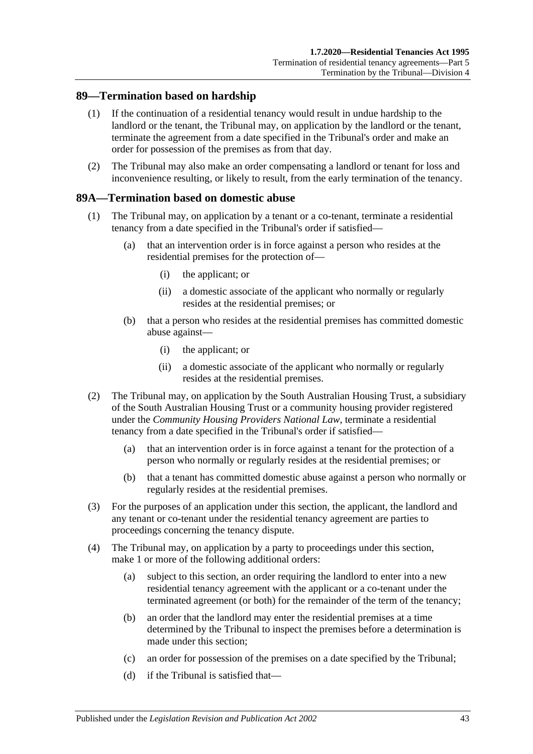## 89—Termination based on hardship

(1) If the continuation of a residential tenancy would result in undue hardship to the landlord or the tenant, the Tribunal may, on application by the landlord or the tenant, terminate the agreement from a date specified in the Tribunal's order and make an order for possession of the premises as from that day.

(2) The Tribunal may also make an order compensating a landlord or tenant for loss and inconvenience resulting, or likely to result, from the early termination of the tenancy.

## 89A—Termination based on domestic abuse

(1) The Tribunal may, on application by a tenant or a co-tenant, terminate a residential tenancy from a date specified in the Tribunal's order if satisfied—

(a) that an intervention order is in force against a person who resides at the residential premises for the protection of—

(i) the applicant; or

(ii) a domestic associate of the applicant who normally or regularly resides at the residential premises; or

(b) that a person who resides at the residential premises has committed domestic abuse against—

(i) the applicant; or

(ii) a domestic associate of the applicant who normally or regularly resides at the residential premises.

(2) The Tribunal may, on application by the South Australian Housing Trust, a subsidiary of the South Australian Housing Trust or a community housing provider registered under the *Community Housing Providers National Law*, terminate a residential tenancy from a date specified in the Tribunal's order if satisfied—

(a) that an intervention order is in force against a tenant for the protection of a person who normally or regularly resides at the residential premises; or

(b) that a tenant has committed domestic abuse against a person who normally or regularly resides at the residential premises.

(3) For the purposes of an application under this section, the applicant, the landlord and any tenant or co-tenant under the residential tenancy agreement are parties to proceedings concerning the tenancy dispute.

(4) The Tribunal may, on application by a party to proceedings under this section, make 1 or more of the following additional orders:

(a) subject to this section, an order requiring the landlord to enter into a new residential tenancy agreement with the applicant or a co-tenant under the terminated agreement (or both) for the remainder of the term of the tenancy;

(b) an order that the landlord may enter the residential premises at a time determined by the Tribunal to inspect the premises before a determination is made under this section;

(c) an order for possession of the premises on a date specified by the Tribunal;

(d) if the Tribunal is satisfied that—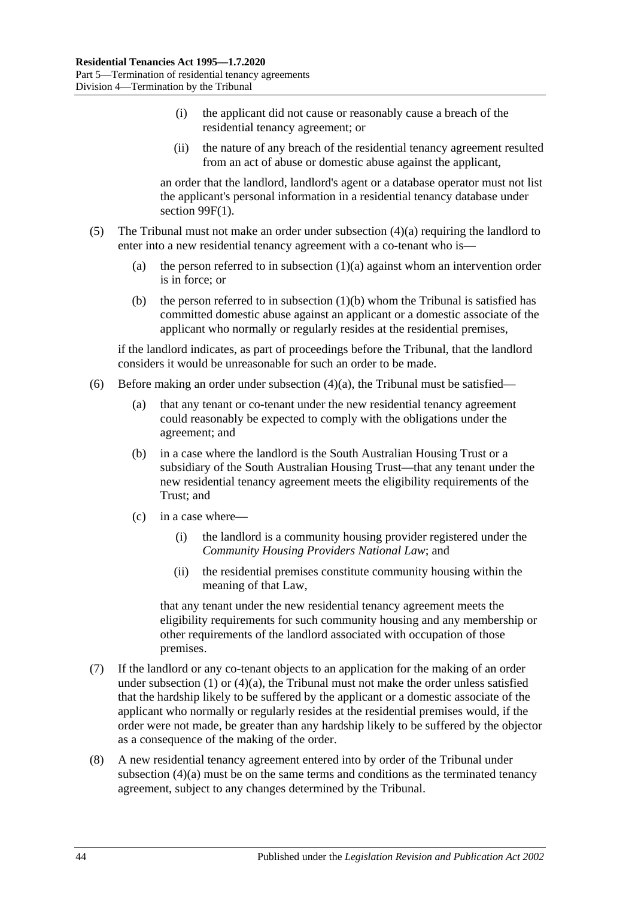(i) the applicant did not cause or reasonably cause a breach of the residential tenancy agreement; or

(ii) the nature of any breach of the residential tenancy agreement resulted from an act of abuse or domestic abuse against the applicant,

an order that the landlord, landlord's agent or a database operator must not list the applicant's personal information in a residential tenancy database under section 99F(1).

(5) The Tribunal must not make an order under subsection (4)(a) requiring the landlord to enter into a new residential tenancy agreement with a co-tenant who is—

(a) the person referred to in subsection (1)(a) against whom an intervention order is in force; or

(b) the person referred to in subsection (1)(b) whom the Tribunal is satisfied has committed domestic abuse against an applicant or a domestic associate of the applicant who normally or regularly resides at the residential premises,

if the landlord indicates, as part of proceedings before the Tribunal, that the landlord considers it would be unreasonable for such an order to be made.

(6) Before making an order under subsection (4)(a), the Tribunal must be satisfied—

(a) that any tenant or co-tenant under the new residential tenancy agreement could reasonably be expected to comply with the obligations under the agreement; and

(b) in a case where the landlord is the South Australian Housing Trust or a subsidiary of the South Australian Housing Trust—that any tenant under the new residential tenancy agreement meets the eligibility requirements of the Trust; and

(c) in a case where—

(i) the landlord is a community housing provider registered under the *Community Housing Providers National Law*; and

(ii) the residential premises constitute community housing within the meaning of that Law,

that any tenant under the new residential tenancy agreement meets the eligibility requirements for such community housing and any membership or other requirements of the landlord associated with occupation of those premises.

(7) If the landlord or any co-tenant objects to an application for the making of an order under subsection (1) or (4)(a), the Tribunal must not make the order unless satisfied that the hardship likely to be suffered by the applicant or a domestic associate of the applicant who normally or regularly resides at the residential premises would, if the order were not made, be greater than any hardship likely to be suffered by the objector as a consequence of the making of the order.

(8) A new residential tenancy agreement entered into by order of the Tribunal under subsection (4)(a) must be on the same terms and conditions as the terminated tenancy agreement, subject to any changes determined by the Tribunal.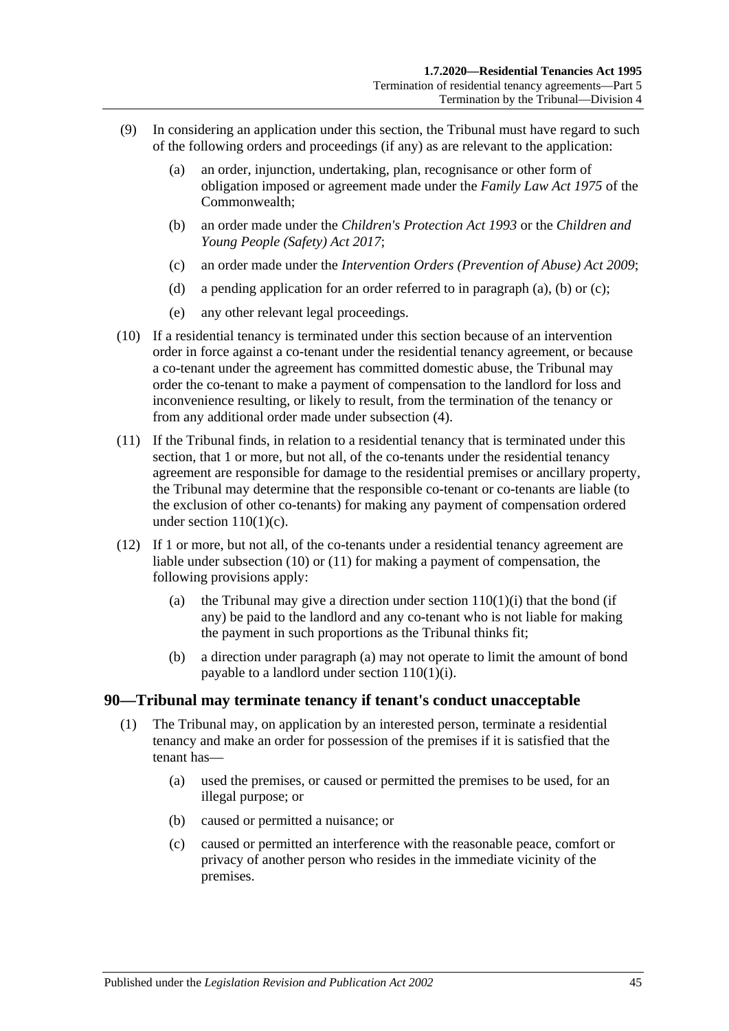(9) In considering an application under this section, the Tribunal must have regard to such of the following orders and proceedings (if any) as are relevant to the application:

  (a) an order, injunction, undertaking, plan, recognisance or other form of obligation imposed or agreement made under the *Family Law Act 1975* of the Commonwealth;

  (b) an order made under the *Children's Protection Act 1993* or the *Children and Young People (Safety) Act 2017*;

  (c) an order made under the *Intervention Orders (Prevention of Abuse) Act 2009*;

  (d) a pending application for an order referred to in paragraph (a), (b) or (c);

  (e) any other relevant legal proceedings.

(10) If a residential tenancy is terminated under this section because of an intervention order in force against a co-tenant under the residential tenancy agreement, or because a co-tenant under the agreement has committed domestic abuse, the Tribunal may order the co-tenant to make a payment of compensation to the landlord for loss and inconvenience resulting, or likely to result, from the termination of the tenancy or from any additional order made under subsection (4).

(11) If the Tribunal finds, in relation to a residential tenancy that is terminated under this section, that 1 or more, but not all, of the co-tenants under the residential tenancy agreement are responsible for damage to the residential premises or ancillary property, the Tribunal may determine that the responsible co-tenant or co-tenants are liable (to the exclusion of other co-tenants) for making any payment of compensation ordered under section 110(1)(c).

(12) If 1 or more, but not all, of the co-tenants under a residential tenancy agreement are liable under subsection (10) or (11) for making a payment of compensation, the following provisions apply:

  (a) the Tribunal may give a direction under section 110(1)(i) that the bond (if any) be paid to the landlord and any co-tenant who is not liable for making the payment in such proportions as the Tribunal thinks fit;

  (b) a direction under paragraph (a) may not operate to limit the amount of bond payable to a landlord under section 110(1)(i).

## 90—Tribunal may terminate tenancy if tenant's conduct unacceptable

(1) The Tribunal may, on application by an interested person, terminate a residential tenancy and make an order for possession of the premises if it is satisfied that the tenant has—

  (a) used the premises, or caused or permitted the premises to be used, for an illegal purpose; or

  (b) caused or permitted a nuisance; or

  (c) caused or permitted an interference with the reasonable peace, comfort or privacy of another person who resides in the immediate vicinity of the premises.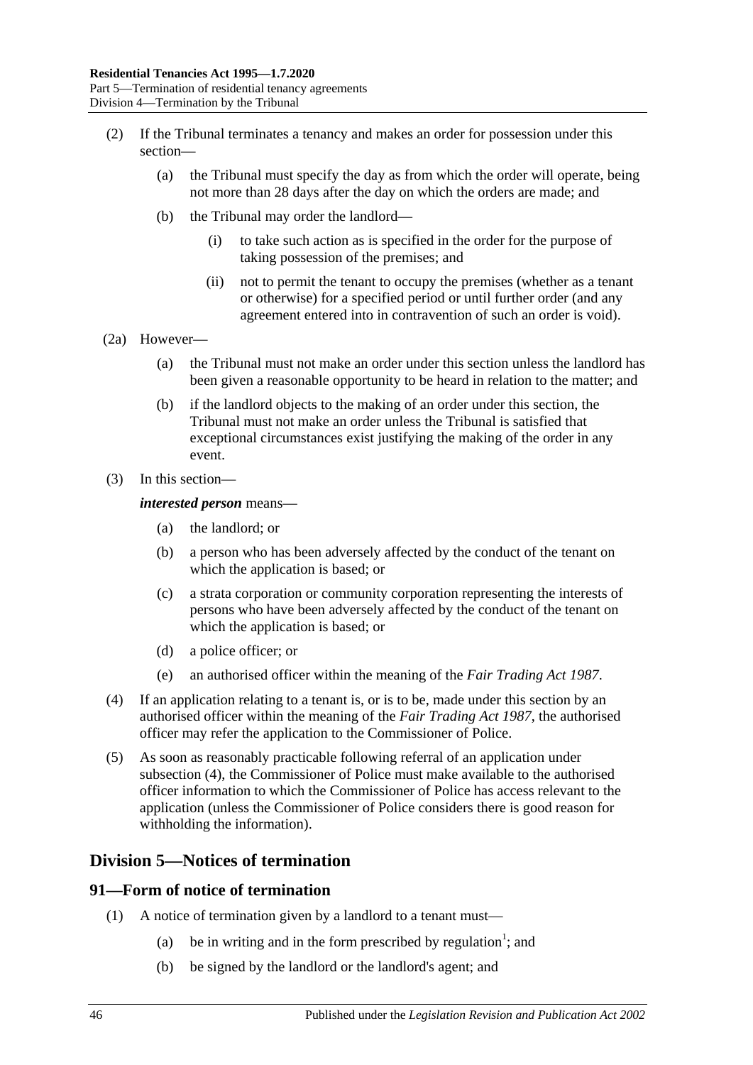(2) If the Tribunal terminates a tenancy and makes an order for possession under this section—

(a) the Tribunal must specify the day as from which the order will operate, being not more than 28 days after the day on which the orders are made; and

(b) the Tribunal may order the landlord—

(i) to take such action as is specified in the order for the purpose of taking possession of the premises; and

(ii) not to permit the tenant to occupy the premises (whether as a tenant or otherwise) for a specified period or until further order (and any agreement entered into in contravention of such an order is void).

(2a) However—

(a) the Tribunal must not make an order under this section unless the landlord has been given a reasonable opportunity to be heard in relation to the matter; and

(b) if the landlord objects to the making of an order under this section, the Tribunal must not make an order unless the Tribunal is satisfied that exceptional circumstances exist justifying the making of the order in any event.

(3) In this section—

***interested person*** means—

(a) the landlord; or

(b) a person who has been adversely affected by the conduct of the tenant on which the application is based; or

(c) a strata corporation or community corporation representing the interests of persons who have been adversely affected by the conduct of the tenant on which the application is based; or

(d) a police officer; or

(e) an authorised officer within the meaning of the *Fair Trading Act 1987*.

(4) If an application relating to a tenant is, or is to be, made under this section by an authorised officer within the meaning of the *Fair Trading Act 1987*, the authorised officer may refer the application to the Commissioner of Police.

(5) As soon as reasonably practicable following referral of an application under subsection (4), the Commissioner of Police must make available to the authorised officer information to which the Commissioner of Police has access relevant to the application (unless the Commissioner of Police considers there is good reason for withholding the information).

## Division 5—Notices of termination

### 91—Form of notice of termination

(1) A notice of termination given by a landlord to a tenant must—

(a) be in writing and in the form prescribed by regulation[1]; and

(b) be signed by the landlord or the landlord's agent; and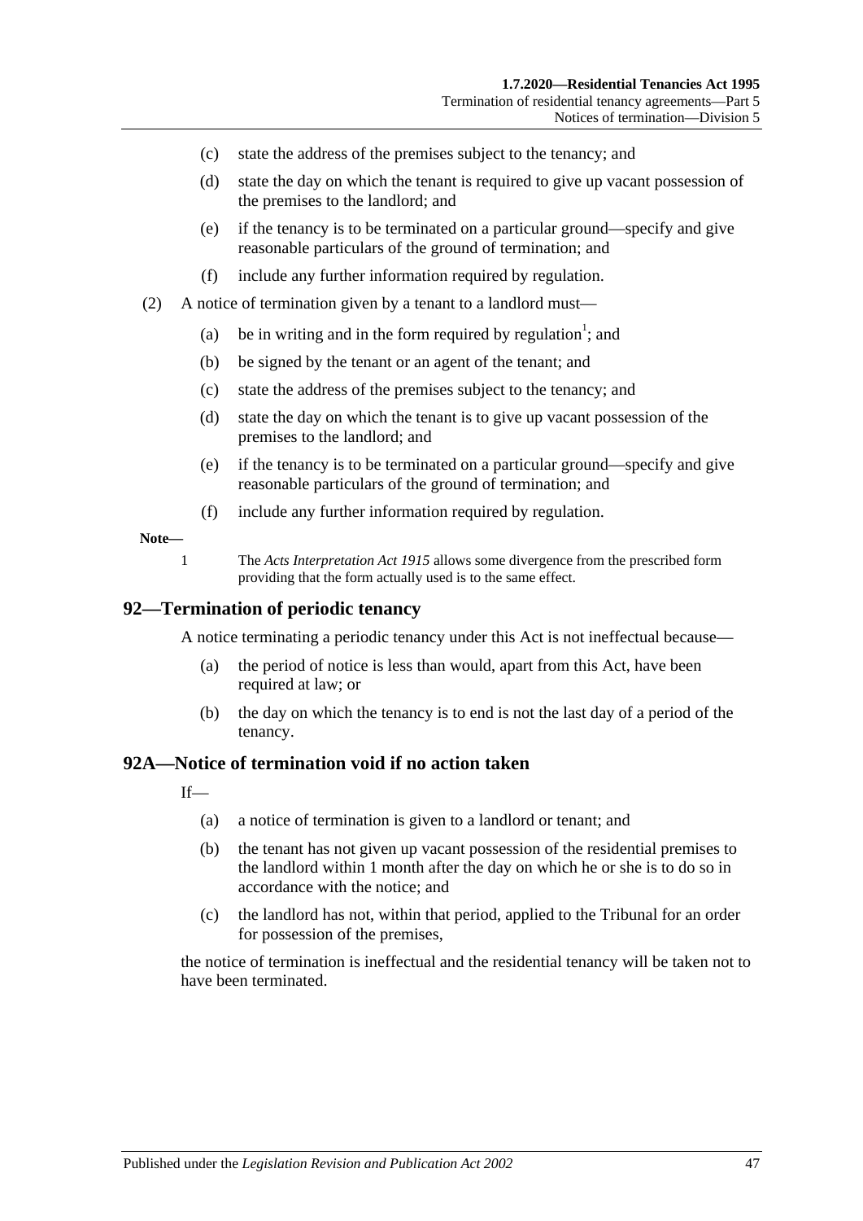(c) state the address of the premises subject to the tenancy; and

(d) state the day on which the tenant is required to give up vacant possession of the premises to the landlord; and

(e) if the tenancy is to be terminated on a particular ground—specify and give reasonable particulars of the ground of termination; and

(f) include any further information required by regulation.

(2) A notice of termination given by a tenant to a landlord must—

(a) be in writing and in the form required by regulation[1]; and

(b) be signed by the tenant or an agent of the tenant; and

(c) state the address of the premises subject to the tenancy; and

(d) state the day on which the tenant is to give up vacant possession of the premises to the landlord; and

(e) if the tenancy is to be terminated on a particular ground—specify and give reasonable particulars of the ground of termination; and

(f) include any further information required by regulation.

**Note—**

1 The *Acts Interpretation Act 1915* allows some divergence from the prescribed form providing that the form actually used is to the same effect.

## 92—Termination of periodic tenancy

A notice terminating a periodic tenancy under this Act is not ineffectual because—

(a) the period of notice is less than would, apart from this Act, have been required at law; or

(b) the day on which the tenancy is to end is not the last day of a period of the tenancy.

## 92A—Notice of termination void if no action taken

If—

(a) a notice of termination is given to a landlord or tenant; and

(b) the tenant has not given up vacant possession of the residential premises to the landlord within 1 month after the day on which he or she is to do so in accordance with the notice; and

(c) the landlord has not, within that period, applied to the Tribunal for an order for possession of the premises,

the notice of termination is ineffectual and the residential tenancy will be taken not to have been terminated.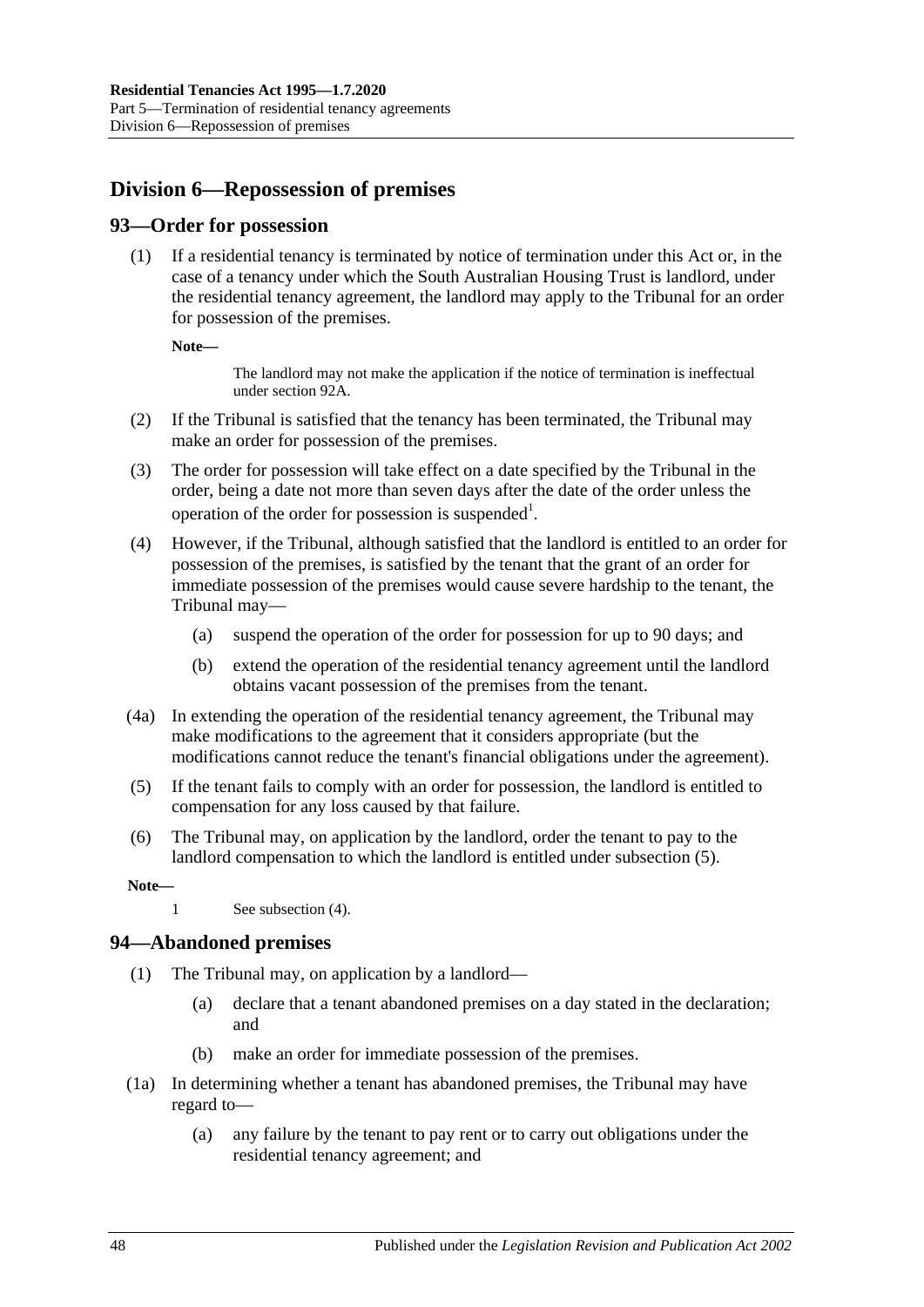## Division 6—Repossession of premises

### 93—Order for possession

(1) If a residential tenancy is terminated by notice of termination under this Act or, in the case of a tenancy under which the South Australian Housing Trust is landlord, under the residential tenancy agreement, the landlord may apply to the Tribunal for an order for possession of the premises.

**Note—**

The landlord may not make the application if the notice of termination is ineffectual under section 92A.

(2) If the Tribunal is satisfied that the tenancy has been terminated, the Tribunal may make an order for possession of the premises.

(3) The order for possession will take effect on a date specified by the Tribunal in the order, being a date not more than seven days after the date of the order unless the operation of the order for possession is suspended[1].

(4) However, if the Tribunal, although satisfied that the landlord is entitled to an order for possession of the premises, is satisfied by the tenant that the grant of an order for immediate possession of the premises would cause severe hardship to the tenant, the Tribunal may—

(a) suspend the operation of the order for possession for up to 90 days; and

(b) extend the operation of the residential tenancy agreement until the landlord obtains vacant possession of the premises from the tenant.

(4a) In extending the operation of the residential tenancy agreement, the Tribunal may make modifications to the agreement that it considers appropriate (but the modifications cannot reduce the tenant's financial obligations under the agreement).

(5) If the tenant fails to comply with an order for possession, the landlord is entitled to compensation for any loss caused by that failure.

(6) The Tribunal may, on application by the landlord, order the tenant to pay to the landlord compensation to which the landlord is entitled under subsection (5).

**Note—**

1 See subsection (4).

### 94—Abandoned premises

(1) The Tribunal may, on application by a landlord—

(a) declare that a tenant abandoned premises on a day stated in the declaration; and

(b) make an order for immediate possession of the premises.

(1a) In determining whether a tenant has abandoned premises, the Tribunal may have regard to—

(a) any failure by the tenant to pay rent or to carry out obligations under the residential tenancy agreement; and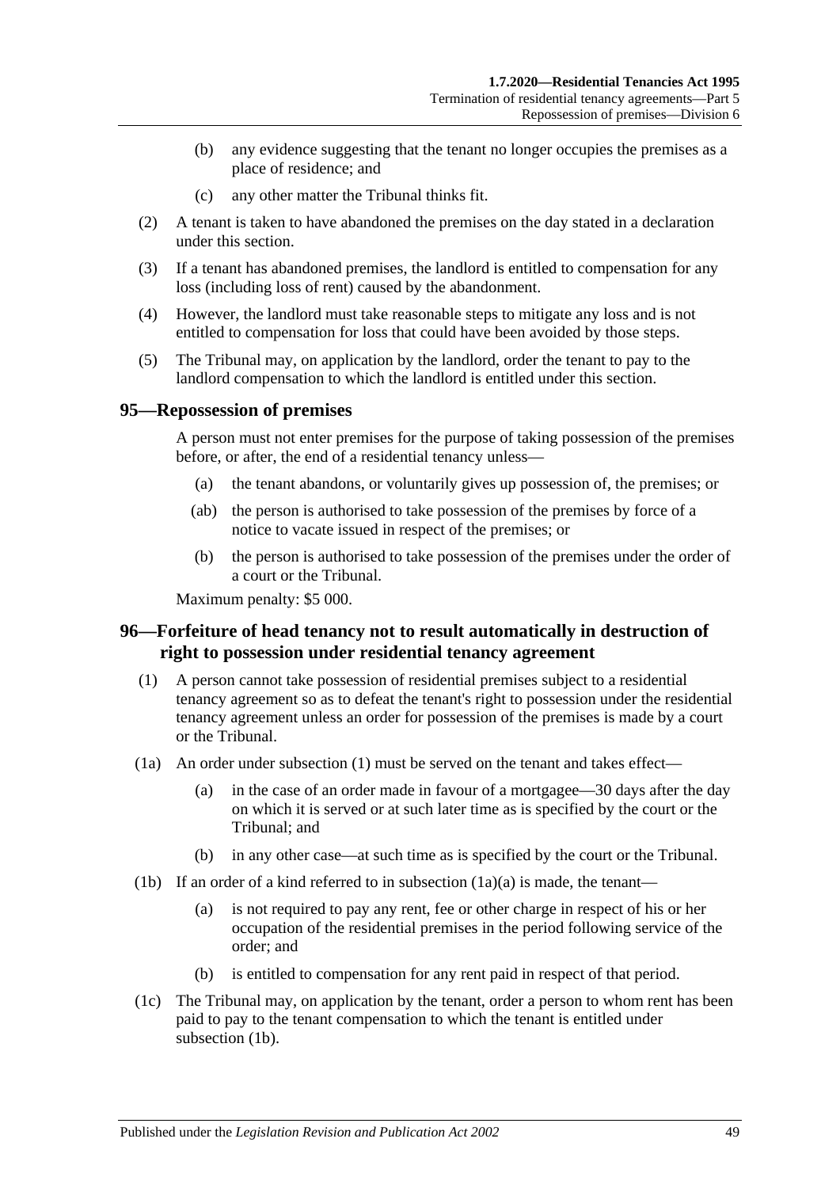(b) any evidence suggesting that the tenant no longer occupies the premises as a place of residence; and

(c) any other matter the Tribunal thinks fit.

(2) A tenant is taken to have abandoned the premises on the day stated in a declaration under this section.

(3) If a tenant has abandoned premises, the landlord is entitled to compensation for any loss (including loss of rent) caused by the abandonment.

(4) However, the landlord must take reasonable steps to mitigate any loss and is not entitled to compensation for loss that could have been avoided by those steps.

(5) The Tribunal may, on application by the landlord, order the tenant to pay to the landlord compensation to which the landlord is entitled under this section.

## 95—Repossession of premises

A person must not enter premises for the purpose of taking possession of the premises before, or after, the end of a residential tenancy unless—

(a) the tenant abandons, or voluntarily gives up possession of, the premises; or

(ab) the person is authorised to take possession of the premises by force of a notice to vacate issued in respect of the premises; or

(b) the person is authorised to take possession of the premises under the order of a court or the Tribunal.

Maximum penalty: $5 000.

## 96—Forfeiture of head tenancy not to result automatically in destruction of right to possession under residential tenancy agreement

(1) A person cannot take possession of residential premises subject to a residential tenancy agreement so as to defeat the tenant's right to possession under the residential tenancy agreement unless an order for possession of the premises is made by a court or the Tribunal.

(1a) An order under subsection (1) must be served on the tenant and takes effect—

(a) in the case of an order made in favour of a mortgagee—30 days after the day on which it is served or at such later time as is specified by the court or the Tribunal; and

(b) in any other case—at such time as is specified by the court or the Tribunal.

(1b) If an order of a kind referred to in subsection (1a)(a) is made, the tenant—

(a) is not required to pay any rent, fee or other charge in respect of his or her occupation of the residential premises in the period following service of the order; and

(b) is entitled to compensation for any rent paid in respect of that period.

(1c) The Tribunal may, on application by the tenant, order a person to whom rent has been paid to pay to the tenant compensation to which the tenant is entitled under subsection (1b).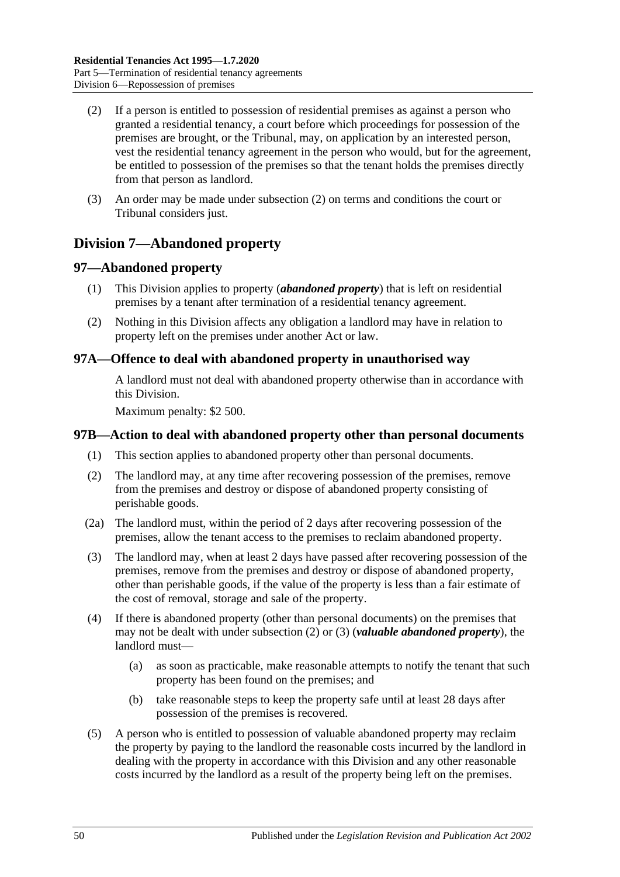(2) If a person is entitled to possession of residential premises as against a person who granted a residential tenancy, a court before which proceedings for possession of the premises are brought, or the Tribunal, may, on application by an interested person, vest the residential tenancy agreement in the person who would, but for the agreement, be entitled to possession of the premises so that the tenant holds the premises directly from that person as landlord.

(3) An order may be made under subsection (2) on terms and conditions the court or Tribunal considers just.

## Division 7—Abandoned property

### 97—Abandoned property

(1) This Division applies to property (***abandoned property***) that is left on residential premises by a tenant after termination of a residential tenancy agreement.

(2) Nothing in this Division affects any obligation a landlord may have in relation to property left on the premises under another Act or law.

### 97A—Offence to deal with abandoned property in unauthorised way

A landlord must not deal with abandoned property otherwise than in accordance with this Division.

Maximum penalty: $2 500.

### 97B—Action to deal with abandoned property other than personal documents

(1) This section applies to abandoned property other than personal documents.

(2) The landlord may, at any time after recovering possession of the premises, remove from the premises and destroy or dispose of abandoned property consisting of perishable goods.

(2a) The landlord must, within the period of 2 days after recovering possession of the premises, allow the tenant access to the premises to reclaim abandoned property.

(3) The landlord may, when at least 2 days have passed after recovering possession of the premises, remove from the premises and destroy or dispose of abandoned property, other than perishable goods, if the value of the property is less than a fair estimate of the cost of removal, storage and sale of the property.

(4) If there is abandoned property (other than personal documents) on the premises that may not be dealt with under subsection (2) or (3) (***valuable abandoned property***), the landlord must—

(a) as soon as practicable, make reasonable attempts to notify the tenant that such property has been found on the premises; and

(b) take reasonable steps to keep the property safe until at least 28 days after possession of the premises is recovered.

(5) A person who is entitled to possession of valuable abandoned property may reclaim the property by paying to the landlord the reasonable costs incurred by the landlord in dealing with the property in accordance with this Division and any other reasonable costs incurred by the landlord as a result of the property being left on the premises.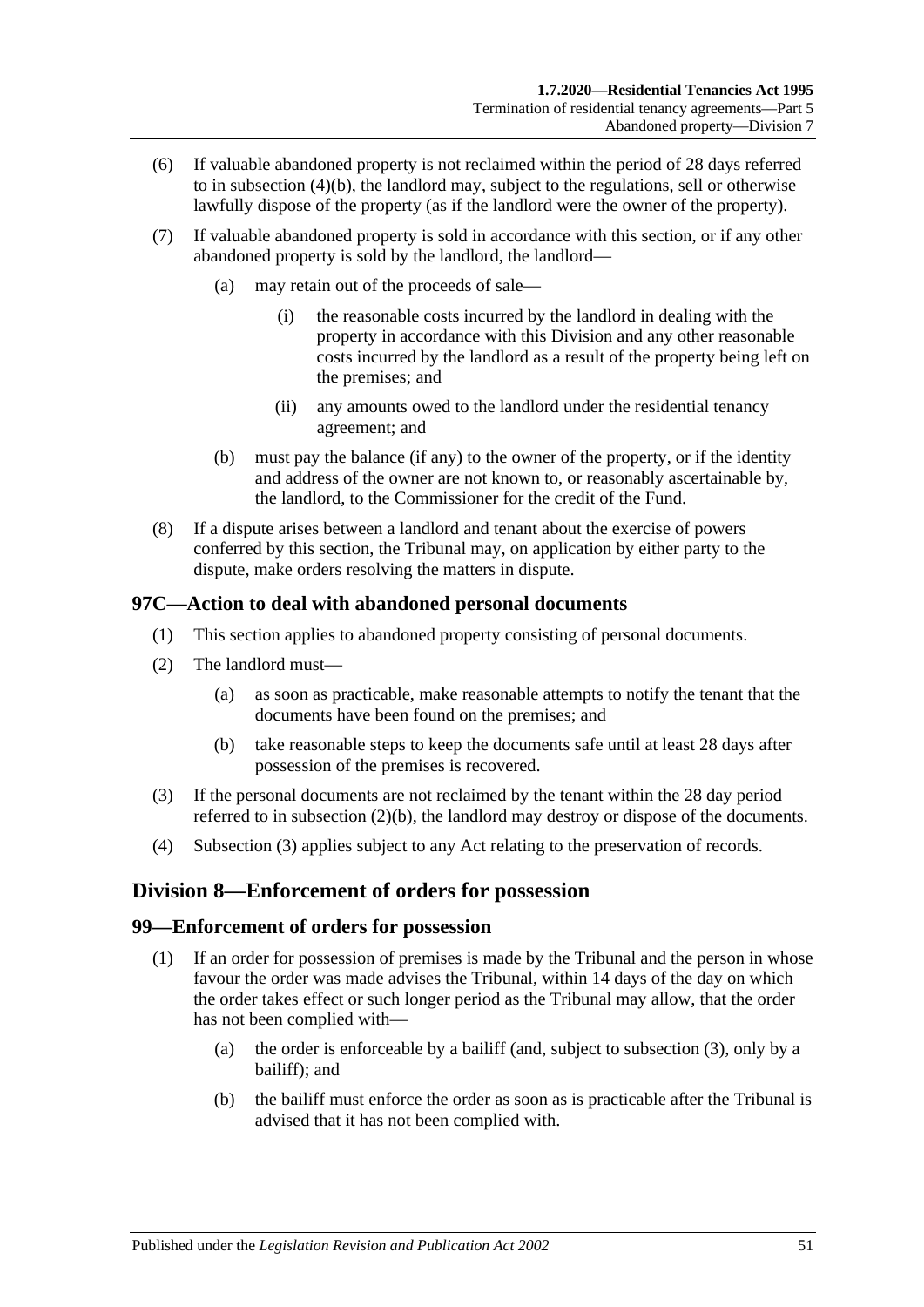(6) If valuable abandoned property is not reclaimed within the period of 28 days referred to in subsection (4)(b), the landlord may, subject to the regulations, sell or otherwise lawfully dispose of the property (as if the landlord were the owner of the property).

(7) If valuable abandoned property is sold in accordance with this section, or if any other abandoned property is sold by the landlord, the landlord—

(a) may retain out of the proceeds of sale—

(i) the reasonable costs incurred by the landlord in dealing with the property in accordance with this Division and any other reasonable costs incurred by the landlord as a result of the property being left on the premises; and

(ii) any amounts owed to the landlord under the residential tenancy agreement; and

(b) must pay the balance (if any) to the owner of the property, or if the identity and address of the owner are not known to, or reasonably ascertainable by, the landlord, to the Commissioner for the credit of the Fund.

(8) If a dispute arises between a landlord and tenant about the exercise of powers conferred by this section, the Tribunal may, on application by either party to the dispute, make orders resolving the matters in dispute.

### 97C—Action to deal with abandoned personal documents

(1) This section applies to abandoned property consisting of personal documents.

(2) The landlord must—

(a) as soon as practicable, make reasonable attempts to notify the tenant that the documents have been found on the premises; and

(b) take reasonable steps to keep the documents safe until at least 28 days after possession of the premises is recovered.

(3) If the personal documents are not reclaimed by the tenant within the 28 day period referred to in subsection (2)(b), the landlord may destroy or dispose of the documents.

(4) Subsection (3) applies subject to any Act relating to the preservation of records.

## Division 8—Enforcement of orders for possession

### 99—Enforcement of orders for possession

(1) If an order for possession of premises is made by the Tribunal and the person in whose favour the order was made advises the Tribunal, within 14 days of the day on which the order takes effect or such longer period as the Tribunal may allow, that the order has not been complied with—

(a) the order is enforceable by a bailiff (and, subject to subsection (3), only by a bailiff); and

(b) the bailiff must enforce the order as soon as is practicable after the Tribunal is advised that it has not been complied with.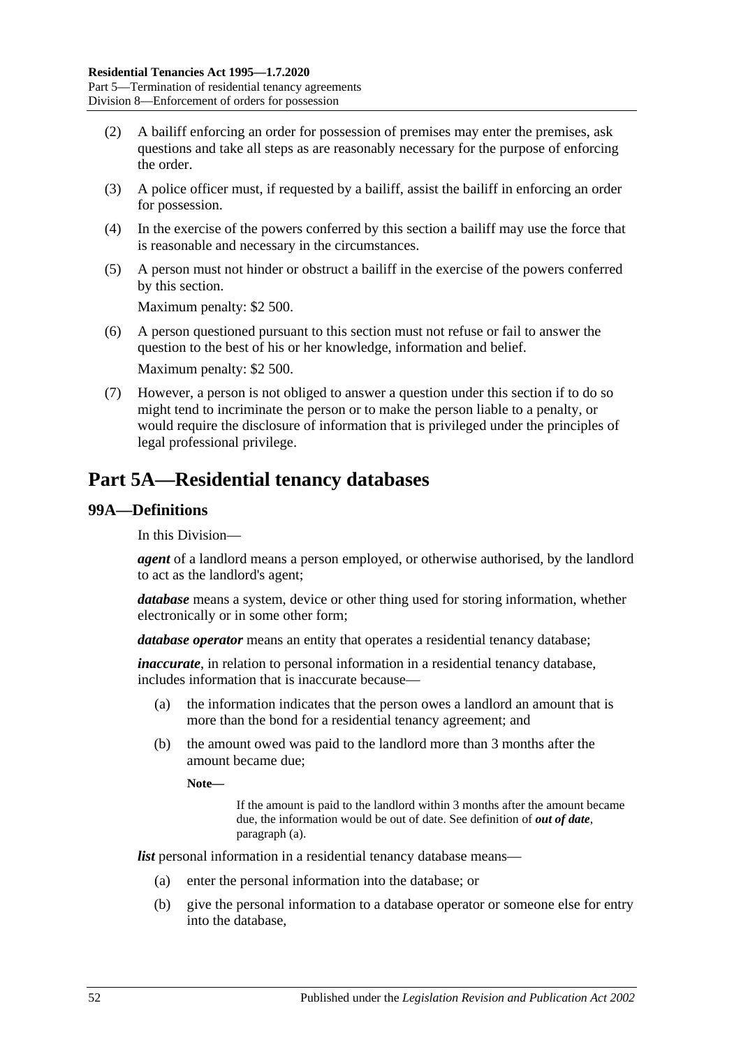(2) A bailiff enforcing an order for possession of premises may enter the premises, ask questions and take all steps as are reasonably necessary for the purpose of enforcing the order.

(3) A police officer must, if requested by a bailiff, assist the bailiff in enforcing an order for possession.

(4) In the exercise of the powers conferred by this section a bailiff may use the force that is reasonable and necessary in the circumstances.

(5) A person must not hinder or obstruct a bailiff in the exercise of the powers conferred by this section.

Maximum penalty: $2 500.

(6) A person questioned pursuant to this section must not refuse or fail to answer the question to the best of his or her knowledge, information and belief.

Maximum penalty: $2 500.

(7) However, a person is not obliged to answer a question under this section if to do so might tend to incriminate the person or to make the person liable to a penalty, or would require the disclosure of information that is privileged under the principles of legal professional privilege.

# Part 5A—Residential tenancy databases

## 99A—Definitions

In this Division—

***agent*** of a landlord means a person employed, or otherwise authorised, by the landlord to act as the landlord's agent;

***database*** means a system, device or other thing used for storing information, whether electronically or in some other form;

***database operator*** means an entity that operates a residential tenancy database;

***inaccurate***, in relation to personal information in a residential tenancy database, includes information that is inaccurate because—

(a) the information indicates that the person owes a landlord an amount that is more than the bond for a residential tenancy agreement; and

(b) the amount owed was paid to the landlord more than 3 months after the amount became due;

**Note—**

If the amount is paid to the landlord within 3 months after the amount became due, the information would be out of date. See definition of ***out of date***, paragraph (a).

***list*** personal information in a residential tenancy database means—

(a) enter the personal information into the database; or

(b) give the personal information to a database operator or someone else for entry into the database,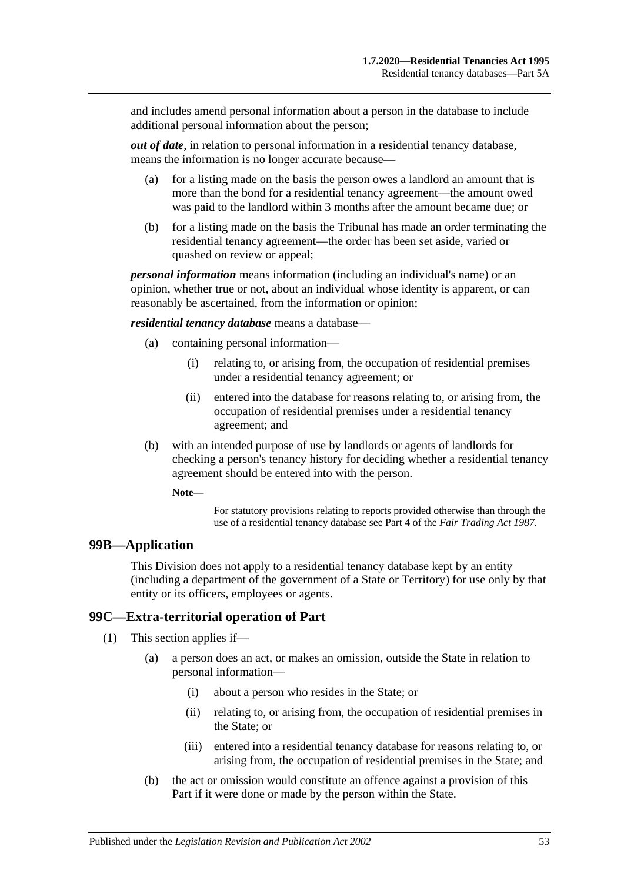and includes amend personal information about a person in the database to include additional personal information about the person;

***out of date***, in relation to personal information in a residential tenancy database, means the information is no longer accurate because—

(a) for a listing made on the basis the person owes a landlord an amount that is more than the bond for a residential tenancy agreement—the amount owed was paid to the landlord within 3 months after the amount became due; or

(b) for a listing made on the basis the Tribunal has made an order terminating the residential tenancy agreement—the order has been set aside, varied or quashed on review or appeal;

***personal information*** means information (including an individual's name) or an opinion, whether true or not, about an individual whose identity is apparent, or can reasonably be ascertained, from the information or opinion;

***residential tenancy database*** means a database—

(a) containing personal information—

(i) relating to, or arising from, the occupation of residential premises under a residential tenancy agreement; or

(ii) entered into the database for reasons relating to, or arising from, the occupation of residential premises under a residential tenancy agreement; and

(b) with an intended purpose of use by landlords or agents of landlords for checking a person's tenancy history for deciding whether a residential tenancy agreement should be entered into with the person.

**Note—**

For statutory provisions relating to reports provided otherwise than through the use of a residential tenancy database see Part 4 of the *Fair Trading Act 1987*.

## 99B—Application

This Division does not apply to a residential tenancy database kept by an entity (including a department of the government of a State or Territory) for use only by that entity or its officers, employees or agents.

## 99C—Extra-territorial operation of Part

(1) This section applies if—

(a) a person does an act, or makes an omission, outside the State in relation to personal information—

(i) about a person who resides in the State; or

(ii) relating to, or arising from, the occupation of residential premises in the State; or

(iii) entered into a residential tenancy database for reasons relating to, or arising from, the occupation of residential premises in the State; and

(b) the act or omission would constitute an offence against a provision of this Part if it were done or made by the person within the State.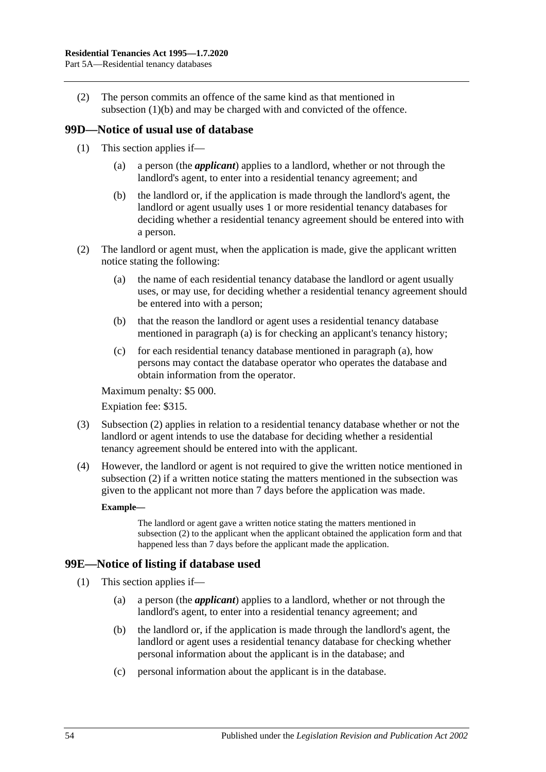(2) The person commits an offence of the same kind as that mentioned in subsection (1)(b) and may be charged with and convicted of the offence.

## 99D—Notice of usual use of database

(1) This section applies if—

(a) a person (the ***applicant***) applies to a landlord, whether or not through the landlord's agent, to enter into a residential tenancy agreement; and

(b) the landlord or, if the application is made through the landlord's agent, the landlord or agent usually uses 1 or more residential tenancy databases for deciding whether a residential tenancy agreement should be entered into with a person.

(2) The landlord or agent must, when the application is made, give the applicant written notice stating the following:

(a) the name of each residential tenancy database the landlord or agent usually uses, or may use, for deciding whether a residential tenancy agreement should be entered into with a person;

(b) that the reason the landlord or agent uses a residential tenancy database mentioned in paragraph (a) is for checking an applicant's tenancy history;

(c) for each residential tenancy database mentioned in paragraph (a), how persons may contact the database operator who operates the database and obtain information from the operator.

Maximum penalty: $5 000.

Expiation fee: $315.

(3) Subsection (2) applies in relation to a residential tenancy database whether or not the landlord or agent intends to use the database for deciding whether a residential tenancy agreement should be entered into with the applicant.

(4) However, the landlord or agent is not required to give the written notice mentioned in subsection (2) if a written notice stating the matters mentioned in the subsection was given to the applicant not more than 7 days before the application was made.

**Example—**

The landlord or agent gave a written notice stating the matters mentioned in subsection (2) to the applicant when the applicant obtained the application form and that happened less than 7 days before the applicant made the application.

## 99E—Notice of listing if database used

(1) This section applies if—

(a) a person (the ***applicant***) applies to a landlord, whether or not through the landlord's agent, to enter into a residential tenancy agreement; and

(b) the landlord or, if the application is made through the landlord's agent, the landlord or agent uses a residential tenancy database for checking whether personal information about the applicant is in the database; and

(c) personal information about the applicant is in the database.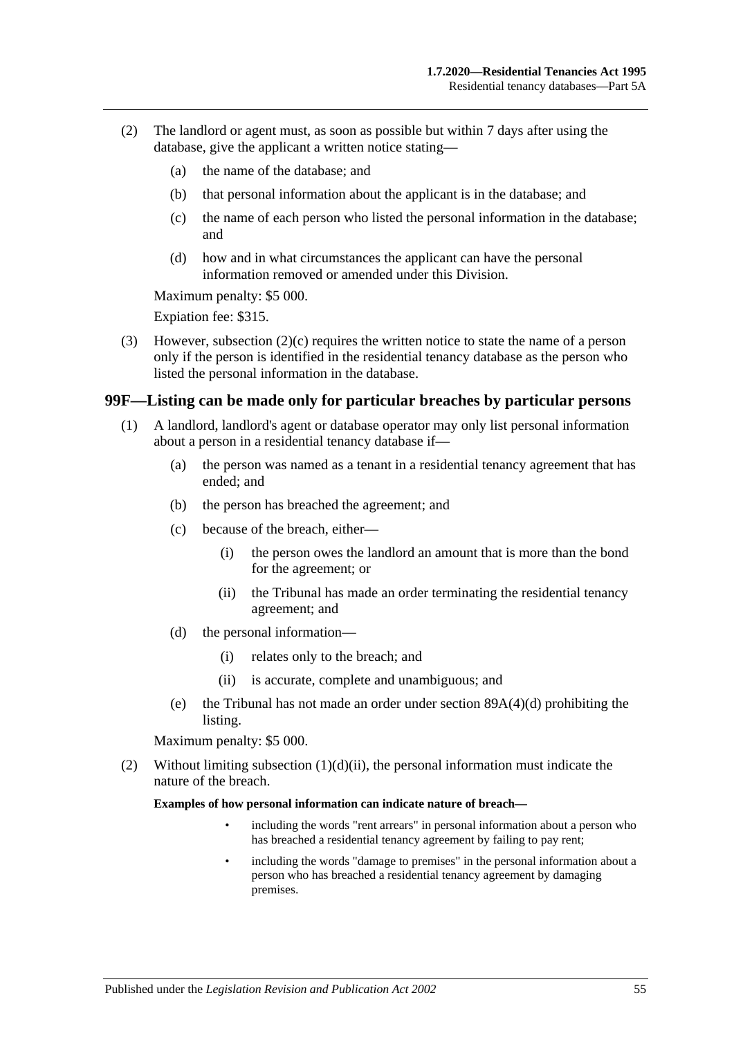(2) The landlord or agent must, as soon as possible but within 7 days after using the database, give the applicant a written notice stating—

   (a) the name of the database; and

   (b) that personal information about the applicant is in the database; and

   (c) the name of each person who listed the personal information in the database; and

   (d) how and in what circumstances the applicant can have the personal information removed or amended under this Division.

Maximum penalty: $5 000.

Expiation fee: $315.

(3) However, subsection (2)(c) requires the written notice to state the name of a person only if the person is identified in the residential tenancy database as the person who listed the personal information in the database.

## 99F—Listing can be made only for particular breaches by particular persons

(1) A landlord, landlord's agent or database operator may only list personal information about a person in a residential tenancy database if—

   (a) the person was named as a tenant in a residential tenancy agreement that has ended; and

   (b) the person has breached the agreement; and

   (c) because of the breach, either—

      (i) the person owes the landlord an amount that is more than the bond for the agreement; or

      (ii) the Tribunal has made an order terminating the residential tenancy agreement; and

   (d) the personal information—

      (i) relates only to the breach; and

      (ii) is accurate, complete and unambiguous; and

   (e) the Tribunal has not made an order under section 89A(4)(d) prohibiting the listing.

Maximum penalty: $5 000.

(2) Without limiting subsection (1)(d)(ii), the personal information must indicate the nature of the breach.

**Examples of how personal information can indicate nature of breach—**

- including the words "rent arrears" in personal information about a person who has breached a residential tenancy agreement by failing to pay rent;
- including the words "damage to premises" in the personal information about a person who has breached a residential tenancy agreement by damaging premises.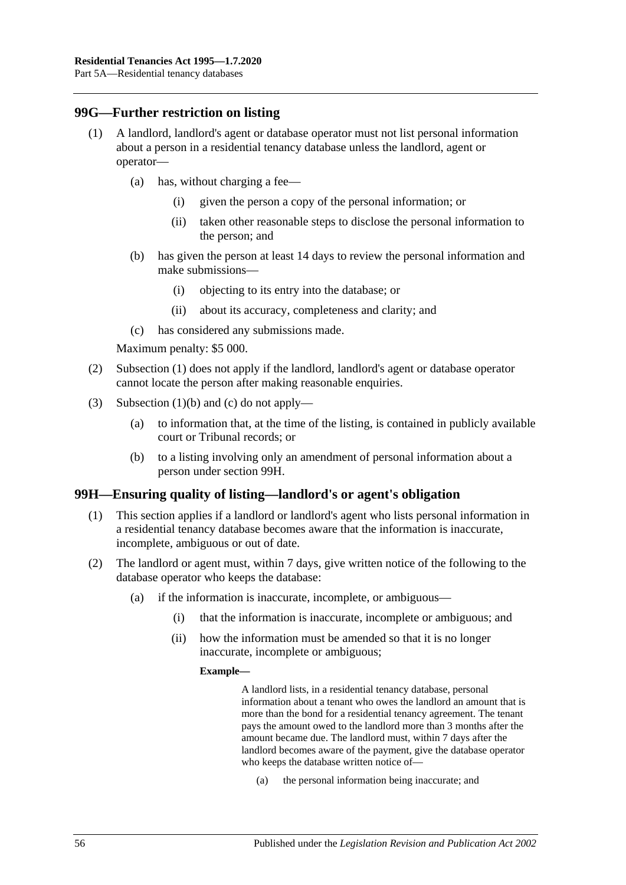## 99G—Further restriction on listing

(1) A landlord, landlord's agent or database operator must not list personal information about a person in a residential tenancy database unless the landlord, agent or operator—

(a) has, without charging a fee—

(i) given the person a copy of the personal information; or

(ii) taken other reasonable steps to disclose the personal information to the person; and

(b) has given the person at least 14 days to review the personal information and make submissions—

(i) objecting to its entry into the database; or

(ii) about its accuracy, completeness and clarity; and

(c) has considered any submissions made.

Maximum penalty: $5 000.

(2) Subsection (1) does not apply if the landlord, landlord's agent or database operator cannot locate the person after making reasonable enquiries.

(3) Subsection (1)(b) and (c) do not apply—

(a) to information that, at the time of the listing, is contained in publicly available court or Tribunal records; or

(b) to a listing involving only an amendment of personal information about a person under section 99H.

## 99H—Ensuring quality of listing—landlord's or agent's obligation

(1) This section applies if a landlord or landlord's agent who lists personal information in a residential tenancy database becomes aware that the information is inaccurate, incomplete, ambiguous or out of date.

(2) The landlord or agent must, within 7 days, give written notice of the following to the database operator who keeps the database:

(a) if the information is inaccurate, incomplete, or ambiguous—

(i) that the information is inaccurate, incomplete or ambiguous; and

(ii) how the information must be amended so that it is no longer inaccurate, incomplete or ambiguous;

**Example—**

A landlord lists, in a residential tenancy database, personal information about a tenant who owes the landlord an amount that is more than the bond for a residential tenancy agreement. The tenant pays the amount owed to the landlord more than 3 months after the amount became due. The landlord must, within 7 days after the landlord becomes aware of the payment, give the database operator who keeps the database written notice of—

(a) the personal information being inaccurate; and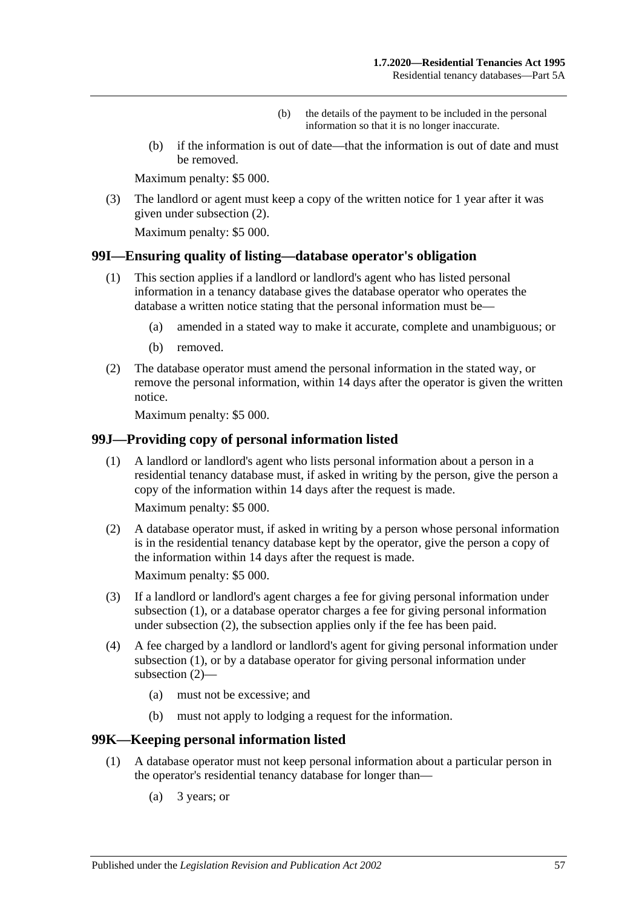(b) the details of the payment to be included in the personal information so that it is no longer inaccurate.

(b) if the information is out of date—that the information is out of date and must be removed.

Maximum penalty: $5 000.

(3) The landlord or agent must keep a copy of the written notice for 1 year after it was given under subsection (2).

Maximum penalty: $5 000.

## 99I—Ensuring quality of listing—database operator's obligation

(1) This section applies if a landlord or landlord's agent who has listed personal information in a tenancy database gives the database operator who operates the database a written notice stating that the personal information must be—

(a) amended in a stated way to make it accurate, complete and unambiguous; or

(b) removed.

(2) The database operator must amend the personal information in the stated way, or remove the personal information, within 14 days after the operator is given the written notice.

Maximum penalty: $5 000.

## 99J—Providing copy of personal information listed

(1) A landlord or landlord's agent who lists personal information about a person in a residential tenancy database must, if asked in writing by the person, give the person a copy of the information within 14 days after the request is made.

Maximum penalty: $5 000.

(2) A database operator must, if asked in writing by a person whose personal information is in the residential tenancy database kept by the operator, give the person a copy of the information within 14 days after the request is made.

Maximum penalty: $5 000.

(3) If a landlord or landlord's agent charges a fee for giving personal information under subsection (1), or a database operator charges a fee for giving personal information under subsection (2), the subsection applies only if the fee has been paid.

(4) A fee charged by a landlord or landlord's agent for giving personal information under subsection (1), or by a database operator for giving personal information under subsection (2)—

(a) must not be excessive; and

(b) must not apply to lodging a request for the information.

## 99K—Keeping personal information listed

(1) A database operator must not keep personal information about a particular person in the operator's residential tenancy database for longer than—

(a) 3 years; or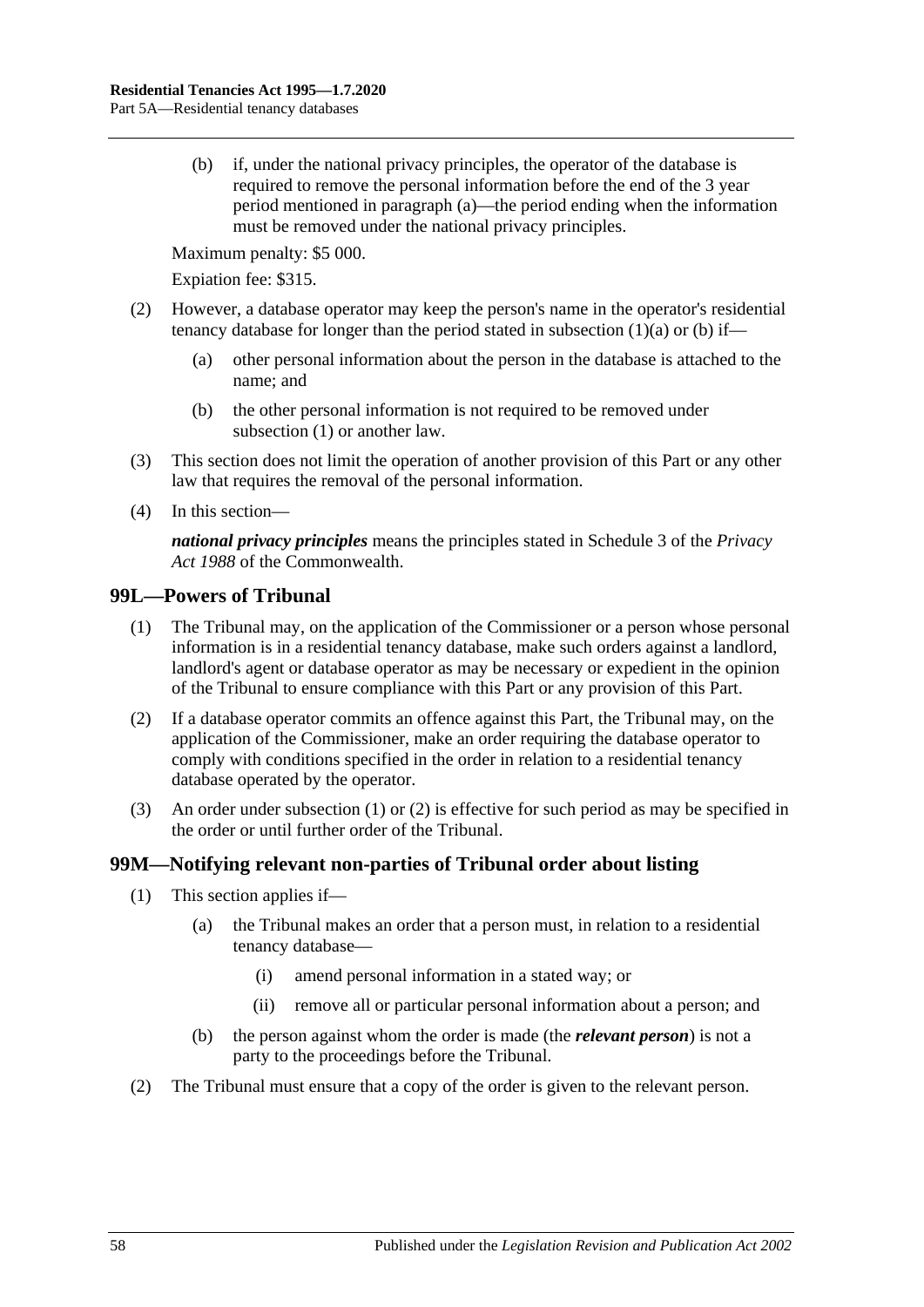(b) if, under the national privacy principles, the operator of the database is required to remove the personal information before the end of the 3 year period mentioned in paragraph (a)—the period ending when the information must be removed under the national privacy principles.

Maximum penalty: $5 000.

Expiation fee: $315.

(2) However, a database operator may keep the person's name in the operator's residential tenancy database for longer than the period stated in subsection (1)(a) or (b) if—

(a) other personal information about the person in the database is attached to the name; and

(b) the other personal information is not required to be removed under subsection (1) or another law.

(3) This section does not limit the operation of another provision of this Part or any other law that requires the removal of the personal information.

(4) In this section—

***national privacy principles*** means the principles stated in Schedule 3 of the *Privacy Act 1988* of the Commonwealth.

## 99L—Powers of Tribunal

(1) The Tribunal may, on the application of the Commissioner or a person whose personal information is in a residential tenancy database, make such orders against a landlord, landlord's agent or database operator as may be necessary or expedient in the opinion of the Tribunal to ensure compliance with this Part or any provision of this Part.

(2) If a database operator commits an offence against this Part, the Tribunal may, on the application of the Commissioner, make an order requiring the database operator to comply with conditions specified in the order in relation to a residential tenancy database operated by the operator.

(3) An order under subsection (1) or (2) is effective for such period as may be specified in the order or until further order of the Tribunal.

## 99M—Notifying relevant non-parties of Tribunal order about listing

(1) This section applies if—

(a) the Tribunal makes an order that a person must, in relation to a residential tenancy database—

(i) amend personal information in a stated way; or

(ii) remove all or particular personal information about a person; and

(b) the person against whom the order is made (the ***relevant person***) is not a party to the proceedings before the Tribunal.

(2) The Tribunal must ensure that a copy of the order is given to the relevant person.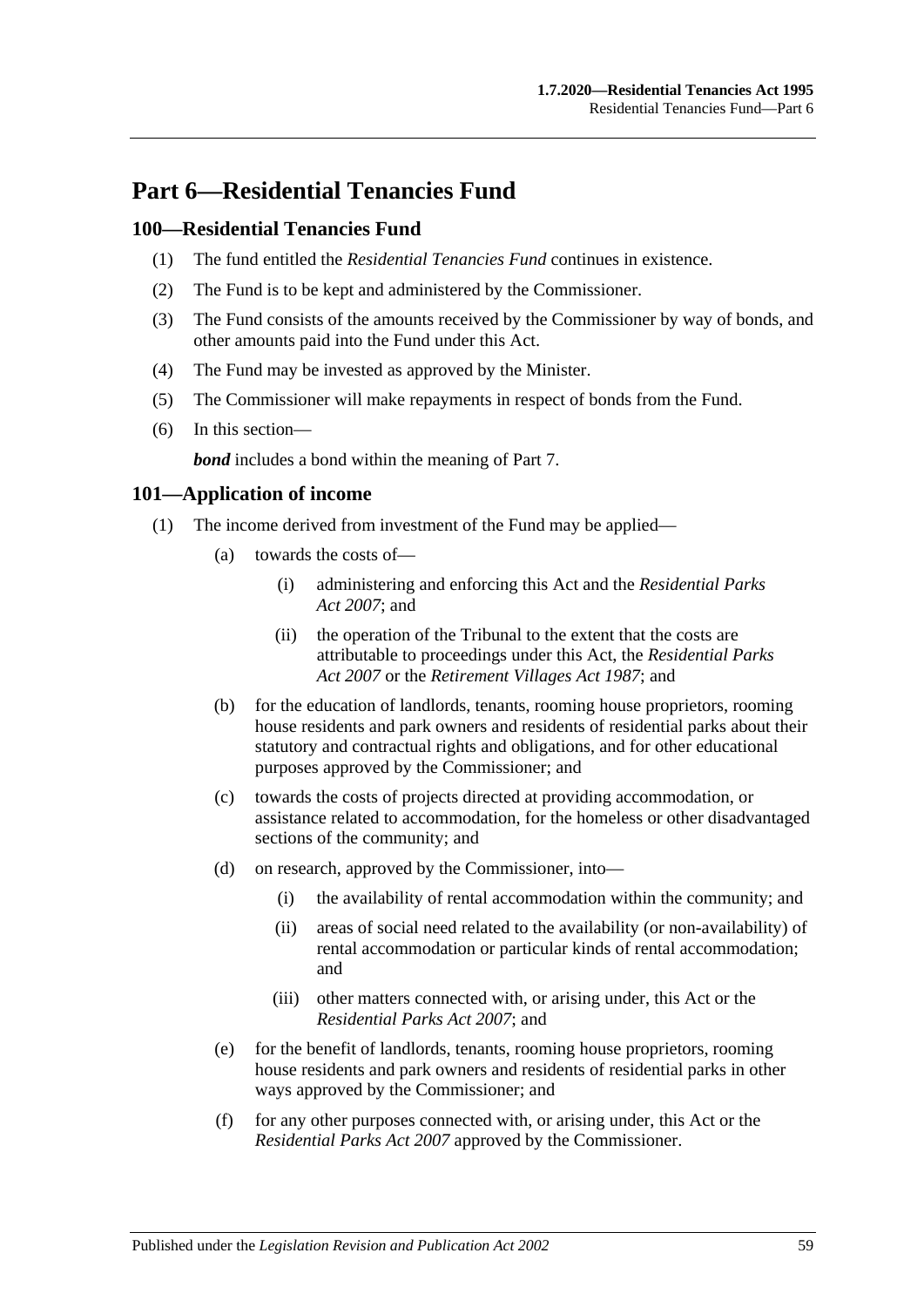# Part 6—Residential Tenancies Fund

## 100—Residential Tenancies Fund

(1) The fund entitled the *Residential Tenancies Fund* continues in existence.

(2) The Fund is to be kept and administered by the Commissioner.

(3) The Fund consists of the amounts received by the Commissioner by way of bonds, and other amounts paid into the Fund under this Act.

(4) The Fund may be invested as approved by the Minister.

(5) The Commissioner will make repayments in respect of bonds from the Fund.

(6) In this section—

***bond*** includes a bond within the meaning of Part 7.

## 101—Application of income

(1) The income derived from investment of the Fund may be applied—

- (a) towards the costs of—
  - (i) administering and enforcing this Act and the *Residential Parks Act 2007*; and
  - (ii) the operation of the Tribunal to the extent that the costs are attributable to proceedings under this Act, the *Residential Parks Act 2007* or the *Retirement Villages Act 1987*; and
- (b) for the education of landlords, tenants, rooming house proprietors, rooming house residents and park owners and residents of residential parks about their statutory and contractual rights and obligations, and for other educational purposes approved by the Commissioner; and
- (c) towards the costs of projects directed at providing accommodation, or assistance related to accommodation, for the homeless or other disadvantaged sections of the community; and
- (d) on research, approved by the Commissioner, into—
  - (i) the availability of rental accommodation within the community; and
  - (ii) areas of social need related to the availability (or non-availability) of rental accommodation or particular kinds of rental accommodation; and
  - (iii) other matters connected with, or arising under, this Act or the *Residential Parks Act 2007*; and
- (e) for the benefit of landlords, tenants, rooming house proprietors, rooming house residents and park owners and residents of residential parks in other ways approved by the Commissioner; and
- (f) for any other purposes connected with, or arising under, this Act or the *Residential Parks Act 2007* approved by the Commissioner.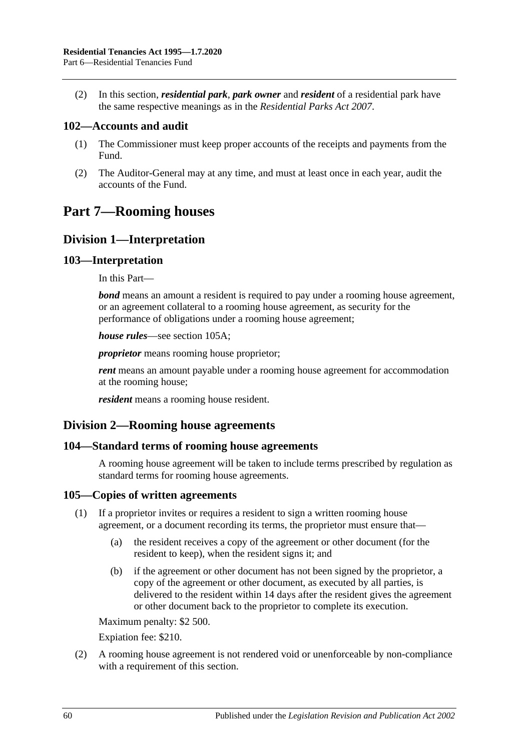(2) In this section, ***residential park***, ***park owner*** and ***resident*** of a residential park have the same respective meanings as in the *Residential Parks Act 2007*.

### 102—Accounts and audit

(1) The Commissioner must keep proper accounts of the receipts and payments from the Fund.

(2) The Auditor-General may at any time, and must at least once in each year, audit the accounts of the Fund.

# Part 7—Rooming houses

## Division 1—Interpretation

### 103—Interpretation

In this Part—

***bond*** means an amount a resident is required to pay under a rooming house agreement, or an agreement collateral to a rooming house agreement, as security for the performance of obligations under a rooming house agreement;

***house rules***—see section 105A;

***proprietor*** means rooming house proprietor;

***rent*** means an amount payable under a rooming house agreement for accommodation at the rooming house;

***resident*** means a rooming house resident.

## Division 2—Rooming house agreements

### 104—Standard terms of rooming house agreements

A rooming house agreement will be taken to include terms prescribed by regulation as standard terms for rooming house agreements.

### 105—Copies of written agreements

(1) If a proprietor invites or requires a resident to sign a written rooming house agreement, or a document recording its terms, the proprietor must ensure that—

- (a) the resident receives a copy of the agreement or other document (for the resident to keep), when the resident signs it; and
- (b) if the agreement or other document has not been signed by the proprietor, a copy of the agreement or other document, as executed by all parties, is delivered to the resident within 14 days after the resident gives the agreement or other document back to the proprietor to complete its execution.

Maximum penalty: $2 500.

Expiation fee: $210.

(2) A rooming house agreement is not rendered void or unenforceable by non-compliance with a requirement of this section.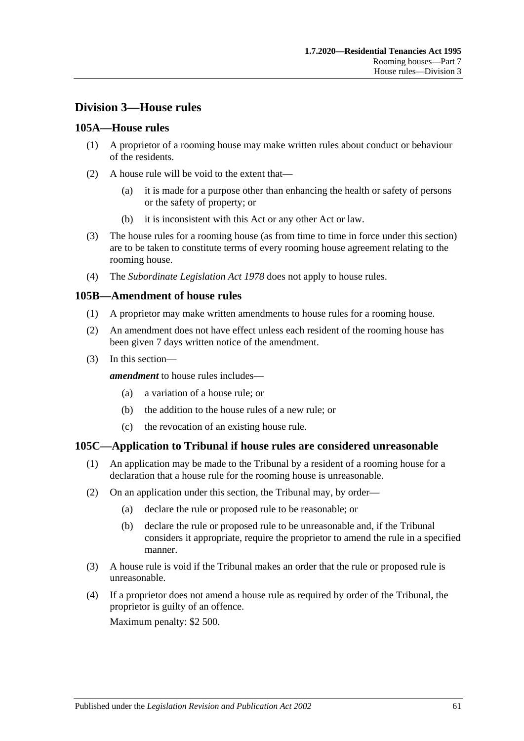## Division 3—House rules

### 105A—House rules

(1) A proprietor of a rooming house may make written rules about conduct or behaviour of the residents.

(2) A house rule will be void to the extent that—

(a) it is made for a purpose other than enhancing the health or safety of persons or the safety of property; or

(b) it is inconsistent with this Act or any other Act or law.

(3) The house rules for a rooming house (as from time to time in force under this section) are to be taken to constitute terms of every rooming house agreement relating to the rooming house.

(4) The *Subordinate Legislation Act 1978* does not apply to house rules.

### 105B—Amendment of house rules

(1) A proprietor may make written amendments to house rules for a rooming house.

(2) An amendment does not have effect unless each resident of the rooming house has been given 7 days written notice of the amendment.

(3) In this section—

***amendment*** to house rules includes—

(a) a variation of a house rule; or

(b) the addition to the house rules of a new rule; or

(c) the revocation of an existing house rule.

### 105C—Application to Tribunal if house rules are considered unreasonable

(1) An application may be made to the Tribunal by a resident of a rooming house for a declaration that a house rule for the rooming house is unreasonable.

(2) On an application under this section, the Tribunal may, by order—

(a) declare the rule or proposed rule to be reasonable; or

(b) declare the rule or proposed rule to be unreasonable and, if the Tribunal considers it appropriate, require the proprietor to amend the rule in a specified manner.

(3) A house rule is void if the Tribunal makes an order that the rule or proposed rule is unreasonable.

(4) If a proprietor does not amend a house rule as required by order of the Tribunal, the proprietor is guilty of an offence.

Maximum penalty: $2 500.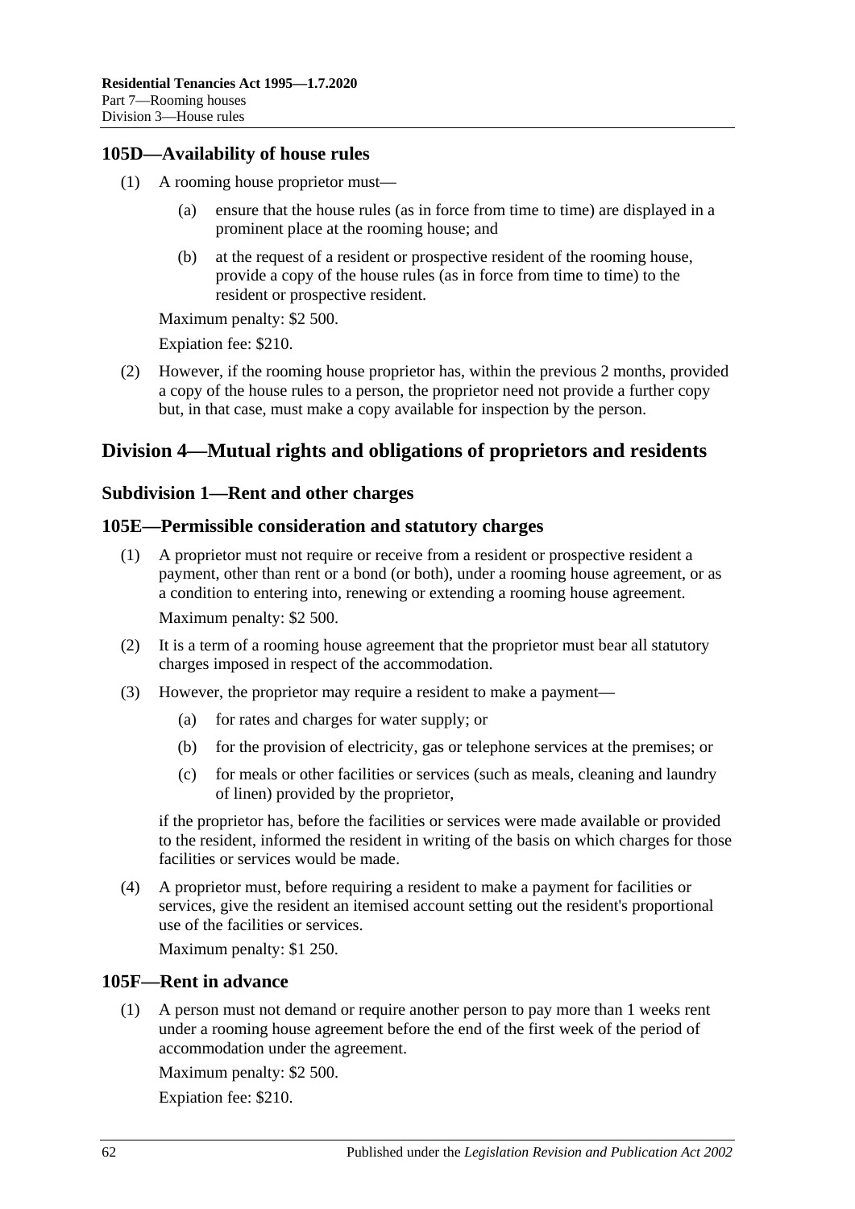### 105D—Availability of house rules

(1) A rooming house proprietor must—

(a) ensure that the house rules (as in force from time to time) are displayed in a prominent place at the rooming house; and

(b) at the request of a resident or prospective resident of the rooming house, provide a copy of the house rules (as in force from time to time) to the resident or prospective resident.

Maximum penalty: $2 500.

Expiation fee: $210.

(2) However, if the rooming house proprietor has, within the previous 2 months, provided a copy of the house rules to a person, the proprietor need not provide a further copy but, in that case, must make a copy available for inspection by the person.

## Division 4—Mutual rights and obligations of proprietors and residents

### Subdivision 1—Rent and other charges

### 105E—Permissible consideration and statutory charges

(1) A proprietor must not require or receive from a resident or prospective resident a payment, other than rent or a bond (or both), under a rooming house agreement, or as a condition to entering into, renewing or extending a rooming house agreement.

Maximum penalty: $2 500.

(2) It is a term of a rooming house agreement that the proprietor must bear all statutory charges imposed in respect of the accommodation.

(3) However, the proprietor may require a resident to make a payment—

(a) for rates and charges for water supply; or

(b) for the provision of electricity, gas or telephone services at the premises; or

(c) for meals or other facilities or services (such as meals, cleaning and laundry of linen) provided by the proprietor,

if the proprietor has, before the facilities or services were made available or provided to the resident, informed the resident in writing of the basis on which charges for those facilities or services would be made.

(4) A proprietor must, before requiring a resident to make a payment for facilities or services, give the resident an itemised account setting out the resident's proportional use of the facilities or services.

Maximum penalty: $1 250.

### 105F—Rent in advance

(1) A person must not demand or require another person to pay more than 1 weeks rent under a rooming house agreement before the end of the first week of the period of accommodation under the agreement.

Maximum penalty: $2 500.

Expiation fee: $210.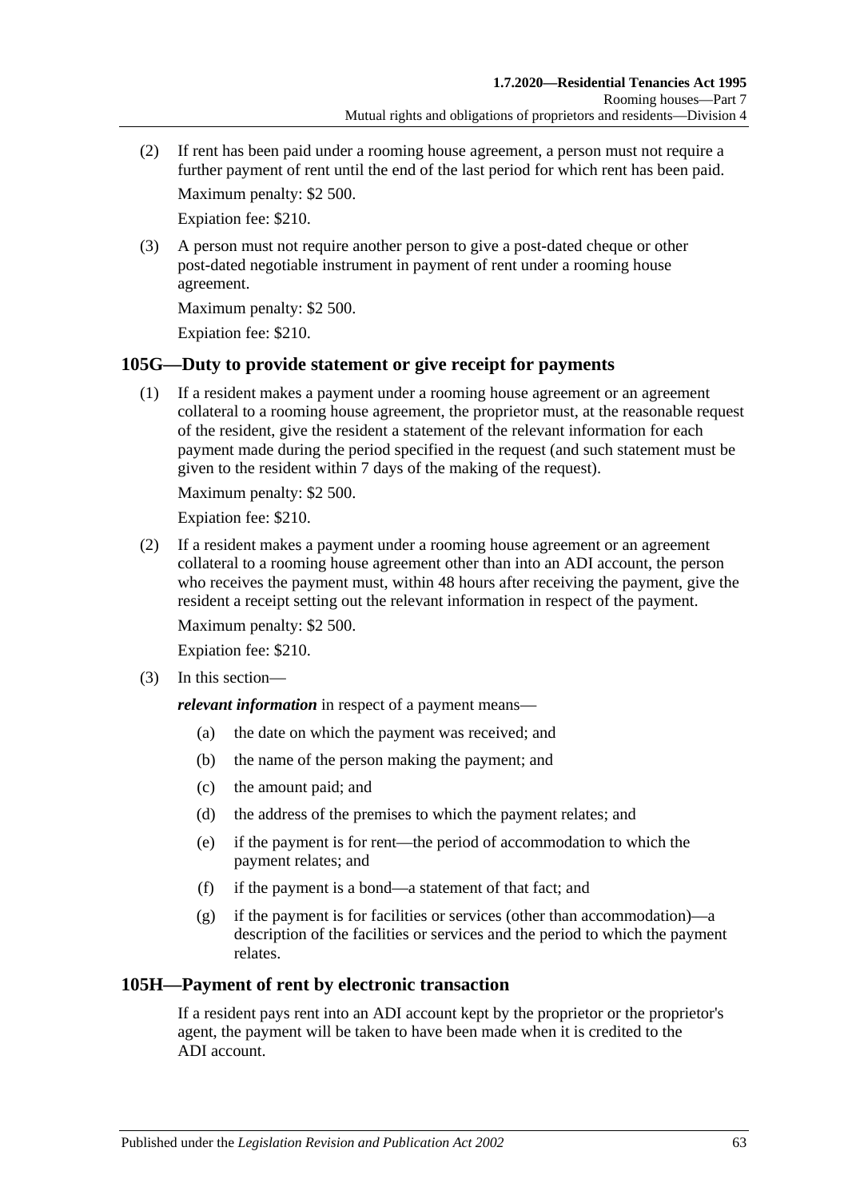(2) If rent has been paid under a rooming house agreement, a person must not require a further payment of rent until the end of the last period for which rent has been paid.

Maximum penalty: $2 500.

Expiation fee: $210.

(3) A person must not require another person to give a post-dated cheque or other post-dated negotiable instrument in payment of rent under a rooming house agreement.

Maximum penalty: $2 500.

Expiation fee: $210.

## 105G—Duty to provide statement or give receipt for payments

(1) If a resident makes a payment under a rooming house agreement or an agreement collateral to a rooming house agreement, the proprietor must, at the reasonable request of the resident, give the resident a statement of the relevant information for each payment made during the period specified in the request (and such statement must be given to the resident within 7 days of the making of the request).

Maximum penalty: $2 500.

Expiation fee: $210.

(2) If a resident makes a payment under a rooming house agreement or an agreement collateral to a rooming house agreement other than into an ADI account, the person who receives the payment must, within 48 hours after receiving the payment, give the resident a receipt setting out the relevant information in respect of the payment.

Maximum penalty: $2 500.

Expiation fee: $210.

(3) In this section—

***relevant information*** in respect of a payment means—

- (a) the date on which the payment was received; and
- (b) the name of the person making the payment; and
- (c) the amount paid; and
- (d) the address of the premises to which the payment relates; and
- (e) if the payment is for rent—the period of accommodation to which the payment relates; and
- (f) if the payment is a bond—a statement of that fact; and
- (g) if the payment is for facilities or services (other than accommodation)—a description of the facilities or services and the period to which the payment relates.

## 105H—Payment of rent by electronic transaction

If a resident pays rent into an ADI account kept by the proprietor or the proprietor's agent, the payment will be taken to have been made when it is credited to the ADI account.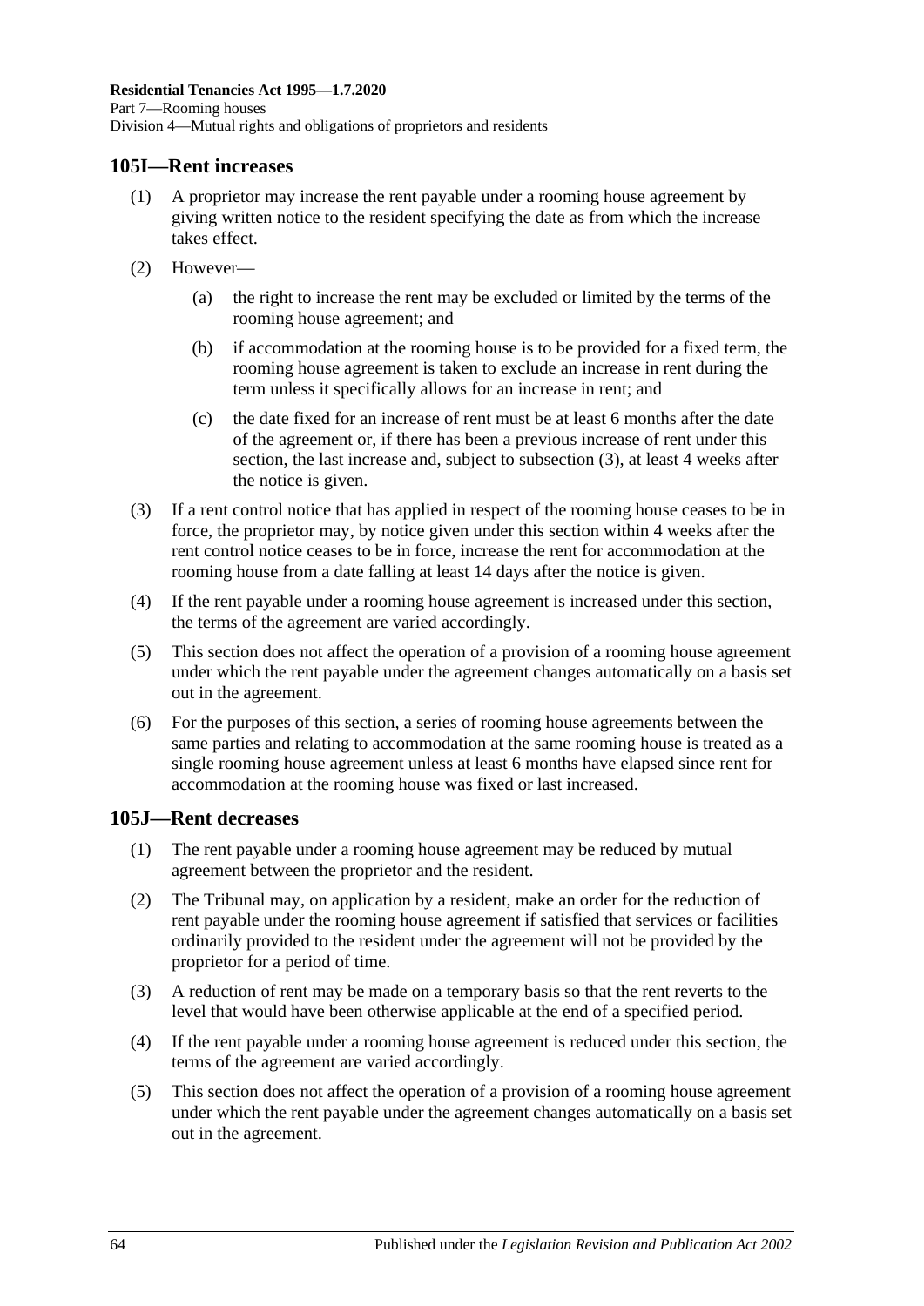## 105I—Rent increases

(1) A proprietor may increase the rent payable under a rooming house agreement by giving written notice to the resident specifying the date as from which the increase takes effect.

(2) However—

(a) the right to increase the rent may be excluded or limited by the terms of the rooming house agreement; and

(b) if accommodation at the rooming house is to be provided for a fixed term, the rooming house agreement is taken to exclude an increase in rent during the term unless it specifically allows for an increase in rent; and

(c) the date fixed for an increase of rent must be at least 6 months after the date of the agreement or, if there has been a previous increase of rent under this section, the last increase and, subject to subsection (3), at least 4 weeks after the notice is given.

(3) If a rent control notice that has applied in respect of the rooming house ceases to be in force, the proprietor may, by notice given under this section within 4 weeks after the rent control notice ceases to be in force, increase the rent for accommodation at the rooming house from a date falling at least 14 days after the notice is given.

(4) If the rent payable under a rooming house agreement is increased under this section, the terms of the agreement are varied accordingly.

(5) This section does not affect the operation of a provision of a rooming house agreement under which the rent payable under the agreement changes automatically on a basis set out in the agreement.

(6) For the purposes of this section, a series of rooming house agreements between the same parties and relating to accommodation at the same rooming house is treated as a single rooming house agreement unless at least 6 months have elapsed since rent for accommodation at the rooming house was fixed or last increased.

## 105J—Rent decreases

(1) The rent payable under a rooming house agreement may be reduced by mutual agreement between the proprietor and the resident.

(2) The Tribunal may, on application by a resident, make an order for the reduction of rent payable under the rooming house agreement if satisfied that services or facilities ordinarily provided to the resident under the agreement will not be provided by the proprietor for a period of time.

(3) A reduction of rent may be made on a temporary basis so that the rent reverts to the level that would have been otherwise applicable at the end of a specified period.

(4) If the rent payable under a rooming house agreement is reduced under this section, the terms of the agreement are varied accordingly.

(5) This section does not affect the operation of a provision of a rooming house agreement under which the rent payable under the agreement changes automatically on a basis set out in the agreement.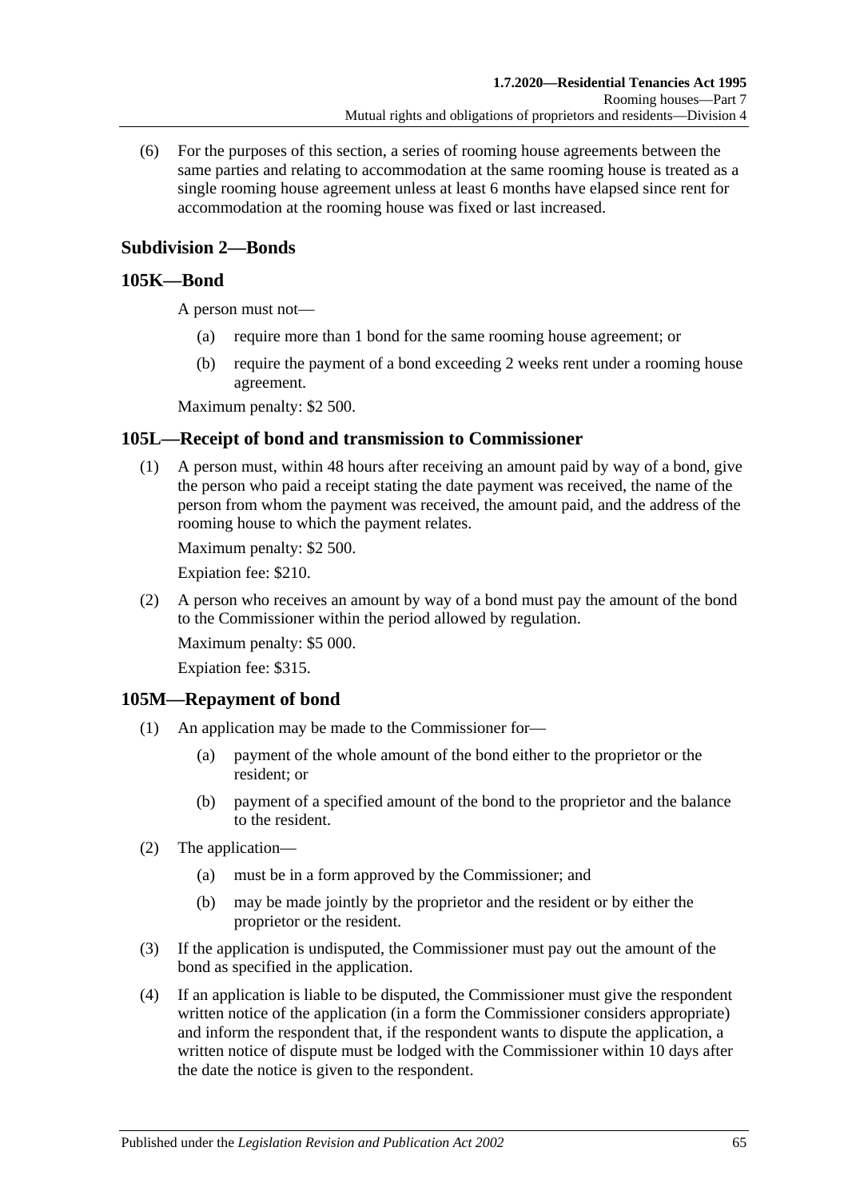(6) For the purposes of this section, a series of rooming house agreements between the same parties and relating to accommodation at the same rooming house is treated as a single rooming house agreement unless at least 6 months have elapsed since rent for accommodation at the rooming house was fixed or last increased.

## Subdivision 2—Bonds

### 105K—Bond

A person must not—

(a) require more than 1 bond for the same rooming house agreement; or

(b) require the payment of a bond exceeding 2 weeks rent under a rooming house agreement.

Maximum penalty: $2 500.

### 105L—Receipt of bond and transmission to Commissioner

(1) A person must, within 48 hours after receiving an amount paid by way of a bond, give the person who paid a receipt stating the date payment was received, the name of the person from whom the payment was received, the amount paid, and the address of the rooming house to which the payment relates.

Maximum penalty: $2 500.

Expiation fee: $210.

(2) A person who receives an amount by way of a bond must pay the amount of the bond to the Commissioner within the period allowed by regulation.

Maximum penalty: $5 000.

Expiation fee: $315.

### 105M—Repayment of bond

(1) An application may be made to the Commissioner for—

(a) payment of the whole amount of the bond either to the proprietor or the resident; or

(b) payment of a specified amount of the bond to the proprietor and the balance to the resident.

(2) The application—

(a) must be in a form approved by the Commissioner; and

(b) may be made jointly by the proprietor and the resident or by either the proprietor or the resident.

(3) If the application is undisputed, the Commissioner must pay out the amount of the bond as specified in the application.

(4) If an application is liable to be disputed, the Commissioner must give the respondent written notice of the application (in a form the Commissioner considers appropriate) and inform the respondent that, if the respondent wants to dispute the application, a written notice of dispute must be lodged with the Commissioner within 10 days after the date the notice is given to the respondent.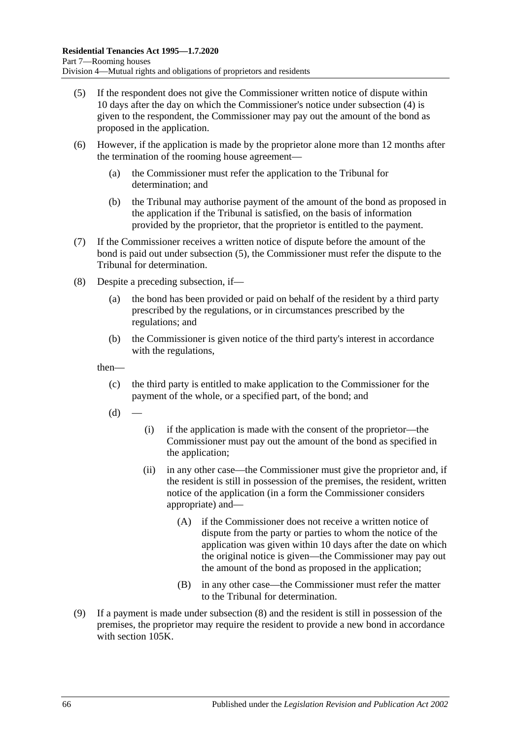(5) If the respondent does not give the Commissioner written notice of dispute within 10 days after the day on which the Commissioner's notice under subsection (4) is given to the respondent, the Commissioner may pay out the amount of the bond as proposed in the application.

(6) However, if the application is made by the proprietor alone more than 12 months after the termination of the rooming house agreement—

  (a) the Commissioner must refer the application to the Tribunal for determination; and

  (b) the Tribunal may authorise payment of the amount of the bond as proposed in the application if the Tribunal is satisfied, on the basis of information provided by the proprietor, that the proprietor is entitled to the payment.

(7) If the Commissioner receives a written notice of dispute before the amount of the bond is paid out under subsection (5), the Commissioner must refer the dispute to the Tribunal for determination.

(8) Despite a preceding subsection, if—

  (a) the bond has been provided or paid on behalf of the resident by a third party prescribed by the regulations, or in circumstances prescribed by the regulations; and

  (b) the Commissioner is given notice of the third party's interest in accordance with the regulations,

then—

  (c) the third party is entitled to make application to the Commissioner for the payment of the whole, or a specified part, of the bond; and

  (d) —

    (i) if the application is made with the consent of the proprietor—the Commissioner must pay out the amount of the bond as specified in the application;

    (ii) in any other case—the Commissioner must give the proprietor and, if the resident is still in possession of the premises, the resident, written notice of the application (in a form the Commissioner considers appropriate) and—

      (A) if the Commissioner does not receive a written notice of dispute from the party or parties to whom the notice of the application was given within 10 days after the date on which the original notice is given—the Commissioner may pay out the amount of the bond as proposed in the application;

      (B) in any other case—the Commissioner must refer the matter to the Tribunal for determination.

(9) If a payment is made under subsection (8) and the resident is still in possession of the premises, the proprietor may require the resident to provide a new bond in accordance with section 105K.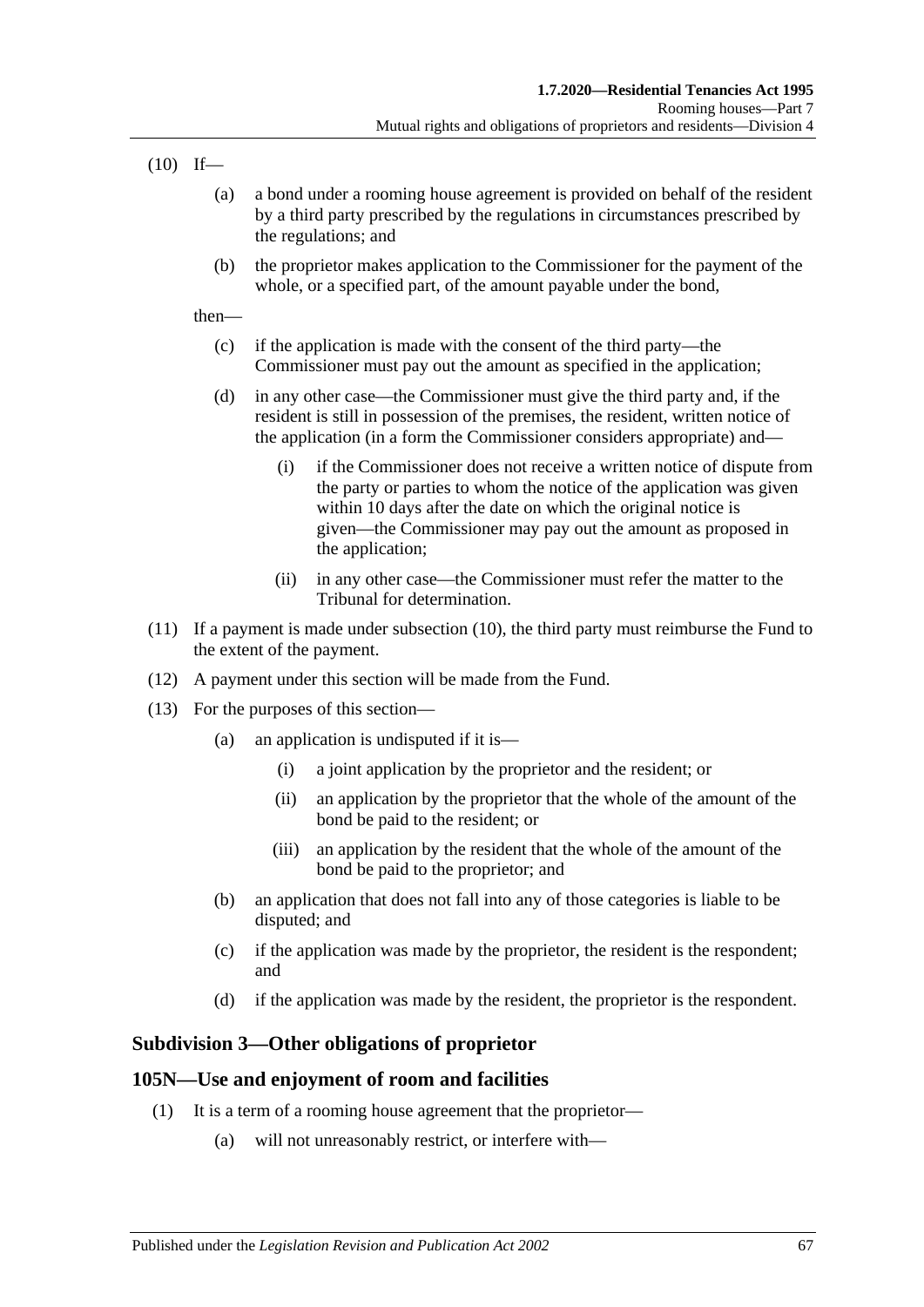(10) If—

(a) a bond under a rooming house agreement is provided on behalf of the resident by a third party prescribed by the regulations in circumstances prescribed by the regulations; and

(b) the proprietor makes application to the Commissioner for the payment of the whole, or a specified part, of the amount payable under the bond,

then—

(c) if the application is made with the consent of the third party—the Commissioner must pay out the amount as specified in the application;

(d) in any other case—the Commissioner must give the third party and, if the resident is still in possession of the premises, the resident, written notice of the application (in a form the Commissioner considers appropriate) and—

(i) if the Commissioner does not receive a written notice of dispute from the party or parties to whom the notice of the application was given within 10 days after the date on which the original notice is given—the Commissioner may pay out the amount as proposed in the application;

(ii) in any other case—the Commissioner must refer the matter to the Tribunal for determination.

(11) If a payment is made under subsection (10), the third party must reimburse the Fund to the extent of the payment.

(12) A payment under this section will be made from the Fund.

(13) For the purposes of this section—

(a) an application is undisputed if it is—

(i) a joint application by the proprietor and the resident; or

(ii) an application by the proprietor that the whole of the amount of the bond be paid to the resident; or

(iii) an application by the resident that the whole of the amount of the bond be paid to the proprietor; and

(b) an application that does not fall into any of those categories is liable to be disputed; and

(c) if the application was made by the proprietor, the resident is the respondent; and

(d) if the application was made by the resident, the proprietor is the respondent.

### Subdivision 3—Other obligations of proprietor

### 105N—Use and enjoyment of room and facilities

(1) It is a term of a rooming house agreement that the proprietor—

(a) will not unreasonably restrict, or interfere with—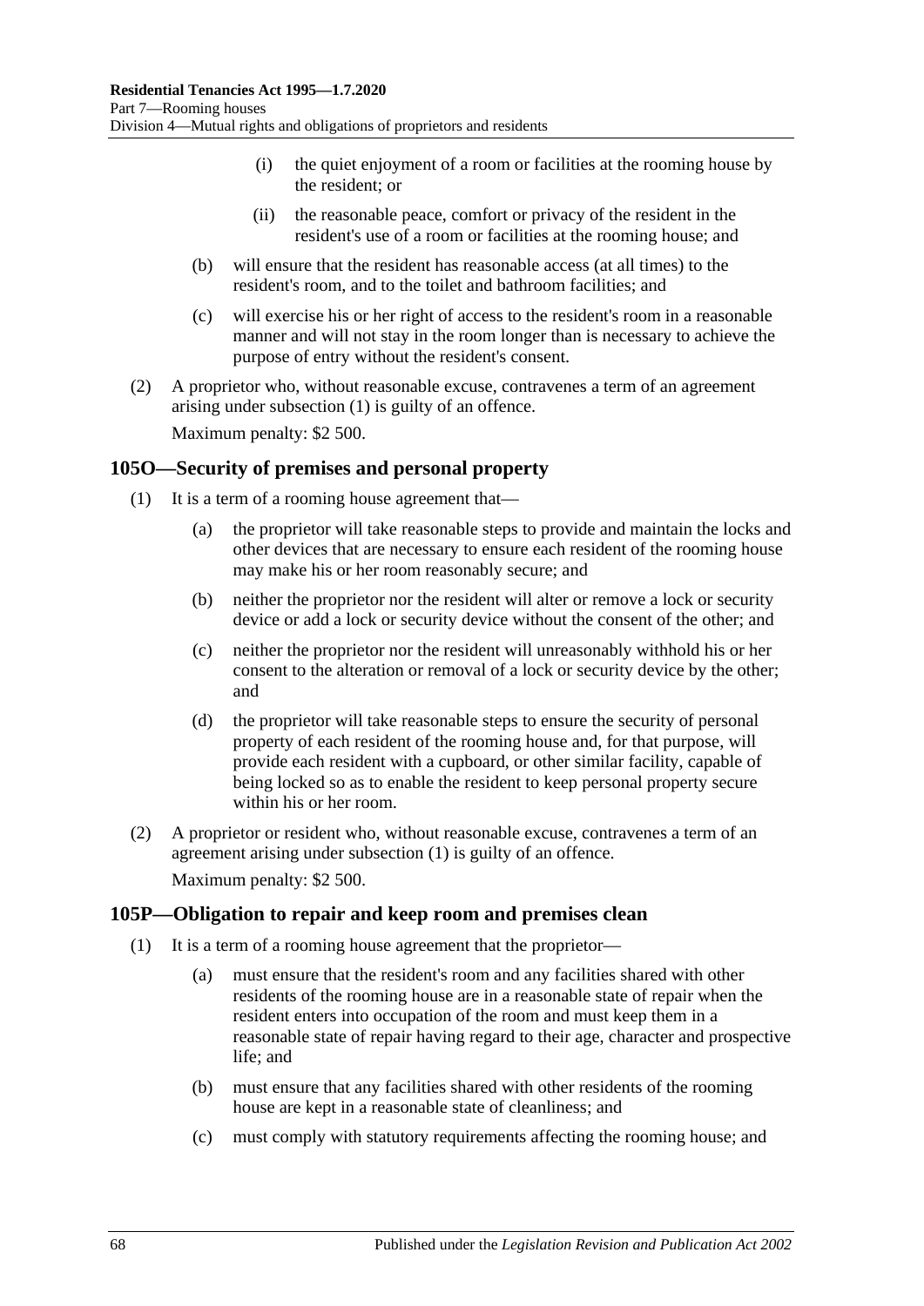(i) the quiet enjoyment of a room or facilities at the rooming house by the resident; or

(ii) the reasonable peace, comfort or privacy of the resident in the resident's use of a room or facilities at the rooming house; and

(b) will ensure that the resident has reasonable access (at all times) to the resident's room, and to the toilet and bathroom facilities; and

(c) will exercise his or her right of access to the resident's room in a reasonable manner and will not stay in the room longer than is necessary to achieve the purpose of entry without the resident's consent.

(2) A proprietor who, without reasonable excuse, contravenes a term of an agreement arising under subsection (1) is guilty of an offence.

Maximum penalty: $2 500.

## 105O—Security of premises and personal property

(1) It is a term of a rooming house agreement that—

(a) the proprietor will take reasonable steps to provide and maintain the locks and other devices that are necessary to ensure each resident of the rooming house may make his or her room reasonably secure; and

(b) neither the proprietor nor the resident will alter or remove a lock or security device or add a lock or security device without the consent of the other; and

(c) neither the proprietor nor the resident will unreasonably withhold his or her consent to the alteration or removal of a lock or security device by the other; and

(d) the proprietor will take reasonable steps to ensure the security of personal property of each resident of the rooming house and, for that purpose, will provide each resident with a cupboard, or other similar facility, capable of being locked so as to enable the resident to keep personal property secure within his or her room.

(2) A proprietor or resident who, without reasonable excuse, contravenes a term of an agreement arising under subsection (1) is guilty of an offence.

Maximum penalty: $2 500.

## 105P—Obligation to repair and keep room and premises clean

(1) It is a term of a rooming house agreement that the proprietor—

(a) must ensure that the resident's room and any facilities shared with other residents of the rooming house are in a reasonable state of repair when the resident enters into occupation of the room and must keep them in a reasonable state of repair having regard to their age, character and prospective life; and

(b) must ensure that any facilities shared with other residents of the rooming house are kept in a reasonable state of cleanliness; and

(c) must comply with statutory requirements affecting the rooming house; and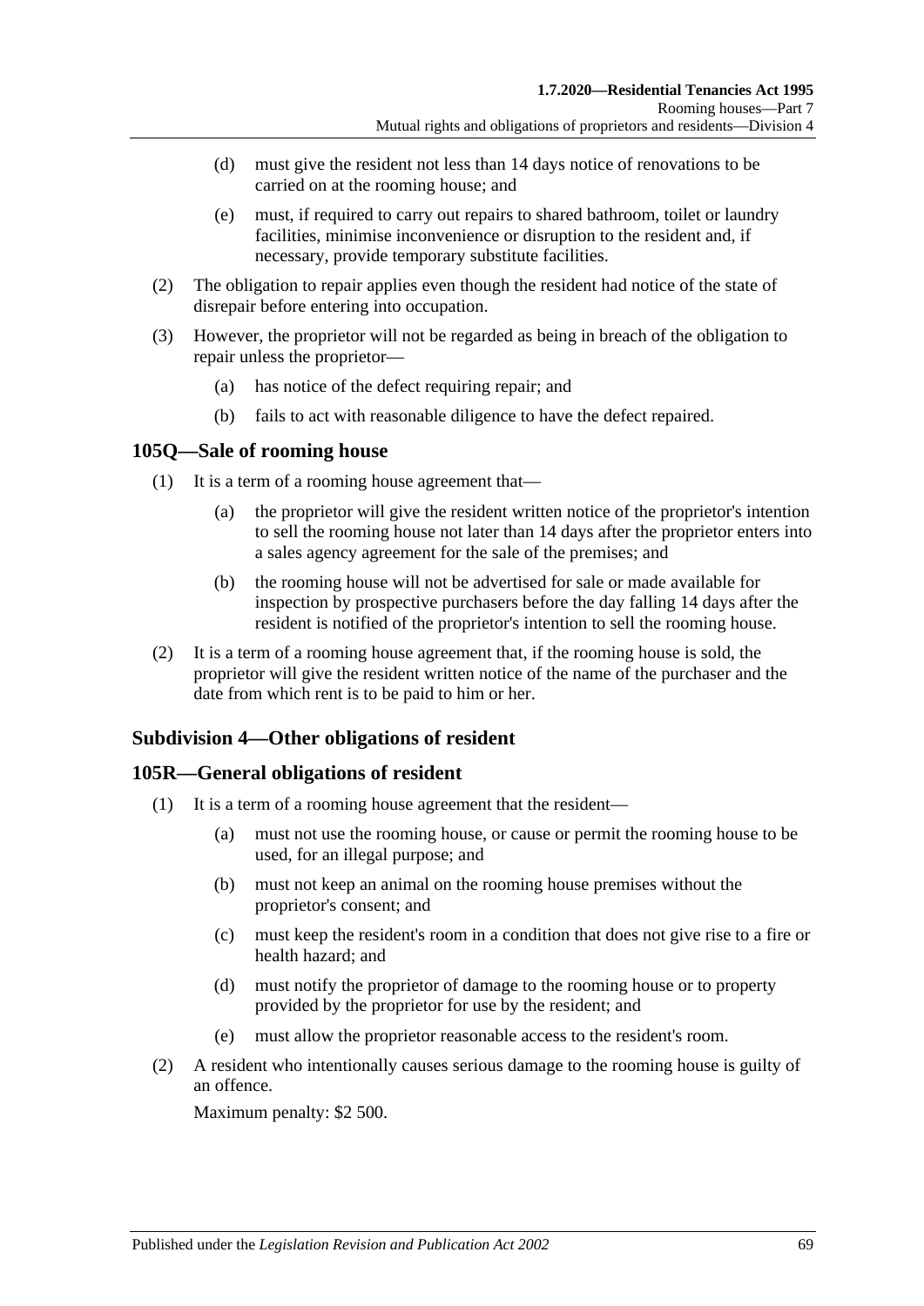(d) must give the resident not less than 14 days notice of renovations to be carried on at the rooming house; and

(e) must, if required to carry out repairs to shared bathroom, toilet or laundry facilities, minimise inconvenience or disruption to the resident and, if necessary, provide temporary substitute facilities.

(2) The obligation to repair applies even though the resident had notice of the state of disrepair before entering into occupation.

(3) However, the proprietor will not be regarded as being in breach of the obligation to repair unless the proprietor—

(a) has notice of the defect requiring repair; and

(b) fails to act with reasonable diligence to have the defect repaired.

### 105Q—Sale of rooming house

(1) It is a term of a rooming house agreement that—

(a) the proprietor will give the resident written notice of the proprietor's intention to sell the rooming house not later than 14 days after the proprietor enters into a sales agency agreement for the sale of the premises; and

(b) the rooming house will not be advertised for sale or made available for inspection by prospective purchasers before the day falling 14 days after the resident is notified of the proprietor's intention to sell the rooming house.

(2) It is a term of a rooming house agreement that, if the rooming house is sold, the proprietor will give the resident written notice of the name of the purchaser and the date from which rent is to be paid to him or her.

## Subdivision 4—Other obligations of resident

### 105R—General obligations of resident

(1) It is a term of a rooming house agreement that the resident—

(a) must not use the rooming house, or cause or permit the rooming house to be used, for an illegal purpose; and

(b) must not keep an animal on the rooming house premises without the proprietor's consent; and

(c) must keep the resident's room in a condition that does not give rise to a fire or health hazard; and

(d) must notify the proprietor of damage to the rooming house or to property provided by the proprietor for use by the resident; and

(e) must allow the proprietor reasonable access to the resident's room.

(2) A resident who intentionally causes serious damage to the rooming house is guilty of an offence.

Maximum penalty: $2 500.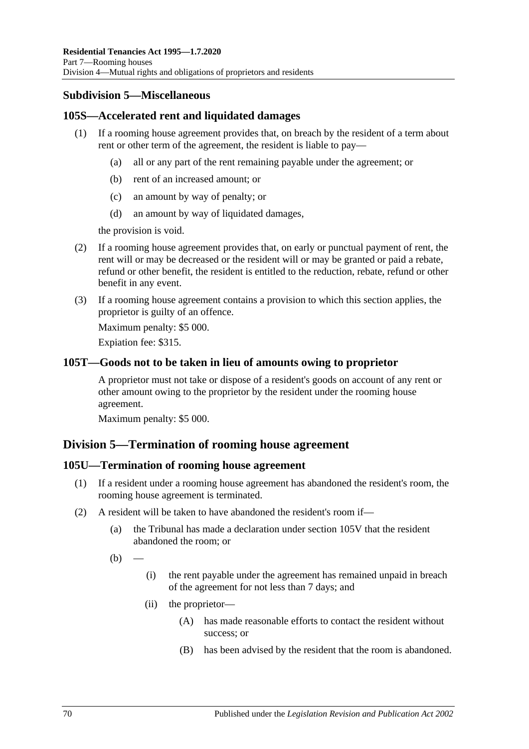### Subdivision 5—Miscellaneous

#### 105S—Accelerated rent and liquidated damages

(1) If a rooming house agreement provides that, on breach by the resident of a term about rent or other term of the agreement, the resident is liable to pay—

- (a) all or any part of the rent remaining payable under the agreement; or
- (b) rent of an increased amount; or
- (c) an amount by way of penalty; or
- (d) an amount by way of liquidated damages,

the provision is void.

(2) If a rooming house agreement provides that, on early or punctual payment of rent, the rent will or may be decreased or the resident will or may be granted or paid a rebate, refund or other benefit, the resident is entitled to the reduction, rebate, refund or other benefit in any event.

(3) If a rooming house agreement contains a provision to which this section applies, the proprietor is guilty of an offence.

Maximum penalty: $5 000.

Expiation fee: $315.

#### 105T—Goods not to be taken in lieu of amounts owing to proprietor

A proprietor must not take or dispose of a resident's goods on account of any rent or other amount owing to the proprietor by the resident under the rooming house agreement.

Maximum penalty: $5 000.

## Division 5—Termination of rooming house agreement

#### 105U—Termination of rooming house agreement

(1) If a resident under a rooming house agreement has abandoned the resident's room, the rooming house agreement is terminated.

(2) A resident will be taken to have abandoned the resident's room if—

- (a) the Tribunal has made a declaration under section 105V that the resident abandoned the room; or
- (b) —
  - (i) the rent payable under the agreement has remained unpaid in breach of the agreement for not less than 7 days; and
  - (ii) the proprietor—
    - (A) has made reasonable efforts to contact the resident without success; or
    - (B) has been advised by the resident that the room is abandoned.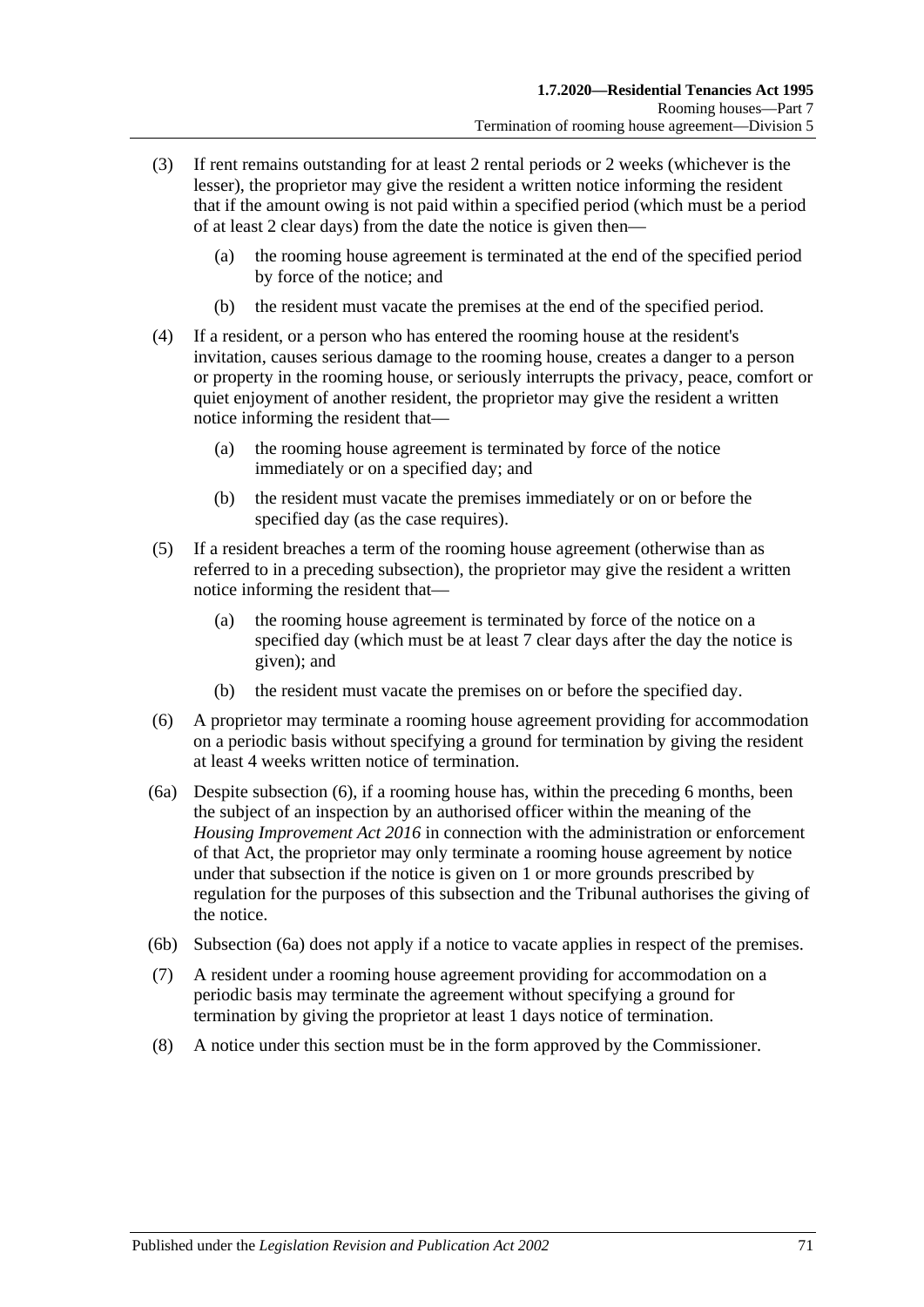(3) If rent remains outstanding for at least 2 rental periods or 2 weeks (whichever is the lesser), the proprietor may give the resident a written notice informing the resident that if the amount owing is not paid within a specified period (which must be a period of at least 2 clear days) from the date the notice is given then—

(a) the rooming house agreement is terminated at the end of the specified period by force of the notice; and

(b) the resident must vacate the premises at the end of the specified period.

(4) If a resident, or a person who has entered the rooming house at the resident's invitation, causes serious damage to the rooming house, creates a danger to a person or property in the rooming house, or seriously interrupts the privacy, peace, comfort or quiet enjoyment of another resident, the proprietor may give the resident a written notice informing the resident that—

(a) the rooming house agreement is terminated by force of the notice immediately or on a specified day; and

(b) the resident must vacate the premises immediately or on or before the specified day (as the case requires).

(5) If a resident breaches a term of the rooming house agreement (otherwise than as referred to in a preceding subsection), the proprietor may give the resident a written notice informing the resident that—

(a) the rooming house agreement is terminated by force of the notice on a specified day (which must be at least 7 clear days after the day the notice is given); and

(b) the resident must vacate the premises on or before the specified day.

(6) A proprietor may terminate a rooming house agreement providing for accommodation on a periodic basis without specifying a ground for termination by giving the resident at least 4 weeks written notice of termination.

(6a) Despite subsection (6), if a rooming house has, within the preceding 6 months, been the subject of an inspection by an authorised officer within the meaning of the *Housing Improvement Act 2016* in connection with the administration or enforcement of that Act, the proprietor may only terminate a rooming house agreement by notice under that subsection if the notice is given on 1 or more grounds prescribed by regulation for the purposes of this subsection and the Tribunal authorises the giving of the notice.

(6b) Subsection (6a) does not apply if a notice to vacate applies in respect of the premises.

(7) A resident under a rooming house agreement providing for accommodation on a periodic basis may terminate the agreement without specifying a ground for termination by giving the proprietor at least 1 days notice of termination.

(8) A notice under this section must be in the form approved by the Commissioner.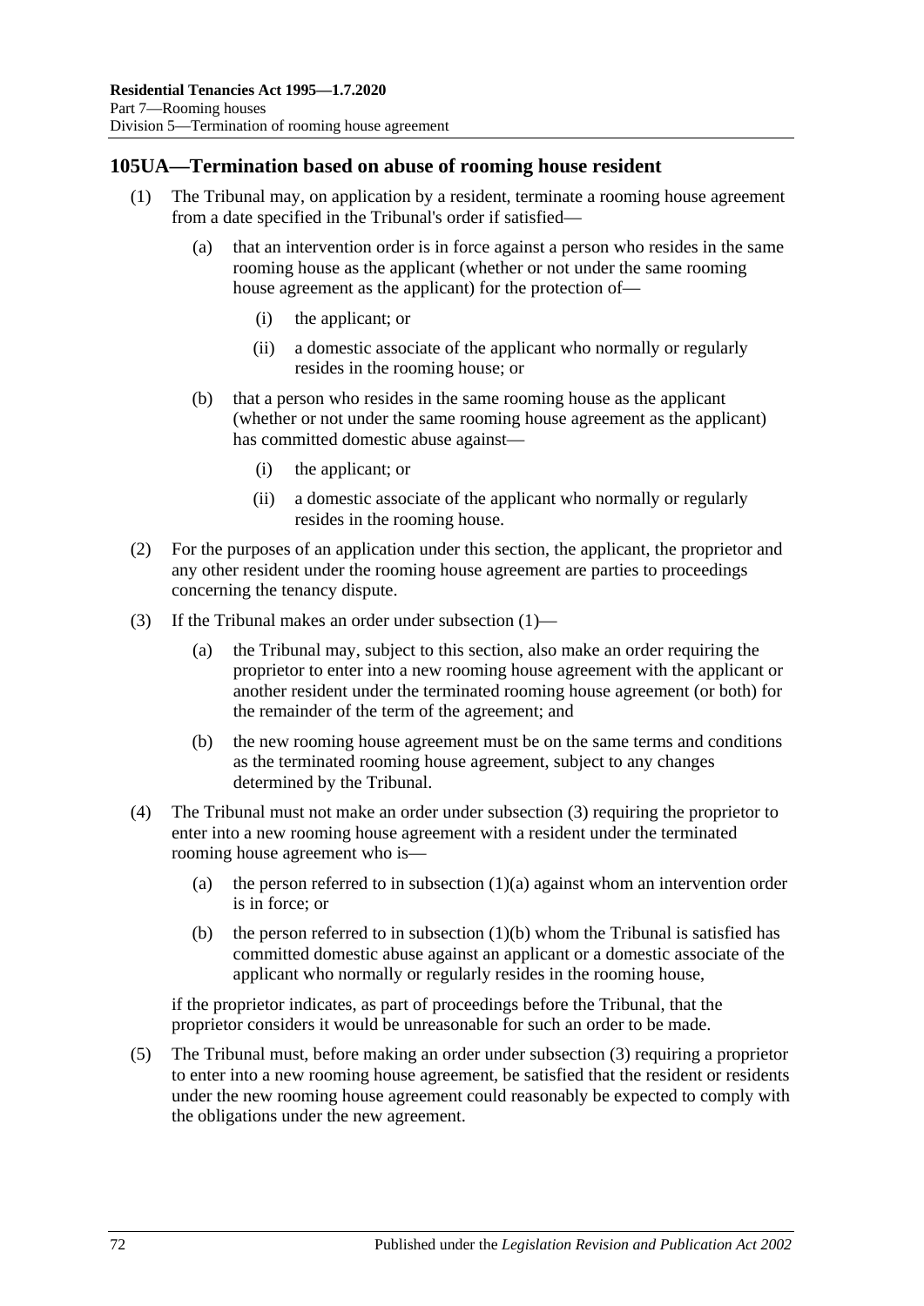## 105UA—Termination based on abuse of rooming house resident

(1) The Tribunal may, on application by a resident, terminate a rooming house agreement from a date specified in the Tribunal's order if satisfied—

(a) that an intervention order is in force against a person who resides in the same rooming house as the applicant (whether or not under the same rooming house agreement as the applicant) for the protection of—

(i) the applicant; or

(ii) a domestic associate of the applicant who normally or regularly resides in the rooming house; or

(b) that a person who resides in the same rooming house as the applicant (whether or not under the same rooming house agreement as the applicant) has committed domestic abuse against—

(i) the applicant; or

(ii) a domestic associate of the applicant who normally or regularly resides in the rooming house.

(2) For the purposes of an application under this section, the applicant, the proprietor and any other resident under the rooming house agreement are parties to proceedings concerning the tenancy dispute.

(3) If the Tribunal makes an order under subsection (1)—

(a) the Tribunal may, subject to this section, also make an order requiring the proprietor to enter into a new rooming house agreement with the applicant or another resident under the terminated rooming house agreement (or both) for the remainder of the term of the agreement; and

(b) the new rooming house agreement must be on the same terms and conditions as the terminated rooming house agreement, subject to any changes determined by the Tribunal.

(4) The Tribunal must not make an order under subsection (3) requiring the proprietor to enter into a new rooming house agreement with a resident under the terminated rooming house agreement who is—

(a) the person referred to in subsection (1)(a) against whom an intervention order is in force; or

(b) the person referred to in subsection (1)(b) whom the Tribunal is satisfied has committed domestic abuse against an applicant or a domestic associate of the applicant who normally or regularly resides in the rooming house,

if the proprietor indicates, as part of proceedings before the Tribunal, that the proprietor considers it would be unreasonable for such an order to be made.

(5) The Tribunal must, before making an order under subsection (3) requiring a proprietor to enter into a new rooming house agreement, be satisfied that the resident or residents under the new rooming house agreement could reasonably be expected to comply with the obligations under the new agreement.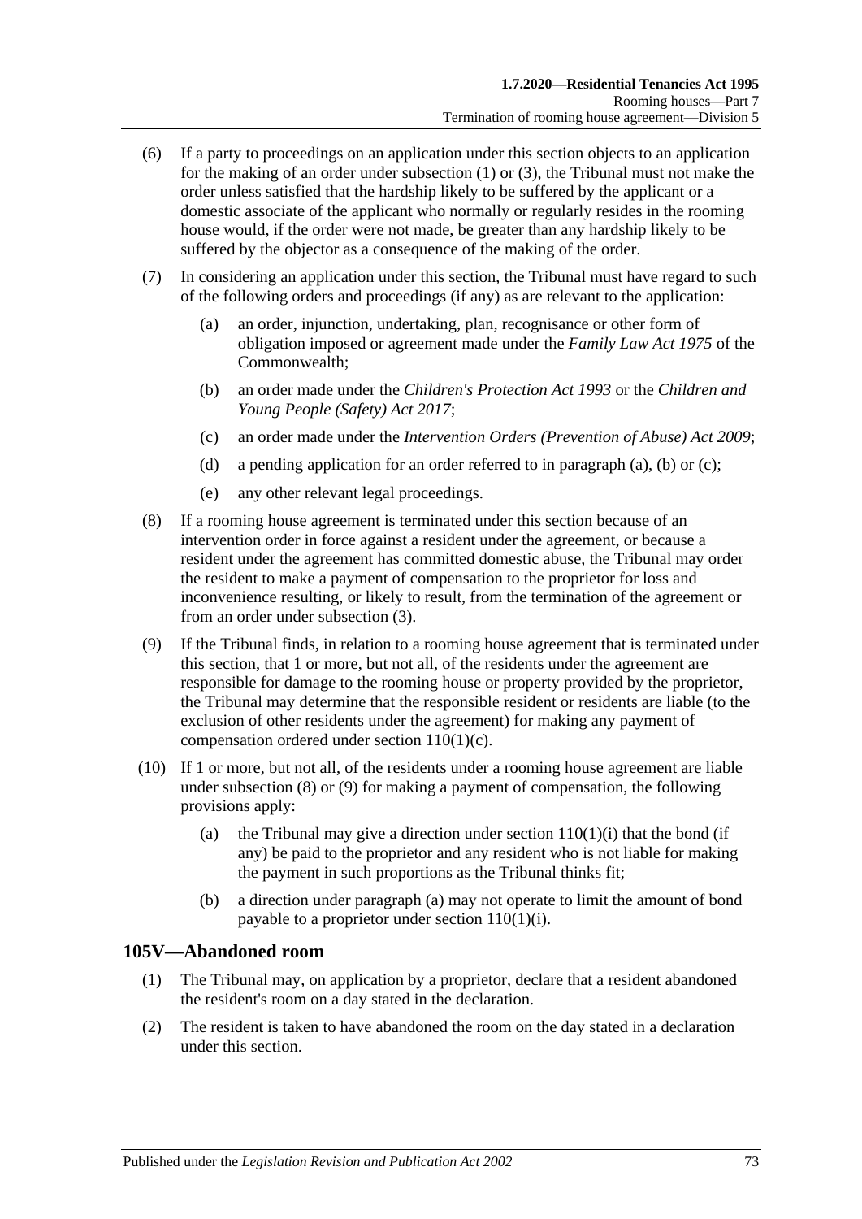(6) If a party to proceedings on an application under this section objects to an application for the making of an order under subsection (1) or (3), the Tribunal must not make the order unless satisfied that the hardship likely to be suffered by the applicant or a domestic associate of the applicant who normally or regularly resides in the rooming house would, if the order were not made, be greater than any hardship likely to be suffered by the objector as a consequence of the making of the order.

(7) In considering an application under this section, the Tribunal must have regard to such of the following orders and proceedings (if any) as are relevant to the application:

(a) an order, injunction, undertaking, plan, recognisance or other form of obligation imposed or agreement made under the *Family Law Act 1975* of the Commonwealth;

(b) an order made under the *Children's Protection Act 1993* or the *Children and Young People (Safety) Act 2017*;

(c) an order made under the *Intervention Orders (Prevention of Abuse) Act 2009*;

(d) a pending application for an order referred to in paragraph (a), (b) or (c);

(e) any other relevant legal proceedings.

(8) If a rooming house agreement is terminated under this section because of an intervention order in force against a resident under the agreement, or because a resident under the agreement has committed domestic abuse, the Tribunal may order the resident to make a payment of compensation to the proprietor for loss and inconvenience resulting, or likely to result, from the termination of the agreement or from an order under subsection (3).

(9) If the Tribunal finds, in relation to a rooming house agreement that is terminated under this section, that 1 or more, but not all, of the residents under the agreement are responsible for damage to the rooming house or property provided by the proprietor, the Tribunal may determine that the responsible resident or residents are liable (to the exclusion of other residents under the agreement) for making any payment of compensation ordered under section 110(1)(c).

(10) If 1 or more, but not all, of the residents under a rooming house agreement are liable under subsection (8) or (9) for making a payment of compensation, the following provisions apply:

(a) the Tribunal may give a direction under section 110(1)(i) that the bond (if any) be paid to the proprietor and any resident who is not liable for making the payment in such proportions as the Tribunal thinks fit;

(b) a direction under paragraph (a) may not operate to limit the amount of bond payable to a proprietor under section 110(1)(i).

## 105V—Abandoned room

(1) The Tribunal may, on application by a proprietor, declare that a resident abandoned the resident's room on a day stated in the declaration.

(2) The resident is taken to have abandoned the room on the day stated in a declaration under this section.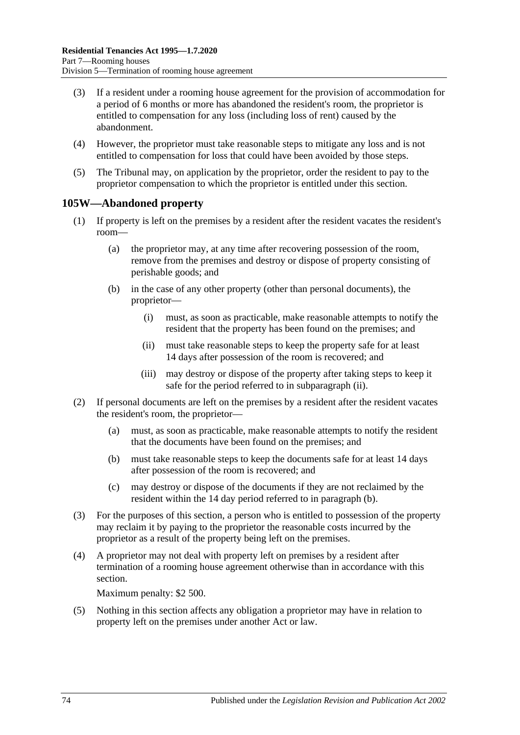(3) If a resident under a rooming house agreement for the provision of accommodation for a period of 6 months or more has abandoned the resident's room, the proprietor is entitled to compensation for any loss (including loss of rent) caused by the abandonment.

(4) However, the proprietor must take reasonable steps to mitigate any loss and is not entitled to compensation for loss that could have been avoided by those steps.

(5) The Tribunal may, on application by the proprietor, order the resident to pay to the proprietor compensation to which the proprietor is entitled under this section.

## 105W—Abandoned property

(1) If property is left on the premises by a resident after the resident vacates the resident's room—

(a) the proprietor may, at any time after recovering possession of the room, remove from the premises and destroy or dispose of property consisting of perishable goods; and

(b) in the case of any other property (other than personal documents), the proprietor—

(i) must, as soon as practicable, make reasonable attempts to notify the resident that the property has been found on the premises; and

(ii) must take reasonable steps to keep the property safe for at least 14 days after possession of the room is recovered; and

(iii) may destroy or dispose of the property after taking steps to keep it safe for the period referred to in subparagraph (ii).

(2) If personal documents are left on the premises by a resident after the resident vacates the resident's room, the proprietor—

(a) must, as soon as practicable, make reasonable attempts to notify the resident that the documents have been found on the premises; and

(b) must take reasonable steps to keep the documents safe for at least 14 days after possession of the room is recovered; and

(c) may destroy or dispose of the documents if they are not reclaimed by the resident within the 14 day period referred to in paragraph (b).

(3) For the purposes of this section, a person who is entitled to possession of the property may reclaim it by paying to the proprietor the reasonable costs incurred by the proprietor as a result of the property being left on the premises.

(4) A proprietor may not deal with property left on premises by a resident after termination of a rooming house agreement otherwise than in accordance with this section.

Maximum penalty: $2 500.

(5) Nothing in this section affects any obligation a proprietor may have in relation to property left on the premises under another Act or law.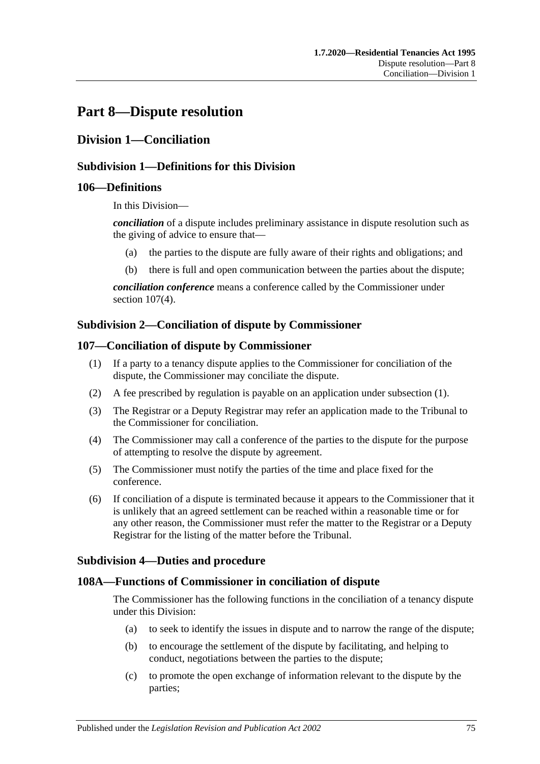# Part 8—Dispute resolution

## Division 1—Conciliation

### Subdivision 1—Definitions for this Division

### 106—Definitions

In this Division—

***conciliation*** of a dispute includes preliminary assistance in dispute resolution such as the giving of advice to ensure that—

- (a) the parties to the dispute are fully aware of their rights and obligations; and
- (b) there is full and open communication between the parties about the dispute;

***conciliation conference*** means a conference called by the Commissioner under section 107(4).

### Subdivision 2—Conciliation of dispute by Commissioner

### 107—Conciliation of dispute by Commissioner

- (1) If a party to a tenancy dispute applies to the Commissioner for conciliation of the dispute, the Commissioner may conciliate the dispute.
- (2) A fee prescribed by regulation is payable on an application under subsection (1).
- (3) The Registrar or a Deputy Registrar may refer an application made to the Tribunal to the Commissioner for conciliation.
- (4) The Commissioner may call a conference of the parties to the dispute for the purpose of attempting to resolve the dispute by agreement.
- (5) The Commissioner must notify the parties of the time and place fixed for the conference.
- (6) If conciliation of a dispute is terminated because it appears to the Commissioner that it is unlikely that an agreed settlement can be reached within a reasonable time or for any other reason, the Commissioner must refer the matter to the Registrar or a Deputy Registrar for the listing of the matter before the Tribunal.

### Subdivision 4—Duties and procedure

### 108A—Functions of Commissioner in conciliation of dispute

The Commissioner has the following functions in the conciliation of a tenancy dispute under this Division:

- (a) to seek to identify the issues in dispute and to narrow the range of the dispute;
- (b) to encourage the settlement of the dispute by facilitating, and helping to conduct, negotiations between the parties to the dispute;
- (c) to promote the open exchange of information relevant to the dispute by the parties;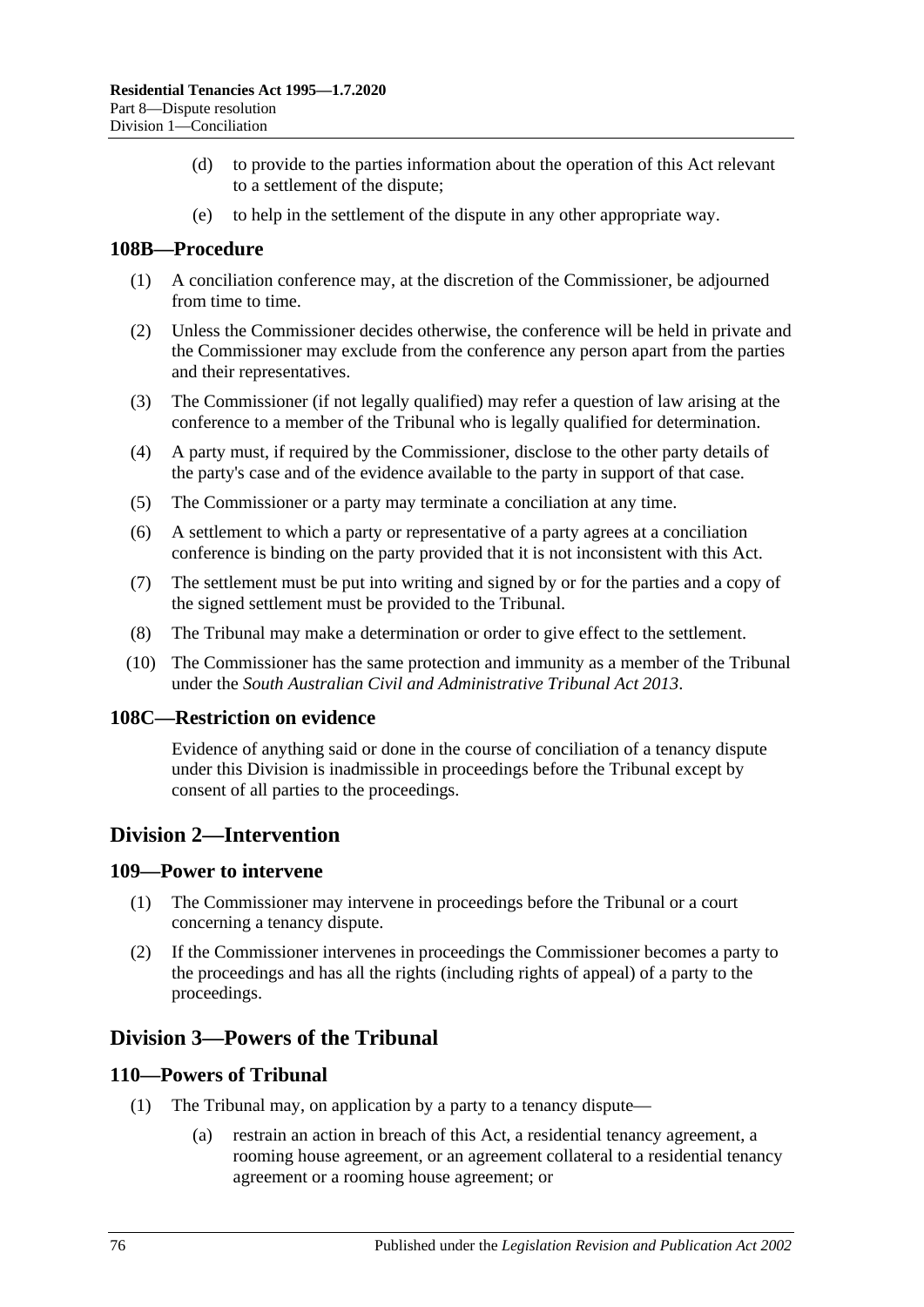(d) to provide to the parties information about the operation of this Act relevant to a settlement of the dispute;

(e) to help in the settlement of the dispute in any other appropriate way.

### 108B—Procedure

(1) A conciliation conference may, at the discretion of the Commissioner, be adjourned from time to time.

(2) Unless the Commissioner decides otherwise, the conference will be held in private and the Commissioner may exclude from the conference any person apart from the parties and their representatives.

(3) The Commissioner (if not legally qualified) may refer a question of law arising at the conference to a member of the Tribunal who is legally qualified for determination.

(4) A party must, if required by the Commissioner, disclose to the other party details of the party's case and of the evidence available to the party in support of that case.

(5) The Commissioner or a party may terminate a conciliation at any time.

(6) A settlement to which a party or representative of a party agrees at a conciliation conference is binding on the party provided that it is not inconsistent with this Act.

(7) The settlement must be put into writing and signed by or for the parties and a copy of the signed settlement must be provided to the Tribunal.

(8) The Tribunal may make a determination or order to give effect to the settlement.

(10) The Commissioner has the same protection and immunity as a member of the Tribunal under the *South Australian Civil and Administrative Tribunal Act 2013*.

### 108C—Restriction on evidence

Evidence of anything said or done in the course of conciliation of a tenancy dispute under this Division is inadmissible in proceedings before the Tribunal except by consent of all parties to the proceedings.

## Division 2—Intervention

### 109—Power to intervene

(1) The Commissioner may intervene in proceedings before the Tribunal or a court concerning a tenancy dispute.

(2) If the Commissioner intervenes in proceedings the Commissioner becomes a party to the proceedings and has all the rights (including rights of appeal) of a party to the proceedings.

## Division 3—Powers of the Tribunal

### 110—Powers of Tribunal

(1) The Tribunal may, on application by a party to a tenancy dispute—

(a) restrain an action in breach of this Act, a residential tenancy agreement, a rooming house agreement, or an agreement collateral to a residential tenancy agreement or a rooming house agreement; or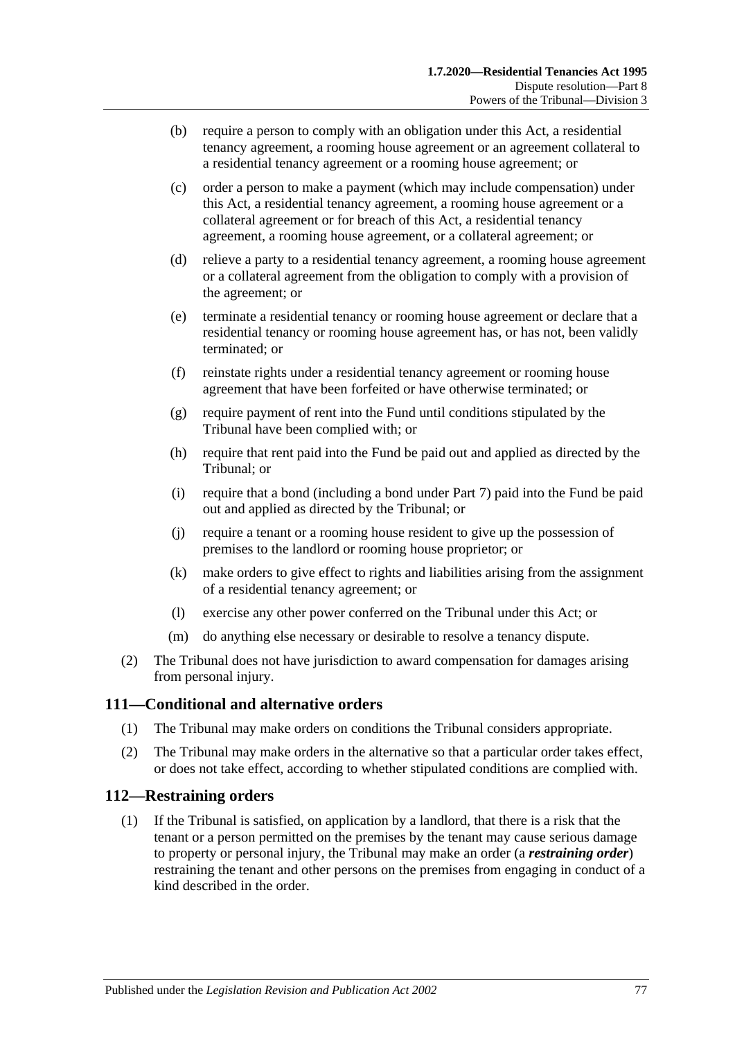(b) require a person to comply with an obligation under this Act, a residential tenancy agreement, a rooming house agreement or an agreement collateral to a residential tenancy agreement or a rooming house agreement; or

(c) order a person to make a payment (which may include compensation) under this Act, a residential tenancy agreement, a rooming house agreement or a collateral agreement or for breach of this Act, a residential tenancy agreement, a rooming house agreement, or a collateral agreement; or

(d) relieve a party to a residential tenancy agreement, a rooming house agreement or a collateral agreement from the obligation to comply with a provision of the agreement; or

(e) terminate a residential tenancy or rooming house agreement or declare that a residential tenancy or rooming house agreement has, or has not, been validly terminated; or

(f) reinstate rights under a residential tenancy agreement or rooming house agreement that have been forfeited or have otherwise terminated; or

(g) require payment of rent into the Fund until conditions stipulated by the Tribunal have been complied with; or

(h) require that rent paid into the Fund be paid out and applied as directed by the Tribunal; or

(i) require that a bond (including a bond under Part 7) paid into the Fund be paid out and applied as directed by the Tribunal; or

(j) require a tenant or a rooming house resident to give up the possession of premises to the landlord or rooming house proprietor; or

(k) make orders to give effect to rights and liabilities arising from the assignment of a residential tenancy agreement; or

(l) exercise any other power conferred on the Tribunal under this Act; or

(m) do anything else necessary or desirable to resolve a tenancy dispute.

(2) The Tribunal does not have jurisdiction to award compensation for damages arising from personal injury.

## 111—Conditional and alternative orders

(1) The Tribunal may make orders on conditions the Tribunal considers appropriate.

(2) The Tribunal may make orders in the alternative so that a particular order takes effect, or does not take effect, according to whether stipulated conditions are complied with.

## 112—Restraining orders

(1) If the Tribunal is satisfied, on application by a landlord, that there is a risk that the tenant or a person permitted on the premises by the tenant may cause serious damage to property or personal injury, the Tribunal may make an order (a ***restraining order***) restraining the tenant and other persons on the premises from engaging in conduct of a kind described in the order.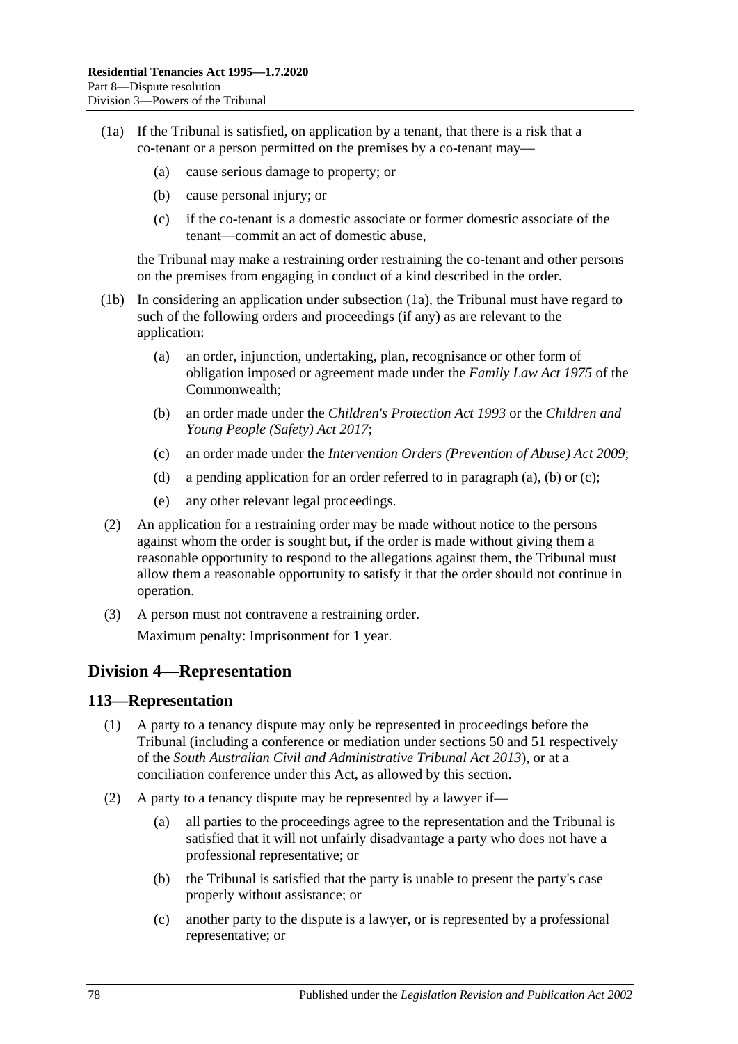(1a) If the Tribunal is satisfied, on application by a tenant, that there is a risk that a co-tenant or a person permitted on the premises by a co-tenant may—

(a) cause serious damage to property; or

(b) cause personal injury; or

(c) if the co-tenant is a domestic associate or former domestic associate of the tenant—commit an act of domestic abuse,

the Tribunal may make a restraining order restraining the co-tenant and other persons on the premises from engaging in conduct of a kind described in the order.

(1b) In considering an application under subsection (1a), the Tribunal must have regard to such of the following orders and proceedings (if any) as are relevant to the application:

(a) an order, injunction, undertaking, plan, recognisance or other form of obligation imposed or agreement made under the *Family Law Act 1975* of the Commonwealth;

(b) an order made under the *Children's Protection Act 1993* or the *Children and Young People (Safety) Act 2017*;

(c) an order made under the *Intervention Orders (Prevention of Abuse) Act 2009*;

(d) a pending application for an order referred to in paragraph (a), (b) or (c);

(e) any other relevant legal proceedings.

(2) An application for a restraining order may be made without notice to the persons against whom the order is sought but, if the order is made without giving them a reasonable opportunity to respond to the allegations against them, the Tribunal must allow them a reasonable opportunity to satisfy it that the order should not continue in operation.

(3) A person must not contravene a restraining order.

Maximum penalty: Imprisonment for 1 year.

## Division 4—Representation

### 113—Representation

(1) A party to a tenancy dispute may only be represented in proceedings before the Tribunal (including a conference or mediation under sections 50 and 51 respectively of the *South Australian Civil and Administrative Tribunal Act 2013*), or at a conciliation conference under this Act, as allowed by this section.

(2) A party to a tenancy dispute may be represented by a lawyer if—

(a) all parties to the proceedings agree to the representation and the Tribunal is satisfied that it will not unfairly disadvantage a party who does not have a professional representative; or

(b) the Tribunal is satisfied that the party is unable to present the party's case properly without assistance; or

(c) another party to the dispute is a lawyer, or is represented by a professional representative; or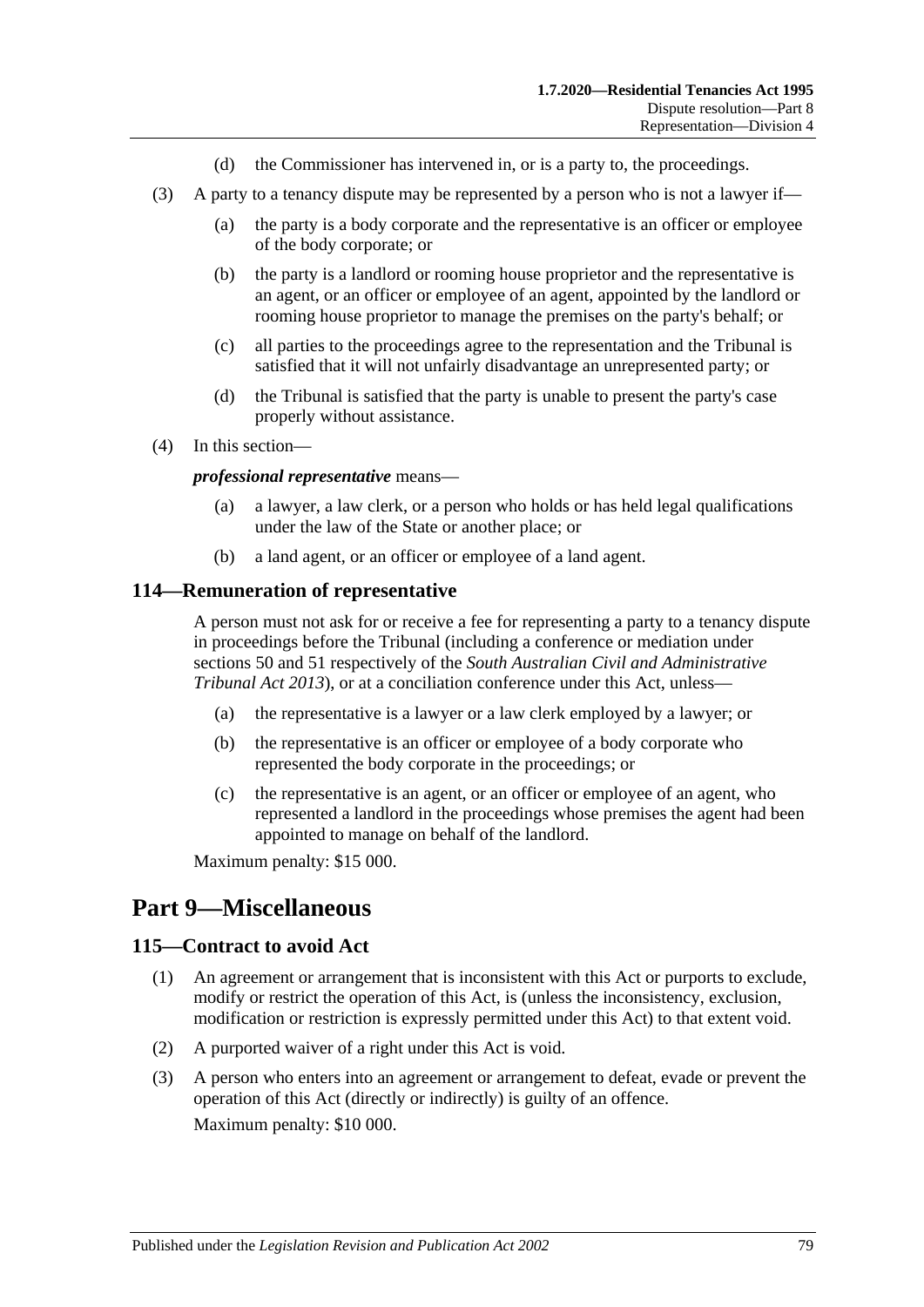(d) the Commissioner has intervened in, or is a party to, the proceedings.

(3) A party to a tenancy dispute may be represented by a person who is not a lawyer if—

(a) the party is a body corporate and the representative is an officer or employee of the body corporate; or

(b) the party is a landlord or rooming house proprietor and the representative is an agent, or an officer or employee of an agent, appointed by the landlord or rooming house proprietor to manage the premises on the party's behalf; or

(c) all parties to the proceedings agree to the representation and the Tribunal is satisfied that it will not unfairly disadvantage an unrepresented party; or

(d) the Tribunal is satisfied that the party is unable to present the party's case properly without assistance.

(4) In this section—

***professional representative*** means—

(a) a lawyer, a law clerk, or a person who holds or has held legal qualifications under the law of the State or another place; or

(b) a land agent, or an officer or employee of a land agent.

### 114—Remuneration of representative

A person must not ask for or receive a fee for representing a party to a tenancy dispute in proceedings before the Tribunal (including a conference or mediation under sections 50 and 51 respectively of the *South Australian Civil and Administrative Tribunal Act 2013*), or at a conciliation conference under this Act, unless—

(a) the representative is a lawyer or a law clerk employed by a lawyer; or

(b) the representative is an officer or employee of a body corporate who represented the body corporate in the proceedings; or

(c) the representative is an agent, or an officer or employee of an agent, who represented a landlord in the proceedings whose premises the agent had been appointed to manage on behalf of the landlord.

Maximum penalty: $15 000.

## Part 9—Miscellaneous

### 115—Contract to avoid Act

(1) An agreement or arrangement that is inconsistent with this Act or purports to exclude, modify or restrict the operation of this Act, is (unless the inconsistency, exclusion, modification or restriction is expressly permitted under this Act) to that extent void.

(2) A purported waiver of a right under this Act is void.

(3) A person who enters into an agreement or arrangement to defeat, evade or prevent the operation of this Act (directly or indirectly) is guilty of an offence.

Maximum penalty: $10 000.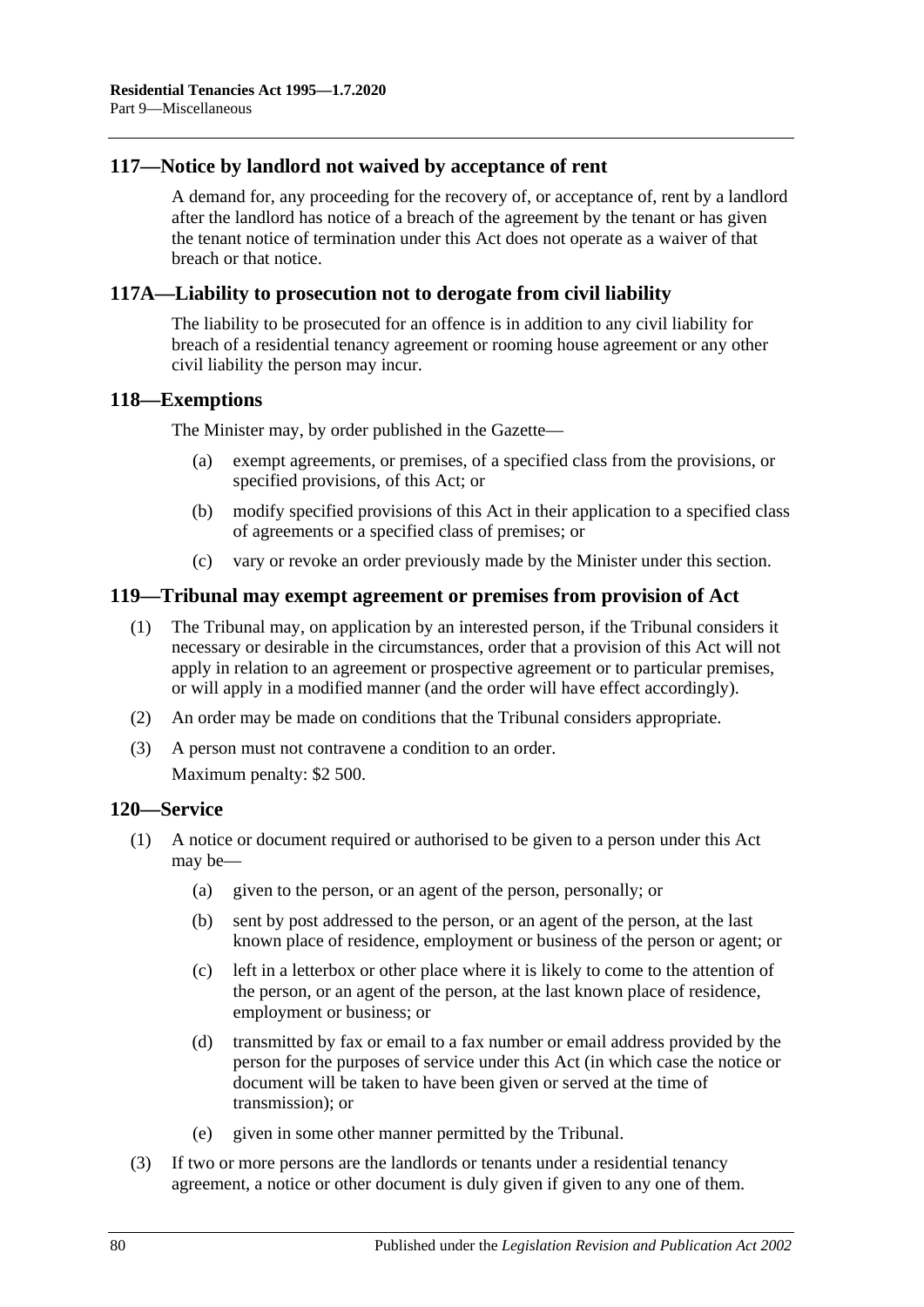## 117—Notice by landlord not waived by acceptance of rent

A demand for, any proceeding for the recovery of, or acceptance of, rent by a landlord after the landlord has notice of a breach of the agreement by the tenant or has given the tenant notice of termination under this Act does not operate as a waiver of that breach or that notice.

## 117A—Liability to prosecution not to derogate from civil liability

The liability to be prosecuted for an offence is in addition to any civil liability for breach of a residential tenancy agreement or rooming house agreement or any other civil liability the person may incur.

## 118—Exemptions

The Minister may, by order published in the Gazette—

- (a) exempt agreements, or premises, of a specified class from the provisions, or specified provisions, of this Act; or
- (b) modify specified provisions of this Act in their application to a specified class of agreements or a specified class of premises; or
- (c) vary or revoke an order previously made by the Minister under this section.

## 119—Tribunal may exempt agreement or premises from provision of Act

(1) The Tribunal may, on application by an interested person, if the Tribunal considers it necessary or desirable in the circumstances, order that a provision of this Act will not apply in relation to an agreement or prospective agreement or to particular premises, or will apply in a modified manner (and the order will have effect accordingly).

(2) An order may be made on conditions that the Tribunal considers appropriate.

(3) A person must not contravene a condition to an order.

Maximum penalty: $2 500.

## 120—Service

(1) A notice or document required or authorised to be given to a person under this Act may be—

- (a) given to the person, or an agent of the person, personally; or
- (b) sent by post addressed to the person, or an agent of the person, at the last known place of residence, employment or business of the person or agent; or
- (c) left in a letterbox or other place where it is likely to come to the attention of the person, or an agent of the person, at the last known place of residence, employment or business; or
- (d) transmitted by fax or email to a fax number or email address provided by the person for the purposes of service under this Act (in which case the notice or document will be taken to have been given or served at the time of transmission); or
- (e) given in some other manner permitted by the Tribunal.

(3) If two or more persons are the landlords or tenants under a residential tenancy agreement, a notice or other document is duly given if given to any one of them.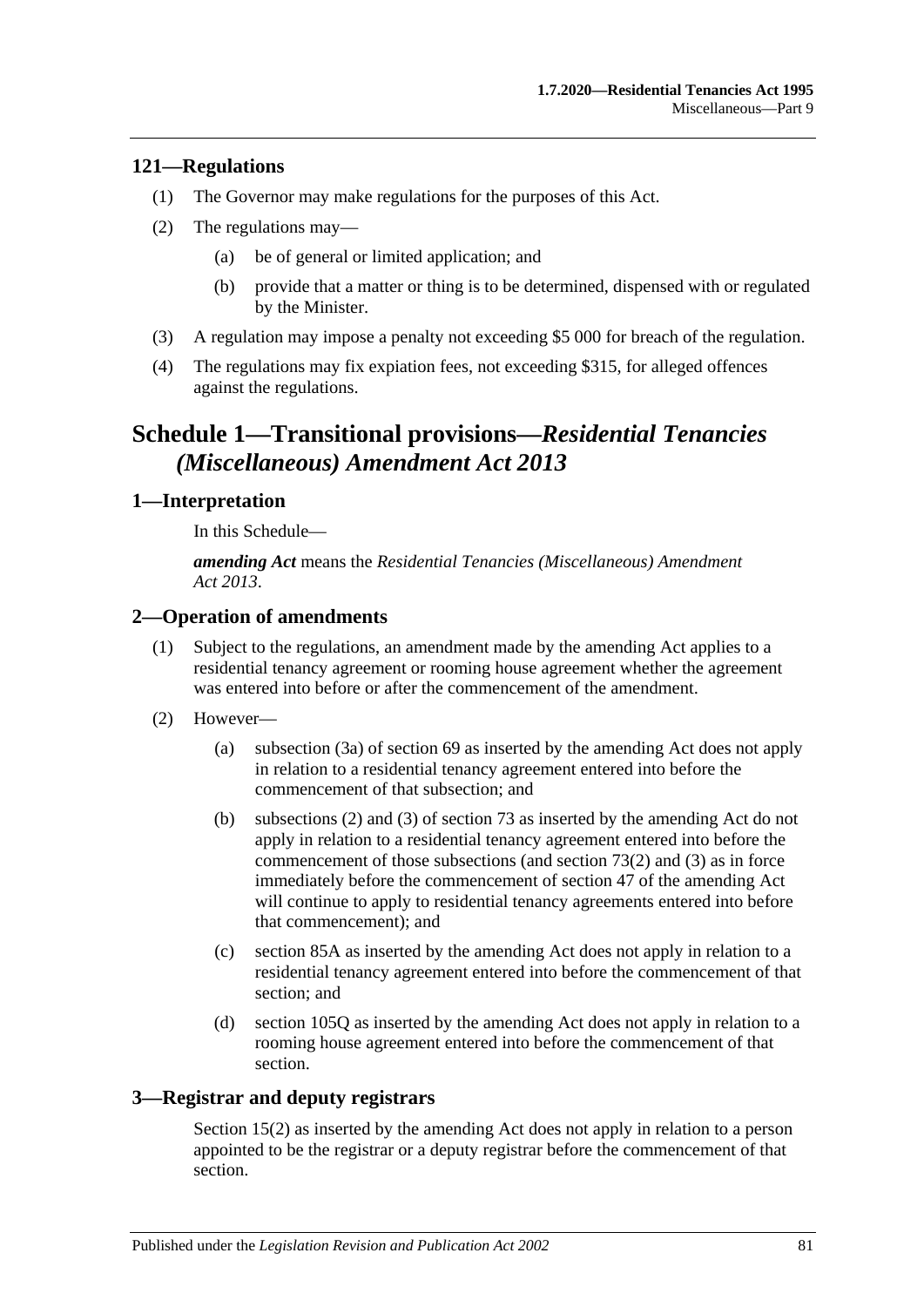## 121—Regulations

(1) The Governor may make regulations for the purposes of this Act.

(2) The regulations may—

(a) be of general or limited application; and

(b) provide that a matter or thing is to be determined, dispensed with or regulated by the Minister.

(3) A regulation may impose a penalty not exceeding $5 000 for breach of the regulation.

(4) The regulations may fix expiation fees, not exceeding $315, for alleged offences against the regulations.

# Schedule 1—Transitional provisions—*Residential Tenancies (Miscellaneous) Amendment Act 2013*

## 1—Interpretation

In this Schedule—

***amending Act*** means the *Residential Tenancies (Miscellaneous) Amendment Act 2013*.

## 2—Operation of amendments

(1) Subject to the regulations, an amendment made by the amending Act applies to a residential tenancy agreement or rooming house agreement whether the agreement was entered into before or after the commencement of the amendment.

(2) However—

(a) subsection (3a) of section 69 as inserted by the amending Act does not apply in relation to a residential tenancy agreement entered into before the commencement of that subsection; and

(b) subsections (2) and (3) of section 73 as inserted by the amending Act do not apply in relation to a residential tenancy agreement entered into before the commencement of those subsections (and section 73(2) and (3) as in force immediately before the commencement of section 47 of the amending Act will continue to apply to residential tenancy agreements entered into before that commencement); and

(c) section 85A as inserted by the amending Act does not apply in relation to a residential tenancy agreement entered into before the commencement of that section; and

(d) section 105Q as inserted by the amending Act does not apply in relation to a rooming house agreement entered into before the commencement of that section.

## 3—Registrar and deputy registrars

Section 15(2) as inserted by the amending Act does not apply in relation to a person appointed to be the registrar or a deputy registrar before the commencement of that section.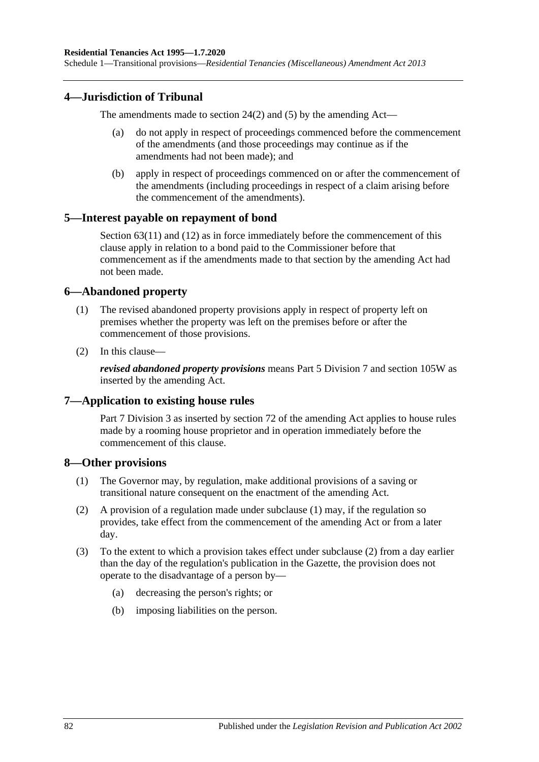## 4—Jurisdiction of Tribunal

The amendments made to section 24(2) and (5) by the amending Act—

(a) do not apply in respect of proceedings commenced before the commencement of the amendments (and those proceedings may continue as if the amendments had not been made); and

(b) apply in respect of proceedings commenced on or after the commencement of the amendments (including proceedings in respect of a claim arising before the commencement of the amendments).

## 5—Interest payable on repayment of bond

Section 63(11) and (12) as in force immediately before the commencement of this clause apply in relation to a bond paid to the Commissioner before that commencement as if the amendments made to that section by the amending Act had not been made.

## 6—Abandoned property

(1) The revised abandoned property provisions apply in respect of property left on premises whether the property was left on the premises before or after the commencement of those provisions.

(2) In this clause—

***revised abandoned property provisions*** means Part 5 Division 7 and section 105W as inserted by the amending Act.

## 7—Application to existing house rules

Part 7 Division 3 as inserted by section 72 of the amending Act applies to house rules made by a rooming house proprietor and in operation immediately before the commencement of this clause.

## 8—Other provisions

(1) The Governor may, by regulation, make additional provisions of a saving or transitional nature consequent on the enactment of the amending Act.

(2) A provision of a regulation made under subclause (1) may, if the regulation so provides, take effect from the commencement of the amending Act or from a later day.

(3) To the extent to which a provision takes effect under subclause (2) from a day earlier than the day of the regulation's publication in the Gazette, the provision does not operate to the disadvantage of a person by—

(a) decreasing the person's rights; or

(b) imposing liabilities on the person.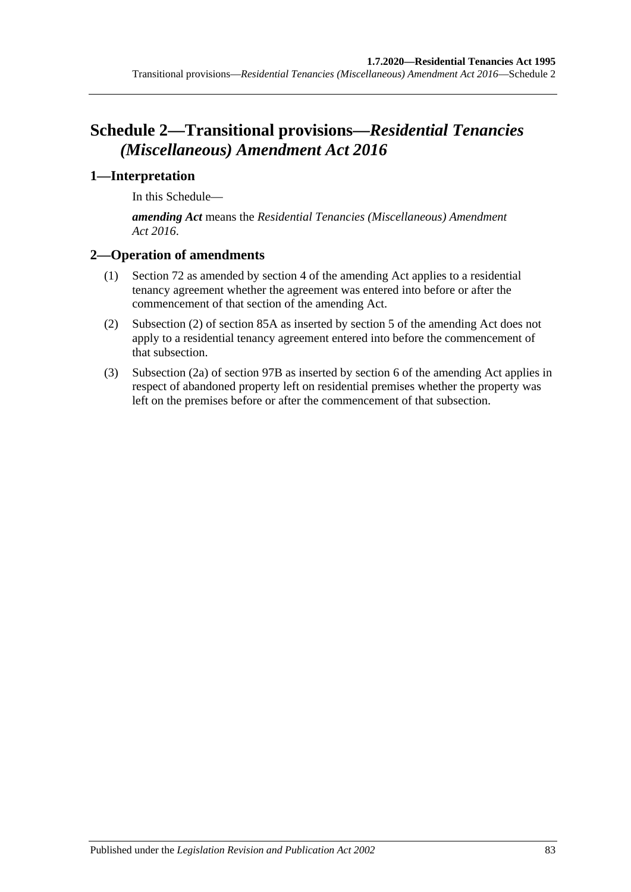# Schedule 2—Transitional provisions—*Residential Tenancies (Miscellaneous) Amendment Act 2016*

## 1—Interpretation

In this Schedule—

***amending Act*** means the *Residential Tenancies (Miscellaneous) Amendment Act 2016*.

## 2—Operation of amendments

(1) Section 72 as amended by section 4 of the amending Act applies to a residential tenancy agreement whether the agreement was entered into before or after the commencement of that section of the amending Act.

(2) Subsection (2) of section 85A as inserted by section 5 of the amending Act does not apply to a residential tenancy agreement entered into before the commencement of that subsection.

(3) Subsection (2a) of section 97B as inserted by section 6 of the amending Act applies in respect of abandoned property left on residential premises whether the property was left on the premises before or after the commencement of that subsection.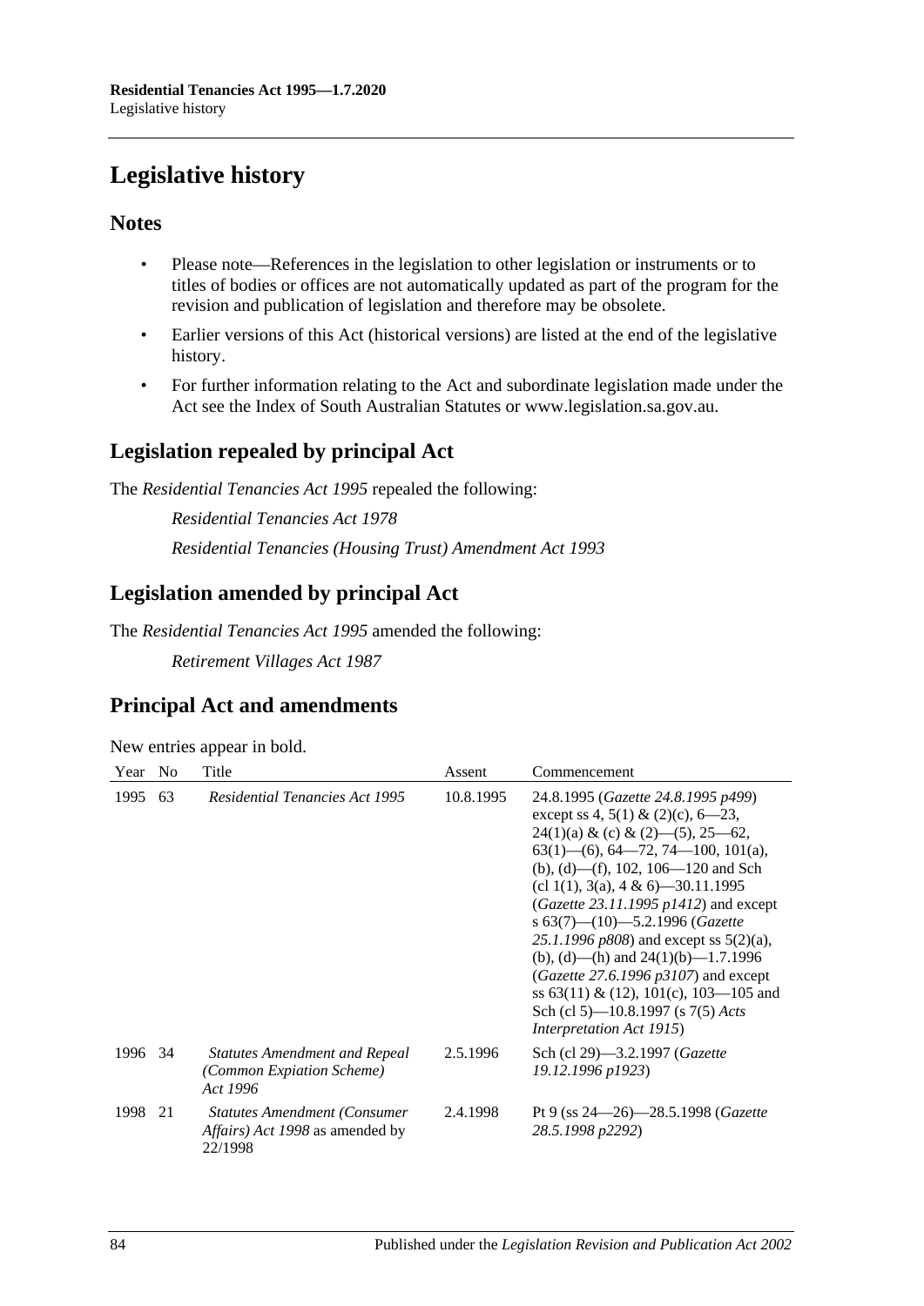# Legislative history

## Notes

- Please note—References in the legislation to other legislation or instruments or to titles of bodies or offices are not automatically updated as part of the program for the revision and publication of legislation and therefore may be obsolete.
- Earlier versions of this Act (historical versions) are listed at the end of the legislative history.
- For further information relating to the Act and subordinate legislation made under the Act see the Index of South Australian Statutes or www.legislation.sa.gov.au.

## Legislation repealed by principal Act

The *Residential Tenancies Act 1995* repealed the following:

*Residential Tenancies Act 1978*

*Residential Tenancies (Housing Trust) Amendment Act 1993*

## Legislation amended by principal Act

The *Residential Tenancies Act 1995* amended the following:

*Retirement Villages Act 1987*

## Principal Act and amendments

New entries appear in bold.

| Year | No | Title | Assent | Commencement |
|---|---|---|---|---|
| 1995 | 63 | *Residential Tenancies Act 1995* | 10.8.1995 | 24.8.1995 (*Gazette 24.8.1995 p499*) except ss 4, 5(1) & (2)(c), 6—23, 24(1)(a) & (c) & (2)—(5), 25—62, 63(1)—(6), 64—72, 74—100, 101(a), (b), (d)—(f), 102, 106—120 and Sch (cl 1(1), 3(a), 4 & 6)—30.11.1995 (*Gazette 23.11.1995 p1412*) and except s 63(7)—(10)—5.2.1996 (*Gazette 25.1.1996 p808*) and except ss 5(2)(a), (b), (d)—(h) and 24(1)(b)—1.7.1996 (*Gazette 27.6.1996 p3107*) and except ss 63(11) & (12), 101(c), 103—105 and Sch (cl 5)—10.8.1997 (s 7(5) *Acts Interpretation Act 1915*) |
| 1996 | 34 | *Statutes Amendment and Repeal (Common Expiation Scheme) Act 1996* | 2.5.1996 | Sch (cl 29)—3.2.1997 (*Gazette 19.12.1996 p1923*) |
| 1998 | 21 | *Statutes Amendment (Consumer Affairs) Act 1998* as amended by 22/1998 | 2.4.1998 | Pt 9 (ss 24—26)—28.5.1998 (*Gazette 28.5.1998 p2292*) |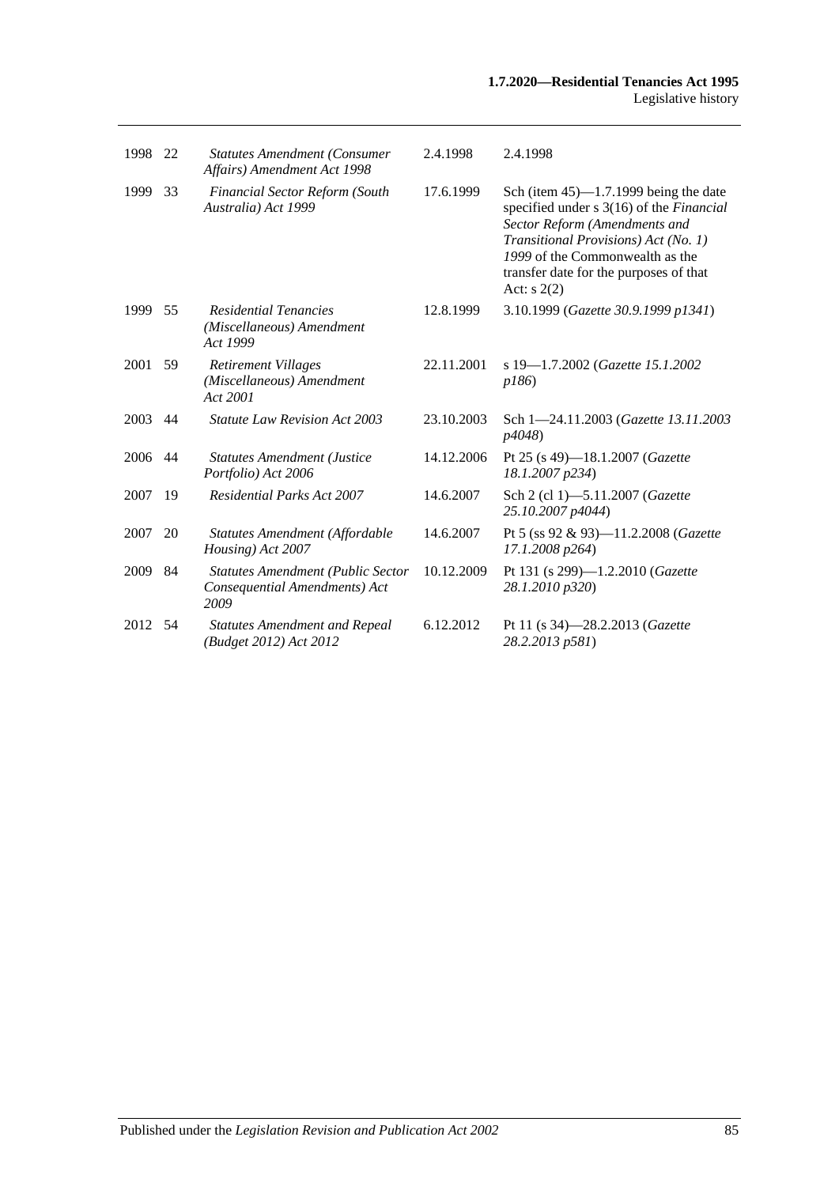| | | | | |
|---|---|---|---|---|
| 1998 | 22 | *Statutes Amendment (Consumer Affairs) Amendment Act 1998* | 2.4.1998 | 2.4.1998 |
| 1999 | 33 | *Financial Sector Reform (South Australia) Act 1999* | 17.6.1999 | Sch (item 45)—1.7.1999 being the date specified under s 3(16) of the *Financial Sector Reform (Amendments and Transitional Provisions) Act (No. 1) 1999* of the Commonwealth as the transfer date for the purposes of that Act: s 2(2) |
| 1999 | 55 | *Residential Tenancies (Miscellaneous) Amendment Act 1999* | 12.8.1999 | 3.10.1999 (*Gazette 30.9.1999 p1341*) |
| 2001 | 59 | *Retirement Villages (Miscellaneous) Amendment Act 2001* | 22.11.2001 | s 19—1.7.2002 (*Gazette 15.1.2002 p186*) |
| 2003 | 44 | *Statute Law Revision Act 2003* | 23.10.2003 | Sch 1—24.11.2003 (*Gazette 13.11.2003 p4048*) |
| 2006 | 44 | *Statutes Amendment (Justice Portfolio) Act 2006* | 14.12.2006 | Pt 25 (s 49)—18.1.2007 (*Gazette 18.1.2007 p234*) |
| 2007 | 19 | *Residential Parks Act 2007* | 14.6.2007 | Sch 2 (cl 1)—5.11.2007 (*Gazette 25.10.2007 p4044*) |
| 2007 | 20 | *Statutes Amendment (Affordable Housing) Act 2007* | 14.6.2007 | Pt 5 (ss 92 & 93)—11.2.2008 (*Gazette 17.1.2008 p264*) |
| 2009 | 84 | *Statutes Amendment (Public Sector Consequential Amendments) Act 2009* | 10.12.2009 | Pt 131 (s 299)—1.2.2010 (*Gazette 28.1.2010 p320*) |
| 2012 | 54 | *Statutes Amendment and Repeal (Budget 2012) Act 2012* | 6.12.2012 | Pt 11 (s 34)—28.2.2013 (*Gazette 28.2.2013 p581*) |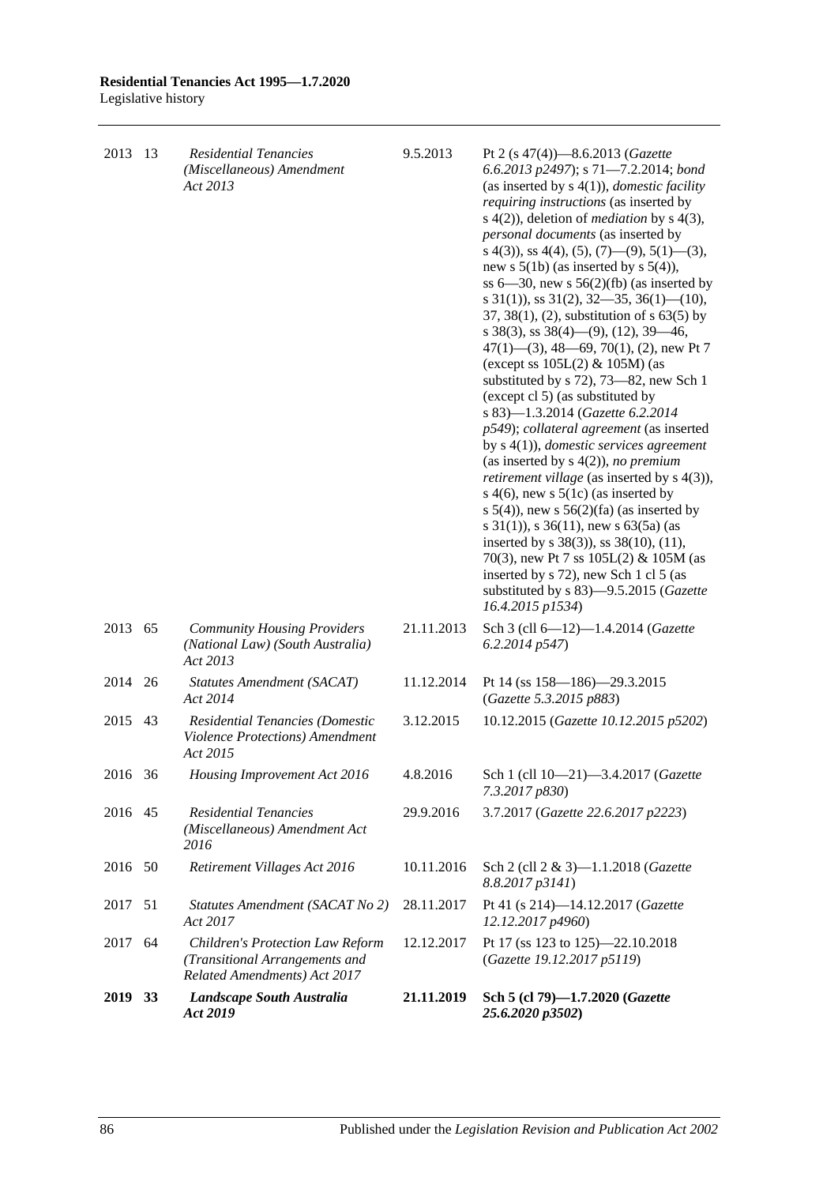| | | | | |
|---|---|---|---|---|
| 2013 | 13 | *Residential Tenancies (Miscellaneous) Amendment Act 2013* | 9.5.2013 | Pt 2 (s 47(4))—8.6.2013 (*Gazette 6.6.2013 p2497*); s 71—7.2.2014; *bond* (as inserted by s 4(1)), *domestic facility requiring instructions* (as inserted by s 4(2)), deletion of *mediation* by s 4(3), *personal documents* (as inserted by s 4(3)), ss 4(4), (5), (7)—(9), 5(1)—(3), new s 5(1b) (as inserted by s 5(4)), ss 6—30, new s 56(2)(fb) (as inserted by s 31(1)), ss 31(2), 32—35, 36(1)—(10), 37, 38(1), (2), substitution of s 63(5) by s 38(3), ss 38(4)—(9), (12), 39—46, 47(1)—(3), 48—69, 70(1), (2), new Pt 7 (except ss 105L(2) & 105M) (as substituted by s 72), 73—82, new Sch 1 (except cl 5) (as substituted by s 83)—1.3.2014 (*Gazette 6.2.2014 p549*); *collateral agreement* (as inserted by s 4(1)), *domestic services agreement* (as inserted by s 4(2)), *no premium retirement village* (as inserted by s 4(3)), s 4(6), new s 5(1c) (as inserted by s 5(4)), new s 56(2)(fa) (as inserted by s 31(1)), s 36(11), new s 63(5a) (as inserted by s 38(3)), ss 38(10), (11), 70(3), new Pt 7 ss 105L(2) & 105M (as inserted by s 72), new Sch 1 cl 5 (as substituted by s 83)—9.5.2015 (*Gazette 16.4.2015 p1534*) |
| 2013 | 65 | *Community Housing Providers (National Law) (South Australia) Act 2013* | 21.11.2013 | Sch 3 (cll 6—12)—1.4.2014 (*Gazette 6.2.2014 p547*) |
| 2014 | 26 | *Statutes Amendment (SACAT) Act 2014* | 11.12.2014 | Pt 14 (ss 158—186)—29.3.2015 (*Gazette 5.3.2015 p883*) |
| 2015 | 43 | *Residential Tenancies (Domestic Violence Protections) Amendment Act 2015* | 3.12.2015 | 10.12.2015 (*Gazette 10.12.2015 p5202*) |
| 2016 | 36 | *Housing Improvement Act 2016* | 4.8.2016 | Sch 1 (cll 10—21)—3.4.2017 (*Gazette 7.3.2017 p830*) |
| 2016 | 45 | *Residential Tenancies (Miscellaneous) Amendment Act 2016* | 29.9.2016 | 3.7.2017 (*Gazette 22.6.2017 p2223*) |
| 2016 | 50 | *Retirement Villages Act 2016* | 10.11.2016 | Sch 2 (cll 2 & 3)—1.1.2018 (*Gazette 8.8.2017 p3141*) |
| 2017 | 51 | *Statutes Amendment (SACAT No 2) Act 2017* | 28.11.2017 | Pt 41 (s 214)—14.12.2017 (*Gazette 12.12.2017 p4960*) |
| 2017 | 64 | *Children's Protection Law Reform (Transitional Arrangements and Related Amendments) Act 2017* | 12.12.2017 | Pt 17 (ss 123 to 125)—22.10.2018 (*Gazette 19.12.2017 p5119*) |
| **2019** | **33** | ***Landscape South Australia Act 2019*** | **21.11.2019** | **Sch 5 (cl 79)—1.7.2020 (*Gazette 25.6.2020 p3502*)** |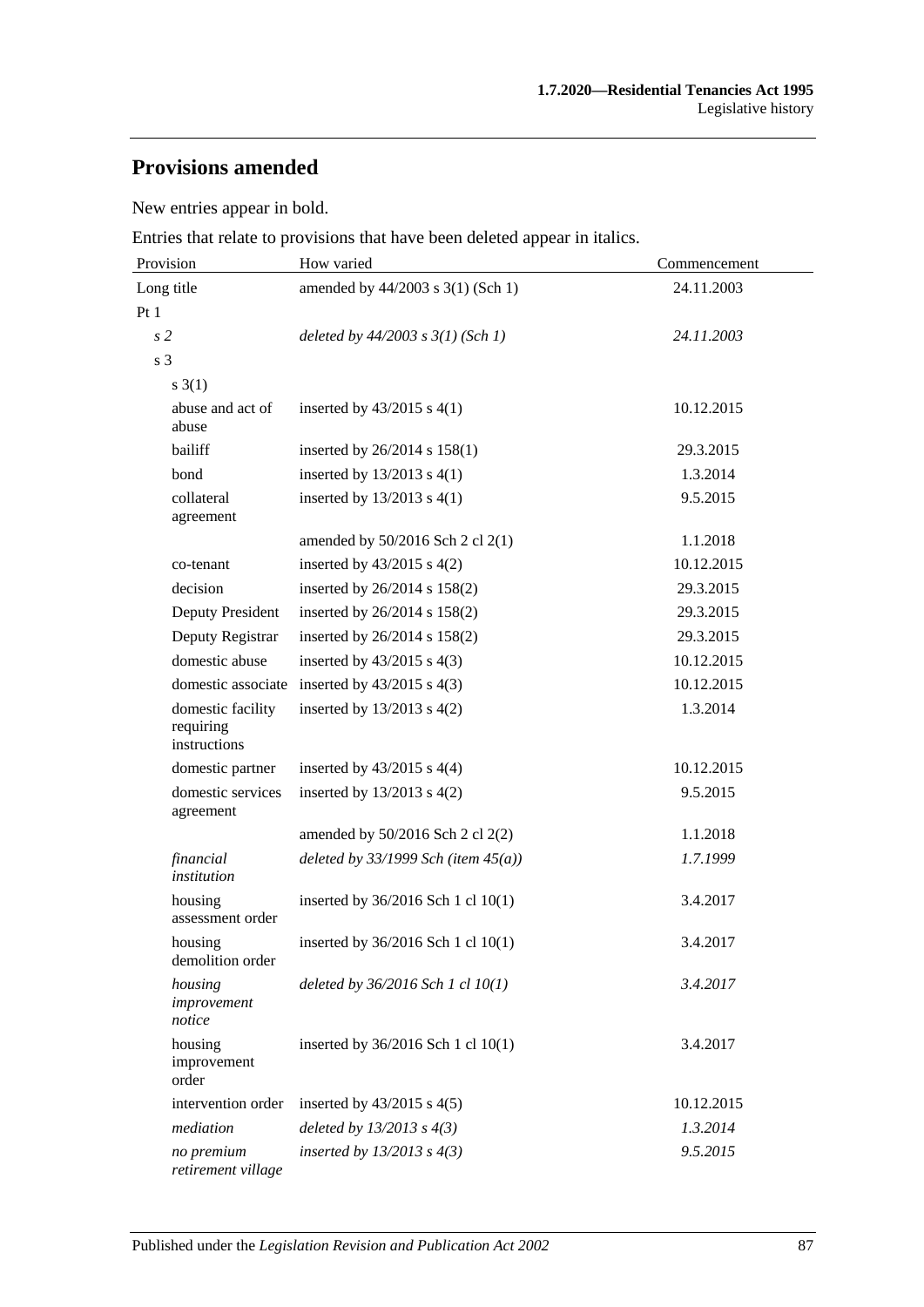## Provisions amended

New entries appear in bold.

Entries that relate to provisions that have been deleted appear in italics.

| Provision | How varied | Commencement |
|---|---|---|
| Long title | amended by 44/2003 s 3(1) (Sch 1) | 24.11.2003 |
| Pt 1 | | |
| *s 2* | *deleted by 44/2003 s 3(1) (Sch 1)* | *24.11.2003* |
| s 3 | | |
| s 3(1) | | |
| abuse and act of abuse | inserted by 43/2015 s 4(1) | 10.12.2015 |
| bailiff | inserted by 26/2014 s 158(1) | 29.3.2015 |
| bond | inserted by 13/2013 s 4(1) | 1.3.2014 |
| collateral agreement | inserted by 13/2013 s 4(1) | 9.5.2015 |
| | amended by 50/2016 Sch 2 cl 2(1) | 1.1.2018 |
| co-tenant | inserted by 43/2015 s 4(2) | 10.12.2015 |
| decision | inserted by 26/2014 s 158(2) | 29.3.2015 |
| Deputy President | inserted by 26/2014 s 158(2) | 29.3.2015 |
| Deputy Registrar | inserted by 26/2014 s 158(2) | 29.3.2015 |
| domestic abuse | inserted by 43/2015 s 4(3) | 10.12.2015 |
| domestic associate | inserted by 43/2015 s 4(3) | 10.12.2015 |
| domestic facility requiring instructions | inserted by 13/2013 s 4(2) | 1.3.2014 |
| domestic partner | inserted by 43/2015 s 4(4) | 10.12.2015 |
| domestic services agreement | inserted by 13/2013 s 4(2) | 9.5.2015 |
| | amended by 50/2016 Sch 2 cl 2(2) | 1.1.2018 |
| *financial institution* | *deleted by 33/1999 Sch (item 45(a))* | *1.7.1999* |
| housing assessment order | inserted by 36/2016 Sch 1 cl 10(1) | 3.4.2017 |
| housing demolition order | inserted by 36/2016 Sch 1 cl 10(1) | 3.4.2017 |
| *housing improvement notice* | *deleted by 36/2016 Sch 1 cl 10(1)* | *3.4.2017* |
| housing improvement order | inserted by 36/2016 Sch 1 cl 10(1) | 3.4.2017 |
| intervention order | inserted by 43/2015 s 4(5) | 10.12.2015 |
| *mediation* | *deleted by 13/2013 s 4(3)* | *1.3.2014* |
| *no premium retirement village* | *inserted by 13/2013 s 4(3)* | *9.5.2015* |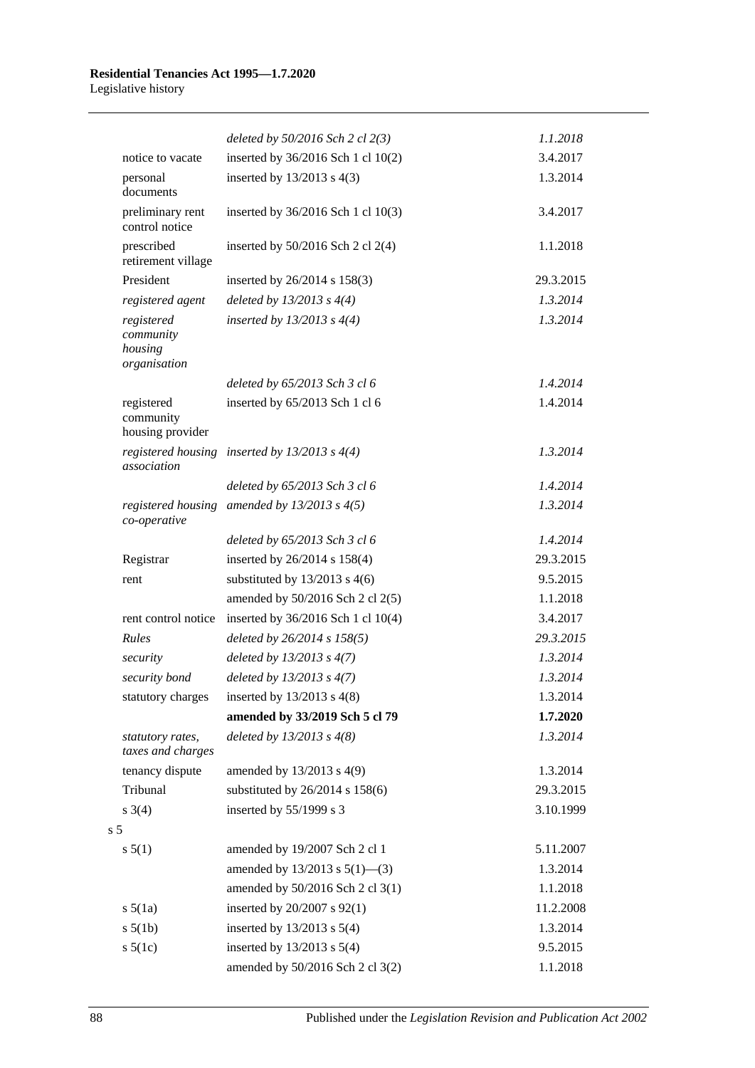| | | |
|---|---|---|
| | *deleted by 50/2016 Sch 2 cl 2(3)* | *1.1.2018* |
| notice to vacate | inserted by 36/2016 Sch 1 cl 10(2) | 3.4.2017 |
| personal documents | inserted by 13/2013 s 4(3) | 1.3.2014 |
| preliminary rent control notice | inserted by 36/2016 Sch 1 cl 10(3) | 3.4.2017 |
| prescribed retirement village | inserted by 50/2016 Sch 2 cl 2(4) | 1.1.2018 |
| President | inserted by 26/2014 s 158(3) | 29.3.2015 |
| *registered agent* | *deleted by 13/2013 s 4(4)* | *1.3.2014* |
| *registered community housing organisation* | *inserted by 13/2013 s 4(4)* | *1.3.2014* |
| | *deleted by 65/2013 Sch 3 cl 6* | *1.4.2014* |
| registered community housing provider | inserted by 65/2013 Sch 1 cl 6 | 1.4.2014 |
| *registered housing association* | *inserted by 13/2013 s 4(4)* | *1.3.2014* |
| | *deleted by 65/2013 Sch 3 cl 6* | *1.4.2014* |
| *registered housing co-operative* | *amended by 13/2013 s 4(5)* | *1.3.2014* |
| | *deleted by 65/2013 Sch 3 cl 6* | *1.4.2014* |
| Registrar | inserted by 26/2014 s 158(4) | 29.3.2015 |
| rent | substituted by 13/2013 s 4(6) | 9.5.2015 |
| | amended by 50/2016 Sch 2 cl 2(5) | 1.1.2018 |
| rent control notice | inserted by 36/2016 Sch 1 cl 10(4) | 3.4.2017 |
| *Rules* | *deleted by 26/2014 s 158(5)* | *29.3.2015* |
| *security* | *deleted by 13/2013 s 4(7)* | *1.3.2014* |
| *security bond* | *deleted by 13/2013 s 4(7)* | *1.3.2014* |
| statutory charges | inserted by 13/2013 s 4(8) | 1.3.2014 |
| | **amended by 33/2019 Sch 5 cl 79** | **1.7.2020** |
| *statutory rates, taxes and charges* | *deleted by 13/2013 s 4(8)* | *1.3.2014* |
| tenancy dispute | amended by 13/2013 s 4(9) | 1.3.2014 |
| Tribunal | substituted by 26/2014 s 158(6) | 29.3.2015 |
| s 3(4) | inserted by 55/1999 s 3 | 3.10.1999 |
| s 5 | | |
| s 5(1) | amended by 19/2007 Sch 2 cl 1 | 5.11.2007 |
| | amended by 13/2013 s 5(1)—(3) | 1.3.2014 |
| | amended by 50/2016 Sch 2 cl 3(1) | 1.1.2018 |
| s 5(1a) | inserted by 20/2007 s 92(1) | 11.2.2008 |
| s 5(1b) | inserted by 13/2013 s 5(4) | 1.3.2014 |
| s 5(1c) | inserted by 13/2013 s 5(4) | 9.5.2015 |
| | amended by 50/2016 Sch 2 cl 3(2) | 1.1.2018 |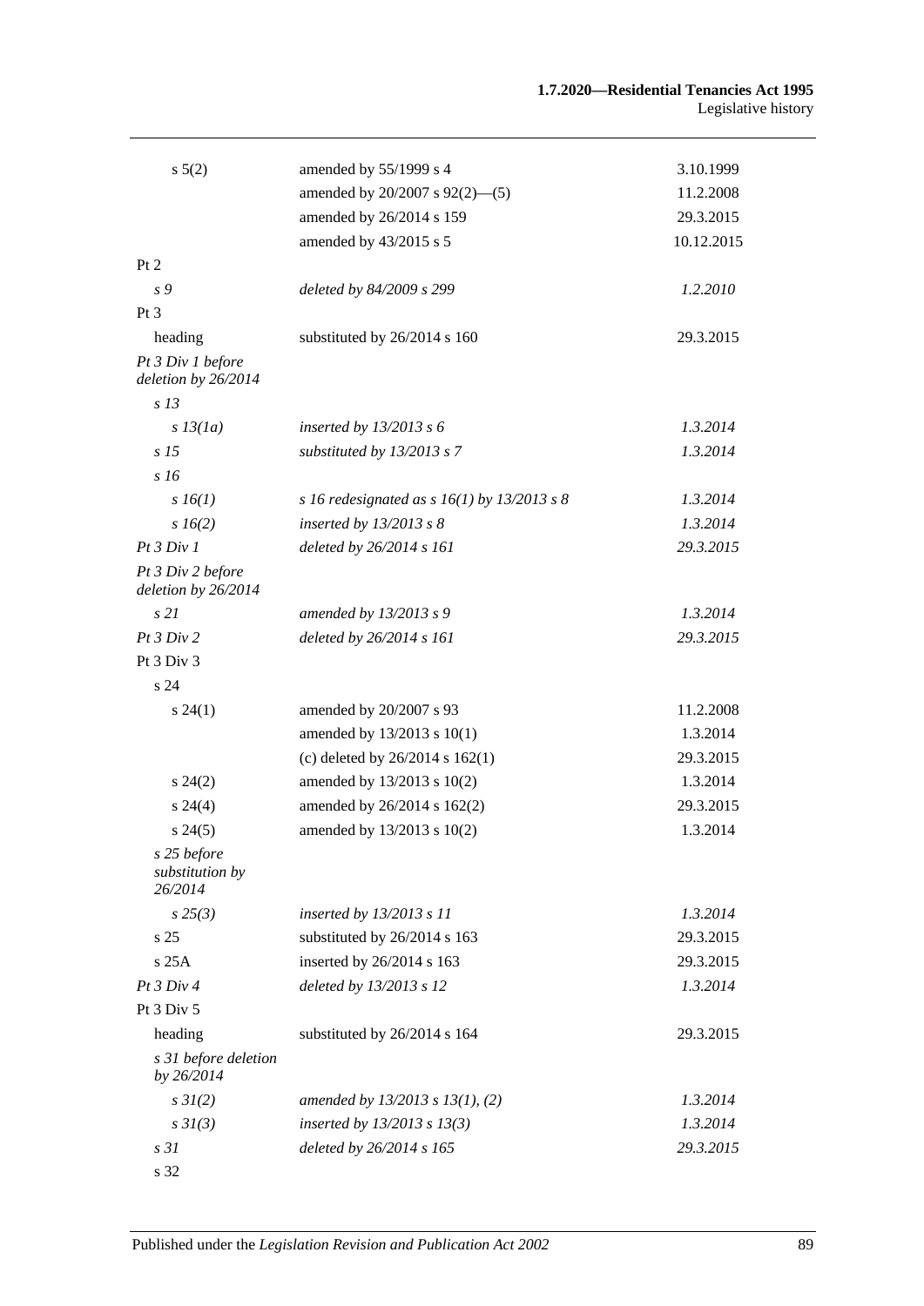| | | |
|---|---|---|
| s 5(2) | amended by 55/1999 s 4 | 3.10.1999 |
| | amended by 20/2007 s 92(2)—(5) | 11.2.2008 |
| | amended by 26/2014 s 159 | 29.3.2015 |
| | amended by 43/2015 s 5 | 10.12.2015 |
| Pt 2 | | |
| *s 9* | *deleted by 84/2009 s 299* | *1.2.2010* |
| Pt 3 | | |
| heading | substituted by 26/2014 s 160 | 29.3.2015 |
| *Pt 3 Div 1 before deletion by 26/2014* | | |
| *s 13* | | |
| *s 13(1a)* | *inserted by 13/2013 s 6* | *1.3.2014* |
| *s 15* | *substituted by 13/2013 s 7* | *1.3.2014* |
| *s 16* | | |
| *s 16(1)* | *s 16 redesignated as s 16(1) by 13/2013 s 8* | *1.3.2014* |
| *s 16(2)* | *inserted by 13/2013 s 8* | *1.3.2014* |
| *Pt 3 Div 1* | *deleted by 26/2014 s 161* | *29.3.2015* |
| *Pt 3 Div 2 before deletion by 26/2014* | | |
| *s 21* | *amended by 13/2013 s 9* | *1.3.2014* |
| *Pt 3 Div 2* | *deleted by 26/2014 s 161* | *29.3.2015* |
| Pt 3 Div 3 | | |
| s 24 | | |
| s 24(1) | amended by 20/2007 s 93 | 11.2.2008 |
| | amended by 13/2013 s 10(1) | 1.3.2014 |
| | (c) deleted by 26/2014 s 162(1) | 29.3.2015 |
| s 24(2) | amended by 13/2013 s 10(2) | 1.3.2014 |
| s 24(4) | amended by 26/2014 s 162(2) | 29.3.2015 |
| s 24(5) | amended by 13/2013 s 10(2) | 1.3.2014 |
| *s 25 before substitution by 26/2014* | | |
| *s 25(3)* | *inserted by 13/2013 s 11* | *1.3.2014* |
| s 25 | substituted by 26/2014 s 163 | 29.3.2015 |
| s 25A | inserted by 26/2014 s 163 | 29.3.2015 |
| *Pt 3 Div 4* | *deleted by 13/2013 s 12* | *1.3.2014* |
| Pt 3 Div 5 | | |
| heading | substituted by 26/2014 s 164 | 29.3.2015 |
| *s 31 before deletion by 26/2014* | | |
| *s 31(2)* | *amended by 13/2013 s 13(1), (2)* | *1.3.2014* |
| *s 31(3)* | *inserted by 13/2013 s 13(3)* | *1.3.2014* |
| *s 31* | *deleted by 26/2014 s 165* | *29.3.2015* |
| s 32 | | |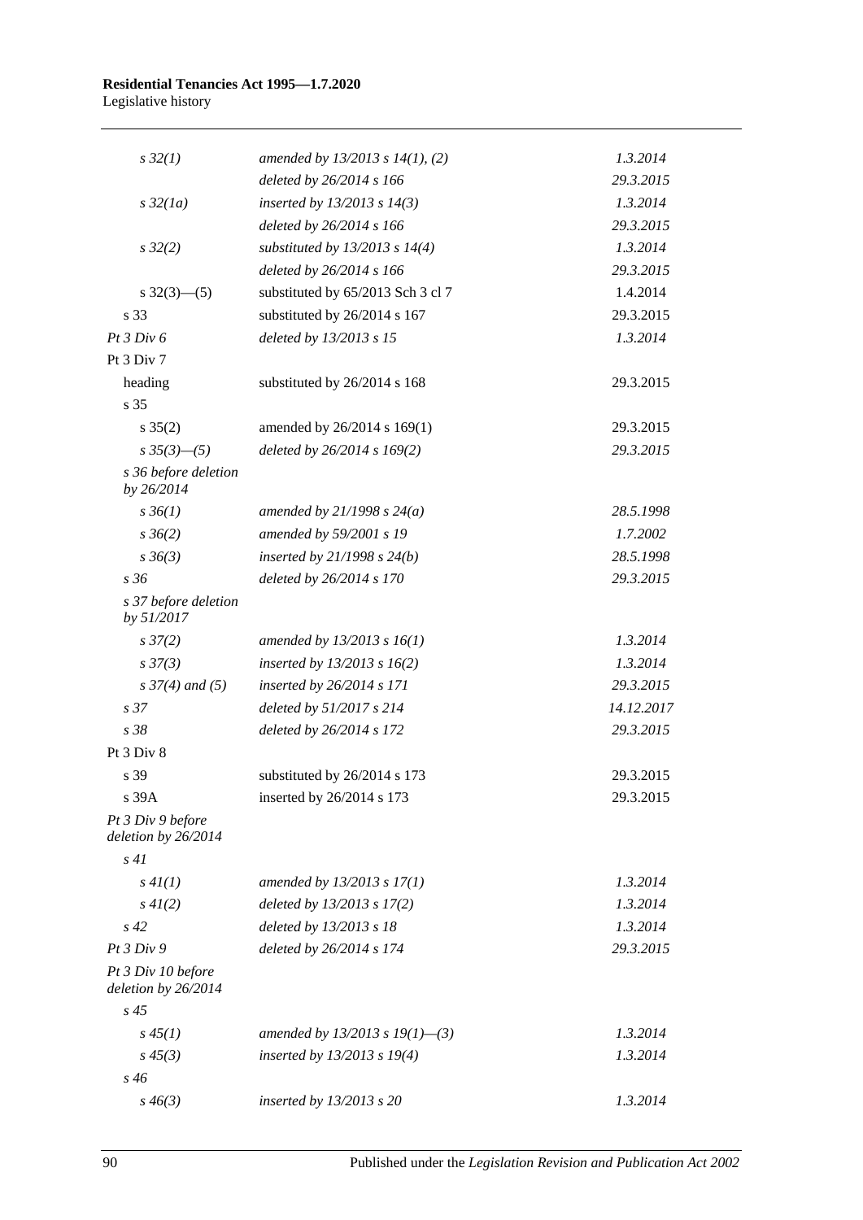| | | |
|---|---|---|
| *s 32(1)* | *amended by 13/2013 s 14(1), (2)* | *1.3.2014* |
| | *deleted by 26/2014 s 166* | *29.3.2015* |
| *s 32(1a)* | *inserted by 13/2013 s 14(3)* | *1.3.2014* |
| | *deleted by 26/2014 s 166* | *29.3.2015* |
| *s 32(2)* | *substituted by 13/2013 s 14(4)* | *1.3.2014* |
| | *deleted by 26/2014 s 166* | *29.3.2015* |
| s 32(3)—(5) | substituted by 65/2013 Sch 3 cl 7 | 1.4.2014 |
| s 33 | substituted by 26/2014 s 167 | 29.3.2015 |
| *Pt 3 Div 6* | *deleted by 13/2013 s 15* | *1.3.2014* |
| Pt 3 Div 7 | | |
| heading | substituted by 26/2014 s 168 | 29.3.2015 |
| s 35 | | |
| s 35(2) | amended by 26/2014 s 169(1) | 29.3.2015 |
| *s 35(3)—(5)* | *deleted by 26/2014 s 169(2)* | *29.3.2015* |
| *s 36 before deletion by 26/2014* | | |
| *s 36(1)* | *amended by 21/1998 s 24(a)* | *28.5.1998* |
| *s 36(2)* | *amended by 59/2001 s 19* | *1.7.2002* |
| *s 36(3)* | *inserted by 21/1998 s 24(b)* | *28.5.1998* |
| *s 36* | *deleted by 26/2014 s 170* | *29.3.2015* |
| *s 37 before deletion by 51/2017* | | |
| *s 37(2)* | *amended by 13/2013 s 16(1)* | *1.3.2014* |
| *s 37(3)* | *inserted by 13/2013 s 16(2)* | *1.3.2014* |
| *s 37(4) and (5)* | *inserted by 26/2014 s 171* | *29.3.2015* |
| *s 37* | *deleted by 51/2017 s 214* | *14.12.2017* |
| *s 38* | *deleted by 26/2014 s 172* | *29.3.2015* |
| Pt 3 Div 8 | | |
| s 39 | substituted by 26/2014 s 173 | 29.3.2015 |
| s 39A | inserted by 26/2014 s 173 | 29.3.2015 |
| *Pt 3 Div 9 before deletion by 26/2014* | | |
| *s 41* | | |
| *s 41(1)* | *amended by 13/2013 s 17(1)* | *1.3.2014* |
| *s 41(2)* | *deleted by 13/2013 s 17(2)* | *1.3.2014* |
| *s 42* | *deleted by 13/2013 s 18* | *1.3.2014* |
| *Pt 3 Div 9* | *deleted by 26/2014 s 174* | *29.3.2015* |
| *Pt 3 Div 10 before deletion by 26/2014* | | |
| *s 45* | | |
| *s 45(1)* | *amended by 13/2013 s 19(1)—(3)* | *1.3.2014* |
| *s 45(3)* | *inserted by 13/2013 s 19(4)* | *1.3.2014* |
| *s 46* | | |
| *s 46(3)* | *inserted by 13/2013 s 20* | *1.3.2014* |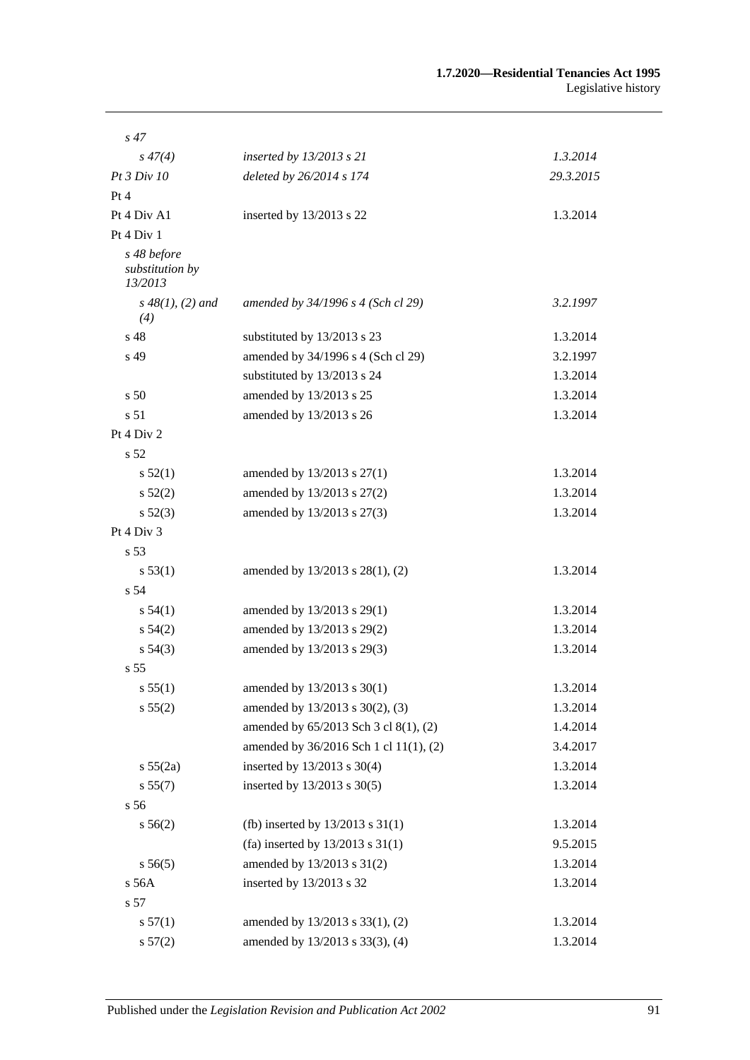| | | |
|---|---|---|
| *s 47* | | |
| *s 47(4)* | *inserted by 13/2013 s 21* | *1.3.2014* |
| *Pt 3 Div 10* | *deleted by 26/2014 s 174* | *29.3.2015* |
| Pt 4 | | |
| Pt 4 Div A1 | inserted by 13/2013 s 22 | 1.3.2014 |
| Pt 4 Div 1 | | |
| *s 48 before substitution by 13/2013* | | |
| *s 48(1), (2) and (4)* | *amended by 34/1996 s 4 (Sch cl 29)* | *3.2.1997* |
| s 48 | substituted by 13/2013 s 23 | 1.3.2014 |
| s 49 | amended by 34/1996 s 4 (Sch cl 29) | 3.2.1997 |
| | substituted by 13/2013 s 24 | 1.3.2014 |
| s 50 | amended by 13/2013 s 25 | 1.3.2014 |
| s 51 | amended by 13/2013 s 26 | 1.3.2014 |
| Pt 4 Div 2 | | |
| s 52 | | |
| s 52(1) | amended by 13/2013 s 27(1) | 1.3.2014 |
| s 52(2) | amended by 13/2013 s 27(2) | 1.3.2014 |
| s 52(3) | amended by 13/2013 s 27(3) | 1.3.2014 |
| Pt 4 Div 3 | | |
| s 53 | | |
| s 53(1) | amended by 13/2013 s 28(1), (2) | 1.3.2014 |
| s 54 | | |
| s 54(1) | amended by 13/2013 s 29(1) | 1.3.2014 |
| s 54(2) | amended by 13/2013 s 29(2) | 1.3.2014 |
| s 54(3) | amended by 13/2013 s 29(3) | 1.3.2014 |
| s 55 | | |
| s 55(1) | amended by 13/2013 s 30(1) | 1.3.2014 |
| s 55(2) | amended by 13/2013 s 30(2), (3) | 1.3.2014 |
| | amended by 65/2013 Sch 3 cl 8(1), (2) | 1.4.2014 |
| | amended by 36/2016 Sch 1 cl 11(1), (2) | 3.4.2017 |
| s 55(2a) | inserted by 13/2013 s 30(4) | 1.3.2014 |
| s 55(7) | inserted by 13/2013 s 30(5) | 1.3.2014 |
| s 56 | | |
| s 56(2) | (fb) inserted by 13/2013 s 31(1) | 1.3.2014 |
| | (fa) inserted by 13/2013 s 31(1) | 9.5.2015 |
| s 56(5) | amended by 13/2013 s 31(2) | 1.3.2014 |
| s 56A | inserted by 13/2013 s 32 | 1.3.2014 |
| s 57 | | |
| s 57(1) | amended by 13/2013 s 33(1), (2) | 1.3.2014 |
| s 57(2) | amended by 13/2013 s 33(3), (4) | 1.3.2014 |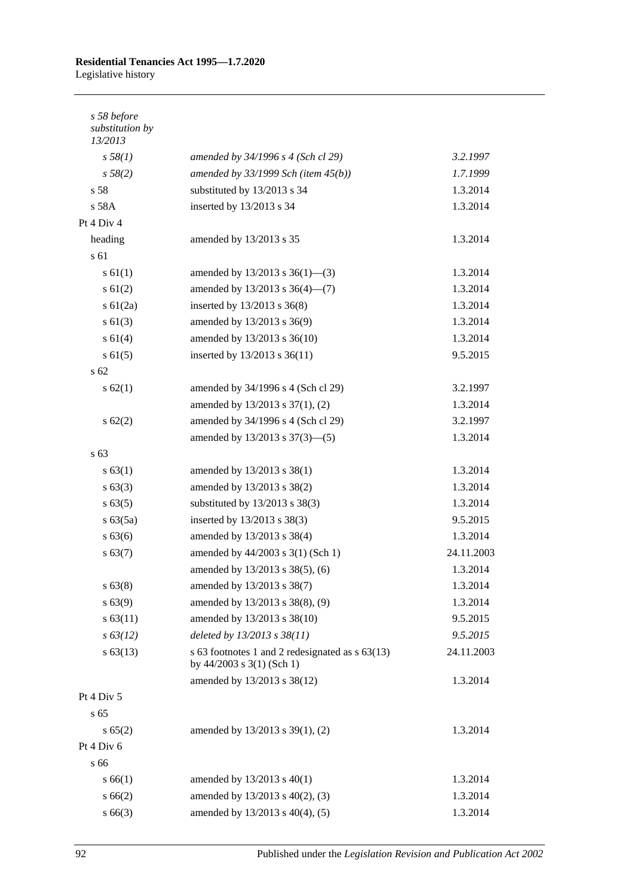| | | |
|---|---|---|
| *s 58 before substitution by 13/2013* | | |
| *s 58(1)* | *amended by 34/1996 s 4 (Sch cl 29)* | *3.2.1997* |
| *s 58(2)* | *amended by 33/1999 Sch (item 45(b))* | *1.7.1999* |
| s 58 | substituted by 13/2013 s 34 | 1.3.2014 |
| s 58A | inserted by 13/2013 s 34 | 1.3.2014 |
| Pt 4 Div 4 | | |
| heading | amended by 13/2013 s 35 | 1.3.2014 |
| s 61 | | |
| s 61(1) | amended by 13/2013 s 36(1)—(3) | 1.3.2014 |
| s 61(2) | amended by 13/2013 s 36(4)—(7) | 1.3.2014 |
| s 61(2a) | inserted by 13/2013 s 36(8) | 1.3.2014 |
| s 61(3) | amended by 13/2013 s 36(9) | 1.3.2014 |
| s 61(4) | amended by 13/2013 s 36(10) | 1.3.2014 |
| s 61(5) | inserted by 13/2013 s 36(11) | 9.5.2015 |
| s 62 | | |
| s 62(1) | amended by 34/1996 s 4 (Sch cl 29) | 3.2.1997 |
| | amended by 13/2013 s 37(1), (2) | 1.3.2014 |
| s 62(2) | amended by 34/1996 s 4 (Sch cl 29) | 3.2.1997 |
| | amended by 13/2013 s 37(3)—(5) | 1.3.2014 |
| s 63 | | |
| s 63(1) | amended by 13/2013 s 38(1) | 1.3.2014 |
| s 63(3) | amended by 13/2013 s 38(2) | 1.3.2014 |
| s 63(5) | substituted by 13/2013 s 38(3) | 1.3.2014 |
| s 63(5a) | inserted by 13/2013 s 38(3) | 9.5.2015 |
| s 63(6) | amended by 13/2013 s 38(4) | 1.3.2014 |
| s 63(7) | amended by 44/2003 s 3(1) (Sch 1) | 24.11.2003 |
| | amended by 13/2013 s 38(5), (6) | 1.3.2014 |
| s 63(8) | amended by 13/2013 s 38(7) | 1.3.2014 |
| s 63(9) | amended by 13/2013 s 38(8), (9) | 1.3.2014 |
| s 63(11) | amended by 13/2013 s 38(10) | 9.5.2015 |
| *s 63(12)* | *deleted by 13/2013 s 38(11)* | *9.5.2015* |
| s 63(13) | s 63 footnotes 1 and 2 redesignated as s 63(13) by 44/2003 s 3(1) (Sch 1) | 24.11.2003 |
| | amended by 13/2013 s 38(12) | 1.3.2014 |
| Pt 4 Div 5 | | |
| s 65 | | |
| s 65(2) | amended by 13/2013 s 39(1), (2) | 1.3.2014 |
| Pt 4 Div 6 | | |
| s 66 | | |
| s 66(1) | amended by 13/2013 s 40(1) | 1.3.2014 |
| s 66(2) | amended by 13/2013 s 40(2), (3) | 1.3.2014 |
| s 66(3) | amended by 13/2013 s 40(4), (5) | 1.3.2014 |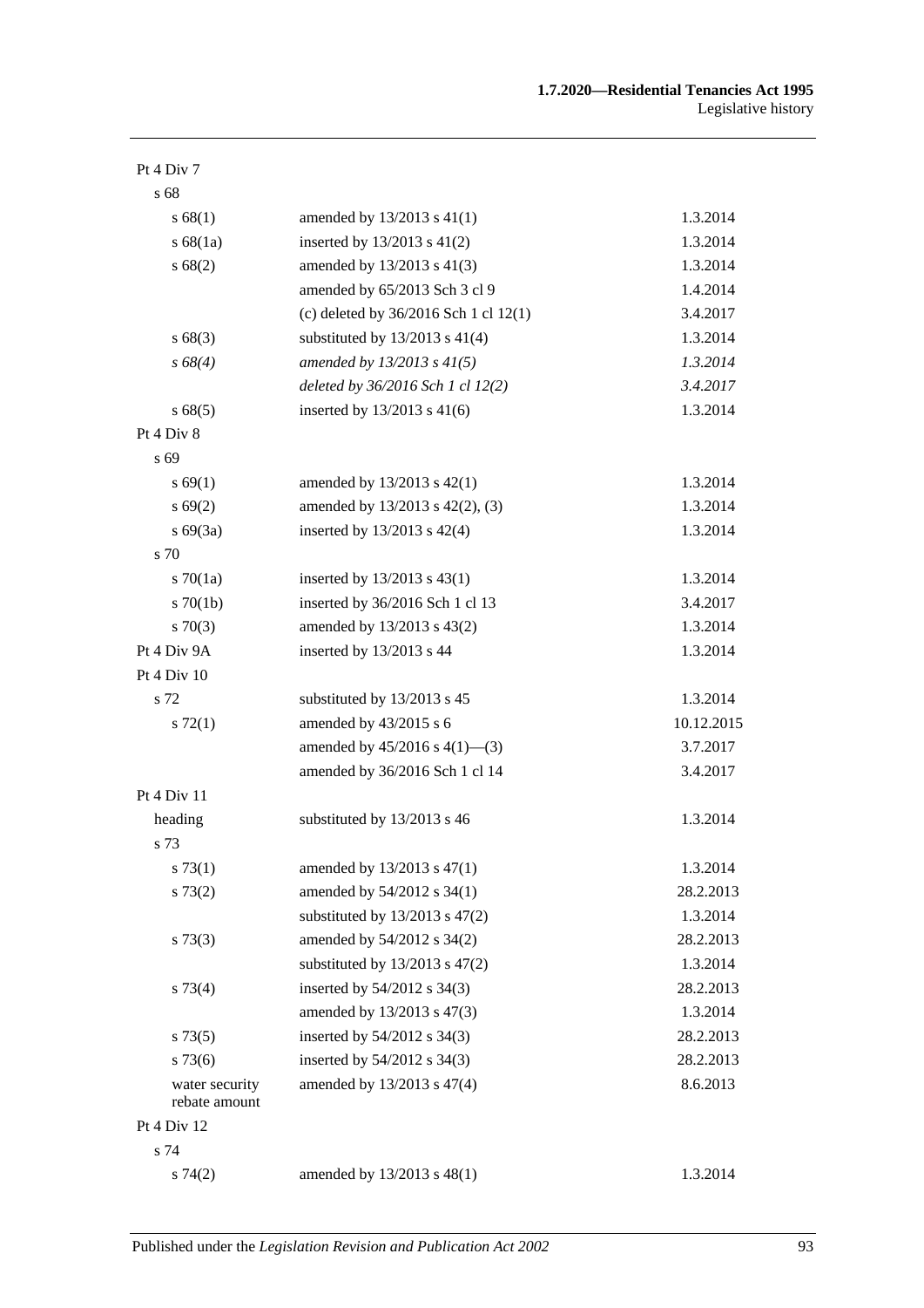| | | |
|---|---|---|
| Pt 4 Div 7 | | |
| s 68 | | |
| s 68(1) | amended by 13/2013 s 41(1) | 1.3.2014 |
| s 68(1a) | inserted by 13/2013 s 41(2) | 1.3.2014 |
| s 68(2) | amended by 13/2013 s 41(3) | 1.3.2014 |
| | amended by 65/2013 Sch 3 cl 9 | 1.4.2014 |
| | (c) deleted by 36/2016 Sch 1 cl 12(1) | 3.4.2017 |
| s 68(3) | substituted by 13/2013 s 41(4) | 1.3.2014 |
| *s 68(4)* | *amended by 13/2013 s 41(5)* | *1.3.2014* |
| | *deleted by 36/2016 Sch 1 cl 12(2)* | *3.4.2017* |
| s 68(5) | inserted by 13/2013 s 41(6) | 1.3.2014 |
| Pt 4 Div 8 | | |
| s 69 | | |
| s 69(1) | amended by 13/2013 s 42(1) | 1.3.2014 |
| s 69(2) | amended by 13/2013 s 42(2), (3) | 1.3.2014 |
| s 69(3a) | inserted by 13/2013 s 42(4) | 1.3.2014 |
| s 70 | | |
| s 70(1a) | inserted by 13/2013 s 43(1) | 1.3.2014 |
| s 70(1b) | inserted by 36/2016 Sch 1 cl 13 | 3.4.2017 |
| s 70(3) | amended by 13/2013 s 43(2) | 1.3.2014 |
| Pt 4 Div 9A | inserted by 13/2013 s 44 | 1.3.2014 |
| Pt 4 Div 10 | | |
| s 72 | substituted by 13/2013 s 45 | 1.3.2014 |
| s 72(1) | amended by 43/2015 s 6 | 10.12.2015 |
| | amended by 45/2016 s 4(1)—(3) | 3.7.2017 |
| | amended by 36/2016 Sch 1 cl 14 | 3.4.2017 |
| Pt 4 Div 11 | | |
| heading | substituted by 13/2013 s 46 | 1.3.2014 |
| s 73 | | |
| s 73(1) | amended by 13/2013 s 47(1) | 1.3.2014 |
| s 73(2) | amended by 54/2012 s 34(1) | 28.2.2013 |
| | substituted by 13/2013 s 47(2) | 1.3.2014 |
| s 73(3) | amended by 54/2012 s 34(2) | 28.2.2013 |
| | substituted by 13/2013 s 47(2) | 1.3.2014 |
| s 73(4) | inserted by 54/2012 s 34(3) | 28.2.2013 |
| | amended by 13/2013 s 47(3) | 1.3.2014 |
| s 73(5) | inserted by 54/2012 s 34(3) | 28.2.2013 |
| s 73(6) | inserted by 54/2012 s 34(3) | 28.2.2013 |
| water security rebate amount | amended by 13/2013 s 47(4) | 8.6.2013 |
| Pt 4 Div 12 | | |
| s 74 | | |
| s 74(2) | amended by 13/2013 s 48(1) | 1.3.2014 |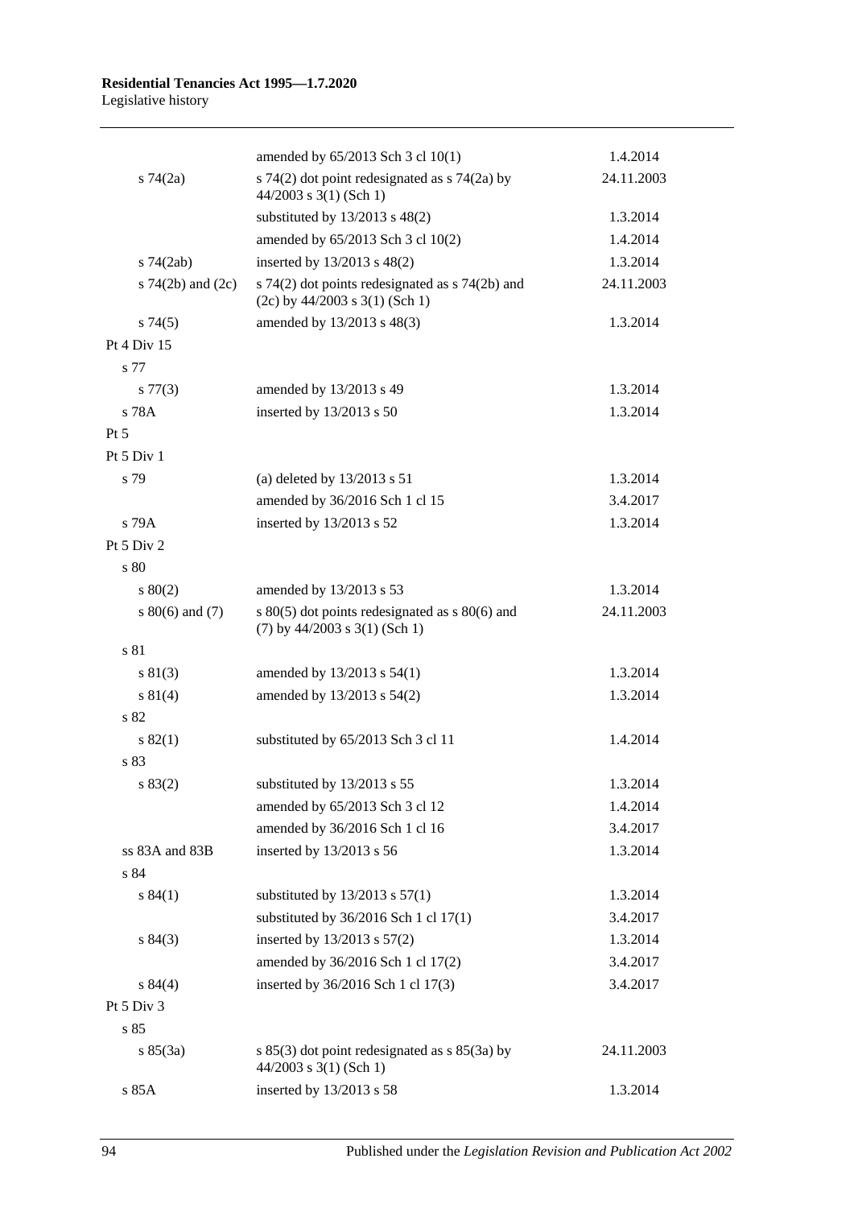| | | |
|---|---|---|
| | amended by 65/2013 Sch 3 cl 10(1) | 1.4.2014 |
| s 74(2a) | s 74(2) dot point redesignated as s 74(2a) by 44/2003 s 3(1) (Sch 1) | 24.11.2003 |
| | substituted by 13/2013 s 48(2) | 1.3.2014 |
| | amended by 65/2013 Sch 3 cl 10(2) | 1.4.2014 |
| s 74(2ab) | inserted by 13/2013 s 48(2) | 1.3.2014 |
| s 74(2b) and (2c) | s 74(2) dot points redesignated as s 74(2b) and (2c) by 44/2003 s 3(1) (Sch 1) | 24.11.2003 |
| s 74(5) | amended by 13/2013 s 48(3) | 1.3.2014 |
| Pt 4 Div 15 | | |
| s 77 | | |
| s 77(3) | amended by 13/2013 s 49 | 1.3.2014 |
| s 78A | inserted by 13/2013 s 50 | 1.3.2014 |
| Pt 5 | | |
| Pt 5 Div 1 | | |
| s 79 | (a) deleted by 13/2013 s 51 | 1.3.2014 |
| | amended by 36/2016 Sch 1 cl 15 | 3.4.2017 |
| s 79A | inserted by 13/2013 s 52 | 1.3.2014 |
| Pt 5 Div 2 | | |
| s 80 | | |
| s 80(2) | amended by 13/2013 s 53 | 1.3.2014 |
| s 80(6) and (7) | s 80(5) dot points redesignated as s 80(6) and (7) by 44/2003 s 3(1) (Sch 1) | 24.11.2003 |
| s 81 | | |
| s 81(3) | amended by 13/2013 s 54(1) | 1.3.2014 |
| s 81(4) | amended by 13/2013 s 54(2) | 1.3.2014 |
| s 82 | | |
| s 82(1) | substituted by 65/2013 Sch 3 cl 11 | 1.4.2014 |
| s 83 | | |
| s 83(2) | substituted by 13/2013 s 55 | 1.3.2014 |
| | amended by 65/2013 Sch 3 cl 12 | 1.4.2014 |
| | amended by 36/2016 Sch 1 cl 16 | 3.4.2017 |
| ss 83A and 83B | inserted by 13/2013 s 56 | 1.3.2014 |
| s 84 | | |
| s 84(1) | substituted by 13/2013 s 57(1) | 1.3.2014 |
| | substituted by 36/2016 Sch 1 cl 17(1) | 3.4.2017 |
| s 84(3) | inserted by 13/2013 s 57(2) | 1.3.2014 |
| | amended by 36/2016 Sch 1 cl 17(2) | 3.4.2017 |
| s 84(4) | inserted by 36/2016 Sch 1 cl 17(3) | 3.4.2017 |
| Pt 5 Div 3 | | |
| s 85 | | |
| s 85(3a) | s 85(3) dot point redesignated as s 85(3a) by 44/2003 s 3(1) (Sch 1) | 24.11.2003 |
| s 85A | inserted by 13/2013 s 58 | 1.3.2014 |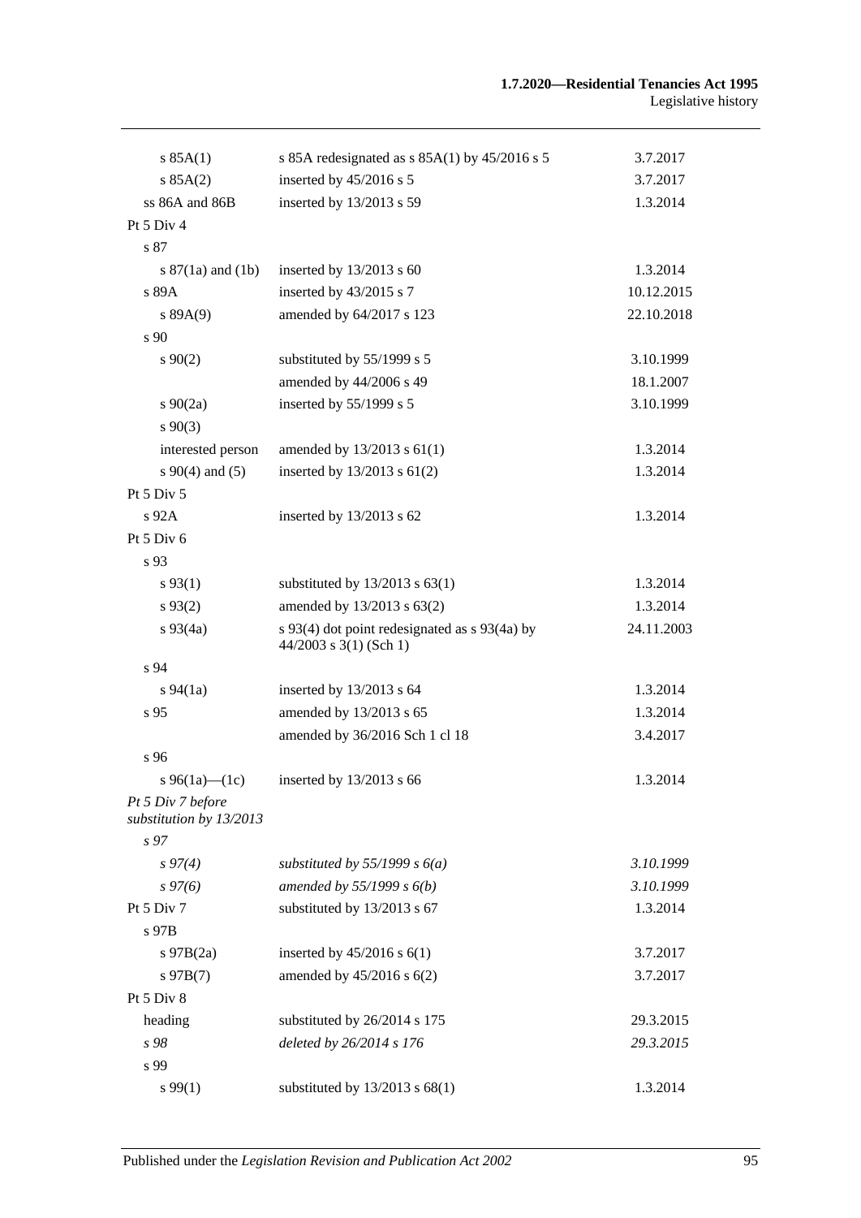| | | |
|---|---|---|
| s 85A(1) | s 85A redesignated as s 85A(1) by 45/2016 s 5 | 3.7.2017 |
| s 85A(2) | inserted by 45/2016 s 5 | 3.7.2017 |
| ss 86A and 86B | inserted by 13/2013 s 59 | 1.3.2014 |
| Pt 5 Div 4 | | |
| s 87 | | |
| s 87(1a) and (1b) | inserted by 13/2013 s 60 | 1.3.2014 |
| s 89A | inserted by 43/2015 s 7 | 10.12.2015 |
| s 89A(9) | amended by 64/2017 s 123 | 22.10.2018 |
| s 90 | | |
| s 90(2) | substituted by 55/1999 s 5 | 3.10.1999 |
| | amended by 44/2006 s 49 | 18.1.2007 |
| s 90(2a) | inserted by 55/1999 s 5 | 3.10.1999 |
| s 90(3) | | |
| interested person | amended by 13/2013 s 61(1) | 1.3.2014 |
| s 90(4) and (5) | inserted by 13/2013 s 61(2) | 1.3.2014 |
| Pt 5 Div 5 | | |
| s 92A | inserted by 13/2013 s 62 | 1.3.2014 |
| Pt 5 Div 6 | | |
| s 93 | | |
| s 93(1) | substituted by 13/2013 s 63(1) | 1.3.2014 |
| s 93(2) | amended by 13/2013 s 63(2) | 1.3.2014 |
| s 93(4a) | s 93(4) dot point redesignated as s 93(4a) by 44/2003 s 3(1) (Sch 1) | 24.11.2003 |
| s 94 | | |
| s 94(1a) | inserted by 13/2013 s 64 | 1.3.2014 |
| s 95 | amended by 13/2013 s 65 | 1.3.2014 |
| | amended by 36/2016 Sch 1 cl 18 | 3.4.2017 |
| s 96 | | |
| s 96(1a)—(1c) | inserted by 13/2013 s 66 | 1.3.2014 |
| *Pt 5 Div 7 before substitution by 13/2013* | | |
| *s 97* | | |
| *s 97(4)* | *substituted by 55/1999 s 6(a)* | *3.10.1999* |
| *s 97(6)* | *amended by 55/1999 s 6(b)* | *3.10.1999* |
| Pt 5 Div 7 | substituted by 13/2013 s 67 | 1.3.2014 |
| s 97B | | |
| s 97B(2a) | inserted by 45/2016 s 6(1) | 3.7.2017 |
| s 97B(7) | amended by 45/2016 s 6(2) | 3.7.2017 |
| Pt 5 Div 8 | | |
| heading | substituted by 26/2014 s 175 | 29.3.2015 |
| *s 98* | *deleted by 26/2014 s 176* | *29.3.2015* |
| s 99 | | |
| s 99(1) | substituted by 13/2013 s 68(1) | 1.3.2014 |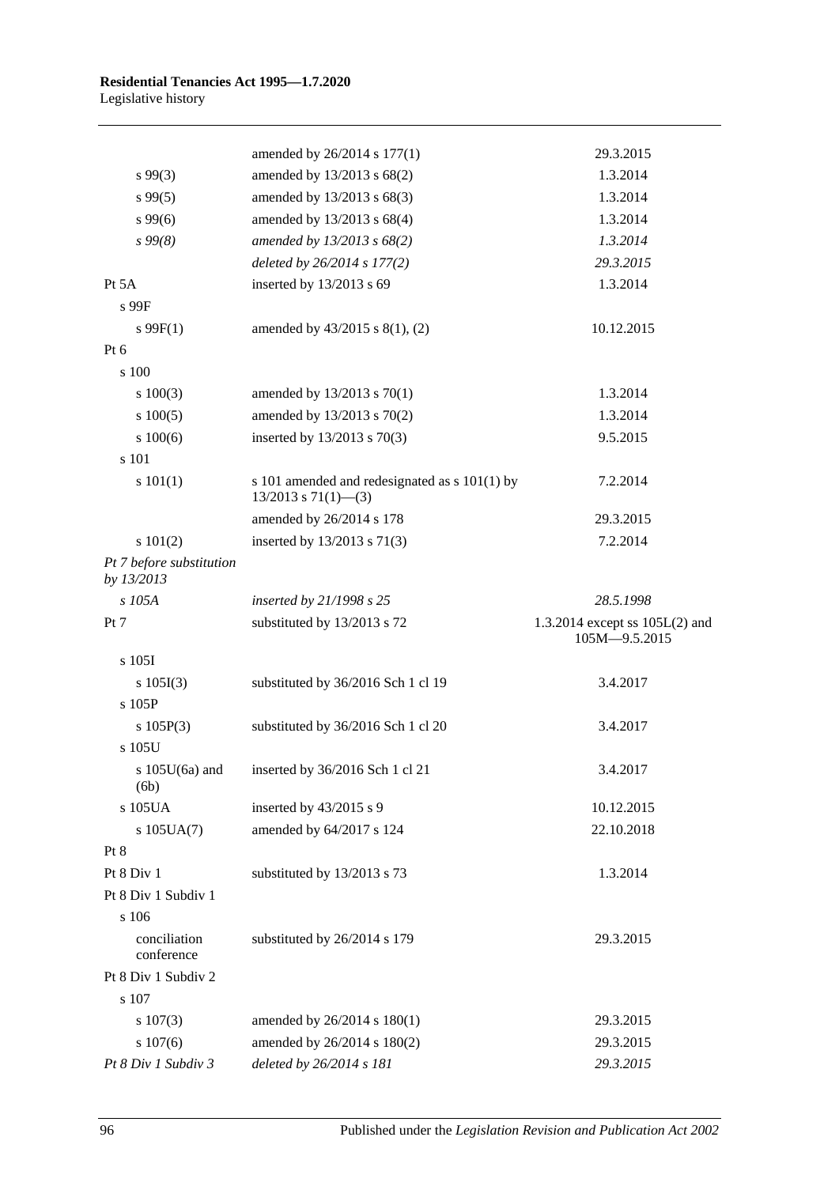| | | |
|---|---|---|
| | amended by 26/2014 s 177(1) | 29.3.2015 |
| s 99(3) | amended by 13/2013 s 68(2) | 1.3.2014 |
| s 99(5) | amended by 13/2013 s 68(3) | 1.3.2014 |
| s 99(6) | amended by 13/2013 s 68(4) | 1.3.2014 |
| *s 99(8)* | *amended by 13/2013 s 68(2)* | *1.3.2014* |
| | *deleted by 26/2014 s 177(2)* | *29.3.2015* |
| Pt 5A | inserted by 13/2013 s 69 | 1.3.2014 |
| s 99F | | |
| s 99F(1) | amended by 43/2015 s 8(1), (2) | 10.12.2015 |
| Pt 6 | | |
| s 100 | | |
| s 100(3) | amended by 13/2013 s 70(1) | 1.3.2014 |
| s 100(5) | amended by 13/2013 s 70(2) | 1.3.2014 |
| s 100(6) | inserted by 13/2013 s 70(3) | 9.5.2015 |
| s 101 | | |
| s 101(1) | s 101 amended and redesignated as s 101(1) by 13/2013 s 71(1)—(3) | 7.2.2014 |
| | amended by 26/2014 s 178 | 29.3.2015 |
| s 101(2) | inserted by 13/2013 s 71(3) | 7.2.2014 |
| *Pt 7 before substitution by 13/2013* | | |
| *s 105A* | *inserted by 21/1998 s 25* | *28.5.1998* |
| Pt 7 | substituted by 13/2013 s 72 | 1.3.2014 except ss 105L(2) and 105M—9.5.2015 |
| s 105I | | |
| s 105I(3) | substituted by 36/2016 Sch 1 cl 19 | 3.4.2017 |
| s 105P | | |
| s 105P(3) | substituted by 36/2016 Sch 1 cl 20 | 3.4.2017 |
| s 105U | | |
| s 105U(6a) and (6b) | inserted by 36/2016 Sch 1 cl 21 | 3.4.2017 |
| s 105UA | inserted by 43/2015 s 9 | 10.12.2015 |
| s 105UA(7) | amended by 64/2017 s 124 | 22.10.2018 |
| Pt 8 | | |
| Pt 8 Div 1 | substituted by 13/2013 s 73 | 1.3.2014 |
| Pt 8 Div 1 Subdiv 1 | | |
| s 106 | | |
| conciliation conference | substituted by 26/2014 s 179 | 29.3.2015 |
| Pt 8 Div 1 Subdiv 2 | | |
| s 107 | | |
| s 107(3) | amended by 26/2014 s 180(1) | 29.3.2015 |
| s 107(6) | amended by 26/2014 s 180(2) | 29.3.2015 |
| *Pt 8 Div 1 Subdiv 3* | *deleted by 26/2014 s 181* | *29.3.2015* |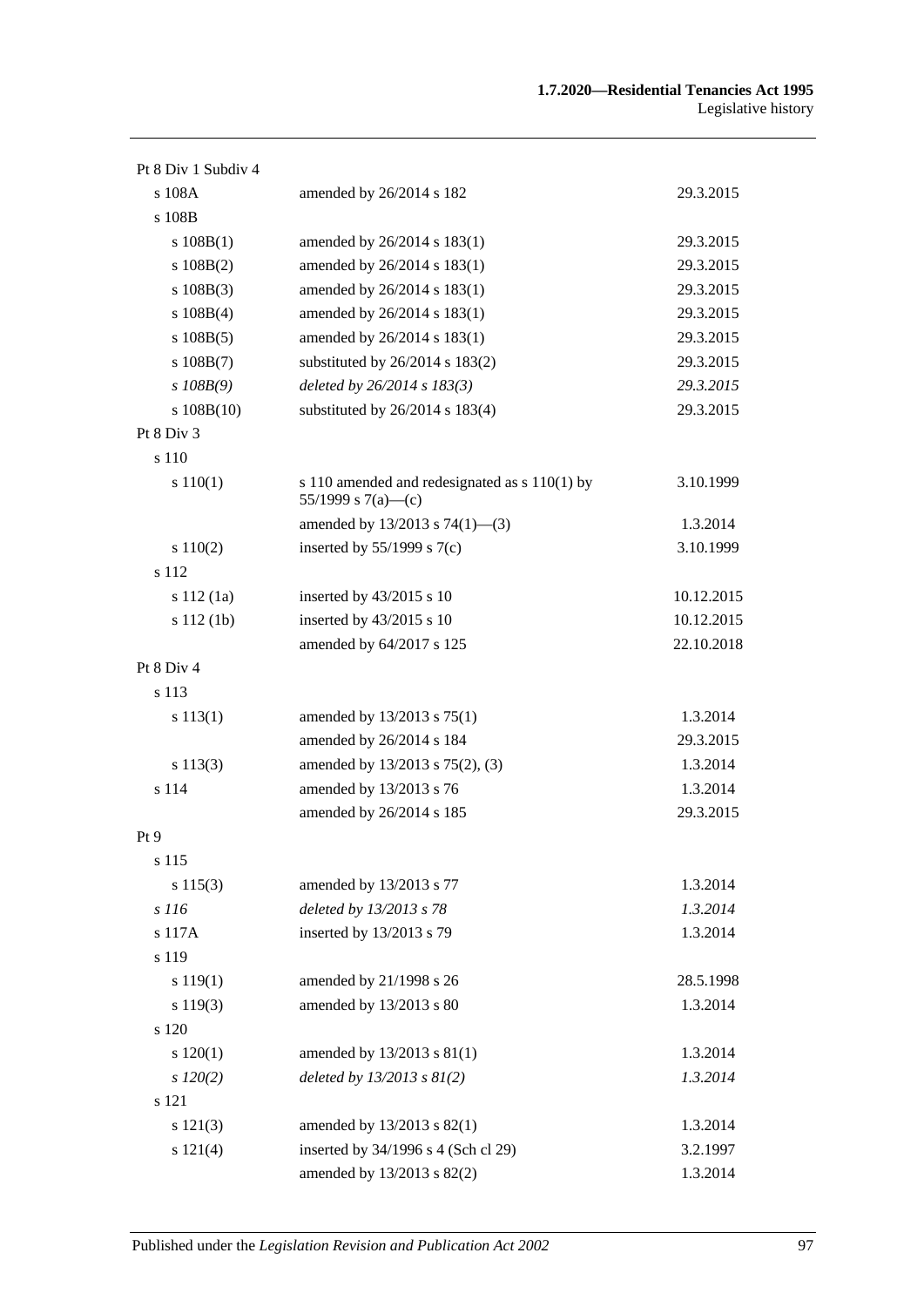| | | |
|---|---|---|
| Pt 8 Div 1 Subdiv 4 | | |
| s 108A | amended by 26/2014 s 182 | 29.3.2015 |
| s 108B | | |
| s 108B(1) | amended by 26/2014 s 183(1) | 29.3.2015 |
| s 108B(2) | amended by 26/2014 s 183(1) | 29.3.2015 |
| s 108B(3) | amended by 26/2014 s 183(1) | 29.3.2015 |
| s 108B(4) | amended by 26/2014 s 183(1) | 29.3.2015 |
| s 108B(5) | amended by 26/2014 s 183(1) | 29.3.2015 |
| s 108B(7) | substituted by 26/2014 s 183(2) | 29.3.2015 |
| *s 108B(9)* | *deleted by 26/2014 s 183(3)* | *29.3.2015* |
| s 108B(10) | substituted by 26/2014 s 183(4) | 29.3.2015 |
| Pt 8 Div 3 | | |
| s 110 | | |
| s 110(1) | s 110 amended and redesignated as s 110(1) by 55/1999 s 7(a)—(c) | 3.10.1999 |
| | amended by 13/2013 s 74(1)—(3) | 1.3.2014 |
| s 110(2) | inserted by 55/1999 s 7(c) | 3.10.1999 |
| s 112 | | |
| s 112 (1a) | inserted by 43/2015 s 10 | 10.12.2015 |
| s 112 (1b) | inserted by 43/2015 s 10 | 10.12.2015 |
| | amended by 64/2017 s 125 | 22.10.2018 |
| Pt 8 Div 4 | | |
| s 113 | | |
| s 113(1) | amended by 13/2013 s 75(1) | 1.3.2014 |
| | amended by 26/2014 s 184 | 29.3.2015 |
| s 113(3) | amended by 13/2013 s 75(2), (3) | 1.3.2014 |
| s 114 | amended by 13/2013 s 76 | 1.3.2014 |
| | amended by 26/2014 s 185 | 29.3.2015 |
| Pt 9 | | |
| s 115 | | |
| s 115(3) | amended by 13/2013 s 77 | 1.3.2014 |
| *s 116* | *deleted by 13/2013 s 78* | *1.3.2014* |
| s 117A | inserted by 13/2013 s 79 | 1.3.2014 |
| s 119 | | |
| s 119(1) | amended by 21/1998 s 26 | 28.5.1998 |
| s 119(3) | amended by 13/2013 s 80 | 1.3.2014 |
| s 120 | | |
| s 120(1) | amended by 13/2013 s 81(1) | 1.3.2014 |
| *s 120(2)* | *deleted by 13/2013 s 81(2)* | *1.3.2014* |
| s 121 | | |
| s 121(3) | amended by 13/2013 s 82(1) | 1.3.2014 |
| s 121(4) | inserted by 34/1996 s 4 (Sch cl 29) | 3.2.1997 |
| | amended by 13/2013 s 82(2) | 1.3.2014 |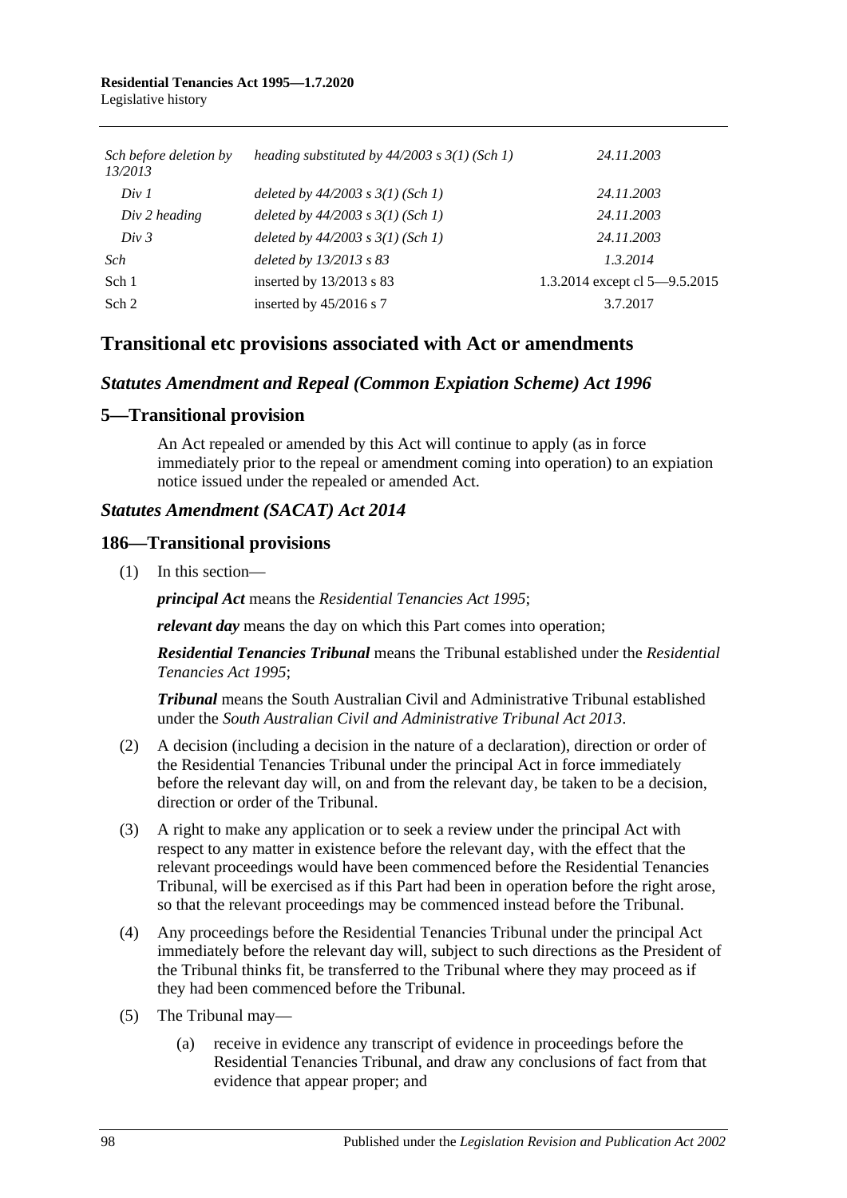| | | |
|---|---|---|
| *Sch before deletion by 13/2013* | *heading substituted by 44/2003 s 3(1) (Sch 1)* | *24.11.2003* |
| *Div 1* | *deleted by 44/2003 s 3(1) (Sch 1)* | *24.11.2003* |
| *Div 2 heading* | *deleted by 44/2003 s 3(1) (Sch 1)* | *24.11.2003* |
| *Div 3* | *deleted by 44/2003 s 3(1) (Sch 1)* | *24.11.2003* |
| *Sch* | *deleted by 13/2013 s 83* | *1.3.2014* |
| Sch 1 | inserted by 13/2013 s 83 | 1.3.2014 except cl 5—9.5.2015 |
| Sch 2 | inserted by 45/2016 s 7 | 3.7.2017 |

## Transitional etc provisions associated with Act or amendments

### *Statutes Amendment and Repeal (Common Expiation Scheme) Act 1996*

### 5—Transitional provision

An Act repealed or amended by this Act will continue to apply (as in force immediately prior to the repeal or amendment coming into operation) to an expiation notice issued under the repealed or amended Act.

### *Statutes Amendment (SACAT) Act 2014*

### 186—Transitional provisions

(1) In this section—

***principal Act*** means the *Residential Tenancies Act 1995*;

***relevant day*** means the day on which this Part comes into operation;

***Residential Tenancies Tribunal*** means the Tribunal established under the *Residential Tenancies Act 1995*;

***Tribunal*** means the South Australian Civil and Administrative Tribunal established under the *South Australian Civil and Administrative Tribunal Act 2013*.

(2) A decision (including a decision in the nature of a declaration), direction or order of the Residential Tenancies Tribunal under the principal Act in force immediately before the relevant day will, on and from the relevant day, be taken to be a decision, direction or order of the Tribunal.

(3) A right to make any application or to seek a review under the principal Act with respect to any matter in existence before the relevant day, with the effect that the relevant proceedings would have been commenced before the Residential Tenancies Tribunal, will be exercised as if this Part had been in operation before the right arose, so that the relevant proceedings may be commenced instead before the Tribunal.

(4) Any proceedings before the Residential Tenancies Tribunal under the principal Act immediately before the relevant day will, subject to such directions as the President of the Tribunal thinks fit, be transferred to the Tribunal where they may proceed as if they had been commenced before the Tribunal.

(5) The Tribunal may—

(a) receive in evidence any transcript of evidence in proceedings before the Residential Tenancies Tribunal, and draw any conclusions of fact from that evidence that appear proper; and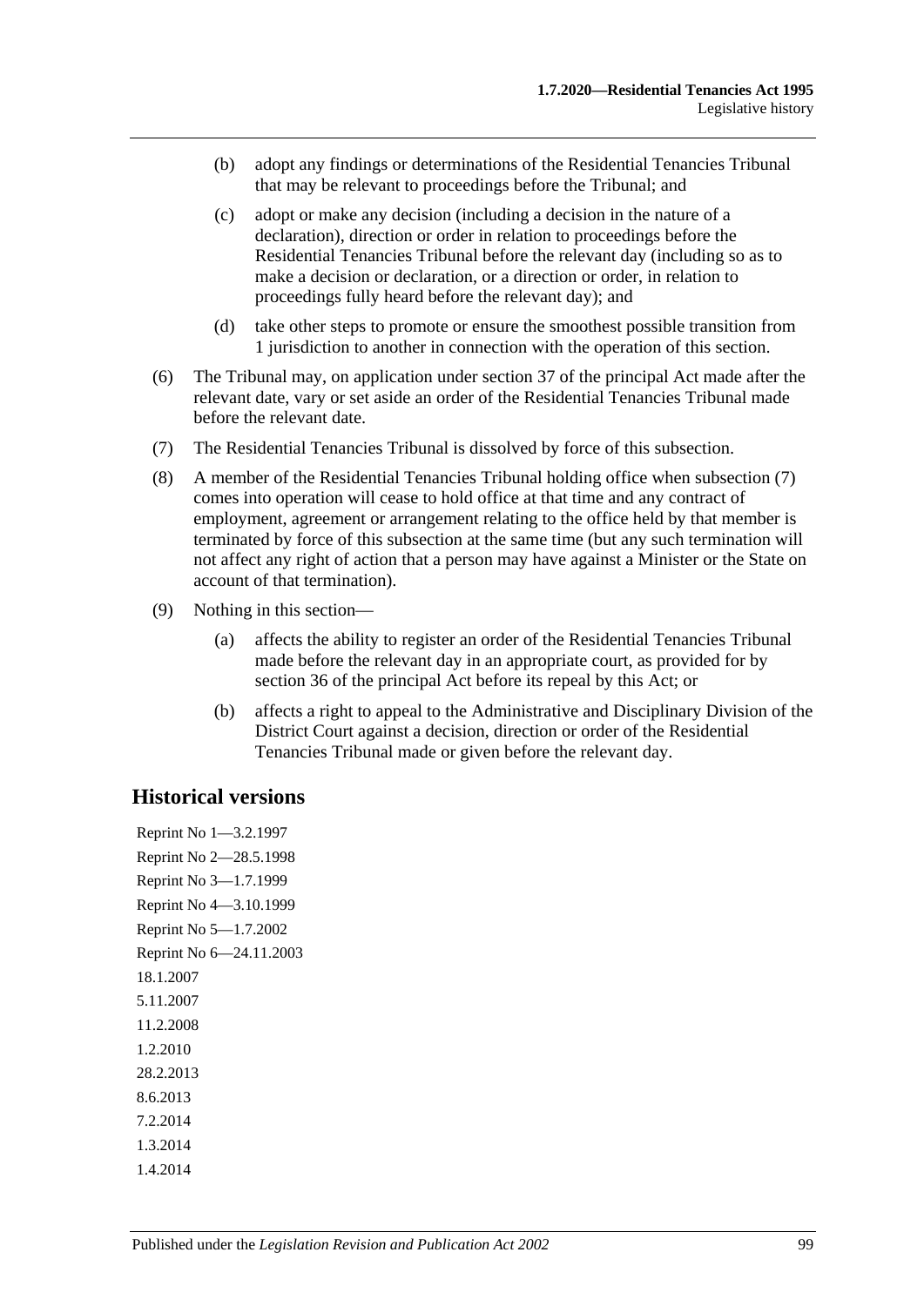(b) adopt any findings or determinations of the Residential Tenancies Tribunal that may be relevant to proceedings before the Tribunal; and

(c) adopt or make any decision (including a decision in the nature of a declaration), direction or order in relation to proceedings before the Residential Tenancies Tribunal before the relevant day (including so as to make a decision or declaration, or a direction or order, in relation to proceedings fully heard before the relevant day); and

(d) take other steps to promote or ensure the smoothest possible transition from 1 jurisdiction to another in connection with the operation of this section.

(6) The Tribunal may, on application under section 37 of the principal Act made after the relevant date, vary or set aside an order of the Residential Tenancies Tribunal made before the relevant date.

(7) The Residential Tenancies Tribunal is dissolved by force of this subsection.

(8) A member of the Residential Tenancies Tribunal holding office when subsection (7) comes into operation will cease to hold office at that time and any contract of employment, agreement or arrangement relating to the office held by that member is terminated by force of this subsection at the same time (but any such termination will not affect any right of action that a person may have against a Minister or the State on account of that termination).

(9) Nothing in this section—

(a) affects the ability to register an order of the Residential Tenancies Tribunal made before the relevant day in an appropriate court, as provided for by section 36 of the principal Act before its repeal by this Act; or

(b) affects a right to appeal to the Administrative and Disciplinary Division of the District Court against a decision, direction or order of the Residential Tenancies Tribunal made or given before the relevant day.

## Historical versions

Reprint No 1—3.2.1997

Reprint No 2—28.5.1998

Reprint No 3—1.7.1999

Reprint No 4—3.10.1999

Reprint No 5—1.7.2002

Reprint No 6—24.11.2003

18.1.2007

5.11.2007

11.2.2008

1.2.2010

28.2.2013

8.6.2013

7.2.2014

1.3.2014

1.4.2014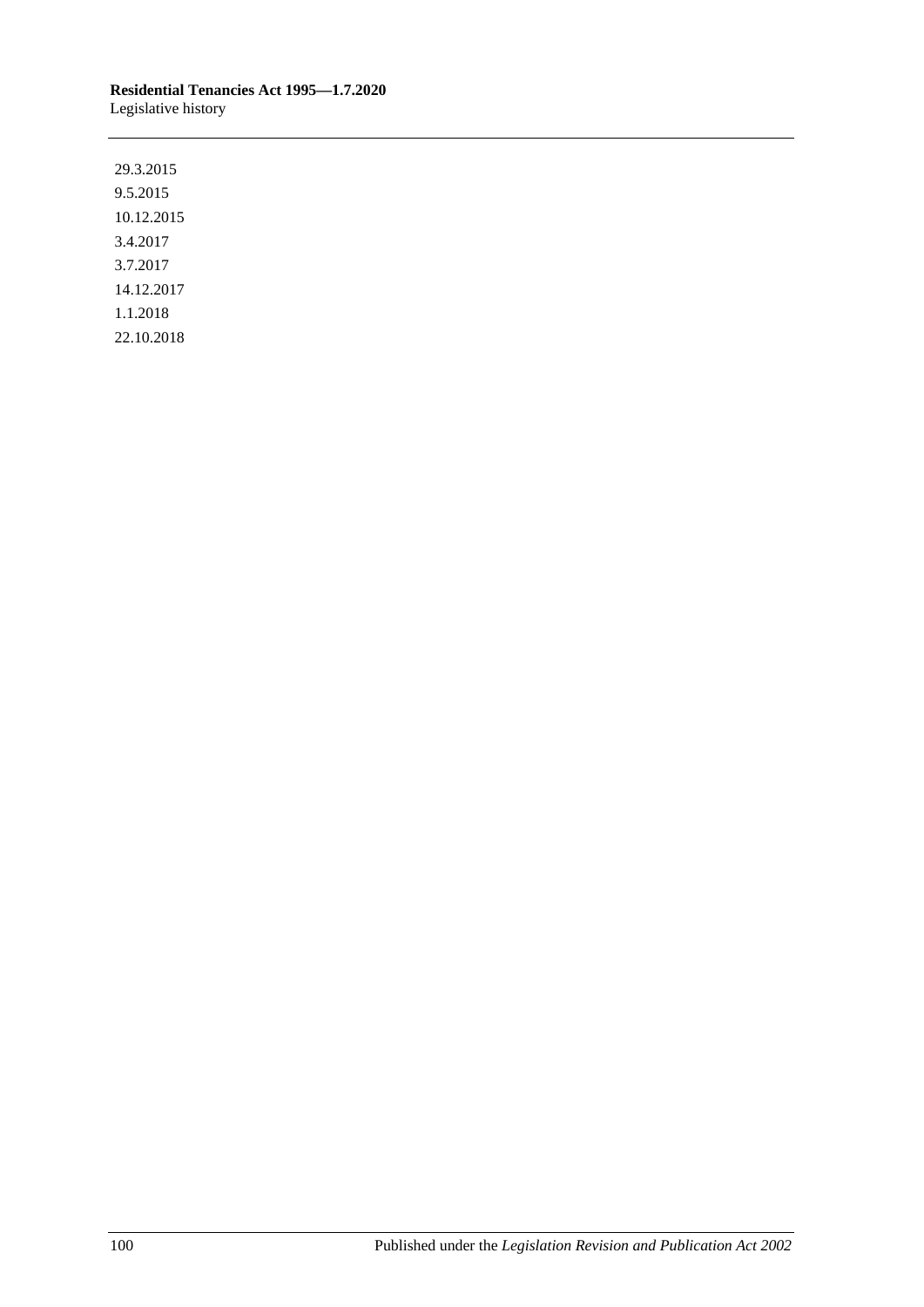29.3.2015

9.5.2015

10.12.2015

3.4.2017

3.7.2017

14.12.2017

1.1.2018

22.10.2018